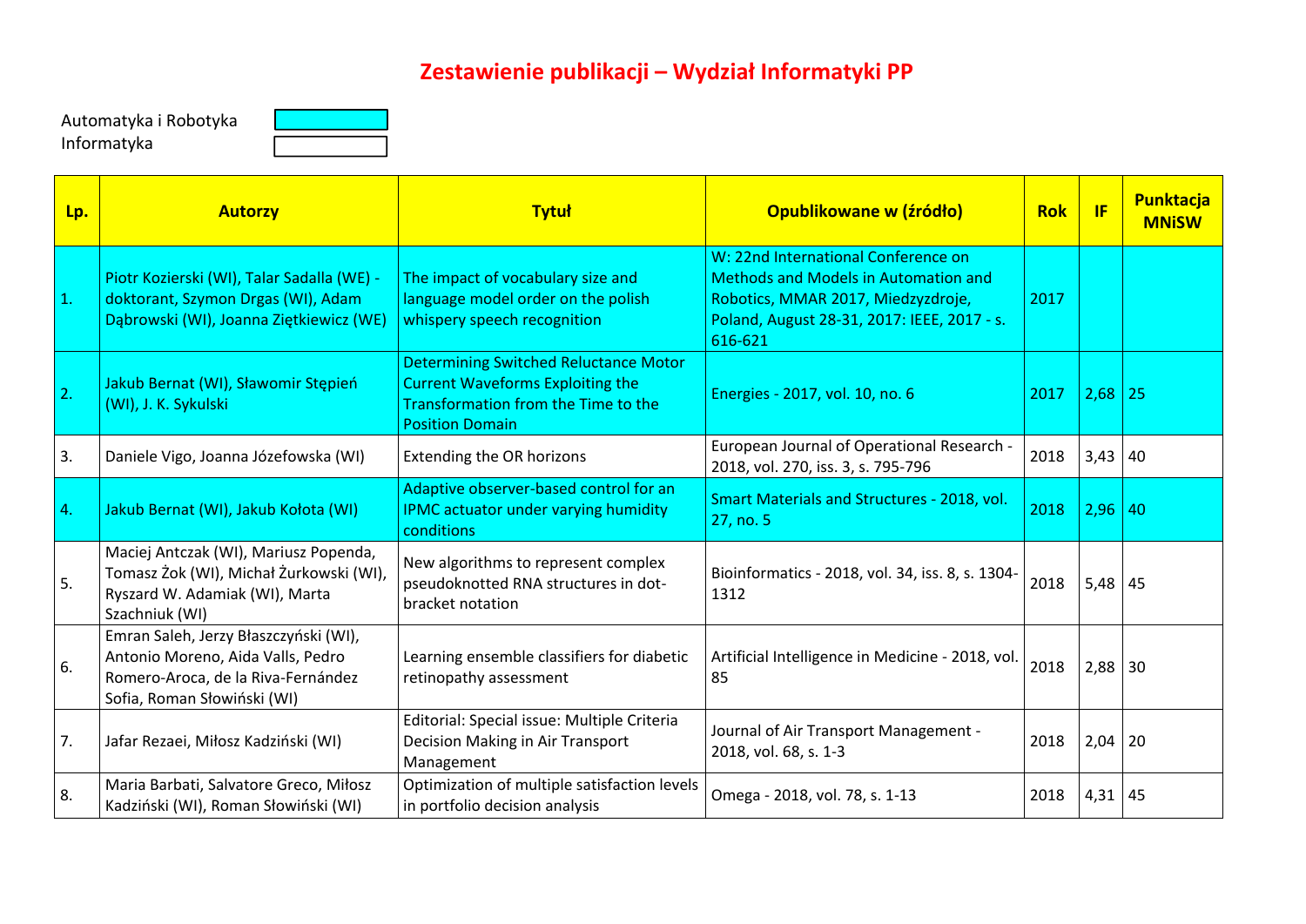# Zestawienie publikacji – Wydział Informatyki PP

Automatyka i Robotyka
Informatyka

| Lp. | Autorzy | Tytuł | Opublikowane w (źródło) | Rok | IF | Punktacja MNiSW |
|---|---|---|---|---|---|---|
| 1. | Piotr Kozierski (WI), Talar Sadalla (WE) - doktorant, Szymon Drgas (WI), Adam Dąbrowski (WI), Joanna Ziętkiewicz (WE) | The impact of vocabulary size and language model order on the polish whispery speech recognition | W: 22nd International Conference on Methods and Models in Automation and Robotics, MMAR 2017, Miedzyzdroje, Poland, August 28-31, 2017: IEEE, 2017 - s. 616-621 | 2017 | | |
| 2. | Jakub Bernat (WI), Sławomir Stępień (WI), J. K. Sykulski | Determining Switched Reluctance Motor Current Waveforms Exploiting the Transformation from the Time to the Position Domain | Energies - 2017, vol. 10, no. 6 | 2017 | 2,68 | 25 |
| 3. | Daniele Vigo, Joanna Józefowska (WI) | Extending the OR horizons | European Journal of Operational Research - 2018, vol. 270, iss. 3, s. 795-796 | 2018 | 3,43 | 40 |
| 4. | Jakub Bernat (WI), Jakub Kołota (WI) | Adaptive observer-based control for an IPMC actuator under varying humidity conditions | Smart Materials and Structures - 2018, vol. 27, no. 5 | 2018 | 2,96 | 40 |
| 5. | Maciej Antczak (WI), Mariusz Popenda, Tomasz Żok (WI), Michał Żurkowski (WI), Ryszard W. Adamiak (WI), Marta Szachniuk (WI) | New algorithms to represent complex pseudoknotted RNA structures in dot-bracket notation | Bioinformatics - 2018, vol. 34, iss. 8, s. 1304-1312 | 2018 | 5,48 | 45 |
| 6. | Emran Saleh, Jerzy Błaszczyński (WI), Antonio Moreno, Aida Valls, Pedro Romero-Aroca, de la Riva-Fernández Sofia, Roman Słowiński (WI) | Learning ensemble classifiers for diabetic retinopathy assessment | Artificial Intelligence in Medicine - 2018, vol. 85 | 2018 | 2,88 | 30 |
| 7. | Jafar Rezaei, Miłosz Kadziński (WI) | Editorial: Special issue: Multiple Criteria Decision Making in Air Transport Management | Journal of Air Transport Management - 2018, vol. 68, s. 1-3 | 2018 | 2,04 | 20 |
| 8. | Maria Barbati, Salvatore Greco, Miłosz Kadziński (WI), Roman Słowiński (WI) | Optimization of multiple satisfaction levels in portfolio decision analysis | Omega - 2018, vol. 78, s. 1-13 | 2018 | 4,31 | 45 |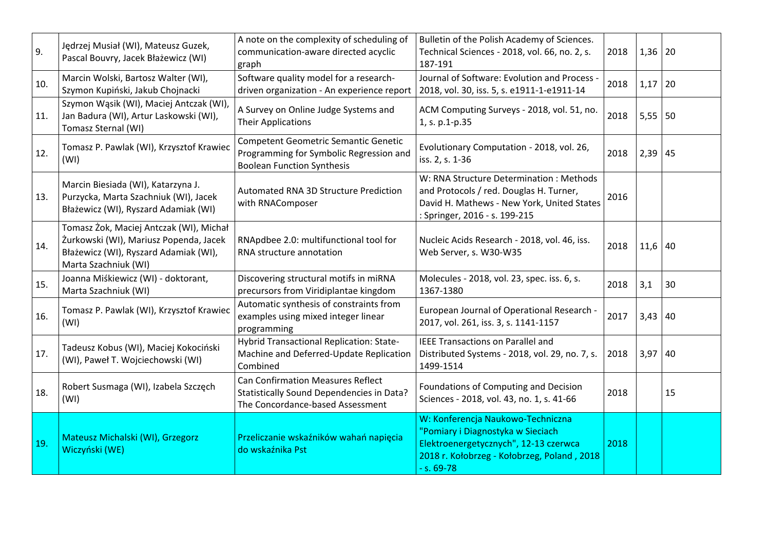| | | | | | | |
|---|---|---|---|---|---|---|
| 9. | Jędrzej Musiał (WI), Mateusz Guzek, Pascal Bouvry, Jacek Błażewicz (WI) | A note on the complexity of scheduling of communication-aware directed acyclic graph | Bulletin of the Polish Academy of Sciences. Technical Sciences - 2018, vol. 66, no. 2, s. 187-191 | 2018 | 1,36 | 20 |
| 10. | Marcin Wolski, Bartosz Walter (WI), Szymon Kupiński, Jakub Chojnacki | Software quality model for a research-driven organization - An experience report | Journal of Software: Evolution and Process - 2018, vol. 30, iss. 5, s. e1911-1-e1911-14 | 2018 | 1,17 | 20 |
| 11. | Szymon Wąsik (WI), Maciej Antczak (WI), Jan Badura (WI), Artur Laskowski (WI), Tomasz Sternal (WI) | A Survey on Online Judge Systems and Their Applications | ACM Computing Surveys - 2018, vol. 51, no. 1, s. p.1-p.35 | 2018 | 5,55 | 50 |
| 12. | Tomasz P. Pawlak (WI), Krzysztof Krawiec (WI) | Competent Geometric Semantic Genetic Programming for Symbolic Regression and Boolean Function Synthesis | Evolutionary Computation - 2018, vol. 26, iss. 2, s. 1-36 | 2018 | 2,39 | 45 |
| 13. | Marcin Biesiada (WI), Katarzyna J. Purzycka, Marta Szachniuk (WI), Jacek Błażewicz (WI), Ryszard Adamiak (WI) | Automated RNA 3D Structure Prediction with RNAComposer | W: RNA Structure Determination : Methods and Protocols / red. Douglas H. Turner, David H. Mathews - New York, United States : Springer, 2016 - s. 199-215 | 2016 | | |
| 14. | Tomasz Żok, Maciej Antczak (WI), Michał Żurkowski (WI), Mariusz Popenda, Jacek Błażewicz (WI), Ryszard Adamiak (WI), Marta Szachniuk (WI) | RNApdbee 2.0: multifunctional tool for RNA structure annotation | Nucleic Acids Research - 2018, vol. 46, iss. Web Server, s. W30-W35 | 2018 | 11,6 | 40 |
| 15. | Joanna Miśkiewicz (WI) - doktorant, Marta Szachniuk (WI) | Discovering structural motifs in miRNA precursors from Viridiplantae kingdom | Molecules - 2018, vol. 23, spec. iss. 6, s. 1367-1380 | 2018 | 3,1 | 30 |
| 16. | Tomasz P. Pawlak (WI), Krzysztof Krawiec (WI) | Automatic synthesis of constraints from examples using mixed integer linear programming | European Journal of Operational Research - 2017, vol. 261, iss. 3, s. 1141-1157 | 2017 | 3,43 | 40 |
| 17. | Tadeusz Kobus (WI), Maciej Kokociński (WI), Paweł T. Wojciechowski (WI) | Hybrid Transactional Replication: State-Machine and Deferred-Update Replication Combined | IEEE Transactions on Parallel and Distributed Systems - 2018, vol. 29, no. 7, s. 1499-1514 | 2018 | 3,97 | 40 |
| 18. | Robert Susmaga (WI), Izabela Szczęch (WI) | Can Confirmation Measures Reflect Statistically Sound Dependencies in Data? The Concordance-based Assessment | Foundations of Computing and Decision Sciences - 2018, vol. 43, no. 1, s. 41-66 | 2018 | | 15 |
| 19. | Mateusz Michalski (WI), Grzegorz Wiczyński (WE) | Przeliczanie wskaźników wahań napięcia do wskaźnika Pst | W: Konferencja Naukowo-Techniczna "Pomiary i Diagnostyka w Sieciach Elektroenergetycznych", 12-13 czerwca 2018 r. Kołobrzeg - Kołobrzeg, Poland , 2018 - s. 69-78 | 2018 | | |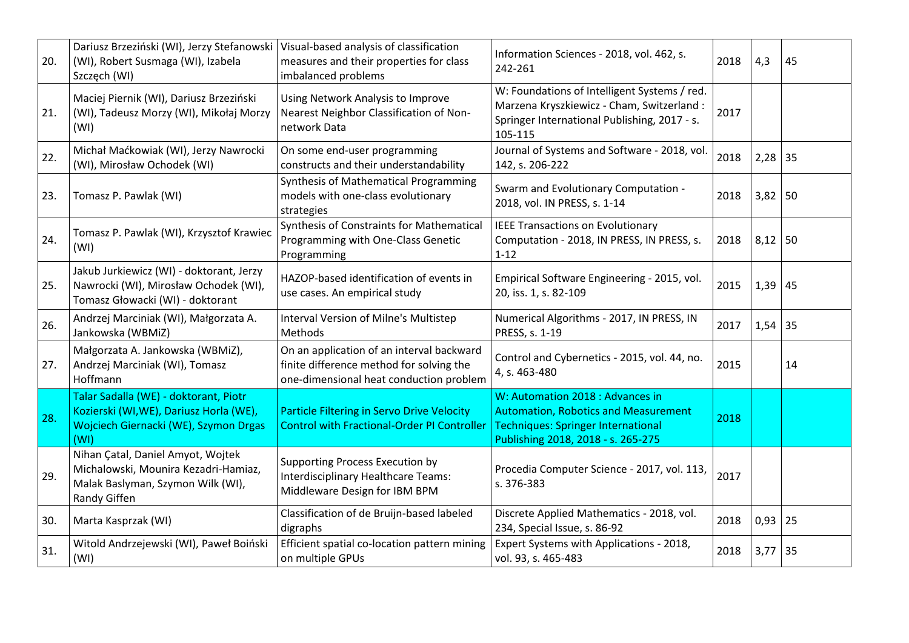| 20. | Dariusz Brzeziński (WI), Jerzy Stefanowski (WI), Robert Susmaga (WI), Izabela Szczęch (WI) | Visual-based analysis of classification measures and their properties for class imbalanced problems | Information Sciences - 2018, vol. 462, s. 242-261 | 2018 | 4,3 | 45 |
|---|---|---|---|---|---|---|
| 21. | Maciej Piernik (WI), Dariusz Brzeziński (WI), Tadeusz Morzy (WI), Mikołaj Morzy (WI) | Using Network Analysis to Improve Nearest Neighbor Classification of Non-network Data | W: Foundations of Intelligent Systems / red. Marzena Kryszkiewicz - Cham, Switzerland : Springer International Publishing, 2017 - s. 105-115 | 2017 | | |
| 22. | Michał Maćkowiak (WI), Jerzy Nawrocki (WI), Mirosław Ochodek (WI) | On some end-user programming constructs and their understandability | Journal of Systems and Software - 2018, vol. 142, s. 206-222 | 2018 | 2,28 | 35 |
| 23. | Tomasz P. Pawlak (WI) | Synthesis of Mathematical Programming models with one-class evolutionary strategies | Swarm and Evolutionary Computation - 2018, vol. IN PRESS, s. 1-14 | 2018 | 3,82 | 50 |
| 24. | Tomasz P. Pawlak (WI), Krzysztof Krawiec (WI) | Synthesis of Constraints for Mathematical Programming with One-Class Genetic Programming | IEEE Transactions on Evolutionary Computation - 2018, IN PRESS, IN PRESS, s. 1-12 | 2018 | 8,12 | 50 |
| 25. | Jakub Jurkiewicz (WI) - doktorant, Jerzy Nawrocki (WI), Mirosław Ochodek (WI), Tomasz Głowacki (WI) - doktorant | HAZOP-based identification of events in use cases. An empirical study | Empirical Software Engineering - 2015, vol. 20, iss. 1, s. 82-109 | 2015 | 1,39 | 45 |
| 26. | Andrzej Marciniak (WI), Małgorzata A. Jankowska (WBMiZ) | Interval Version of Milne's Multistep Methods | Numerical Algorithms - 2017, IN PRESS, IN PRESS, s. 1-19 | 2017 | 1,54 | 35 |
| 27. | Małgorzata A. Jankowska (WBMiZ), Andrzej Marciniak (WI), Tomasz Hoffmann | On an application of an interval backward finite difference method for solving the one-dimensional heat conduction problem | Control and Cybernetics - 2015, vol. 44, no. 4, s. 463-480 | 2015 | | 14 |
| 28. | Talar Sadalla (WE) - doktorant, Piotr Kozierski (WI,WE), Dariusz Horla (WE), Wojciech Giernacki (WE), Szymon Drgas (WI) | Particle Filtering in Servo Drive Velocity Control with Fractional-Order PI Controller | W: Automation 2018 : Advances in Automation, Robotics and Measurement Techniques: Springer International Publishing 2018, 2018 - s. 265-275 | 2018 | | |
| 29. | Nihan Çatal, Daniel Amyot, Wojtek Michalowski, Mounira Kezadri-Hamiaz, Malak Baslyman, Szymon Wilk (WI), Randy Giffen | Supporting Process Execution by Interdisciplinary Healthcare Teams: Middleware Design for IBM BPM | Procedia Computer Science - 2017, vol. 113, s. 376-383 | 2017 | | |
| 30. | Marta Kasprzak (WI) | Classification of de Bruijn-based labeled digraphs | Discrete Applied Mathematics - 2018, vol. 234, Special Issue, s. 86-92 | 2018 | 0,93 | 25 |
| 31. | Witold Andrzejewski (WI), Paweł Boiński (WI) | Efficient spatial co-location pattern mining on multiple GPUs | Expert Systems with Applications - 2018, vol. 93, s. 465-483 | 2018 | 3,77 | 35 |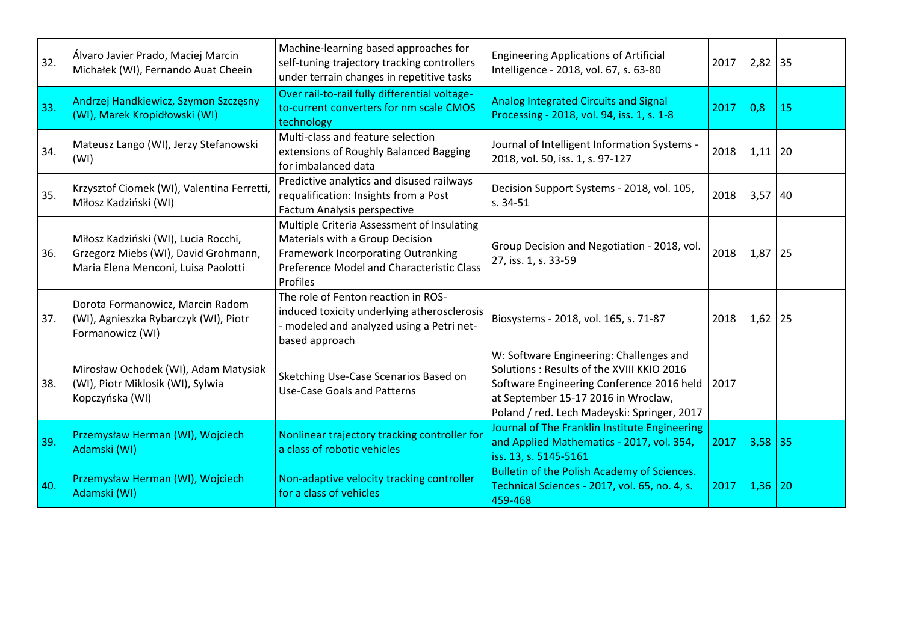| 32. | Álvaro Javier Prado, Maciej Marcin Michałek (WI), Fernando Auat Cheein | Machine-learning based approaches for self-tuning trajectory tracking controllers under terrain changes in repetitive tasks | Engineering Applications of Artificial Intelligence - 2018, vol. 67, s. 63-80 | 2017 | 2,82 | 35 |
|---|---|---|---|---|---|---|
| 33. | Andrzej Handkiewicz, Szymon Szczęsny (WI), Marek Kropidłowski (WI) | Over rail-to-rail fully differential voltage-to-current converters for nm scale CMOS technology | Analog Integrated Circuits and Signal Processing - 2018, vol. 94, iss. 1, s. 1-8 | 2017 | 0,8 | 15 |
| 34. | Mateusz Lango (WI), Jerzy Stefanowski (WI) | Multi-class and feature selection extensions of Roughly Balanced Bagging for imbalanced data | Journal of Intelligent Information Systems - 2018, vol. 50, iss. 1, s. 97-127 | 2018 | 1,11 | 20 |
| 35. | Krzysztof Ciomek (WI), Valentina Ferretti, Miłosz Kadziński (WI) | Predictive analytics and disused railways requalification: Insights from a Post Factum Analysis perspective | Decision Support Systems - 2018, vol. 105, s. 34-51 | 2018 | 3,57 | 40 |
| 36. | Miłosz Kadziński (WI), Lucia Rocchi, Grzegorz Miebs (WI), David Grohmann, Maria Elena Menconi, Luisa Paolotti | Multiple Criteria Assessment of Insulating Materials with a Group Decision Framework Incorporating Outranking Preference Model and Characteristic Class Profiles | Group Decision and Negotiation - 2018, vol. 27, iss. 1, s. 33-59 | 2018 | 1,87 | 25 |
| 37. | Dorota Formanowicz, Marcin Radom (WI), Agnieszka Rybarczyk (WI), Piotr Formanowicz (WI) | The role of Fenton reaction in ROS-induced toxicity underlying atherosclerosis - modeled and analyzed using a Petri net-based approach | Biosystems - 2018, vol. 165, s. 71-87 | 2018 | 1,62 | 25 |
| 38. | Mirosław Ochodek (WI), Adam Matysiak (WI), Piotr Miklosik (WI), Sylwia Kopczyńska (WI) | Sketching Use-Case Scenarios Based on Use-Case Goals and Patterns | W: Software Engineering: Challenges and Solutions : Results of the XVIII KKIO 2016 Software Engineering Conference 2016 held at September 15-17 2016 in Wroclaw, Poland / red. Lech Madeyski: Springer, 2017 | 2017 | | |
| 39. | Przemysław Herman (WI), Wojciech Adamski (WI) | Nonlinear trajectory tracking controller for a class of robotic vehicles | Journal of The Franklin Institute Engineering and Applied Mathematics - 2017, vol. 354, iss. 13, s. 5145-5161 | 2017 | 3,58 | 35 |
| 40. | Przemysław Herman (WI), Wojciech Adamski (WI) | Non-adaptive velocity tracking controller for a class of vehicles | Bulletin of the Polish Academy of Sciences. Technical Sciences - 2017, vol. 65, no. 4, s. 459-468 | 2017 | 1,36 | 20 |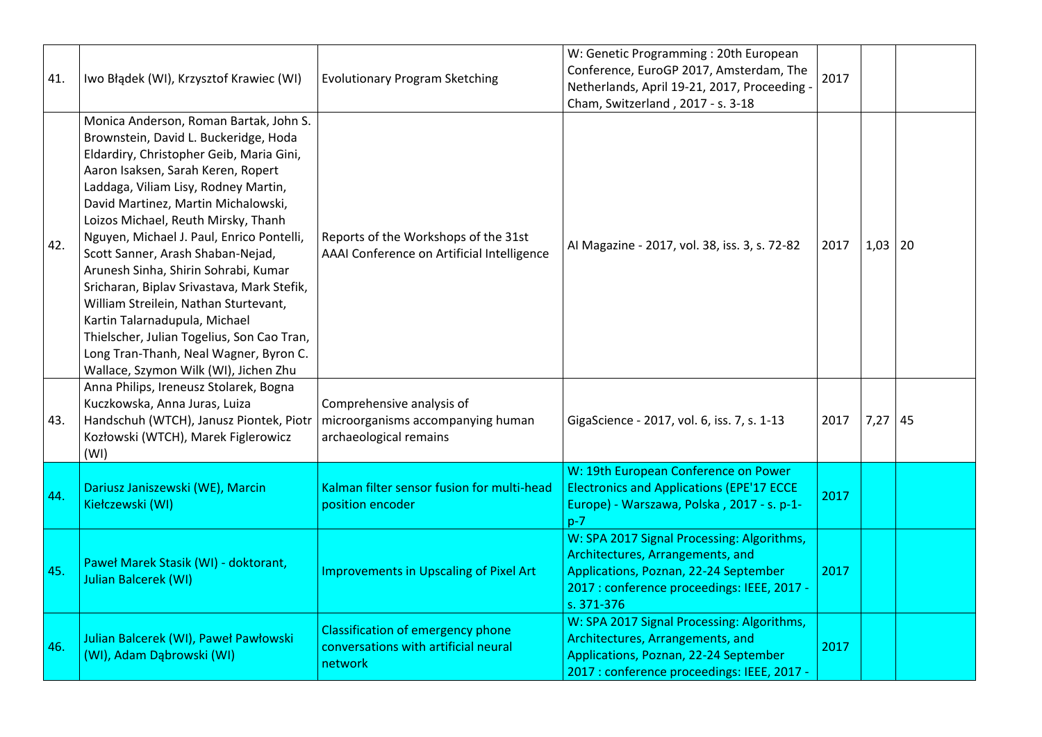| | | | | | | |
|---|---|---|---|---|---|---|
| 41. | Iwo Błądek (WI), Krzysztof Krawiec (WI) | Evolutionary Program Sketching | W: Genetic Programming : 20th European Conference, EuroGP 2017, Amsterdam, The Netherlands, April 19-21, 2017, Proceeding - Cham, Switzerland , 2017 - s. 3-18 | 2017 | | |
| 42. | Monica Anderson, Roman Bartak, John S. Brownstein, David L. Buckeridge, Hoda Eldardiry, Christopher Geib, Maria Gini, Aaron Isaksen, Sarah Keren, Robert Laddaga, Viliam Lisy, Rodney Martin, David Martinez, Martin Michalowski, Loizos Michael, Reuth Mirsky, Thanh Nguyen, Michael J. Paul, Enrico Pontelli, Scott Sanner, Arash Shaban-Nejad, Arunesh Sinha, Shirin Sohrabi, Kumar Sricharan, Biplav Srivastava, Mark Stefik, William Streilein, Nathan Sturtevant, Kartin Talarnadupula, Michael Thielscher, Julian Togelius, Son Cao Tran, Long Tran-Thanh, Neal Wagner, Byron C. Wallace, Szymon Wilk (WI), Jichen Zhu | Reports of the Workshops of the 31st AAAI Conference on Artificial Intelligence | AI Magazine - 2017, vol. 38, iss. 3, s. 72-82 | 2017 | 1,03 | 20 |
| 43. | Anna Philips, Ireneusz Stolarek, Bogna Kuczkowska, Anna Juras, Luiza Handschuh (WTCH), Janusz Piontek, Piotr Kozłowski (WTCH), Marek Figlerowicz (WI) | Comprehensive analysis of microorganisms accompanying human archaeological remains | GigaScience - 2017, vol. 6, iss. 7, s. 1-13 | 2017 | 7,27 | 45 |
| 44. | Dariusz Janiszewski (WE), Marcin Kiełczewski (WI) | Kalman filter sensor fusion for multi-head position encoder | W: 19th European Conference on Power Electronics and Applications (EPE'17 ECCE Europe) - Warszawa, Polska , 2017 - s. p-1-p-7 | 2017 | | |
| 45. | Paweł Marek Stasik (WI) - doktorant, Julian Balcerek (WI) | Improvements in Upscaling of Pixel Art | W: SPA 2017 Signal Processing: Algorithms, Architectures, Arrangements, and Applications, Poznan, 22-24 September 2017 : conference proceedings: IEEE, 2017 - s. 371-376 | 2017 | | |
| 46. | Julian Balcerek (WI), Paweł Pawłowski (WI), Adam Dąbrowski (WI) | Classification of emergency phone conversations with artificial neural network | W: SPA 2017 Signal Processing: Algorithms, Architectures, Arrangements, and Applications, Poznan, 22-24 September 2017 : conference proceedings: IEEE, 2017 - | 2017 | | |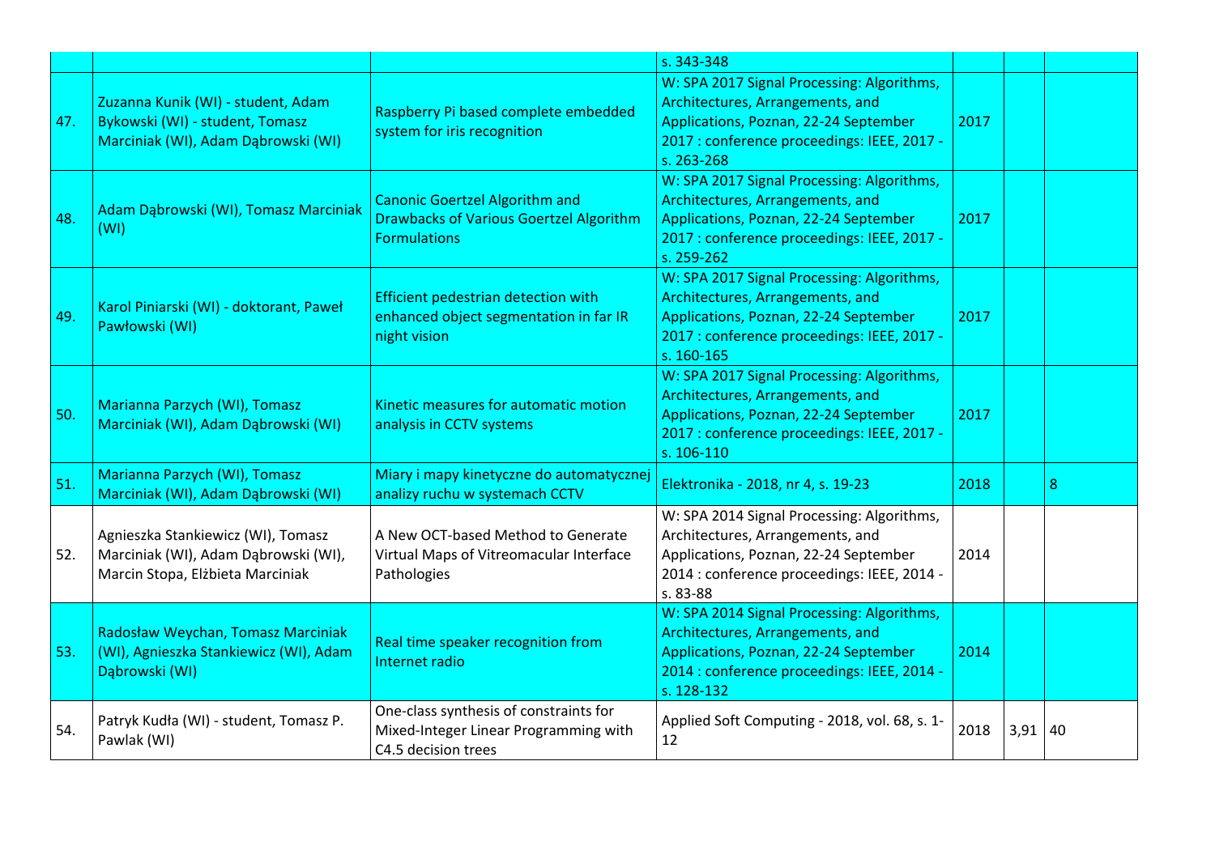| | | | | | | |
|---|---|---|---|---|---|---|
| | | | s. 343-348 | | | |
| 47. | Zuzanna Kunik (WI) - student, Adam Bykowski (WI) - student, Tomasz Marciniak (WI), Adam Dąbrowski (WI) | Raspberry Pi based complete embedded system for iris recognition | W: SPA 2017 Signal Processing: Algorithms, Architectures, Arrangements, and Applications, Poznan, 22-24 September 2017 : conference proceedings: IEEE, 2017 - s. 263-268 | 2017 | | |
| 48. | Adam Dąbrowski (WI), Tomasz Marciniak (WI) | Canonic Goertzel Algorithm and Drawbacks of Various Goertzel Algorithm Formulations | W: SPA 2017 Signal Processing: Algorithms, Architectures, Arrangements, and Applications, Poznan, 22-24 September 2017 : conference proceedings: IEEE, 2017 - s. 259-262 | 2017 | | |
| 49. | Karol Piniarski (WI) - doktorant, Paweł Pawłowski (WI) | Efficient pedestrian detection with enhanced object segmentation in far IR night vision | W: SPA 2017 Signal Processing: Algorithms, Architectures, Arrangements, and Applications, Poznan, 22-24 September 2017 : conference proceedings: IEEE, 2017 - s. 160-165 | 2017 | | |
| 50. | Marianna Parzych (WI), Tomasz Marciniak (WI), Adam Dąbrowski (WI) | Kinetic measures for automatic motion analysis in CCTV systems | W: SPA 2017 Signal Processing: Algorithms, Architectures, Arrangements, and Applications, Poznan, 22-24 September 2017 : conference proceedings: IEEE, 2017 - s. 106-110 | 2017 | | |
| 51. | Marianna Parzych (WI), Tomasz Marciniak (WI), Adam Dąbrowski (WI) | Miary i mapy kinetyczne do automatycznej analizy ruchu w systemach CCTV | Elektronika - 2018, nr 4, s. 19-23 | 2018 | | 8 |
| 52. | Agnieszka Stankiewicz (WI), Tomasz Marciniak (WI), Adam Dąbrowski (WI), Marcin Stopa, Elżbieta Marciniak | A New OCT-based Method to Generate Virtual Maps of Vitreomacular Interface Pathologies | W: SPA 2014 Signal Processing: Algorithms, Architectures, Arrangements, and Applications, Poznan, 22-24 September 2014 : conference proceedings: IEEE, 2014 - s. 83-88 | 2014 | | |
| 53. | Radosław Weychan, Tomasz Marciniak (WI), Agnieszka Stankiewicz (WI), Adam Dąbrowski (WI) | Real time speaker recognition from Internet radio | W: SPA 2014 Signal Processing: Algorithms, Architectures, Arrangements, and Applications, Poznan, 22-24 September 2014 : conference proceedings: IEEE, 2014 - s. 128-132 | 2014 | | |
| 54. | Patryk Kudła (WI) - student, Tomasz P. Pawlak (WI) | One-class synthesis of constraints for Mixed-Integer Linear Programming with C4.5 decision trees | Applied Soft Computing - 2018, vol. 68, s. 1-12 | 2018 | 3,91 | 40 |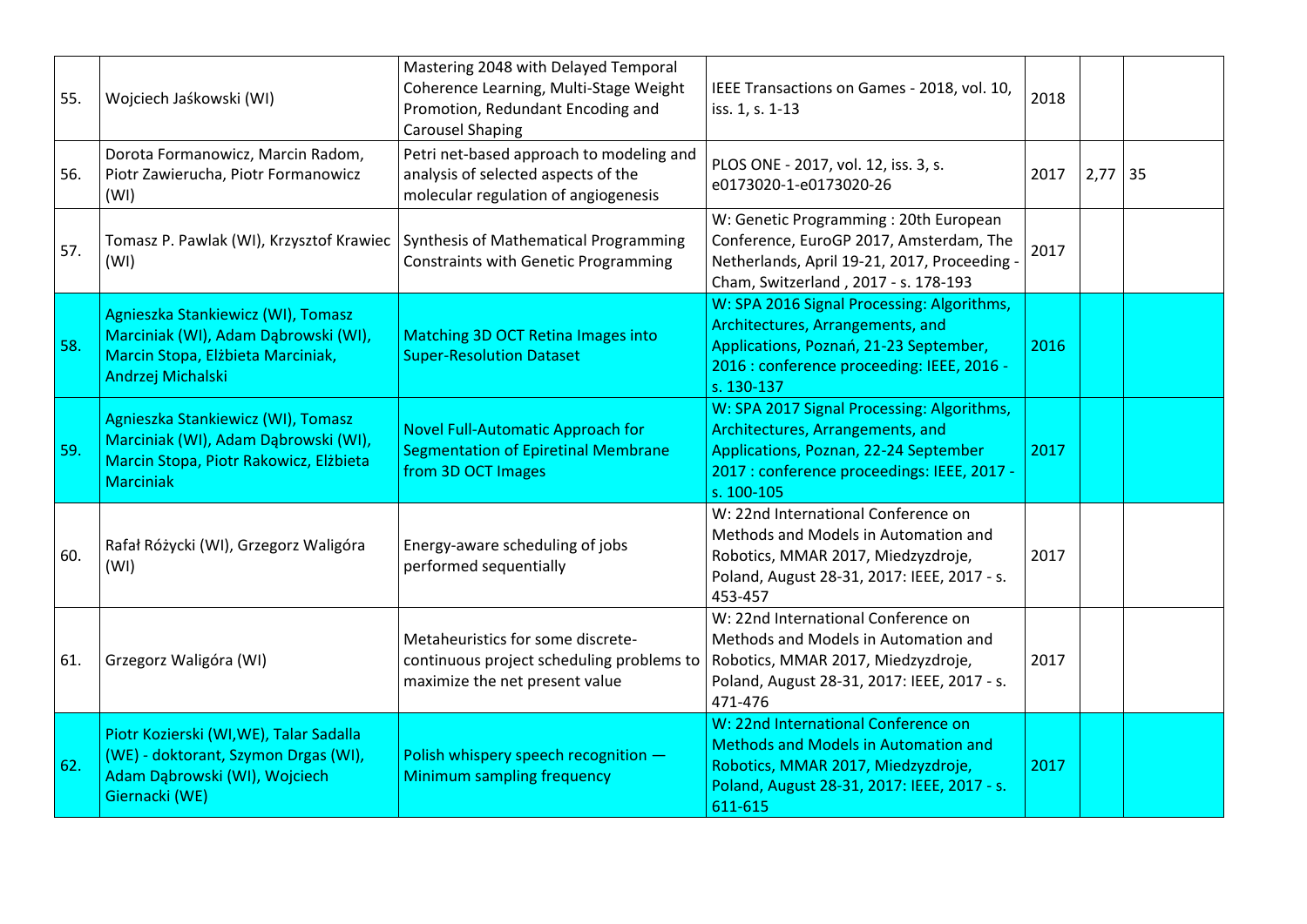| 55. | Wojciech Jaśkowski (WI) | Mastering 2048 with Delayed Temporal Coherence Learning, Multi-Stage Weight Promotion, Redundant Encoding and Carousel Shaping | IEEE Transactions on Games - 2018, vol. 10, iss. 1, s. 1-13 | 2018 | | |
|---|---|---|---|---|---|---|
| 56. | Dorota Formanowicz, Marcin Radom, Piotr Zawierucha, Piotr Formanowicz (WI) | Petri net-based approach to modeling and analysis of selected aspects of the molecular regulation of angiogenesis | PLOS ONE - 2017, vol. 12, iss. 3, s. e0173020-1-e0173020-26 | 2017 | 2,77 | 35 |
| 57. | Tomasz P. Pawlak (WI), Krzysztof Krawiec (WI) | Synthesis of Mathematical Programming Constraints with Genetic Programming | W: Genetic Programming : 20th European Conference, EuroGP 2017, Amsterdam, The Netherlands, April 19-21, 2017, Proceeding - Cham, Switzerland , 2017 - s. 178-193 | 2017 | | |
| 58. | Agnieszka Stankiewicz (WI), Tomasz Marciniak (WI), Adam Dąbrowski (WI), Marcin Stopa, Elżbieta Marciniak, Andrzej Michalski | Matching 3D OCT Retina Images into Super-Resolution Dataset | W: SPA 2016 Signal Processing: Algorithms, Architectures, Arrangements, and Applications, Poznań, 21-23 September, 2016 : conference proceeding: IEEE, 2016 - s. 130-137 | 2016 | | |
| 59. | Agnieszka Stankiewicz (WI), Tomasz Marciniak (WI), Adam Dąbrowski (WI), Marcin Stopa, Piotr Rakowicz, Elżbieta Marciniak | Novel Full-Automatic Approach for Segmentation of Epiretinal Membrane from 3D OCT Images | W: SPA 2017 Signal Processing: Algorithms, Architectures, Arrangements, and Applications, Poznan, 22-24 September 2017 : conference proceedings: IEEE, 2017 - s. 100-105 | 2017 | | |
| 60. | Rafał Różycki (WI), Grzegorz Waligóra (WI) | Energy-aware scheduling of jobs performed sequentially | W: 22nd International Conference on Methods and Models in Automation and Robotics, MMAR 2017, Miedzyzdroje, Poland, August 28-31, 2017: IEEE, 2017 - s. 453-457 | 2017 | | |
| 61. | Grzegorz Waligóra (WI) | Metaheuristics for some discrete-continuous project scheduling problems to maximize the net present value | W: 22nd International Conference on Methods and Models in Automation and Robotics, MMAR 2017, Miedzyzdroje, Poland, August 28-31, 2017: IEEE, 2017 - s. 471-476 | 2017 | | |
| 62. | Piotr Kozierski (WI,WE), Talar Sadalla (WE) - doktorant, Szymon Drgas (WI), Adam Dąbrowski (WI), Wojciech Giernacki (WE) | Polish whispery speech recognition — Minimum sampling frequency | W: 22nd International Conference on Methods and Models in Automation and Robotics, MMAR 2017, Miedzyzdroje, Poland, August 28-31, 2017: IEEE, 2017 - s. 611-615 | 2017 | | |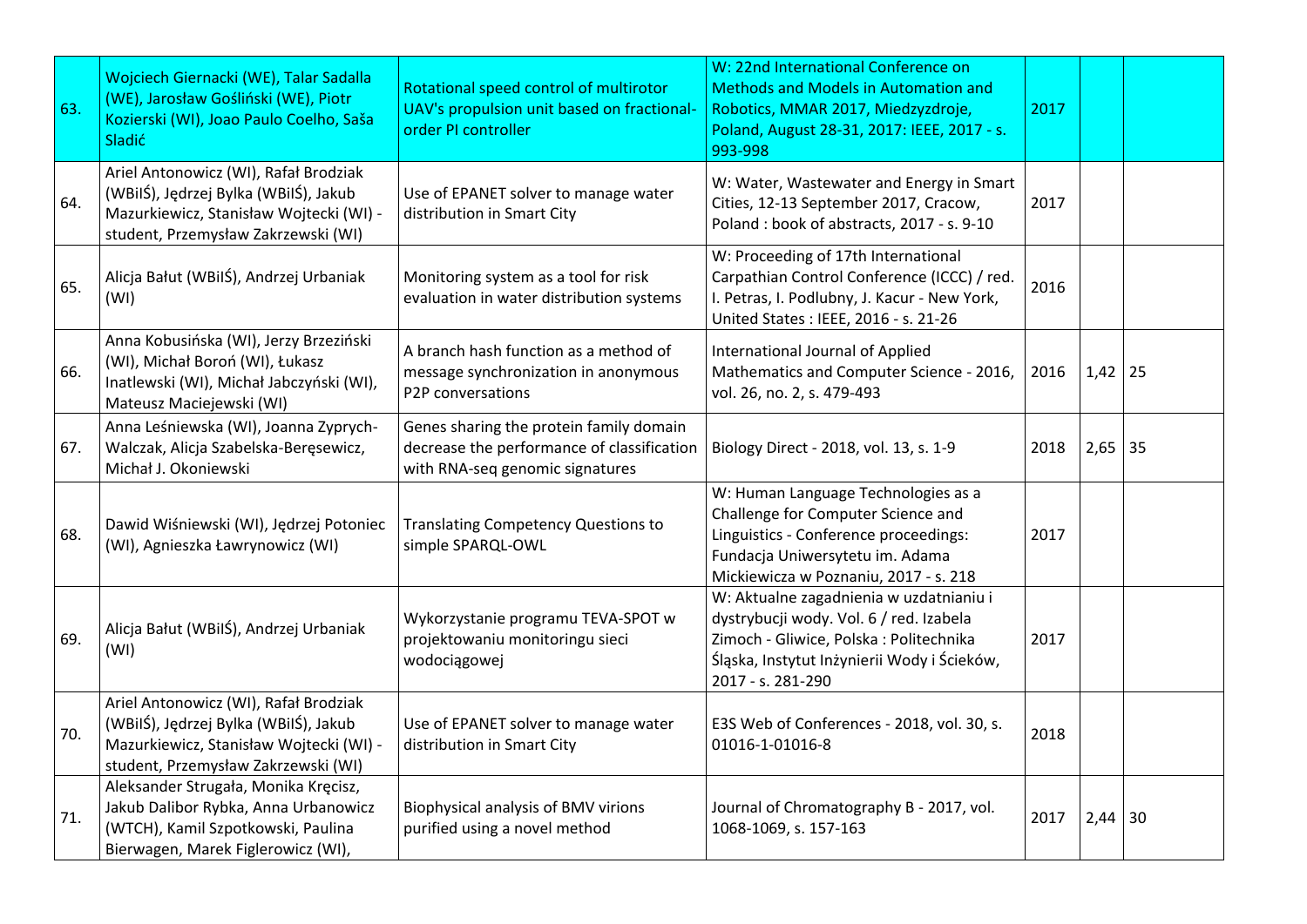| | | | | | | |
|---|---|---|---|---|---|---|
| 63. | Wojciech Giernacki (WE), Talar Sadalla (WE), Jarosław Gośliński (WE), Piotr Kozierski (WI), Joao Paulo Coelho, Saša Sladić | Rotational speed control of multirotor UAV's propulsion unit based on fractional-order PI controller | W: 22nd International Conference on Methods and Models in Automation and Robotics, MMAR 2017, Miedzyzdroje, Poland, August 28-31, 2017: IEEE, 2017 - s. 993-998 | 2017 | | |
| 64. | Ariel Antonowicz (WI), Rafał Brodziak (WBiIŚ), Jędrzej Bylka (WBiIŚ), Jakub Mazurkiewicz, Stanisław Wojtecki (WI) - student, Przemysław Zakrzewski (WI) | Use of EPANET solver to manage water distribution in Smart City | W: Water, Wastewater and Energy in Smart Cities, 12-13 September 2017, Cracow, Poland : book of abstracts, 2017 - s. 9-10 | 2017 | | |
| 65. | Alicja Bałut (WBiIŚ), Andrzej Urbaniak (WI) | Monitoring system as a tool for risk evaluation in water distribution systems | W: Proceeding of 17th International Carpathian Control Conference (ICCC) / red. I. Petras, I. Podlubny, J. Kacur - New York, United States : IEEE, 2016 - s. 21-26 | 2016 | | |
| 66. | Anna Kobusińska (WI), Jerzy Brzeziński (WI), Michał Boroń (WI), Łukasz Inatlewski (WI), Michał Jabczyński (WI), Mateusz Maciejewski (WI) | A branch hash function as a method of message synchronization in anonymous P2P conversations | International Journal of Applied Mathematics and Computer Science - 2016, vol. 26, no. 2, s. 479-493 | 2016 | 1,42 | 25 |
| 67. | Anna Leśniewska (WI), Joanna Zyprych-Walczak, Alicja Szabelska-Beręsewicz, Michał J. Okoniewski | Genes sharing the protein family domain decrease the performance of classification with RNA-seq genomic signatures | Biology Direct - 2018, vol. 13, s. 1-9 | 2018 | 2,65 | 35 |
| 68. | Dawid Wiśniewski (WI), Jędrzej Potoniec (WI), Agnieszka Ławrynowicz (WI) | Translating Competency Questions to simple SPARQL-OWL | W: Human Language Technologies as a Challenge for Computer Science and Linguistics - Conference proceedings: Fundacja Uniwersytetu im. Adama Mickiewicza w Poznaniu, 2017 - s. 218 | 2017 | | |
| 69. | Alicja Bałut (WBiIŚ), Andrzej Urbaniak (WI) | Wykorzystanie programu TEVA-SPOT w projektowaniu monitoringu sieci wodociągowej | W: Aktualne zagadnienia w uzdatnianiu i dystrybucji wody. Vol. 6 / red. Izabela Zimoch - Gliwice, Polska : Politechnika Śląska, Instytut Inżynierii Wody i Ścieków, 2017 - s. 281-290 | 2017 | | |
| 70. | Ariel Antonowicz (WI), Rafał Brodziak (WBiIŚ), Jędrzej Bylka (WBiIŚ), Jakub Mazurkiewicz, Stanisław Wojtecki (WI) - student, Przemysław Zakrzewski (WI) | Use of EPANET solver to manage water distribution in Smart City | E3S Web of Conferences - 2018, vol. 30, s. 01016-1-01016-8 | 2018 | | |
| 71. | Aleksander Strugała, Monika Kręcisz, Jakub Dalibor Rybka, Anna Urbanowicz (WTCH), Kamil Szpotkowski, Paulina Bierwagen, Marek Figlerowicz (WI), | Biophysical analysis of BMV virions purified using a novel method | Journal of Chromatography B - 2017, vol. 1068-1069, s. 157-163 | 2017 | 2,44 | 30 |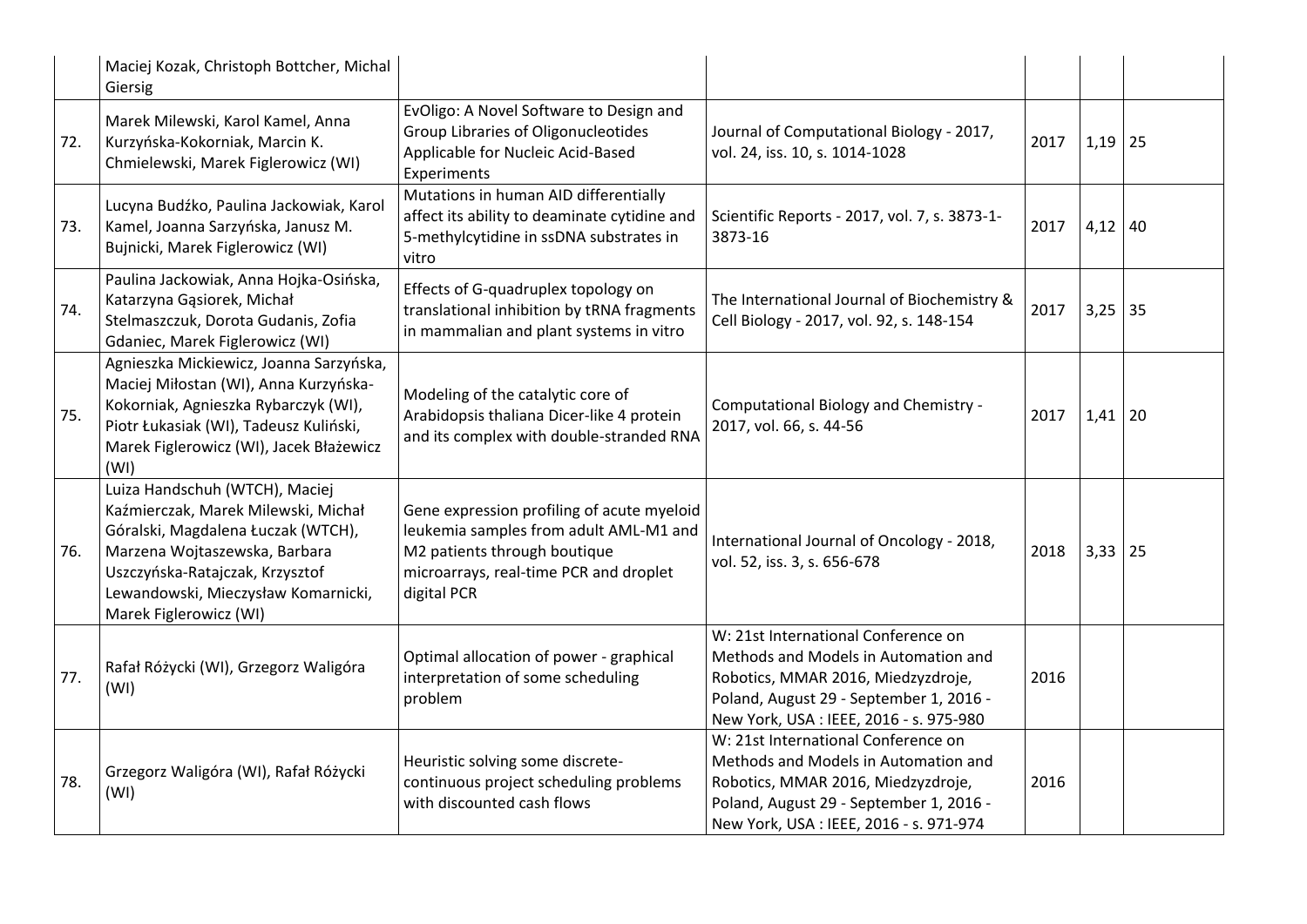|  |  |  |  |  |  |  |
|---|---|---|---|---|---|---|
|  | Maciej Kozak, Christoph Bottcher, Michal Giersig |  |  |  |  |  |
| 72. | Marek Milewski, Karol Kamel, Anna Kurzyńska-Kokorniak, Marcin K. Chmielewski, Marek Figlerowicz (WI) | EvOligo: A Novel Software to Design and Group Libraries of Oligonucleotides Applicable for Nucleic Acid-Based Experiments | Journal of Computational Biology - 2017, vol. 24, iss. 10, s. 1014-1028 | 2017 | 1,19 | 25 |
| 73. | Lucyna Budźko, Paulina Jackowiak, Karol Kamel, Joanna Sarzyńska, Janusz M. Bujnicki, Marek Figlerowicz (WI) | Mutations in human AID differentially affect its ability to deaminate cytidine and 5-methylcytidine in ssDNA substrates in vitro | Scientific Reports - 2017, vol. 7, s. 3873-1-3873-16 | 2017 | 4,12 | 40 |
| 74. | Paulina Jackowiak, Anna Hojka-Osińska, Katarzyna Gąsiorek, Michał Stelmaszczuk, Dorota Gudanis, Zofia Gdaniec, Marek Figlerowicz (WI) | Effects of G-quadruplex topology on translational inhibition by tRNA fragments in mammalian and plant systems in vitro | The International Journal of Biochemistry & Cell Biology - 2017, vol. 92, s. 148-154 | 2017 | 3,25 | 35 |
| 75. | Agnieszka Mickiewicz, Joanna Sarzyńska, Maciej Miłostan (WI), Anna Kurzyńska-Kokorniak, Agnieszka Rybarczyk (WI), Piotr Łukasiak (WI), Tadeusz Kuliński, Marek Figlerowicz (WI), Jacek Błażewicz (WI) | Modeling of the catalytic core of Arabidopsis thaliana Dicer-like 4 protein and its complex with double-stranded RNA | Computational Biology and Chemistry - 2017, vol. 66, s. 44-56 | 2017 | 1,41 | 20 |
| 76. | Luiza Handschuh (WTCH), Maciej Kaźmierczak, Marek Milewski, Michał Góralski, Magdalena Łuczak (WTCH), Marzena Wojtaszewska, Barbara Uszczyńska-Ratajczak, Krzysztof Lewandowski, Mieczysław Komarnicki, Marek Figlerowicz (WI) | Gene expression profiling of acute myeloid leukemia samples from adult AML-M1 and M2 patients through boutique microarrays, real-time PCR and droplet digital PCR | International Journal of Oncology - 2018, vol. 52, iss. 3, s. 656-678 | 2018 | 3,33 | 25 |
| 77. | Rafał Różycki (WI), Grzegorz Waligóra (WI) | Optimal allocation of power - graphical interpretation of some scheduling problem | W: 21st International Conference on Methods and Models in Automation and Robotics, MMAR 2016, Miedzyzdroje, Poland, August 29 - September 1, 2016 - New York, USA : IEEE, 2016 - s. 975-980 | 2016 |  |  |
| 78. | Grzegorz Waligóra (WI), Rafał Różycki (WI) | Heuristic solving some discrete-continuous project scheduling problems with discounted cash flows | W: 21st International Conference on Methods and Models in Automation and Robotics, MMAR 2016, Miedzyzdroje, Poland, August 29 - September 1, 2016 - New York, USA : IEEE, 2016 - s. 971-974 | 2016 |  |  |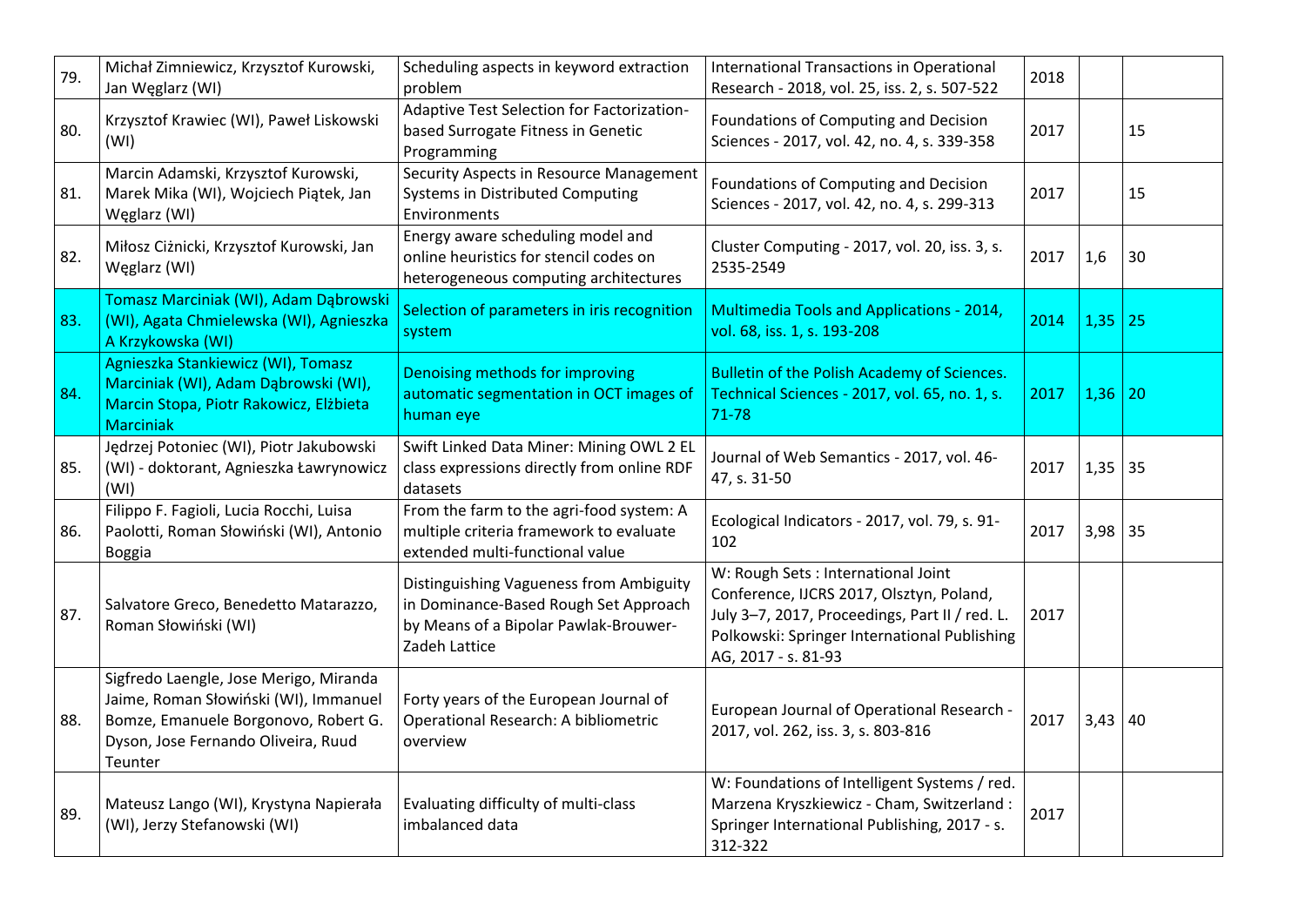| | | | | | | |
|---|---|---|---|---|---|---|
| 79. | Michał Zimniewicz, Krzysztof Kurowski, Jan Węglarz (WI) | Scheduling aspects in keyword extraction problem | International Transactions in Operational Research - 2018, vol. 25, iss. 2, s. 507-522 | 2018 | | |
| 80. | Krzysztof Krawiec (WI), Paweł Liskowski (WI) | Adaptive Test Selection for Factorization-based Surrogate Fitness in Genetic Programming | Foundations of Computing and Decision Sciences - 2017, vol. 42, no. 4, s. 339-358 | 2017 | | 15 |
| 81. | Marcin Adamski, Krzysztof Kurowski, Marek Mika (WI), Wojciech Piątek, Jan Węglarz (WI) | Security Aspects in Resource Management Systems in Distributed Computing Environments | Foundations of Computing and Decision Sciences - 2017, vol. 42, no. 4, s. 299-313 | 2017 | | 15 |
| 82. | Miłosz Ciżnicki, Krzysztof Kurowski, Jan Węglarz (WI) | Energy aware scheduling model and online heuristics for stencil codes on heterogeneous computing architectures | Cluster Computing - 2017, vol. 20, iss. 3, s. 2535-2549 | 2017 | 1,6 | 30 |
| 83. | Tomasz Marciniak (WI), Adam Dąbrowski (WI), Agata Chmielewska (WI), Agnieszka A Krzykowska (WI) | Selection of parameters in iris recognition system | Multimedia Tools and Applications - 2014, vol. 68, iss. 1, s. 193-208 | 2014 | 1,35 | 25 |
| 84. | Agnieszka Stankiewicz (WI), Tomasz Marciniak (WI), Adam Dąbrowski (WI), Marcin Stopa, Piotr Rakowicz, Elżbieta Marciniak | Denoising methods for improving automatic segmentation in OCT images of human eye | Bulletin of the Polish Academy of Sciences. Technical Sciences - 2017, vol. 65, no. 1, s. 71-78 | 2017 | 1,36 | 20 |
| 85. | Jędrzej Potoniec (WI), Piotr Jakubowski (WI) - doktorant, Agnieszka Ławrynowicz (WI) | Swift Linked Data Miner: Mining OWL 2 EL class expressions directly from online RDF datasets | Journal of Web Semantics - 2017, vol. 46-47, s. 31-50 | 2017 | 1,35 | 35 |
| 86. | Filippo F. Fagioli, Lucia Rocchi, Luisa Paolotti, Roman Słowiński (WI), Antonio Boggia | From the farm to the agri-food system: A multiple criteria framework to evaluate extended multi-functional value | Ecological Indicators - 2017, vol. 79, s. 91-102 | 2017 | 3,98 | 35 |
| 87. | Salvatore Greco, Benedetto Matarazzo, Roman Słowiński (WI) | Distinguishing Vagueness from Ambiguity in Dominance-Based Rough Set Approach by Means of a Bipolar Pawlak-Brouwer-Zadeh Lattice | W: Rough Sets : International Joint Conference, IJCRS 2017, Olsztyn, Poland, July 3–7, 2017, Proceedings, Part II / red. L. Polkowski: Springer International Publishing AG, 2017 - s. 81-93 | 2017 | | |
| 88. | Sigfredo Laengle, Jose Merigo, Miranda Jaime, Roman Słowiński (WI), Immanuel Bomze, Emanuele Borgonovo, Robert G. Dyson, Jose Fernando Oliveira, Ruud Teunter | Forty years of the European Journal of Operational Research: A bibliometric overview | European Journal of Operational Research - 2017, vol. 262, iss. 3, s. 803-816 | 2017 | 3,43 | 40 |
| 89. | Mateusz Lango (WI), Krystyna Napierała (WI), Jerzy Stefanowski (WI) | Evaluating difficulty of multi-class imbalanced data | W: Foundations of Intelligent Systems / red. Marzena Kryszkiewicz - Cham, Switzerland : Springer International Publishing, 2017 - s. 312-322 | 2017 | | |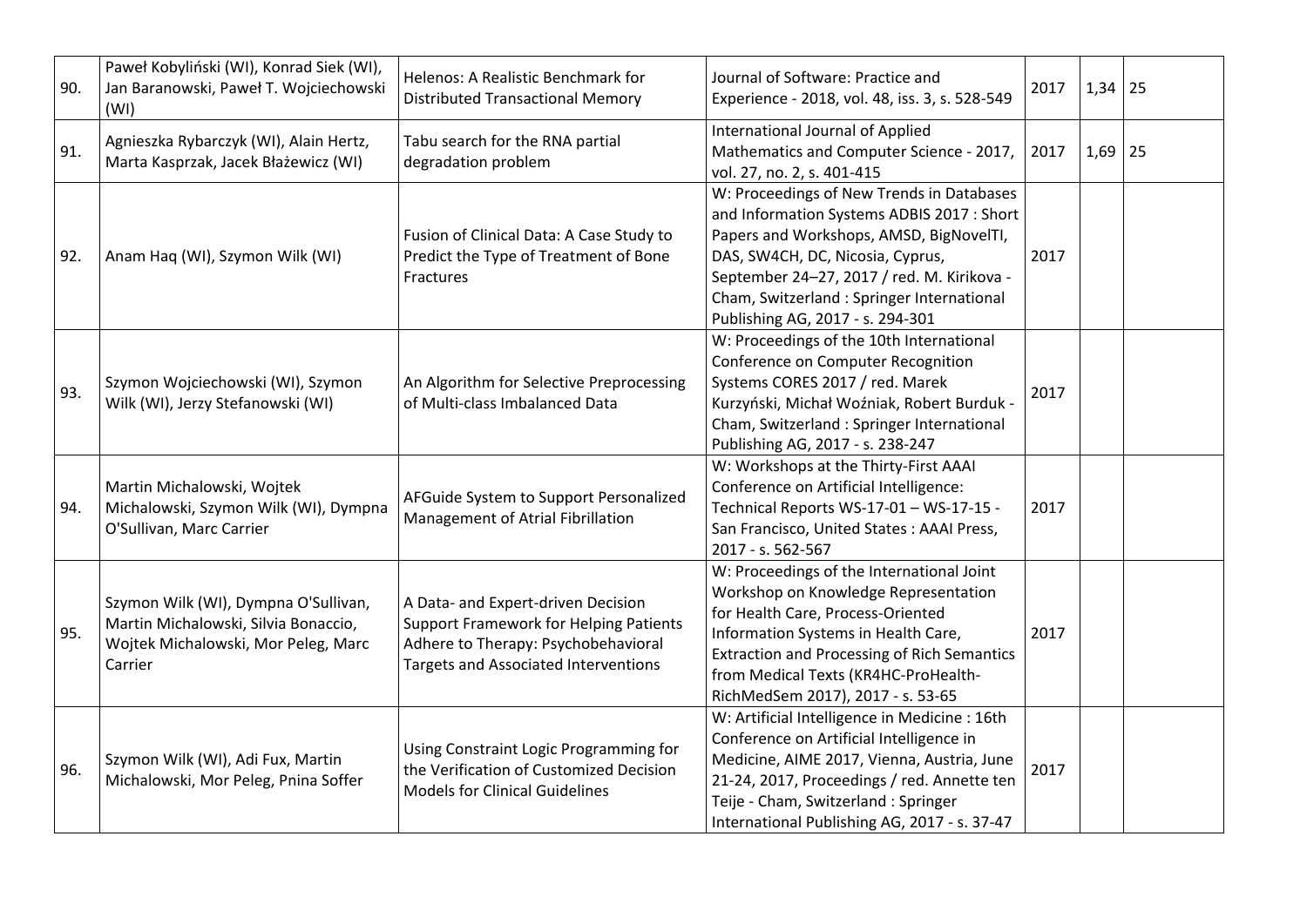| | | | | | | |
|---|---|---|---|---|---|---|
| 90. | Paweł Kobyliński (WI), Konrad Siek (WI), Jan Baranowski, Paweł T. Wojciechowski (WI) | Helenos: A Realistic Benchmark for Distributed Transactional Memory | Journal of Software: Practice and Experience - 2018, vol. 48, iss. 3, s. 528-549 | 2017 | 1,34 | 25 |
| 91. | Agnieszka Rybarczyk (WI), Alain Hertz, Marta Kasprzak, Jacek Błażewicz (WI) | Tabu search for the RNA partial degradation problem | International Journal of Applied Mathematics and Computer Science - 2017, vol. 27, no. 2, s. 401-415 | 2017 | 1,69 | 25 |
| 92. | Anam Haq (WI), Szymon Wilk (WI) | Fusion of Clinical Data: A Case Study to Predict the Type of Treatment of Bone Fractures | W: Proceedings of New Trends in Databases and Information Systems ADBIS 2017 : Short Papers and Workshops, AMSD, BigNovelTI, DAS, SW4CH, DC, Nicosia, Cyprus, September 24–27, 2017 / red. M. Kirikova - Cham, Switzerland : Springer International Publishing AG, 2017 - s. 294-301 | 2017 | | |
| 93. | Szymon Wojciechowski (WI), Szymon Wilk (WI), Jerzy Stefanowski (WI) | An Algorithm for Selective Preprocessing of Multi-class Imbalanced Data | W: Proceedings of the 10th International Conference on Computer Recognition Systems CORES 2017 / red. Marek Kurzyński, Michał Woźniak, Robert Burduk - Cham, Switzerland : Springer International Publishing AG, 2017 - s. 238-247 | 2017 | | |
| 94. | Martin Michalowski, Wojtek Michalowski, Szymon Wilk (WI), Dympna O'Sullivan, Marc Carrier | AFGuide System to Support Personalized Management of Atrial Fibrillation | W: Workshops at the Thirty-First AAAI Conference on Artificial Intelligence: Technical Reports WS-17-01 – WS-17-15 - San Francisco, United States : AAAI Press, 2017 - s. 562-567 | 2017 | | |
| 95. | Szymon Wilk (WI), Dympna O'Sullivan, Martin Michalowski, Silvia Bonaccio, Wojtek Michalowski, Mor Peleg, Marc Carrier | A Data- and Expert-driven Decision Support Framework for Helping Patients Adhere to Therapy: Psychobehavioral Targets and Associated Interventions | W: Proceedings of the International Joint Workshop on Knowledge Representation for Health Care, Process-Oriented Information Systems in Health Care, Extraction and Processing of Rich Semantics from Medical Texts (KR4HC-ProHealth-RichMedSem 2017), 2017 - s. 53-65 | 2017 | | |
| 96. | Szymon Wilk (WI), Adi Fux, Martin Michalowski, Mor Peleg, Pnina Soffer | Using Constraint Logic Programming for the Verification of Customized Decision Models for Clinical Guidelines | W: Artificial Intelligence in Medicine : 16th Conference on Artificial Intelligence in Medicine, AIME 2017, Vienna, Austria, June 21-24, 2017, Proceedings / red. Annette ten Teije - Cham, Switzerland : Springer International Publishing AG, 2017 - s. 37-47 | 2017 | | |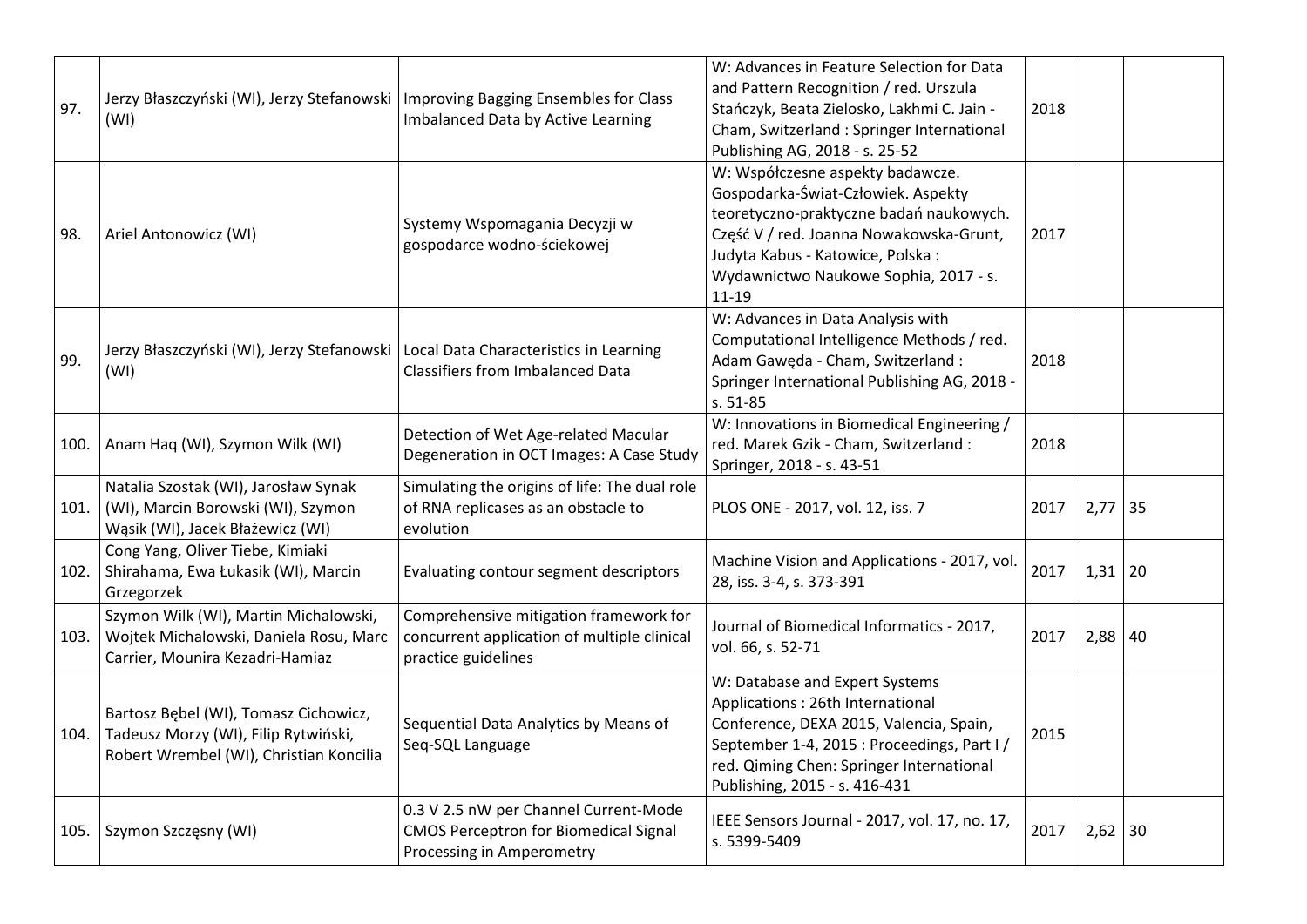| | | | | | | |
|---|---|---|---|---|---|---|
| 97. | Jerzy Błaszczyński (WI), Jerzy Stefanowski (WI) | Improving Bagging Ensembles for Class Imbalanced Data by Active Learning | W: Advances in Feature Selection for Data and Pattern Recognition / red. Urszula Stańczyk, Beata Zielosko, Lakhmi C. Jain - Cham, Switzerland : Springer International Publishing AG, 2018 - s. 25-52 | 2018 | | |
| 98. | Ariel Antonowicz (WI) | Systemy Wspomagania Decyzji w gospodarce wodno-ściekowej | W: Współczesne aspekty badawcze. Gospodarka-Świat-Człowiek. Aspekty teoretyczno-praktyczne badań naukowych. Część V / red. Joanna Nowakowska-Grunt, Judyta Kabus - Katowice, Polska : Wydawnictwo Naukowe Sophia, 2017 - s. 11-19 | 2017 | | |
| 99. | Jerzy Błaszczyński (WI), Jerzy Stefanowski (WI) | Local Data Characteristics in Learning Classifiers from Imbalanced Data | W: Advances in Data Analysis with Computational Intelligence Methods / red. Adam Gawęda - Cham, Switzerland : Springer International Publishing AG, 2018 - s. 51-85 | 2018 | | |
| 100. | Anam Haq (WI), Szymon Wilk (WI) | Detection of Wet Age-related Macular Degeneration in OCT Images: A Case Study | W: Innovations in Biomedical Engineering / red. Marek Gzik - Cham, Switzerland : Springer, 2018 - s. 43-51 | 2018 | | |
| 101. | Natalia Szostak (WI), Jarosław Synak (WI), Marcin Borowski (WI), Szymon Wąsik (WI), Jacek Błażewicz (WI) | Simulating the origins of life: The dual role of RNA replicases as an obstacle to evolution | PLOS ONE - 2017, vol. 12, iss. 7 | 2017 | 2,77 | 35 |
| 102. | Cong Yang, Oliver Tiebe, Kimiaki Shirahama, Ewa Łukasik (WI), Marcin Grzegorzek | Evaluating contour segment descriptors | Machine Vision and Applications - 2017, vol. 28, iss. 3-4, s. 373-391 | 2017 | 1,31 | 20 |
| 103. | Szymon Wilk (WI), Martin Michalowski, Wojtek Michalowski, Daniela Rosu, Marc Carrier, Mounira Kezadri-Hamiaz | Comprehensive mitigation framework for concurrent application of multiple clinical practice guidelines | Journal of Biomedical Informatics - 2017, vol. 66, s. 52-71 | 2017 | 2,88 | 40 |
| 104. | Bartosz Bębel (WI), Tomasz Cichowicz, Tadeusz Morzy (WI), Filip Rytwiński, Robert Wrembel (WI), Christian Koncilia | Sequential Data Analytics by Means of Seq-SQL Language | W: Database and Expert Systems Applications : 26th International Conference, DEXA 2015, Valencia, Spain, September 1-4, 2015 : Proceedings, Part I / red. Qiming Chen: Springer International Publishing, 2015 - s. 416-431 | 2015 | | |
| 105. | Szymon Szczęsny (WI) | 0.3 V 2.5 nW per Channel Current-Mode CMOS Perceptron for Biomedical Signal Processing in Amperometry | IEEE Sensors Journal - 2017, vol. 17, no. 17, s. 5399-5409 | 2017 | 2,62 | 30 |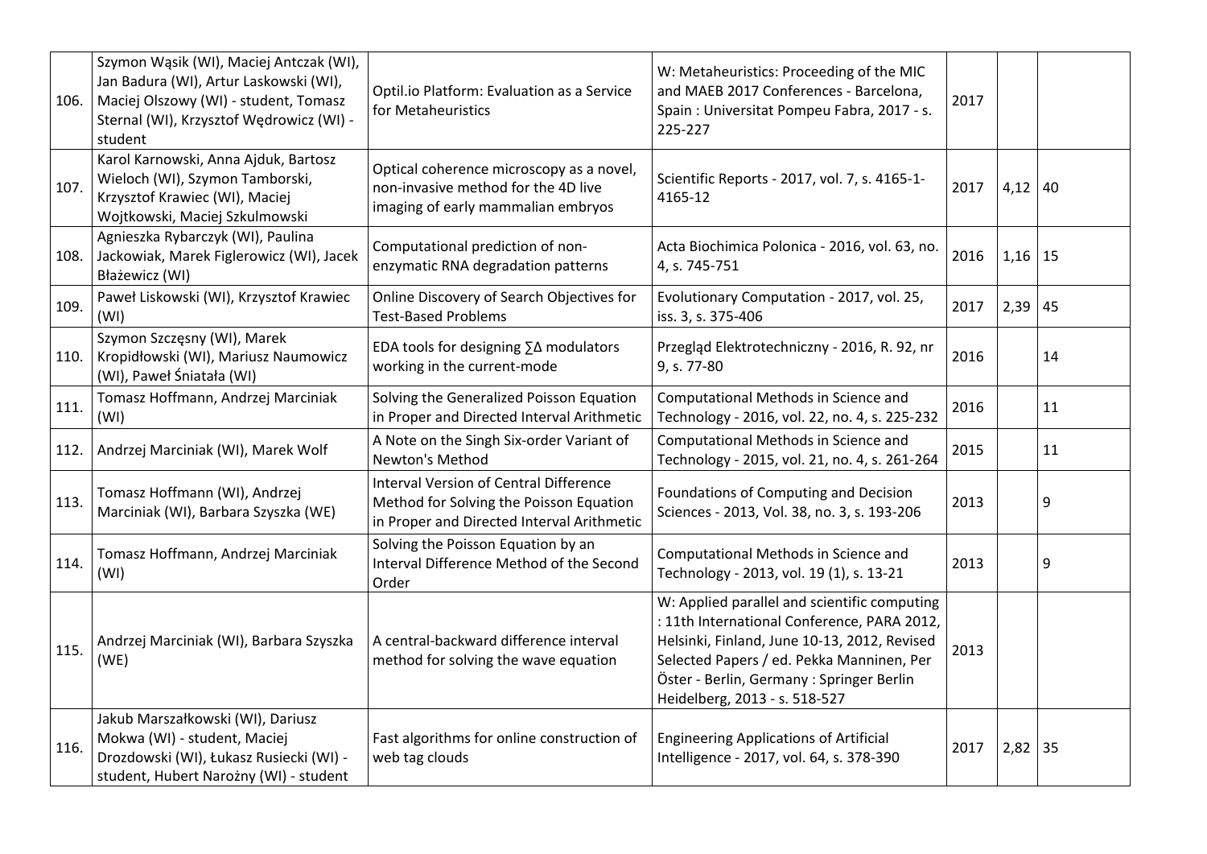| | | | | | | |
|---|---|---|---|---|---|---|
| 106. | Szymon Wąsik (WI), Maciej Antczak (WI), Jan Badura (WI), Artur Laskowski (WI), Maciej Olszowy (WI) - student, Tomasz Sternal (WI), Krzysztof Wędrowicz (WI) - student | Optil.io Platform: Evaluation as a Service for Metaheuristics | W: Metaheuristics: Proceeding of the MIC and MAEB 2017 Conferences - Barcelona, Spain : Universitat Pompeu Fabra, 2017 - s. 225-227 | 2017 | | |
| 107. | Karol Karnowski, Anna Ajduk, Bartosz Wieloch (WI), Szymon Tamborski, Krzysztof Krawiec (WI), Maciej Wojtkowski, Maciej Szkulmowski | Optical coherence microscopy as a novel, non-invasive method for the 4D live imaging of early mammalian embryos | Scientific Reports - 2017, vol. 7, s. 4165-1-4165-12 | 2017 | 4,12 | 40 |
| 108. | Agnieszka Rybarczyk (WI), Paulina Jackowiak, Marek Figlerowicz (WI), Jacek Błażewicz (WI) | Computational prediction of non-enzymatic RNA degradation patterns | Acta Biochimica Polonica - 2016, vol. 63, no. 4, s. 745-751 | 2016 | 1,16 | 15 |
| 109. | Paweł Liskowski (WI), Krzysztof Krawiec (WI) | Online Discovery of Search Objectives for Test-Based Problems | Evolutionary Computation - 2017, vol. 25, iss. 3, s. 375-406 | 2017 | 2,39 | 45 |
| 110. | Szymon Szczęsny (WI), Marek Kropidłowski (WI), Mariusz Naumowicz (WI), Paweł Śniatała (WI) | EDA tools for designing ∑Δ modulators working in the current-mode | Przegląd Elektrotechniczny - 2016, R. 92, nr 9, s. 77-80 | 2016 | | 14 |
| 111. | Tomasz Hoffmann, Andrzej Marciniak (WI) | Solving the Generalized Poisson Equation in Proper and Directed Interval Arithmetic | Computational Methods in Science and Technology - 2016, vol. 22, no. 4, s. 225-232 | 2016 | | 11 |
| 112. | Andrzej Marciniak (WI), Marek Wolf | A Note on the Singh Six-order Variant of Newton's Method | Computational Methods in Science and Technology - 2015, vol. 21, no. 4, s. 261-264 | 2015 | | 11 |
| 113. | Tomasz Hoffmann (WI), Andrzej Marciniak (WI), Barbara Szyszka (WE) | Interval Version of Central Difference Method for Solving the Poisson Equation in Proper and Directed Interval Arithmetic | Foundations of Computing and Decision Sciences - 2013, Vol. 38, no. 3, s. 193-206 | 2013 | | 9 |
| 114. | Tomasz Hoffmann, Andrzej Marciniak (WI) | Solving the Poisson Equation by an Interval Difference Method of the Second Order | Computational Methods in Science and Technology - 2013, vol. 19 (1), s. 13-21 | 2013 | | 9 |
| 115. | Andrzej Marciniak (WI), Barbara Szyszka (WE) | A central-backward difference interval method for solving the wave equation | W: Applied parallel and scientific computing : 11th International Conference, PARA 2012, Helsinki, Finland, June 10-13, 2012, Revised Selected Papers / ed. Pekka Manninen, Per Öster - Berlin, Germany : Springer Berlin Heidelberg, 2013 - s. 518-527 | 2013 | | |
| 116. | Jakub Marszałkowski (WI), Dariusz Mokwa (WI) - student, Maciej Drozdowski (WI), Łukasz Rusiecki (WI) - student, Hubert Narożny (WI) - student | Fast algorithms for online construction of web tag clouds | Engineering Applications of Artificial Intelligence - 2017, vol. 64, s. 378-390 | 2017 | 2,82 | 35 |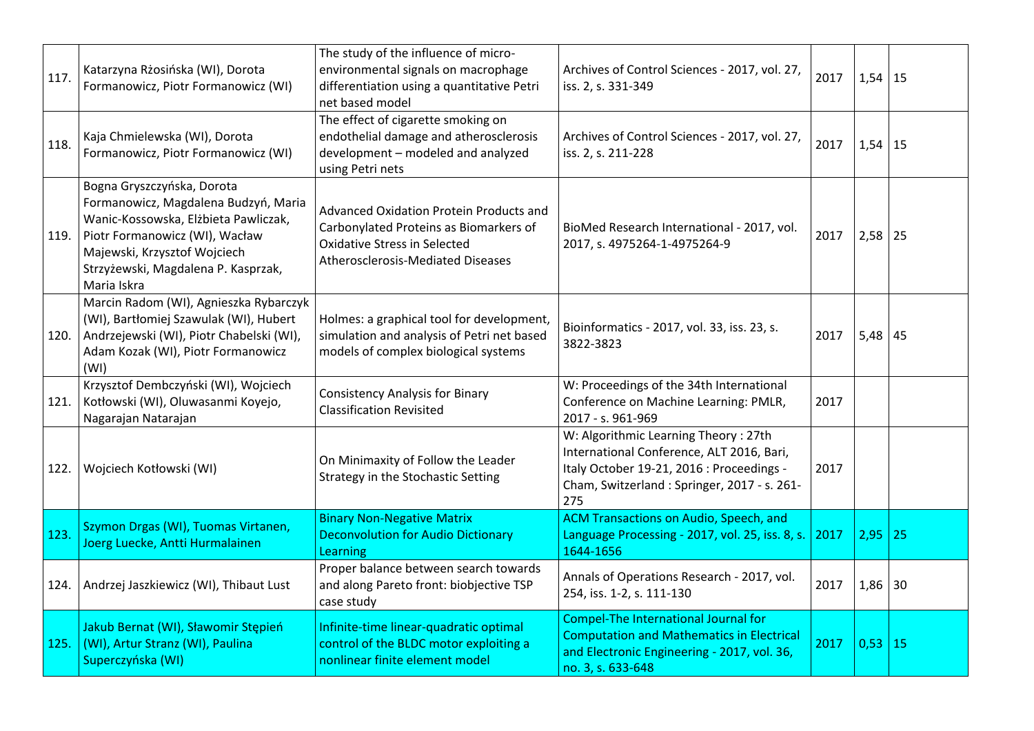| | | | | | | |
|---|---|---|---|---|---|---|
| 117. | Katarzyna Rżosińska (WI), Dorota Formanowicz, Piotr Formanowicz (WI) | The study of the influence of micro-environmental signals on macrophage differentiation using a quantitative Petri net based model | Archives of Control Sciences - 2017, vol. 27, iss. 2, s. 331-349 | 2017 | 1,54 | 15 |
| 118. | Kaja Chmielewska (WI), Dorota Formanowicz, Piotr Formanowicz (WI) | The effect of cigarette smoking on endothelial damage and atherosclerosis development – modeled and analyzed using Petri nets | Archives of Control Sciences - 2017, vol. 27, iss. 2, s. 211-228 | 2017 | 1,54 | 15 |
| 119. | Bogna Gryszczyńska, Dorota Formanowicz, Magdalena Budzyń, Maria Wanic-Kossowska, Elżbieta Pawliczak, Piotr Formanowicz (WI), Wacław Majewski, Krzysztof Wojciech Strzyżewski, Magdalena P. Kasprzak, Maria Iskra | Advanced Oxidation Protein Products and Carbonylated Proteins as Biomarkers of Oxidative Stress in Selected Atherosclerosis-Mediated Diseases | BioMed Research International - 2017, vol. 2017, s. 4975264-1-4975264-9 | 2017 | 2,58 | 25 |
| 120. | Marcin Radom (WI), Agnieszka Rybarczyk (WI), Bartłomiej Szawulak (WI), Hubert Andrzejewski (WI), Piotr Chabelski (WI), Adam Kozak (WI), Piotr Formanowicz (WI) | Holmes: a graphical tool for development, simulation and analysis of Petri net based models of complex biological systems | Bioinformatics - 2017, vol. 33, iss. 23, s. 3822-3823 | 2017 | 5,48 | 45 |
| 121. | Krzysztof Dembczyński (WI), Wojciech Kotłowski (WI), Oluwasanmi Koyejo, Nagarajan Natarajan | Consistency Analysis for Binary Classification Revisited | W: Proceedings of the 34th International Conference on Machine Learning: PMLR, 2017 - s. 961-969 | 2017 | | |
| 122. | Wojciech Kotłowski (WI) | On Minimaxity of Follow the Leader Strategy in the Stochastic Setting | W: Algorithmic Learning Theory : 27th International Conference, ALT 2016, Bari, Italy October 19-21, 2016 : Proceedings - Cham, Switzerland : Springer, 2017 - s. 261-275 | 2017 | | |
| 123. | Szymon Drgas (WI), Tuomas Virtanen, Joerg Luecke, Antti Hurmalainen | Binary Non-Negative Matrix Deconvolution for Audio Dictionary Learning | ACM Transactions on Audio, Speech, and Language Processing - 2017, vol. 25, iss. 8, s. 1644-1656 | 2017 | 2,95 | 25 |
| 124. | Andrzej Jaszkiewicz (WI), Thibaut Lust | Proper balance between search towards and along Pareto front: biobjective TSP case study | Annals of Operations Research - 2017, vol. 254, iss. 1-2, s. 111-130 | 2017 | 1,86 | 30 |
| 125. | Jakub Bernat (WI), Sławomir Stępień (WI), Artur Stranz (WI), Paulina Superczyńska (WI) | Infinite-time linear-quadratic optimal control of the BLDC motor exploiting a nonlinear finite element model | Compel-The International Journal for Computation and Mathematics in Electrical and Electronic Engineering - 2017, vol. 36, no. 3, s. 633-648 | 2017 | 0,53 | 15 |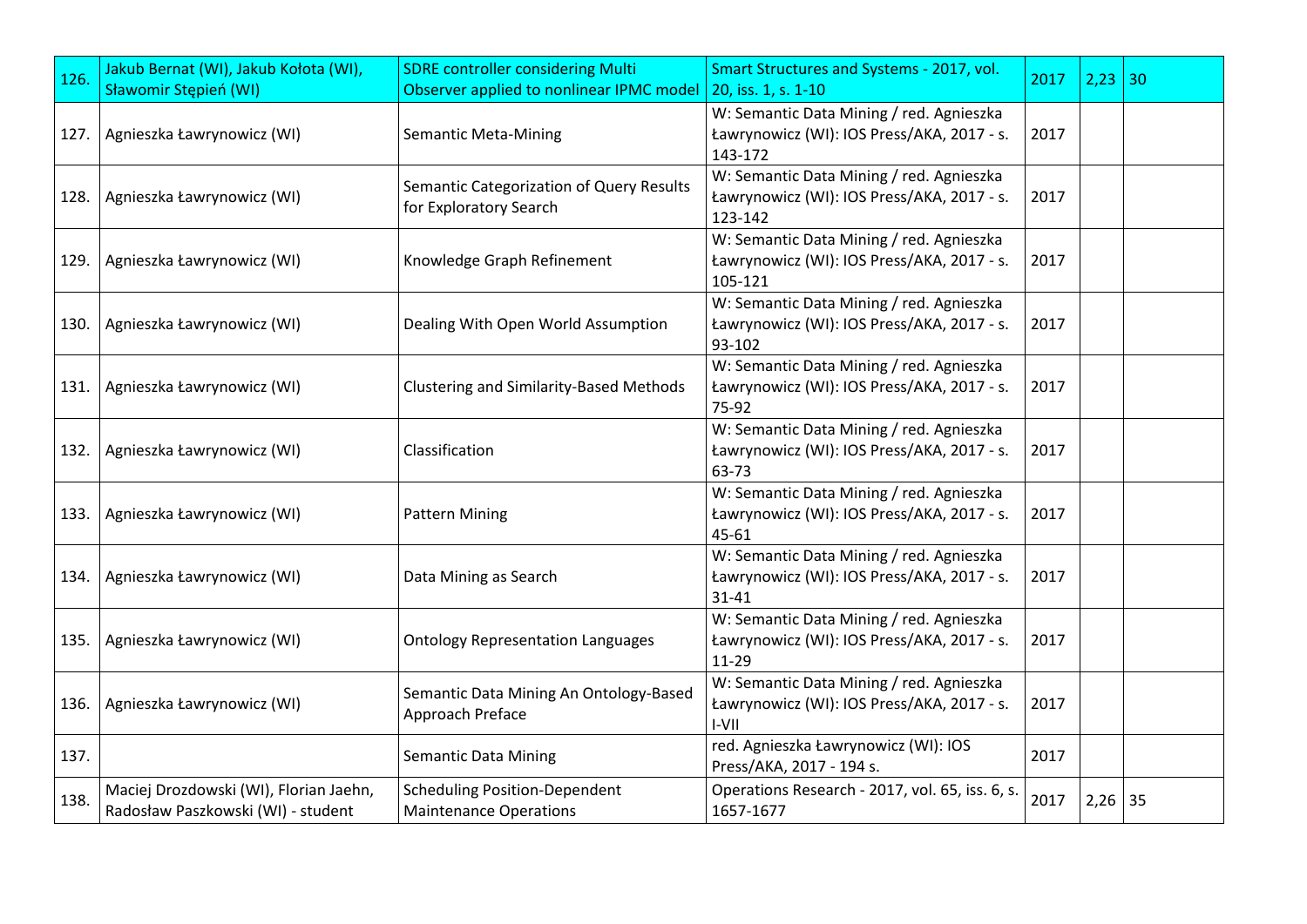| 126. | Jakub Bernat (WI), Jakub Kołota (WI), Sławomir Stępień (WI) | SDRE controller considering Multi Observer applied to nonlinear IPMC model | Smart Structures and Systems - 2017, vol. 20, iss. 1, s. 1-10 | 2017 | 2,23 | 30 |
|---|---|---|---|---|---|---|
| 127. | Agnieszka Ławrynowicz (WI) | Semantic Meta-Mining | W: Semantic Data Mining / red. Agnieszka Ławrynowicz (WI): IOS Press/AKA, 2017 - s. 143-172 | 2017 | | |
| 128. | Agnieszka Ławrynowicz (WI) | Semantic Categorization of Query Results for Exploratory Search | W: Semantic Data Mining / red. Agnieszka Ławrynowicz (WI): IOS Press/AKA, 2017 - s. 123-142 | 2017 | | |
| 129. | Agnieszka Ławrynowicz (WI) | Knowledge Graph Refinement | W: Semantic Data Mining / red. Agnieszka Ławrynowicz (WI): IOS Press/AKA, 2017 - s. 105-121 | 2017 | | |
| 130. | Agnieszka Ławrynowicz (WI) | Dealing With Open World Assumption | W: Semantic Data Mining / red. Agnieszka Ławrynowicz (WI): IOS Press/AKA, 2017 - s. 93-102 | 2017 | | |
| 131. | Agnieszka Ławrynowicz (WI) | Clustering and Similarity-Based Methods | W: Semantic Data Mining / red. Agnieszka Ławrynowicz (WI): IOS Press/AKA, 2017 - s. 75-92 | 2017 | | |
| 132. | Agnieszka Ławrynowicz (WI) | Classification | W: Semantic Data Mining / red. Agnieszka Ławrynowicz (WI): IOS Press/AKA, 2017 - s. 63-73 | 2017 | | |
| 133. | Agnieszka Ławrynowicz (WI) | Pattern Mining | W: Semantic Data Mining / red. Agnieszka Ławrynowicz (WI): IOS Press/AKA, 2017 - s. 45-61 | 2017 | | |
| 134. | Agnieszka Ławrynowicz (WI) | Data Mining as Search | W: Semantic Data Mining / red. Agnieszka Ławrynowicz (WI): IOS Press/AKA, 2017 - s. 31-41 | 2017 | | |
| 135. | Agnieszka Ławrynowicz (WI) | Ontology Representation Languages | W: Semantic Data Mining / red. Agnieszka Ławrynowicz (WI): IOS Press/AKA, 2017 - s. 11-29 | 2017 | | |
| 136. | Agnieszka Ławrynowicz (WI) | Semantic Data Mining An Ontology-Based Approach Preface | W: Semantic Data Mining / red. Agnieszka Ławrynowicz (WI): IOS Press/AKA, 2017 - s. I-VII | 2017 | | |
| 137. | | Semantic Data Mining | red. Agnieszka Ławrynowicz (WI): IOS Press/AKA, 2017 - 194 s. | 2017 | | |
| 138. | Maciej Drozdowski (WI), Florian Jaehn, Radosław Paszkowski (WI) - student | Scheduling Position-Dependent Maintenance Operations | Operations Research - 2017, vol. 65, iss. 6, s. 1657-1677 | 2017 | 2,26 | 35 |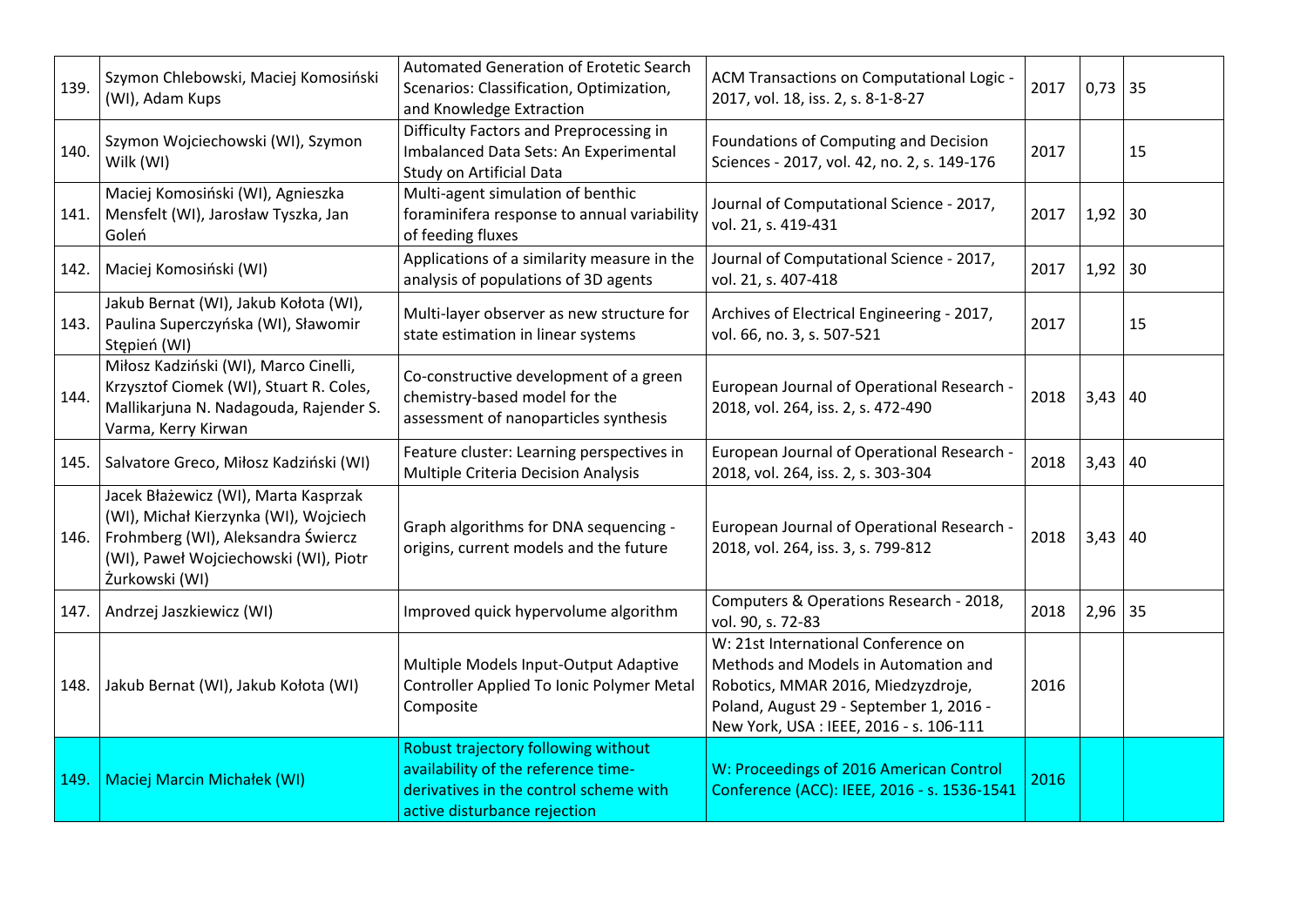| | | | | | | |
|---|---|---|---|---|---|---|
| 139. | Szymon Chlebowski, Maciej Komosiński (WI), Adam Kups | Automated Generation of Erotetic Search Scenarios: Classification, Optimization, and Knowledge Extraction | ACM Transactions on Computational Logic - 2017, vol. 18, iss. 2, s. 8-1-8-27 | 2017 | 0,73 | 35 |
| 140. | Szymon Wojciechowski (WI), Szymon Wilk (WI) | Difficulty Factors and Preprocessing in Imbalanced Data Sets: An Experimental Study on Artificial Data | Foundations of Computing and Decision Sciences - 2017, vol. 42, no. 2, s. 149-176 | 2017 | | 15 |
| 141. | Maciej Komosiński (WI), Agnieszka Mensfelt (WI), Jarosław Tyszka, Jan Goleń | Multi-agent simulation of benthic foraminifera response to annual variability of feeding fluxes | Journal of Computational Science - 2017, vol. 21, s. 419-431 | 2017 | 1,92 | 30 |
| 142. | Maciej Komosiński (WI) | Applications of a similarity measure in the analysis of populations of 3D agents | Journal of Computational Science - 2017, vol. 21, s. 407-418 | 2017 | 1,92 | 30 |
| 143. | Jakub Bernat (WI), Jakub Kołota (WI), Paulina Superczyńska (WI), Sławomir Stępień (WI) | Multi-layer observer as new structure for state estimation in linear systems | Archives of Electrical Engineering - 2017, vol. 66, no. 3, s. 507-521 | 2017 | | 15 |
| 144. | Miłosz Kadziński (WI), Marco Cinelli, Krzysztof Ciomek (WI), Stuart R. Coles, Mallikarjuna N. Nadagouda, Rajender S. Varma, Kerry Kirwan | Co-constructive development of a green chemistry-based model for the assessment of nanoparticles synthesis | European Journal of Operational Research - 2018, vol. 264, iss. 2, s. 472-490 | 2018 | 3,43 | 40 |
| 145. | Salvatore Greco, Miłosz Kadziński (WI) | Feature cluster: Learning perspectives in Multiple Criteria Decision Analysis | European Journal of Operational Research - 2018, vol. 264, iss. 2, s. 303-304 | 2018 | 3,43 | 40 |
| 146. | Jacek Błażewicz (WI), Marta Kasprzak (WI), Michał Kierzynka (WI), Wojciech Frohmberg (WI), Aleksandra Świercz (WI), Paweł Wojciechowski (WI), Piotr Żurkowski (WI) | Graph algorithms for DNA sequencing - origins, current models and the future | European Journal of Operational Research - 2018, vol. 264, iss. 3, s. 799-812 | 2018 | 3,43 | 40 |
| 147. | Andrzej Jaszkiewicz (WI) | Improved quick hypervolume algorithm | Computers & Operations Research - 2018, vol. 90, s. 72-83 | 2018 | 2,96 | 35 |
| 148. | Jakub Bernat (WI), Jakub Kołota (WI) | Multiple Models Input-Output Adaptive Controller Applied To Ionic Polymer Metal Composite | W: 21st International Conference on Methods and Models in Automation and Robotics, MMAR 2016, Miedzyzdroje, Poland, August 29 - September 1, 2016 - New York, USA : IEEE, 2016 - s. 106-111 | 2016 | | |
| 149. | Maciej Marcin Michałek (WI) | Robust trajectory following without availability of the reference time-derivatives in the control scheme with active disturbance rejection | W: Proceedings of 2016 American Control Conference (ACC): IEEE, 2016 - s. 1536-1541 | 2016 | | |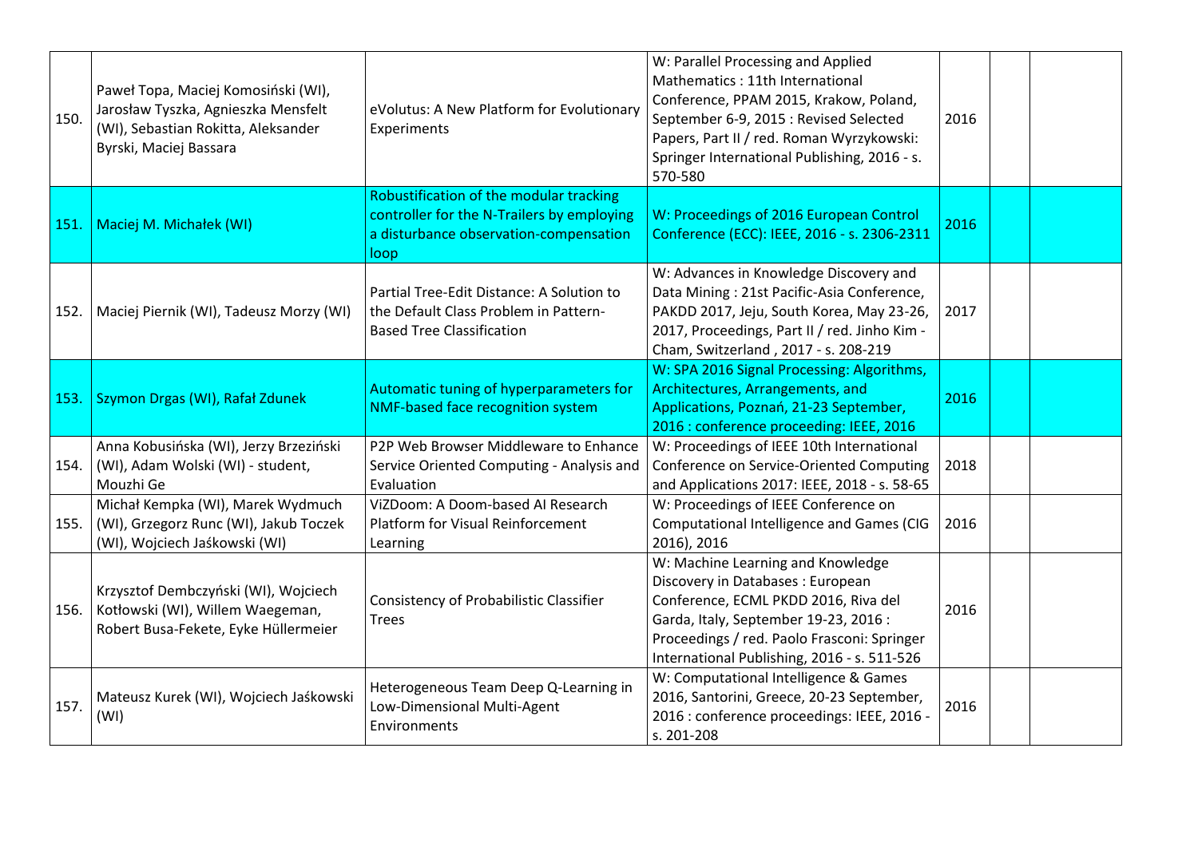| | | | | | | |
|---|---|---|---|---|---|---|
| 150. | Paweł Topa, Maciej Komosiński (WI), Jarosław Tyszka, Agnieszka Mensfelt (WI), Sebastian Rokitta, Aleksander Byrski, Maciej Bassara | eVolutus: A New Platform for Evolutionary Experiments | W: Parallel Processing and Applied Mathematics : 11th International Conference, PPAM 2015, Krakow, Poland, September 6-9, 2015 : Revised Selected Papers, Part II / red. Roman Wyrzykowski: Springer International Publishing, 2016 - s. 570-580 | 2016 | | |
| 151. | Maciej M. Michałek (WI) | Robustification of the modular tracking controller for the N-Trailers by employing a disturbance observation-compensation loop | W: Proceedings of 2016 European Control Conference (ECC): IEEE, 2016 - s. 2306-2311 | 2016 | | |
| 152. | Maciej Piernik (WI), Tadeusz Morzy (WI) | Partial Tree-Edit Distance: A Solution to the Default Class Problem in Pattern-Based Tree Classification | W: Advances in Knowledge Discovery and Data Mining : 21st Pacific-Asia Conference, PAKDD 2017, Jeju, South Korea, May 23-26, 2017, Proceedings, Part II / red. Jinho Kim - Cham, Switzerland , 2017 - s. 208-219 | 2017 | | |
| 153. | Szymon Drgas (WI), Rafał Zdunek | Automatic tuning of hyperparameters for NMF-based face recognition system | W: SPA 2016 Signal Processing: Algorithms, Architectures, Arrangements, and Applications, Poznań, 21-23 September, 2016 : conference proceeding: IEEE, 2016 | 2016 | | |
| 154. | Anna Kobusińska (WI), Jerzy Brzeziński (WI), Adam Wolski (WI) - student, Mouzhi Ge | P2P Web Browser Middleware to Enhance Service Oriented Computing - Analysis and Evaluation | W: Proceedings of IEEE 10th International Conference on Service-Oriented Computing and Applications 2017: IEEE, 2018 - s. 58-65 | 2018 | | |
| 155. | Michał Kempka (WI), Marek Wydmuch (WI), Grzegorz Runc (WI), Jakub Toczek (WI), Wojciech Jaśkowski (WI) | ViZDoom: A Doom-based AI Research Platform for Visual Reinforcement Learning | W: Proceedings of IEEE Conference on Computational Intelligence and Games (CIG 2016), 2016 | 2016 | | |
| 156. | Krzysztof Dembczyński (WI), Wojciech Kotłowski (WI), Willem Waegeman, Robert Busa-Fekete, Eyke Hüllermeier | Consistency of Probabilistic Classifier Trees | W: Machine Learning and Knowledge Discovery in Databases : European Conference, ECML PKDD 2016, Riva del Garda, Italy, September 19-23, 2016 : Proceedings / red. Paolo Frasconi: Springer International Publishing, 2016 - s. 511-526 | 2016 | | |
| 157. | Mateusz Kurek (WI), Wojciech Jaśkowski (WI) | Heterogeneous Team Deep Q-Learning in Low-Dimensional Multi-Agent Environments | W: Computational Intelligence & Games 2016, Santorini, Greece, 20-23 September, 2016 : conference proceedings: IEEE, 2016 - s. 201-208 | 2016 | | |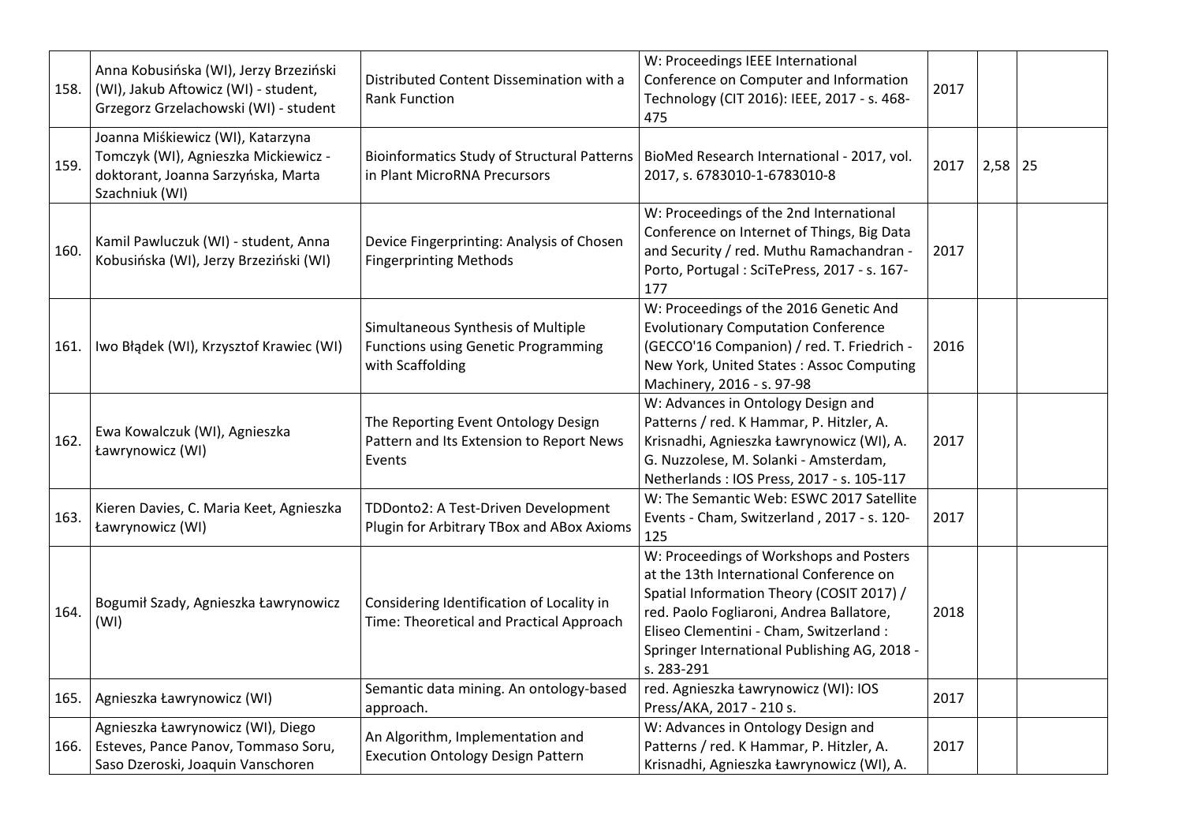| | | | | | | |
|---|---|---|---|---|---|---|
| 158. | Anna Kobusińska (WI), Jerzy Brzeziński (WI), Jakub Aftowicz (WI) - student, Grzegorz Grzelachowski (WI) - student | Distributed Content Dissemination with a Rank Function | W: Proceedings IEEE International Conference on Computer and Information Technology (CIT 2016): IEEE, 2017 - s. 468-475 | 2017 | | |
| 159. | Joanna Miśkiewicz (WI), Katarzyna Tomczyk (WI), Agnieszka Mickiewicz - doktorant, Joanna Sarzyńska, Marta Szachniuk (WI) | Bioinformatics Study of Structural Patterns in Plant MicroRNA Precursors | BioMed Research International - 2017, vol. 2017, s. 6783010-1-6783010-8 | 2017 | 2,58 | 25 |
| 160. | Kamil Pawluczuk (WI) - student, Anna Kobusińska (WI), Jerzy Brzeziński (WI) | Device Fingerprinting: Analysis of Chosen Fingerprinting Methods | W: Proceedings of the 2nd International Conference on Internet of Things, Big Data and Security / red. Muthu Ramachandran - Porto, Portugal : SciTePress, 2017 - s. 167-177 | 2017 | | |
| 161. | Iwo Błądek (WI), Krzysztof Krawiec (WI) | Simultaneous Synthesis of Multiple Functions using Genetic Programming with Scaffolding | W: Proceedings of the 2016 Genetic And Evolutionary Computation Conference (GECCO'16 Companion) / red. T. Friedrich - New York, United States : Assoc Computing Machinery, 2016 - s. 97-98 | 2016 | | |
| 162. | Ewa Kowalczuk (WI), Agnieszka Ławrynowicz (WI) | The Reporting Event Ontology Design Pattern and Its Extension to Report News Events | W: Advances in Ontology Design and Patterns / red. K Hammar, P. Hitzler, A. Krisnadhi, Agnieszka Ławrynowicz (WI), A. G. Nuzzolese, M. Solanki - Amsterdam, Netherlands : IOS Press, 2017 - s. 105-117 | 2017 | | |
| 163. | Kieren Davies, C. Maria Keet, Agnieszka Ławrynowicz (WI) | TDDonto2: A Test-Driven Development Plugin for Arbitrary TBox and ABox Axioms | W: The Semantic Web: ESWC 2017 Satellite Events - Cham, Switzerland , 2017 - s. 120-125 | 2017 | | |
| 164. | Bogumił Szady, Agnieszka Ławrynowicz (WI) | Considering Identification of Locality in Time: Theoretical and Practical Approach | W: Proceedings of Workshops and Posters at the 13th International Conference on Spatial Information Theory (COSIT 2017) / red. Paolo Fogliaroni, Andrea Ballatore, Eliseo Clementini - Cham, Switzerland : Springer International Publishing AG, 2018 - s. 283-291 | 2018 | | |
| 165. | Agnieszka Ławrynowicz (WI) | Semantic data mining. An ontology-based approach. | red. Agnieszka Ławrynowicz (WI): IOS Press/AKA, 2017 - 210 s. | 2017 | | |
| 166. | Agnieszka Ławrynowicz (WI), Diego Esteves, Pance Panov, Tommaso Soru, Saso Dzeroski, Joaquin Vanschoren | An Algorithm, Implementation and Execution Ontology Design Pattern | W: Advances in Ontology Design and Patterns / red. K Hammar, P. Hitzler, A. Krisnadhi, Agnieszka Ławrynowicz (WI), A. | 2017 | | |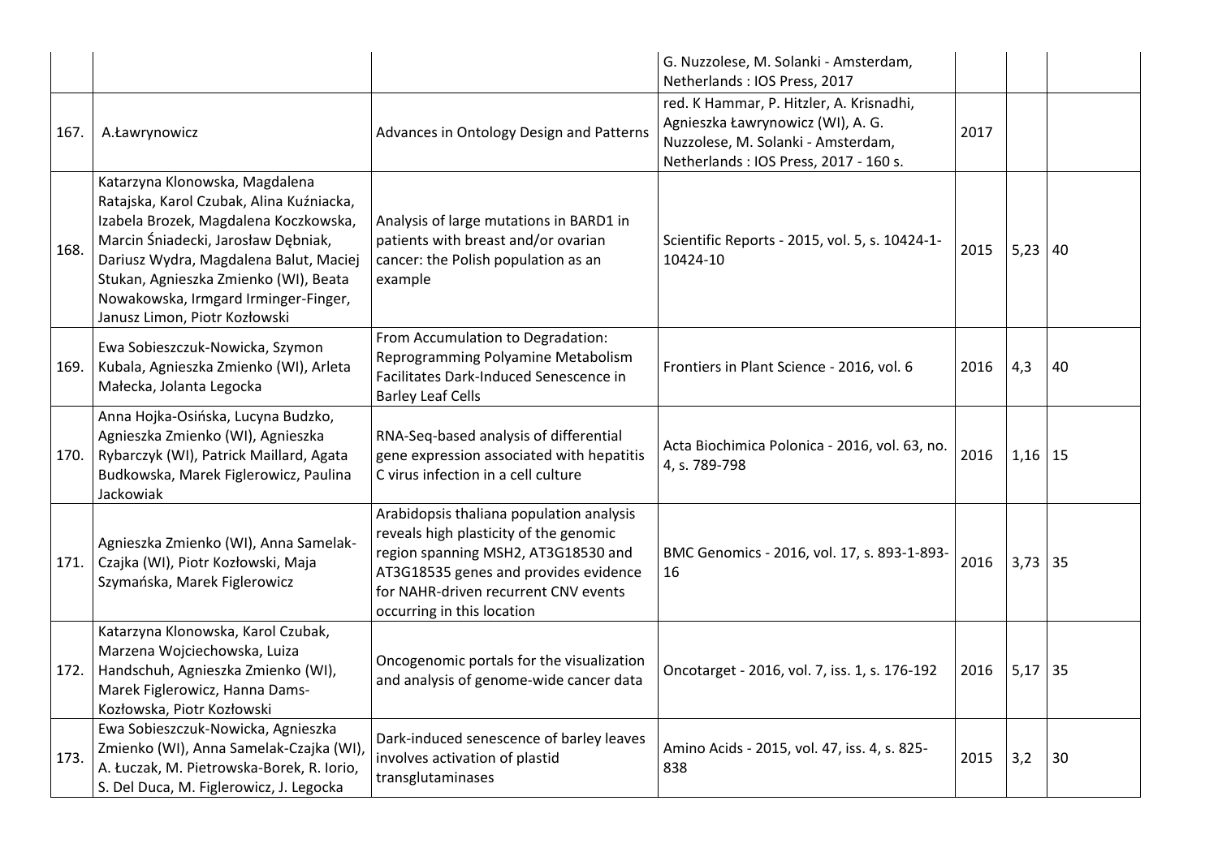|  |  |  | G. Nuzzolese, M. Solanki - Amsterdam, Netherlands : IOS Press, 2017 |  |  |  |
|---|---|---|---|---|---|---|
| 167. | A.Ławrynowicz | Advances in Ontology Design and Patterns | red. K Hammar, P. Hitzler, A. Krisnadhi, Agnieszka Ławrynowicz (WI), A. G. Nuzzolese, M. Solanki - Amsterdam, Netherlands : IOS Press, 2017 - 160 s. | 2017 |  |  |
| 168. | Katarzyna Klonowska, Magdalena Ratajska, Karol Czubak, Alina Kuźniacka, Izabela Brozek, Magdalena Koczkowska, Marcin Śniadecki, Jarosław Dębniak, Dariusz Wydra, Magdalena Balut, Maciej Stukan, Agnieszka Zmienko (WI), Beata Nowakowska, Irmgard Irminger-Finger, Janusz Limon, Piotr Kozłowski | Analysis of large mutations in BARD1 in patients with breast and/or ovarian cancer: the Polish population as an example | Scientific Reports - 2015, vol. 5, s. 10424-1-10424-10 | 2015 | 5,23 | 40 |
| 169. | Ewa Sobieszczuk-Nowicka, Szymon Kubala, Agnieszka Zmienko (WI), Arleta Małecka, Jolanta Legocka | From Accumulation to Degradation: Reprogramming Polyamine Metabolism Facilitates Dark-Induced Senescence in Barley Leaf Cells | Frontiers in Plant Science - 2016, vol. 6 | 2016 | 4,3 | 40 |
| 170. | Anna Hojka-Osińska, Lucyna Budzko, Agnieszka Zmienko (WI), Agnieszka Rybarczyk (WI), Patrick Maillard, Agata Budkowska, Marek Figlerowicz, Paulina Jackowiak | RNA-Seq-based analysis of differential gene expression associated with hepatitis C virus infection in a cell culture | Acta Biochimica Polonica - 2016, vol. 63, no. 4, s. 789-798 | 2016 | 1,16 | 15 |
| 171. | Agnieszka Zmienko (WI), Anna Samelak-Czajka (WI), Piotr Kozłowski, Maja Szymańska, Marek Figlerowicz | Arabidopsis thaliana population analysis reveals high plasticity of the genomic region spanning MSH2, AT3G18530 and AT3G18535 genes and provides evidence for NAHR-driven recurrent CNV events occurring in this location | BMC Genomics - 2016, vol. 17, s. 893-1-893-16 | 2016 | 3,73 | 35 |
| 172. | Katarzyna Klonowska, Karol Czubak, Marzena Wojciechowska, Luiza Handschuh, Agnieszka Zmienko (WI), Marek Figlerowicz, Hanna Dams-Kozłowska, Piotr Kozłowski | Oncogenomic portals for the visualization and analysis of genome-wide cancer data | Oncotarget - 2016, vol. 7, iss. 1, s. 176-192 | 2016 | 5,17 | 35 |
| 173. | Ewa Sobieszczuk-Nowicka, Agnieszka Zmienko (WI), Anna Samelak-Czajka (WI), A. Łuczak, M. Pietrowska-Borek, R. Iorio, S. Del Duca, M. Figlerowicz, J. Legocka | Dark-induced senescence of barley leaves involves activation of plastid transglutaminases | Amino Acids - 2015, vol. 47, iss. 4, s. 825-838 | 2015 | 3,2 | 30 |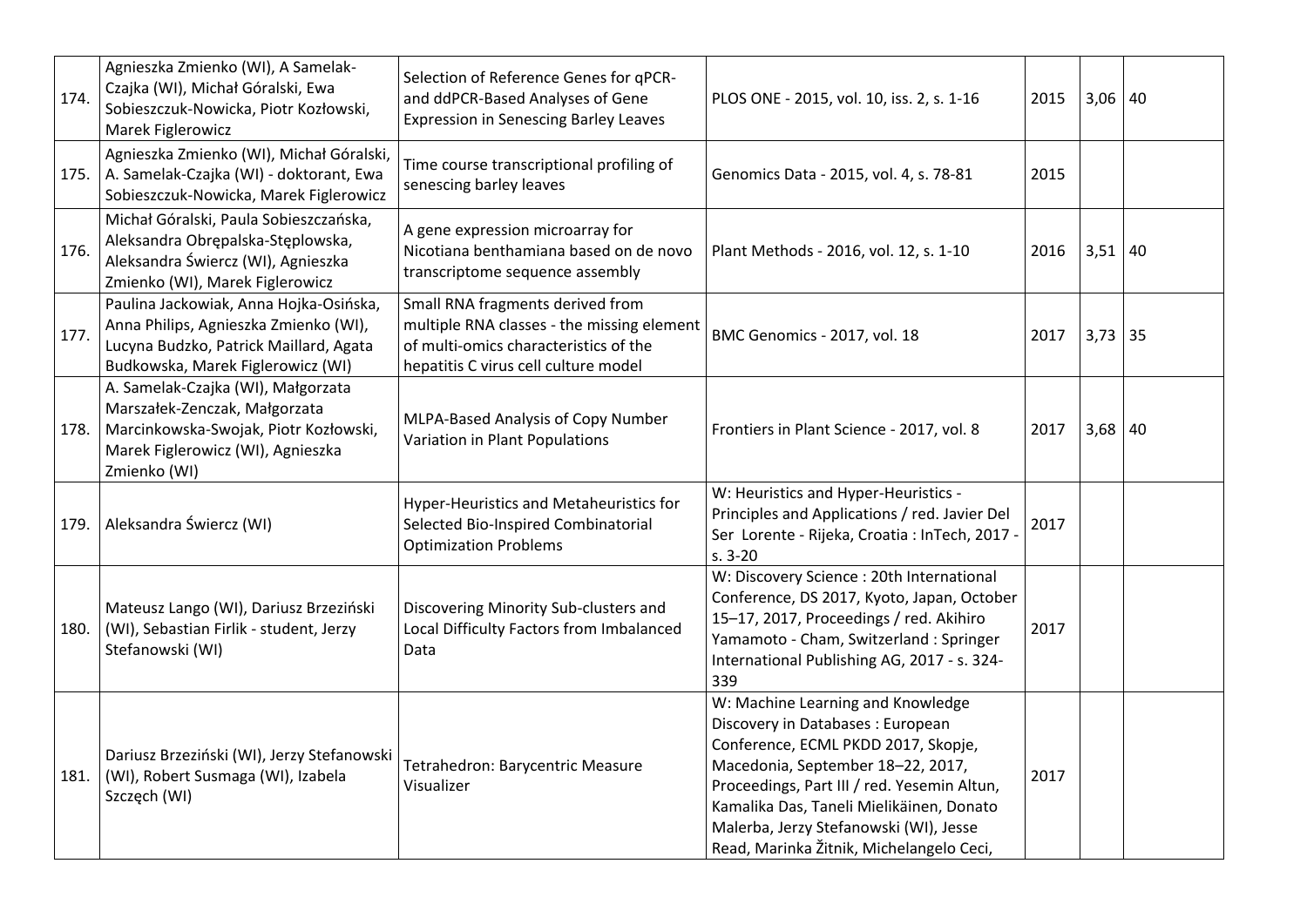| | | | | | | |
|---|---|---|---|---|---|---|
| 174. | Agnieszka Zmienko (WI), A Samelak-Czajka (WI), Michał Góralski, Ewa Sobieszczuk-Nowicka, Piotr Kozłowski, Marek Figlerowicz | Selection of Reference Genes for qPCR- and ddPCR-Based Analyses of Gene Expression in Senescing Barley Leaves | PLOS ONE - 2015, vol. 10, iss. 2, s. 1-16 | 2015 | 3,06 | 40 |
| 175. | Agnieszka Zmienko (WI), Michał Góralski, A. Samelak-Czajka (WI) - doktorant, Ewa Sobieszczuk-Nowicka, Marek Figlerowicz | Time course transcriptional profiling of senescing barley leaves | Genomics Data - 2015, vol. 4, s. 78-81 | 2015 | | |
| 176. | Michał Góralski, Paula Sobieszczańska, Aleksandra Obrępalska-Stęplowska, Aleksandra Świercz (WI), Agnieszka Zmienko (WI), Marek Figlerowicz | A gene expression microarray for Nicotiana benthamiana based on de novo transcriptome sequence assembly | Plant Methods - 2016, vol. 12, s. 1-10 | 2016 | 3,51 | 40 |
| 177. | Paulina Jackowiak, Anna Hojka-Osińska, Anna Philips, Agnieszka Zmienko (WI), Lucyna Budzko, Patrick Maillard, Agata Budkowska, Marek Figlerowicz (WI) | Small RNA fragments derived from multiple RNA classes - the missing element of multi-omics characteristics of the hepatitis C virus cell culture model | BMC Genomics - 2017, vol. 18 | 2017 | 3,73 | 35 |
| 178. | A. Samelak-Czajka (WI), Małgorzata Marszałek-Zenczak, Małgorzata Marcinkowska-Swojak, Piotr Kozłowski, Marek Figlerowicz (WI), Agnieszka Zmienko (WI) | MLPA-Based Analysis of Copy Number Variation in Plant Populations | Frontiers in Plant Science - 2017, vol. 8 | 2017 | 3,68 | 40 |
| 179. | Aleksandra Świercz (WI) | Hyper-Heuristics and Metaheuristics for Selected Bio-Inspired Combinatorial Optimization Problems | W: Heuristics and Hyper-Heuristics - Principles and Applications / red. Javier Del Ser Lorente - Rijeka, Croatia : InTech, 2017 - s. 3-20 | 2017 | | |
| 180. | Mateusz Lango (WI), Dariusz Brzeziński (WI), Sebastian Firlik - student, Jerzy Stefanowski (WI) | Discovering Minority Sub-clusters and Local Difficulty Factors from Imbalanced Data | W: Discovery Science : 20th International Conference, DS 2017, Kyoto, Japan, October 15–17, 2017, Proceedings / red. Akihiro Yamamoto - Cham, Switzerland : Springer International Publishing AG, 2017 - s. 324-339 | 2017 | | |
| 181. | Dariusz Brzeziński (WI), Jerzy Stefanowski (WI), Robert Susmaga (WI), Izabela Szczęch (WI) | Tetrahedron: Barycentric Measure Visualizer | W: Machine Learning and Knowledge Discovery in Databases : European Conference, ECML PKDD 2017, Skopje, Macedonia, September 18–22, 2017, Proceedings, Part III / red. Yesemin Altun, Kamalika Das, Taneli Mielikäinen, Donato Malerba, Jerzy Stefanowski (WI), Jesse Read, Marinka Žitnik, Michelangelo Ceci, | 2017 | | |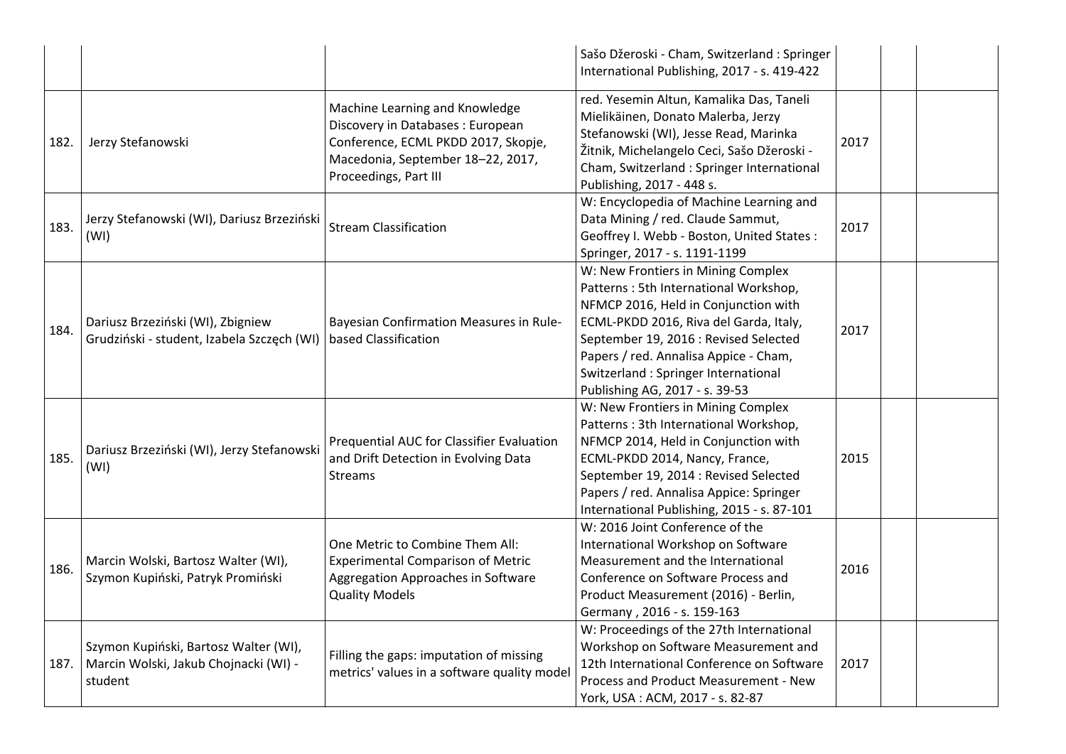| | | | | | | |
|---|---|---|---|---|---|---|
| | | | Sašo Džeroski - Cham, Switzerland : Springer International Publishing, 2017 - s. 419-422 | | | |
| 182. | Jerzy Stefanowski | Machine Learning and Knowledge Discovery in Databases : European Conference, ECML PKDD 2017, Skopje, Macedonia, September 18–22, 2017, Proceedings, Part III | red. Yesemin Altun, Kamalika Das, Taneli Mielikäinen, Donato Malerba, Jerzy Stefanowski (WI), Jesse Read, Marinka Žitnik, Michelangelo Ceci, Sašo Džeroski - Cham, Switzerland : Springer International Publishing, 2017 - 448 s. | 2017 | | |
| 183. | Jerzy Stefanowski (WI), Dariusz Brzeziński (WI) | Stream Classification | W: Encyclopedia of Machine Learning and Data Mining / red. Claude Sammut, Geoffrey I. Webb - Boston, United States : Springer, 2017 - s. 1191-1199 | 2017 | | |
| 184. | Dariusz Brzeziński (WI), Zbigniew Grudziński - student, Izabela Szczęch (WI) | Bayesian Confirmation Measures in Rule-based Classification | W: New Frontiers in Mining Complex Patterns : 5th International Workshop, NFMCP 2016, Held in Conjunction with ECML-PKDD 2016, Riva del Garda, Italy, September 19, 2016 : Revised Selected Papers / red. Annalisa Appice - Cham, Switzerland : Springer International Publishing AG, 2017 - s. 39-53 | 2017 | | |
| 185. | Dariusz Brzeziński (WI), Jerzy Stefanowski (WI) | Prequential AUC for Classifier Evaluation and Drift Detection in Evolving Data Streams | W: New Frontiers in Mining Complex Patterns : 3th International Workshop, NFMCP 2014, Held in Conjunction with ECML-PKDD 2014, Nancy, France, September 19, 2014 : Revised Selected Papers / red. Annalisa Appice: Springer International Publishing, 2015 - s. 87-101 | 2015 | | |
| 186. | Marcin Wolski, Bartosz Walter (WI), Szymon Kupiński, Patryk Promiński | One Metric to Combine Them All: Experimental Comparison of Metric Aggregation Approaches in Software Quality Models | W: 2016 Joint Conference of the International Workshop on Software Measurement and the International Conference on Software Process and Product Measurement (2016) - Berlin, Germany , 2016 - s. 159-163 | 2016 | | |
| 187. | Szymon Kupiński, Bartosz Walter (WI), Marcin Wolski, Jakub Chojnacki (WI) - student | Filling the gaps: imputation of missing metrics' values in a software quality model | W: Proceedings of the 27th International Workshop on Software Measurement and 12th International Conference on Software Process and Product Measurement - New York, USA : ACM, 2017 - s. 82-87 | 2017 | | |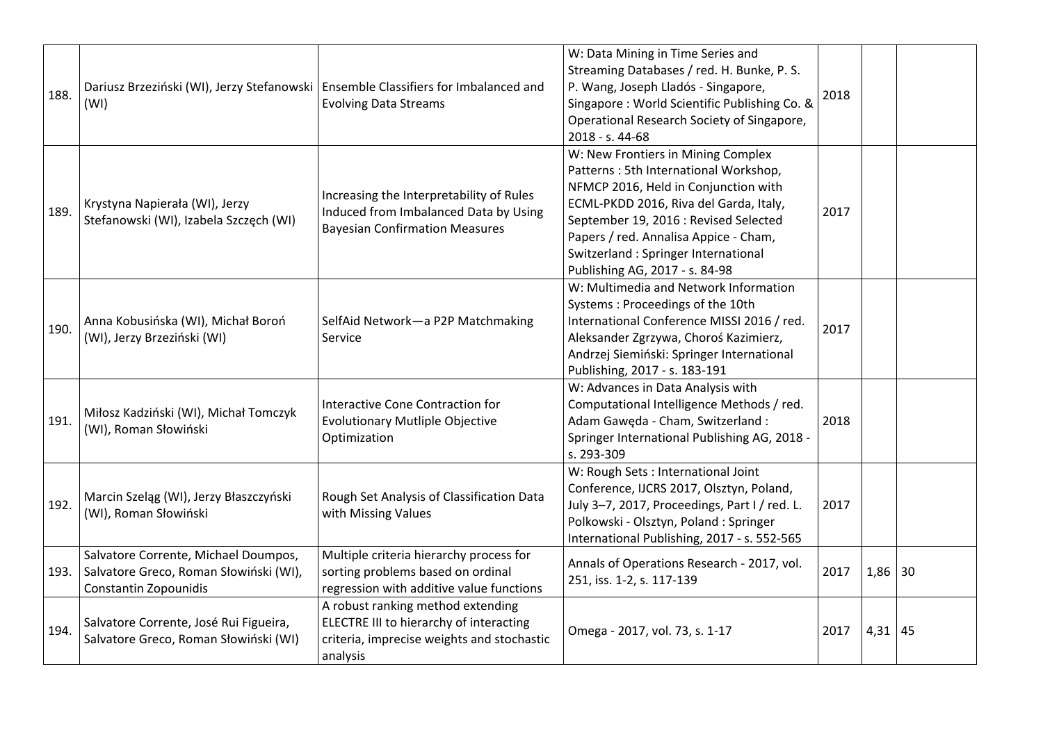| | | | | | | |
|---|---|---|---|---|---|---|
| 188. | Dariusz Brzeziński (WI), Jerzy Stefanowski (WI) | Ensemble Classifiers for Imbalanced and Evolving Data Streams | W: Data Mining in Time Series and Streaming Databases / red. H. Bunke, P. S. P. Wang, Joseph Lladós - Singapore, Singapore : World Scientific Publishing Co. & Operational Research Society of Singapore, 2018 - s. 44-68 | 2018 | | |
| 189. | Krystyna Napierała (WI), Jerzy Stefanowski (WI), Izabela Szczęch (WI) | Increasing the Interpretability of Rules Induced from Imbalanced Data by Using Bayesian Confirmation Measures | W: New Frontiers in Mining Complex Patterns : 5th International Workshop, NFMCP 2016, Held in Conjunction with ECML-PKDD 2016, Riva del Garda, Italy, September 19, 2016 : Revised Selected Papers / red. Annalisa Appice - Cham, Switzerland : Springer International Publishing AG, 2017 - s. 84-98 | 2017 | | |
| 190. | Anna Kobusińska (WI), Michał Boroń (WI), Jerzy Brzeziński (WI) | SelfAid Network—a P2P Matchmaking Service | W: Multimedia and Network Information Systems : Proceedings of the 10th International Conference MISSI 2016 / red. Aleksander Zgrzywa, Choroś Kazimierz, Andrzej Siemiński: Springer International Publishing, 2017 - s. 183-191 | 2017 | | |
| 191. | Miłosz Kadziński (WI), Michał Tomczyk (WI), Roman Słowiński | Interactive Cone Contraction for Evolutionary Mutliple Objective Optimization | W: Advances in Data Analysis with Computational Intelligence Methods / red. Adam Gawęda - Cham, Switzerland : Springer International Publishing AG, 2018 - s. 293-309 | 2018 | | |
| 192. | Marcin Szeląg (WI), Jerzy Błaszczyński (WI), Roman Słowiński | Rough Set Analysis of Classification Data with Missing Values | W: Rough Sets : International Joint Conference, IJCRS 2017, Olsztyn, Poland, July 3–7, 2017, Proceedings, Part I / red. L. Polkowski - Olsztyn, Poland : Springer International Publishing, 2017 - s. 552-565 | 2017 | | |
| 193. | Salvatore Corrente, Michael Doumpos, Salvatore Greco, Roman Słowiński (WI), Constantin Zopounidis | Multiple criteria hierarchy process for sorting problems based on ordinal regression with additive value functions | Annals of Operations Research - 2017, vol. 251, iss. 1-2, s. 117-139 | 2017 | 1,86 | 30 |
| 194. | Salvatore Corrente, José Rui Figueira, Salvatore Greco, Roman Słowiński (WI) | A robust ranking method extending ELECTRE III to hierarchy of interacting criteria, imprecise weights and stochastic analysis | Omega - 2017, vol. 73, s. 1-17 | 2017 | 4,31 | 45 |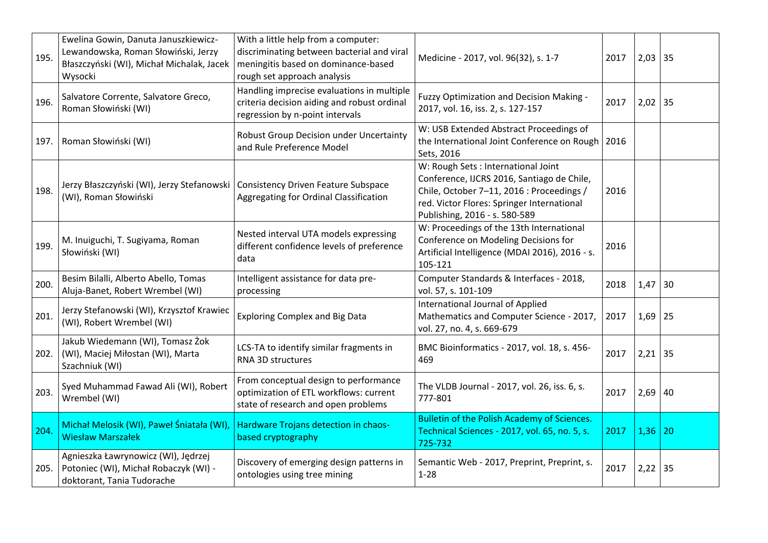| | | | | | | |
|---|---|---|---|---|---|---|
| 195. | Ewelina Gowin, Danuta Januszkiewicz-Lewandowska, Roman Słowiński, Jerzy Błaszczyński (WI), Michał Michalak, Jacek Wysocki | With a little help from a computer: discriminating between bacterial and viral meningitis based on dominance-based rough set approach analysis | Medicine - 2017, vol. 96(32), s. 1-7 | 2017 | 2,03 | 35 |
| 196. | Salvatore Corrente, Salvatore Greco, Roman Słowiński (WI) | Handling imprecise evaluations in multiple criteria decision aiding and robust ordinal regression by n-point intervals | Fuzzy Optimization and Decision Making - 2017, vol. 16, iss. 2, s. 127-157 | 2017 | 2,02 | 35 |
| 197. | Roman Słowiński (WI) | Robust Group Decision under Uncertainty and Rule Preference Model | W: USB Extended Abstract Proceedings of the International Joint Conference on Rough Sets, 2016 | 2016 | | |
| 198. | Jerzy Błaszczyński (WI), Jerzy Stefanowski (WI), Roman Słowiński | Consistency Driven Feature Subspace Aggregating for Ordinal Classification | W: Rough Sets : International Joint Conference, IJCRS 2016, Santiago de Chile, Chile, October 7–11, 2016 : Proceedings / red. Victor Flores: Springer International Publishing, 2016 - s. 580-589 | 2016 | | |
| 199. | M. Inuiguchi, T. Sugiyama, Roman Słowiński (WI) | Nested interval UTA models expressing different confidence levels of preference data | W: Proceedings of the 13th International Conference on Modeling Decisions for Artificial Intelligence (MDAI 2016), 2016 - s. 105-121 | 2016 | | |
| 200. | Besim Bilalli, Alberto Abello, Tomas Aluja-Banet, Robert Wrembel (WI) | Intelligent assistance for data pre-processing | Computer Standards & Interfaces - 2018, vol. 57, s. 101-109 | 2018 | 1,47 | 30 |
| 201. | Jerzy Stefanowski (WI), Krzysztof Krawiec (WI), Robert Wrembel (WI) | Exploring Complex and Big Data | International Journal of Applied Mathematics and Computer Science - 2017, vol. 27, no. 4, s. 669-679 | 2017 | 1,69 | 25 |
| 202. | Jakub Wiedemann (WI), Tomasz Żok (WI), Maciej Miłostan (WI), Marta Szachniuk (WI) | LCS-TA to identify similar fragments in RNA 3D structures | BMC Bioinformatics - 2017, vol. 18, s. 456-469 | 2017 | 2,21 | 35 |
| 203. | Syed Muhammad Fawad Ali (WI), Robert Wrembel (WI) | From conceptual design to performance optimization of ETL workflows: current state of research and open problems | The VLDB Journal - 2017, vol. 26, iss. 6, s. 777-801 | 2017 | 2,69 | 40 |
| 204. | Michał Melosik (WI), Paweł Śniatała (WI), Wiesław Marszałek | Hardware Trojans detection in chaos-based cryptography | Bulletin of the Polish Academy of Sciences. Technical Sciences - 2017, vol. 65, no. 5, s. 725-732 | 2017 | 1,36 | 20 |
| 205. | Agnieszka Ławrynowicz (WI), Jędrzej Potoniec (WI), Michał Robaczyk (WI) - doktorant, Tania Tudorache | Discovery of emerging design patterns in ontologies using tree mining | Semantic Web - 2017, Preprint, Preprint, s. 1-28 | 2017 | 2,22 | 35 |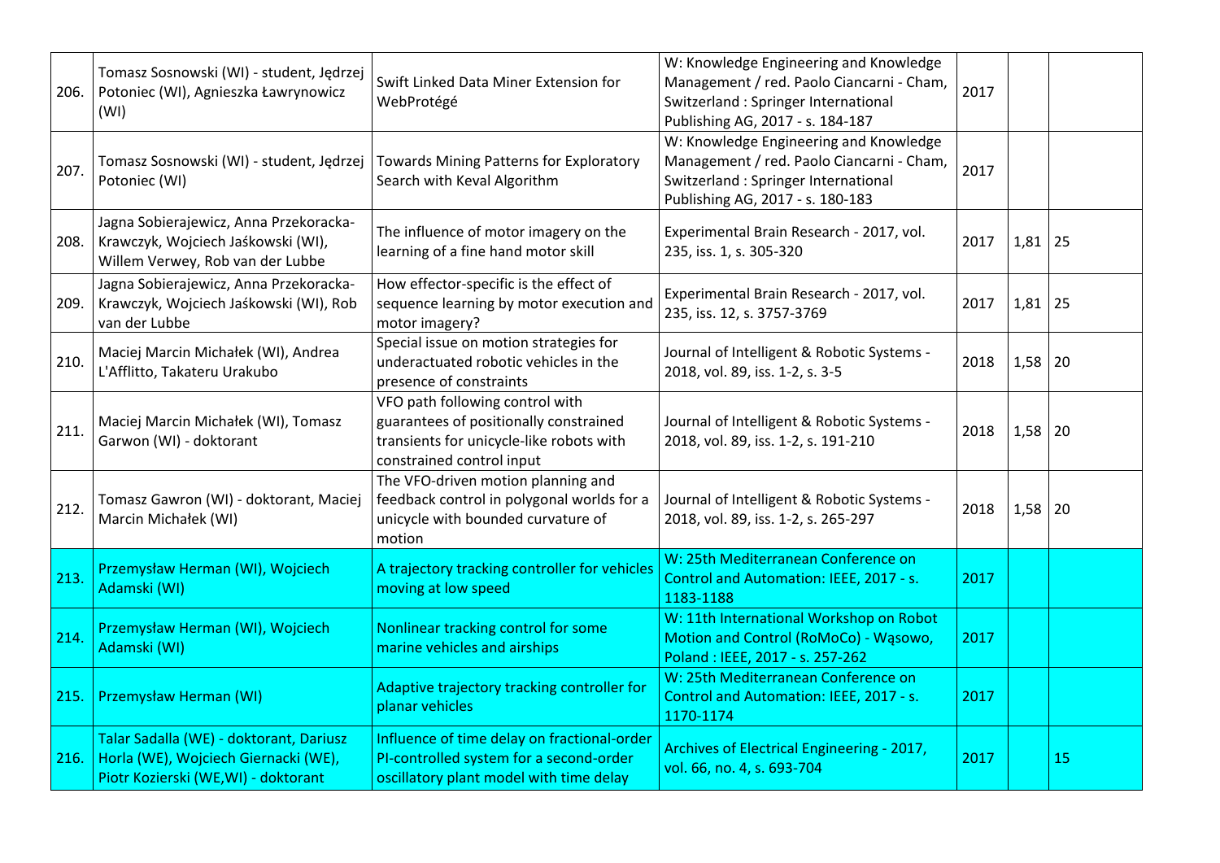| | | | | | | |
|---|---|---|---|---|---|---|
| 206. | Tomasz Sosnowski (WI) - student, Jędrzej Potoniec (WI), Agnieszka Ławrynowicz (WI) | Swift Linked Data Miner Extension for WebProtégé | W: Knowledge Engineering and Knowledge Management / red. Paolo Ciancarni - Cham, Switzerland : Springer International Publishing AG, 2017 - s. 184-187 | 2017 | | |
| 207. | Tomasz Sosnowski (WI) - student, Jędrzej Potoniec (WI) | Towards Mining Patterns for Exploratory Search with Keval Algorithm | W: Knowledge Engineering and Knowledge Management / red. Paolo Ciancarni - Cham, Switzerland : Springer International Publishing AG, 2017 - s. 180-183 | 2017 | | |
| 208. | Jagna Sobierajewicz, Anna Przekoracka-Krawczyk, Wojciech Jaśkowski (WI), Willem Verwey, Rob van der Lubbe | The influence of motor imagery on the learning of a fine hand motor skill | Experimental Brain Research - 2017, vol. 235, iss. 1, s. 305-320 | 2017 | 1,81 | 25 |
| 209. | Jagna Sobierajewicz, Anna Przekoracka-Krawczyk, Wojciech Jaśkowski (WI), Rob van der Lubbe | How effector-specific is the effect of sequence learning by motor execution and motor imagery? | Experimental Brain Research - 2017, vol. 235, iss. 12, s. 3757-3769 | 2017 | 1,81 | 25 |
| 210. | Maciej Marcin Michałek (WI), Andrea L'Afflitto, Takateru Urakubo | Special issue on motion strategies for underactuated robotic vehicles in the presence of constraints | Journal of Intelligent & Robotic Systems - 2018, vol. 89, iss. 1-2, s. 3-5 | 2018 | 1,58 | 20 |
| 211. | Maciej Marcin Michałek (WI), Tomasz Garwon (WI) - doktorant | VFO path following control with guarantees of positionally constrained transients for unicycle-like robots with constrained control input | Journal of Intelligent & Robotic Systems - 2018, vol. 89, iss. 1-2, s. 191-210 | 2018 | 1,58 | 20 |
| 212. | Tomasz Gawron (WI) - doktorant, Maciej Marcin Michałek (WI) | The VFO-driven motion planning and feedback control in polygonal worlds for a unicycle with bounded curvature of motion | Journal of Intelligent & Robotic Systems - 2018, vol. 89, iss. 1-2, s. 265-297 | 2018 | 1,58 | 20 |
| 213. | Przemysław Herman (WI), Wojciech Adamski (WI) | A trajectory tracking controller for vehicles moving at low speed | W: 25th Mediterranean Conference on Control and Automation: IEEE, 2017 - s. 1183-1188 | 2017 | | |
| 214. | Przemysław Herman (WI), Wojciech Adamski (WI) | Nonlinear tracking control for some marine vehicles and airships | W: 11th International Workshop on Robot Motion and Control (RoMoCo) - Wąsowo, Poland : IEEE, 2017 - s. 257-262 | 2017 | | |
| 215. | Przemysław Herman (WI) | Adaptive trajectory tracking controller for planar vehicles | W: 25th Mediterranean Conference on Control and Automation: IEEE, 2017 - s. 1170-1174 | 2017 | | |
| 216. | Talar Sadalla (WE) - doktorant, Dariusz Horla (WE), Wojciech Giernacki (WE), Piotr Kozierski (WE,WI) - doktorant | Influence of time delay on fractional-order PI-controlled system for a second-order oscillatory plant model with time delay | Archives of Electrical Engineering - 2017, vol. 66, no. 4, s. 693-704 | 2017 | | 15 |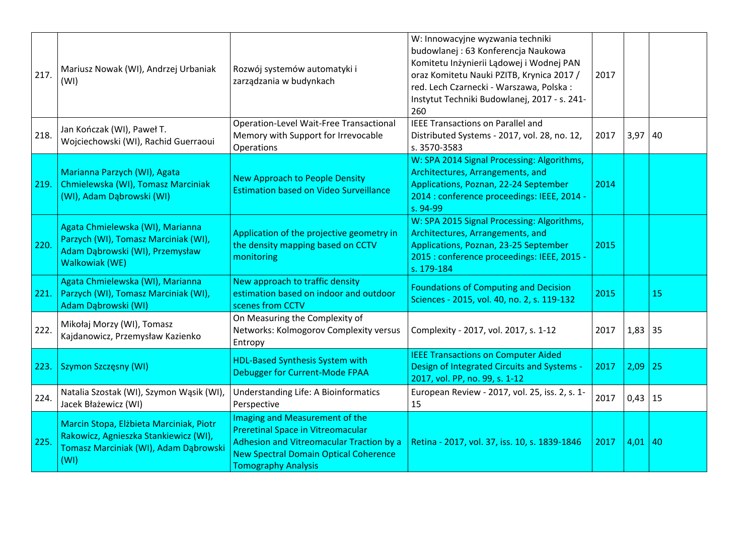| | | | | | | |
|---|---|---|---|---|---|---|
| 217. | Mariusz Nowak (WI), Andrzej Urbaniak (WI) | Rozwój systemów automatyki i zarządzania w budynkach | W: Innowacyjne wyzwania techniki budowlanej : 63 Konferencja Naukowa Komitetu Inżynierii Lądowej i Wodnej PAN oraz Komitetu Nauki PZITB, Krynica 2017 / red. Lech Czarnecki - Warszawa, Polska : Instytut Techniki Budowlanej, 2017 - s. 241-260 | 2017 | | |
| 218. | Jan Kończak (WI), Paweł T. Wojciechowski (WI), Rachid Guerraoui | Operation-Level Wait-Free Transactional Memory with Support for Irrevocable Operations | IEEE Transactions on Parallel and Distributed Systems - 2017, vol. 28, no. 12, s. 3570-3583 | 2017 | 3,97 | 40 |
| 219. | Marianna Parzych (WI), Agata Chmielewska (WI), Tomasz Marciniak (WI), Adam Dąbrowski (WI) | New Approach to People Density Estimation based on Video Surveillance | W: SPA 2014 Signal Processing: Algorithms, Architectures, Arrangements, and Applications, Poznan, 22-24 September 2014 : conference proceedings: IEEE, 2014 - s. 94-99 | 2014 | | |
| 220. | Agata Chmielewska (WI), Marianna Parzych (WI), Tomasz Marciniak (WI), Adam Dąbrowski (WI), Przemysław Walkowiak (WE) | Application of the projective geometry in the density mapping based on CCTV monitoring | W: SPA 2015 Signal Processing: Algorithms, Architectures, Arrangements, and Applications, Poznan, 23-25 September 2015 : conference proceedings: IEEE, 2015 - s. 179-184 | 2015 | | |
| 221. | Agata Chmielewska (WI), Marianna Parzych (WI), Tomasz Marciniak (WI), Adam Dąbrowski (WI) | New approach to traffic density estimation based on indoor and outdoor scenes from CCTV | Foundations of Computing and Decision Sciences - 2015, vol. 40, no. 2, s. 119-132 | 2015 | | 15 |
| 222. | Mikołaj Morzy (WI), Tomasz Kajdanowicz, Przemysław Kazienko | On Measuring the Complexity of Networks: Kolmogorov Complexity versus Entropy | Complexity - 2017, vol. 2017, s. 1-12 | 2017 | 1,83 | 35 |
| 223. | Szymon Szczęsny (WI) | HDL-Based Synthesis System with Debugger for Current-Mode FPAA | IEEE Transactions on Computer Aided Design of Integrated Circuits and Systems - 2017, vol. PP, no. 99, s. 1-12 | 2017 | 2,09 | 25 |
| 224. | Natalia Szostak (WI), Szymon Wąsik (WI), Jacek Błażewicz (WI) | Understanding Life: A Bioinformatics Perspective | European Review - 2017, vol. 25, iss. 2, s. 1-15 | 2017 | 0,43 | 15 |
| 225. | Marcin Stopa, Elżbieta Marciniak, Piotr Rakowicz, Agnieszka Stankiewicz (WI), Tomasz Marciniak (WI), Adam Dąbrowski (WI) | Imaging and Measurement of the Preretinal Space in Vitreomacular Adhesion and Vitreomacular Traction by a New Spectral Domain Optical Coherence Tomography Analysis | Retina - 2017, vol. 37, iss. 10, s. 1839-1846 | 2017 | 4,01 | 40 |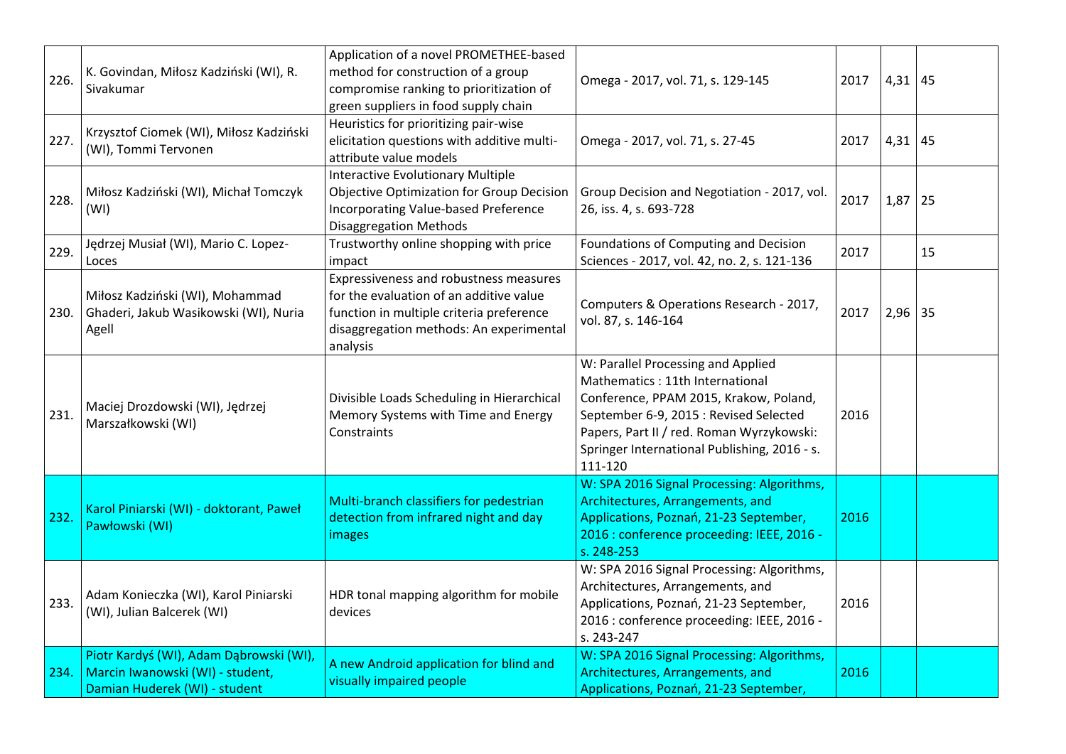| 226. | K. Govindan, Miłosz Kadziński (WI), R. Sivakumar | Application of a novel PROMETHEE-based method for construction of a group compromise ranking to prioritization of green suppliers in food supply chain | Omega - 2017, vol. 71, s. 129-145 | 2017 | 4,31 | 45 |
|---|---|---|---|---|---|---|
| 227. | Krzysztof Ciomek (WI), Miłosz Kadziński (WI), Tommi Tervonen | Heuristics for prioritizing pair-wise elicitation questions with additive multi-attribute value models | Omega - 2017, vol. 71, s. 27-45 | 2017 | 4,31 | 45 |
| 228. | Miłosz Kadziński (WI), Michał Tomczyk (WI) | Interactive Evolutionary Multiple Objective Optimization for Group Decision Incorporating Value-based Preference Disaggregation Methods | Group Decision and Negotiation - 2017, vol. 26, iss. 4, s. 693-728 | 2017 | 1,87 | 25 |
| 229. | Jędrzej Musiał (WI), Mario C. Lopez-Loces | Trustworthy online shopping with price impact | Foundations of Computing and Decision Sciences - 2017, vol. 42, no. 2, s. 121-136 | 2017 | | 15 |
| 230. | Miłosz Kadziński (WI), Mohammad Ghaderi, Jakub Wasikowski (WI), Nuria Agell | Expressiveness and robustness measures for the evaluation of an additive value function in multiple criteria preference disaggregation methods: An experimental analysis | Computers & Operations Research - 2017, vol. 87, s. 146-164 | 2017 | 2,96 | 35 |
| 231. | Maciej Drozdowski (WI), Jędrzej Marszałkowski (WI) | Divisible Loads Scheduling in Hierarchical Memory Systems with Time and Energy Constraints | W: Parallel Processing and Applied Mathematics : 11th International Conference, PPAM 2015, Krakow, Poland, September 6-9, 2015 : Revised Selected Papers, Part II / red. Roman Wyrzykowski: Springer International Publishing, 2016 - s. 111-120 | 2016 | | |
| 232. | Karol Piniarski (WI) - doktorant, Paweł Pawłowski (WI) | Multi-branch classifiers for pedestrian detection from infrared night and day images | W: SPA 2016 Signal Processing: Algorithms, Architectures, Arrangements, and Applications, Poznań, 21-23 September, 2016 : conference proceeding: IEEE, 2016 - s. 248-253 | 2016 | | |
| 233. | Adam Konieczka (WI), Karol Piniarski (WI), Julian Balcerek (WI) | HDR tonal mapping algorithm for mobile devices | W: SPA 2016 Signal Processing: Algorithms, Architectures, Arrangements, and Applications, Poznań, 21-23 September, 2016 : conference proceeding: IEEE, 2016 - s. 243-247 | 2016 | | |
| 234. | Piotr Kardyś (WI), Adam Dąbrowski (WI), Marcin Iwanowski (WI) - student, Damian Huderek (WI) - student | A new Android application for blind and visually impaired people | W: SPA 2016 Signal Processing: Algorithms, Architectures, Arrangements, and Applications, Poznań, 21-23 September, | 2016 | | |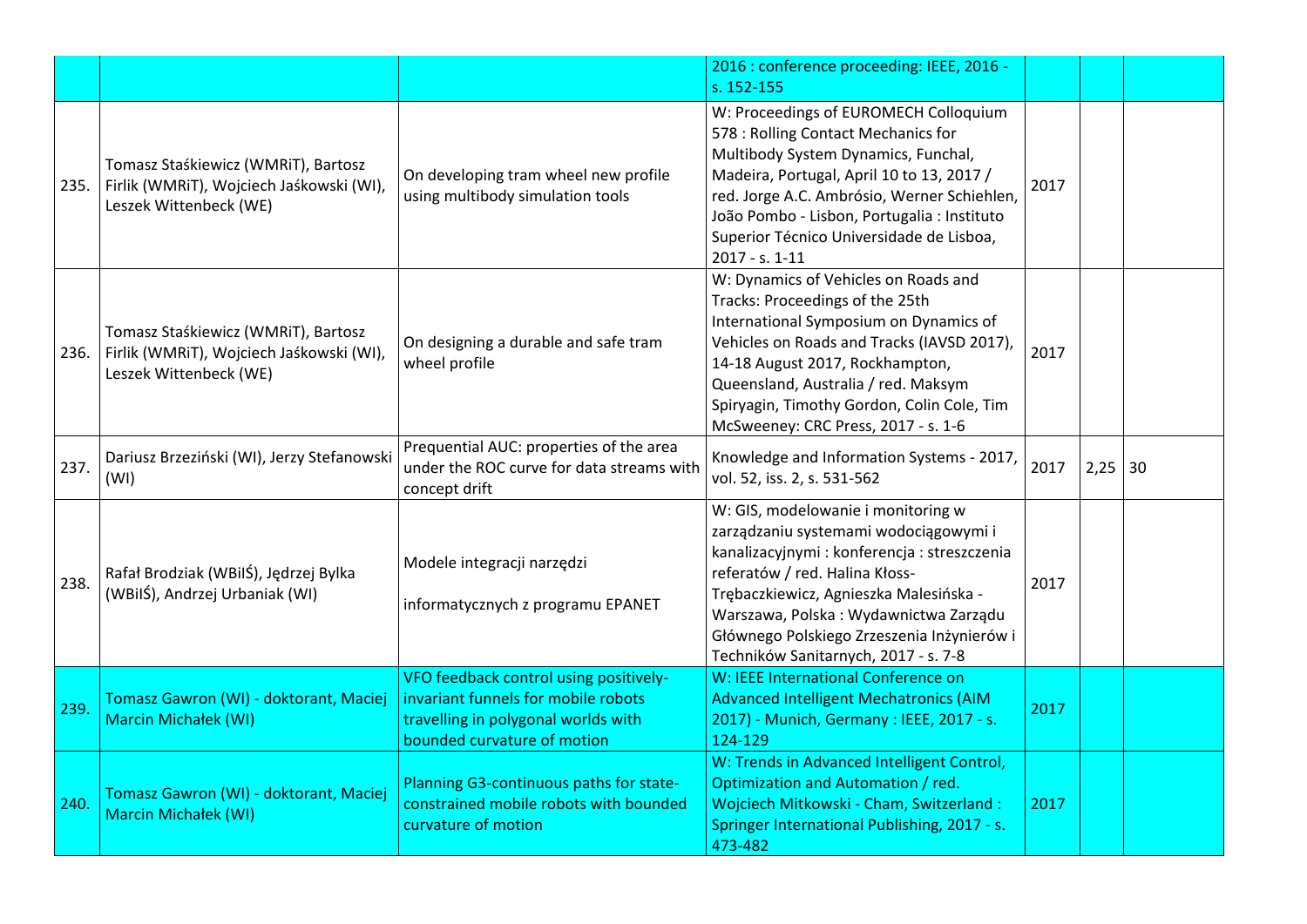| | | | | | | |
|---|---|---|---|---|---|---|
| | | | 2016 : conference proceeding: IEEE, 2016 - s. 152-155 | | | |
| 235. | Tomasz Staśkiewicz (WMRiT), Bartosz Firlik (WMRiT), Wojciech Jaśkowski (WI), Leszek Wittenbeck (WE) | On developing tram wheel new profile using multibody simulation tools | W: Proceedings of EUROMECH Colloquium 578 : Rolling Contact Mechanics for Multibody System Dynamics, Funchal, Madeira, Portugal, April 10 to 13, 2017 / red. Jorge A.C. Ambrósio, Werner Schiehlen, João Pombo - Lisbon, Portugalia : Instituto Superior Técnico Universidade de Lisboa, 2017 - s. 1-11 | 2017 | | |
| 236. | Tomasz Staśkiewicz (WMRiT), Bartosz Firlik (WMRiT), Wojciech Jaśkowski (WI), Leszek Wittenbeck (WE) | On designing a durable and safe tram wheel profile | W: Dynamics of Vehicles on Roads and Tracks: Proceedings of the 25th International Symposium on Dynamics of Vehicles on Roads and Tracks (IAVSD 2017), 14-18 August 2017, Rockhampton, Queensland, Australia / red. Maksym Spiryagin, Timothy Gordon, Colin Cole, Tim McSweeney: CRC Press, 2017 - s. 1-6 | 2017 | | |
| 237. | Dariusz Brzeziński (WI), Jerzy Stefanowski (WI) | Prequential AUC: properties of the area under the ROC curve for data streams with concept drift | Knowledge and Information Systems - 2017, vol. 52, iss. 2, s. 531-562 | 2017 | 2,25 | 30 |
| 238. | Rafał Brodziak (WBiIŚ), Jędrzej Bylka (WBiIŚ), Andrzej Urbaniak (WI) | Modele integracji narzędzi informatycznych z programu EPANET | W: GIS, modelowanie i monitoring w zarządzaniu systemami wodociągowymi i kanalizacyjnymi : konferencja : streszczenia referatów / red. Halina Kłoss-Trębaczkiewicz, Agnieszka Malesińska - Warszawa, Polska : Wydawnictwa Zarządu Głównego Polskiego Zrzeszenia Inżynierów i Techników Sanitarnych, 2017 - s. 7-8 | 2017 | | |
| 239. | Tomasz Gawron (WI) - doktorant, Maciej Marcin Michałek (WI) | VFO feedback control using positively-invariant funnels for mobile robots travelling in polygonal worlds with bounded curvature of motion | W: IEEE International Conference on Advanced Intelligent Mechatronics (AIM 2017) - Munich, Germany : IEEE, 2017 - s. 124-129 | 2017 | | |
| 240. | Tomasz Gawron (WI) - doktorant, Maciej Marcin Michałek (WI) | Planning G3-continuous paths for state-constrained mobile robots with bounded curvature of motion | W: Trends in Advanced Intelligent Control, Optimization and Automation / red. Wojciech Mitkowski - Cham, Switzerland : Springer International Publishing, 2017 - s. 473-482 | 2017 | | |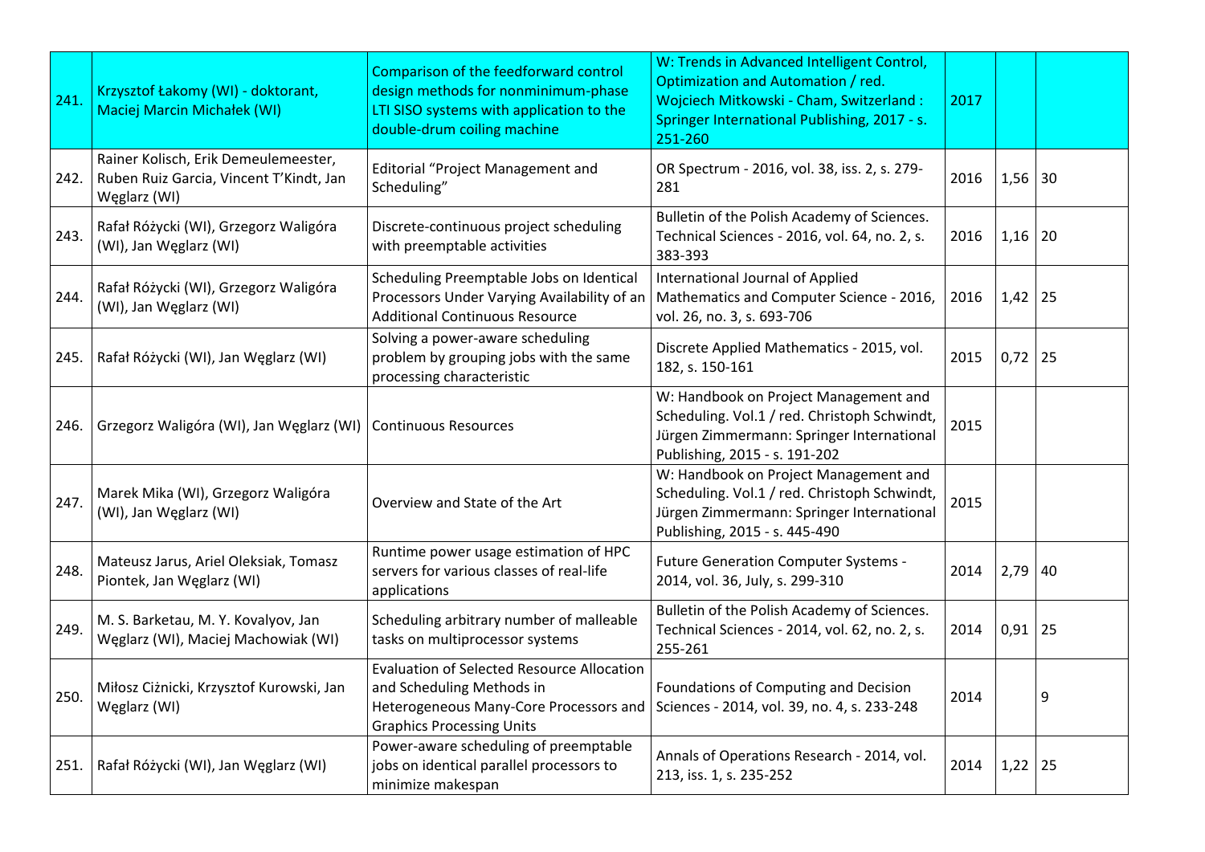| | | | | | | |
|---|---|---|---|---|---|---|
| 241. | Krzysztof Łakomy (WI) - doktorant, Maciej Marcin Michałek (WI) | Comparison of the feedforward control design methods for nonminimum-phase LTI SISO systems with application to the double-drum coiling machine | W: Trends in Advanced Intelligent Control, Optimization and Automation / red. Wojciech Mitkowski - Cham, Switzerland : Springer International Publishing, 2017 - s. 251-260 | 2017 | | |
| 242. | Rainer Kolisch, Erik Demeulemeester, Ruben Ruiz Garcia, Vincent T'Kindt, Jan Węglarz (WI) | Editorial "Project Management and Scheduling" | OR Spectrum - 2016, vol. 38, iss. 2, s. 279-281 | 2016 | 1,56 | 30 |
| 243. | Rafał Różycki (WI), Grzegorz Waligóra (WI), Jan Węglarz (WI) | Discrete-continuous project scheduling with preemptable activities | Bulletin of the Polish Academy of Sciences. Technical Sciences - 2016, vol. 64, no. 2, s. 383-393 | 2016 | 1,16 | 20 |
| 244. | Rafał Różycki (WI), Grzegorz Waligóra (WI), Jan Węglarz (WI) | Scheduling Preemptable Jobs on Identical Processors Under Varying Availability of an Additional Continuous Resource | International Journal of Applied Mathematics and Computer Science - 2016, vol. 26, no. 3, s. 693-706 | 2016 | 1,42 | 25 |
| 245. | Rafał Różycki (WI), Jan Węglarz (WI) | Solving a power-aware scheduling problem by grouping jobs with the same processing characteristic | Discrete Applied Mathematics - 2015, vol. 182, s. 150-161 | 2015 | 0,72 | 25 |
| 246. | Grzegorz Waligóra (WI), Jan Węglarz (WI) | Continuous Resources | W: Handbook on Project Management and Scheduling. Vol.1 / red. Christoph Schwindt, Jürgen Zimmermann: Springer International Publishing, 2015 - s. 191-202 | 2015 | | |
| 247. | Marek Mika (WI), Grzegorz Waligóra (WI), Jan Węglarz (WI) | Overview and State of the Art | W: Handbook on Project Management and Scheduling. Vol.1 / red. Christoph Schwindt, Jürgen Zimmermann: Springer International Publishing, 2015 - s. 445-490 | 2015 | | |
| 248. | Mateusz Jarus, Ariel Oleksiak, Tomasz Piontek, Jan Węglarz (WI) | Runtime power usage estimation of HPC servers for various classes of real-life applications | Future Generation Computer Systems - 2014, vol. 36, July, s. 299-310 | 2014 | 2,79 | 40 |
| 249. | M. S. Barketau, M. Y. Kovalyov, Jan Węglarz (WI), Maciej Machowiak (WI) | Scheduling arbitrary number of malleable tasks on multiprocessor systems | Bulletin of the Polish Academy of Sciences. Technical Sciences - 2014, vol. 62, no. 2, s. 255-261 | 2014 | 0,91 | 25 |
| 250. | Miłosz Ciżnicki, Krzysztof Kurowski, Jan Węglarz (WI) | Evaluation of Selected Resource Allocation and Scheduling Methods in Heterogeneous Many-Core Processors and Graphics Processing Units | Foundations of Computing and Decision Sciences - 2014, vol. 39, no. 4, s. 233-248 | 2014 | | 9 |
| 251. | Rafał Różycki (WI), Jan Węglarz (WI) | Power-aware scheduling of preemptable jobs on identical parallel processors to minimize makespan | Annals of Operations Research - 2014, vol. 213, iss. 1, s. 235-252 | 2014 | 1,22 | 25 |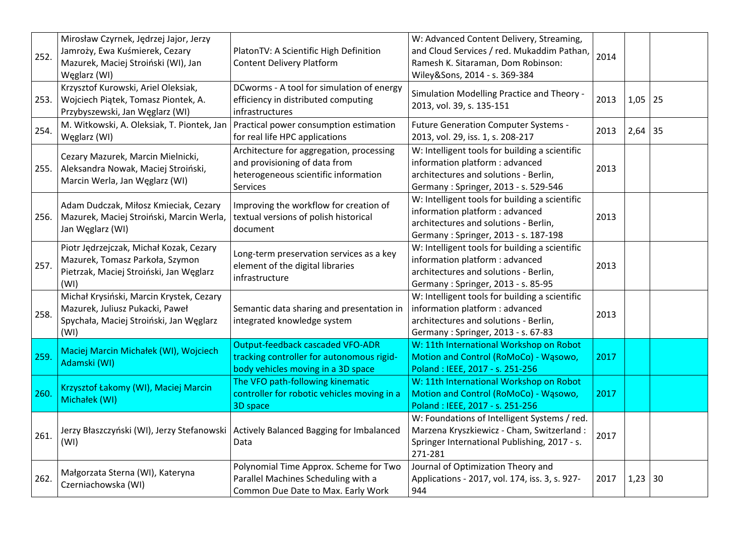| | | | | | | |
|---|---|---|---|---|---|---|
| 252. | Mirosław Czyrnek, Jędrzej Jajor, Jerzy Jamroży, Ewa Kuśmierek, Cezary Mazurek, Maciej Stroiński (WI), Jan Węglarz (WI) | PlatonTV: A Scientific High Definition Content Delivery Platform | W: Advanced Content Delivery, Streaming, and Cloud Services / red. Mukaddim Pathan, Ramesh K. Sitaraman, Dom Robinson: Wiley&Sons, 2014 - s. 369-384 | 2014 | | |
| 253. | Krzysztof Kurowski, Ariel Oleksiak, Wojciech Piątek, Tomasz Piontek, A. Przybyszewski, Jan Węglarz (WI) | DCworms - A tool for simulation of energy efficiency in distributed computing infrastructures | Simulation Modelling Practice and Theory - 2013, vol. 39, s. 135-151 | 2013 | 1,05 | 25 |
| 254. | M. Witkowski, A. Oleksiak, T. Piontek, Jan Węglarz (WI) | Practical power consumption estimation for real life HPC applications | Future Generation Computer Systems - 2013, vol. 29, iss. 1, s. 208-217 | 2013 | 2,64 | 35 |
| 255. | Cezary Mazurek, Marcin Mielnicki, Aleksandra Nowak, Maciej Stroiński, Marcin Werla, Jan Węglarz (WI) | Architecture for aggregation, processing and provisioning of data from heterogeneous scientific information Services | W: Intelligent tools for building a scientific information platform : advanced architectures and solutions - Berlin, Germany : Springer, 2013 - s. 529-546 | 2013 | | |
| 256. | Adam Dudczak, Miłosz Kmieciak, Cezary Mazurek, Maciej Stroiński, Marcin Werla, Jan Węglarz (WI) | Improving the workflow for creation of textual versions of polish historical document | W: Intelligent tools for building a scientific information platform : advanced architectures and solutions - Berlin, Germany : Springer, 2013 - s. 187-198 | 2013 | | |
| 257. | Piotr Jędrzejczak, Michał Kozak, Cezary Mazurek, Tomasz Parkoła, Szymon Pietrzak, Maciej Stroiński, Jan Węglarz (WI) | Long-term preservation services as a key element of the digital libraries infrastructure | W: Intelligent tools for building a scientific information platform : advanced architectures and solutions - Berlin, Germany : Springer, 2013 - s. 85-95 | 2013 | | |
| 258. | Michał Krysiński, Marcin Krystek, Cezary Mazurek, Juliusz Pukacki, Paweł Spychała, Maciej Stroiński, Jan Węglarz (WI) | Semantic data sharing and presentation in integrated knowledge system | W: Intelligent tools for building a scientific information platform : advanced architectures and solutions - Berlin, Germany : Springer, 2013 - s. 67-83 | 2013 | | |
| 259. | Maciej Marcin Michałek (WI), Wojciech Adamski (WI) | Output-feedback cascaded VFO-ADR tracking controller for autonomous rigid-body vehicles moving in a 3D space | W: 11th International Workshop on Robot Motion and Control (RoMoCo) - Wąsowo, Poland : IEEE, 2017 - s. 251-256 | 2017 | | |
| 260. | Krzysztof Łakomy (WI), Maciej Marcin Michałek (WI) | The VFO path-following kinematic controller for robotic vehicles moving in a 3D space | W: 11th International Workshop on Robot Motion and Control (RoMoCo) - Wąsowo, Poland : IEEE, 2017 - s. 251-256 | 2017 | | |
| 261. | Jerzy Błaszczyński (WI), Jerzy Stefanowski (WI) | Actively Balanced Bagging for Imbalanced Data | W: Foundations of Intelligent Systems / red. Marzena Kryszkiewicz - Cham, Switzerland : Springer International Publishing, 2017 - s. 271-281 | 2017 | | |
| 262. | Małgorzata Sterna (WI), Kateryna Czerniachowska (WI) | Polynomial Time Approx. Scheme for Two Parallel Machines Scheduling with a Common Due Date to Max. Early Work | Journal of Optimization Theory and Applications - 2017, vol. 174, iss. 3, s. 927-944 | 2017 | 1,23 | 30 |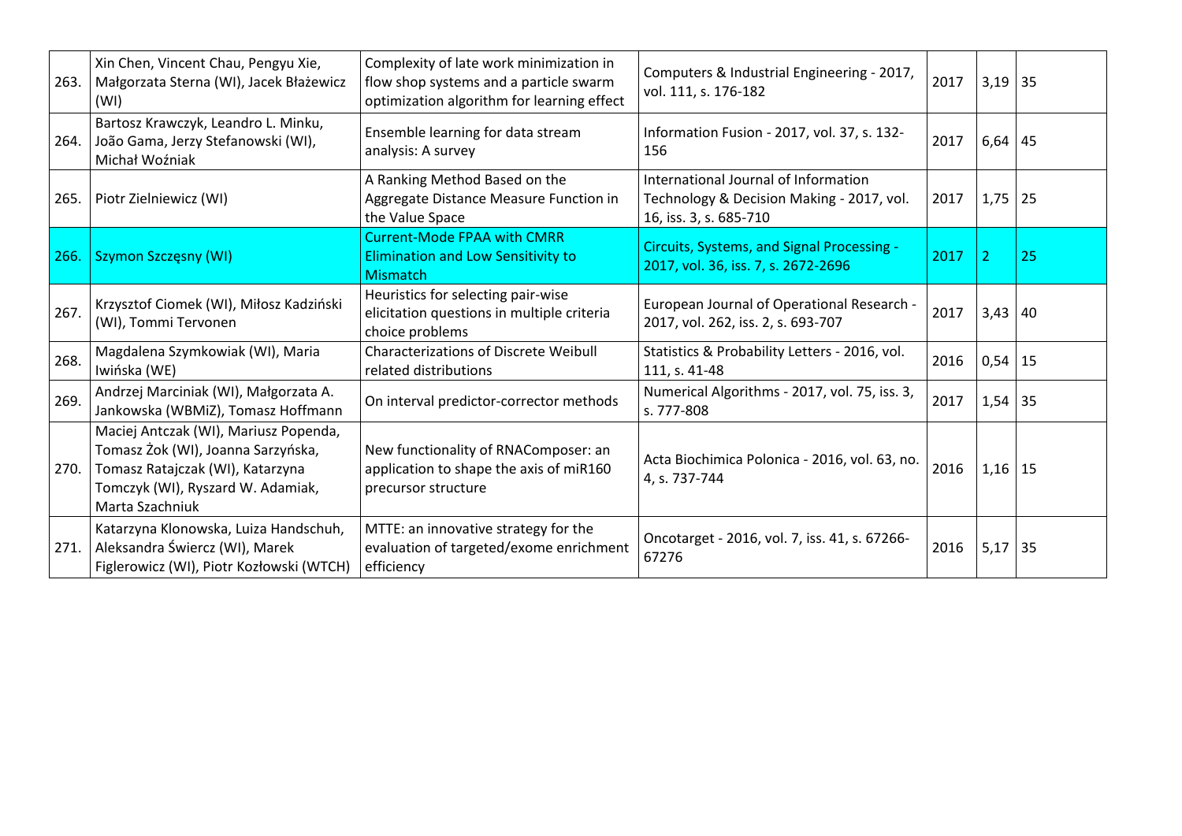| | | | | | | |
|---|---|---|---|---|---|---|
| 263. | Xin Chen, Vincent Chau, Pengyu Xie, Małgorzata Sterna (WI), Jacek Błażewicz (WI) | Complexity of late work minimization in flow shop systems and a particle swarm optimization algorithm for learning effect | Computers & Industrial Engineering - 2017, vol. 111, s. 176-182 | 2017 | 3,19 | 35 |
| 264. | Bartosz Krawczyk, Leandro L. Minku, João Gama, Jerzy Stefanowski (WI), Michał Woźniak | Ensemble learning for data stream analysis: A survey | Information Fusion - 2017, vol. 37, s. 132-156 | 2017 | 6,64 | 45 |
| 265. | Piotr Zielniewicz (WI) | A Ranking Method Based on the Aggregate Distance Measure Function in the Value Space | International Journal of Information Technology & Decision Making - 2017, vol. 16, iss. 3, s. 685-710 | 2017 | 1,75 | 25 |
| 266. | Szymon Szczęsny (WI) | Current-Mode FPAA with CMRR Elimination and Low Sensitivity to Mismatch | Circuits, Systems, and Signal Processing - 2017, vol. 36, iss. 7, s. 2672-2696 | 2017 | 2 | 25 |
| 267. | Krzysztof Ciomek (WI), Miłosz Kadziński (WI), Tommi Tervonen | Heuristics for selecting pair-wise elicitation questions in multiple criteria choice problems | European Journal of Operational Research - 2017, vol. 262, iss. 2, s. 693-707 | 2017 | 3,43 | 40 |
| 268. | Magdalena Szymkowiak (WI), Maria Iwińska (WE) | Characterizations of Discrete Weibull related distributions | Statistics & Probability Letters - 2016, vol. 111, s. 41-48 | 2016 | 0,54 | 15 |
| 269. | Andrzej Marciniak (WI), Małgorzata A. Jankowska (WBMiZ), Tomasz Hoffmann | On interval predictor-corrector methods | Numerical Algorithms - 2017, vol. 75, iss. 3, s. 777-808 | 2017 | 1,54 | 35 |
| 270. | Maciej Antczak (WI), Mariusz Popenda, Tomasz Żok (WI), Joanna Sarzyńska, Tomasz Ratajczak (WI), Katarzyna Tomczyk (WI), Ryszard W. Adamiak, Marta Szachniuk | New functionality of RNAComposer: an application to shape the axis of miR160 precursor structure | Acta Biochimica Polonica - 2016, vol. 63, no. 4, s. 737-744 | 2016 | 1,16 | 15 |
| 271. | Katarzyna Klonowska, Luiza Handschuh, Aleksandra Świercz (WI), Marek Figlerowicz (WI), Piotr Kozłowski (WTCH) | MTTE: an innovative strategy for the evaluation of targeted/exome enrichment efficiency | Oncotarget - 2016, vol. 7, iss. 41, s. 67266-67276 | 2016 | 5,17 | 35 |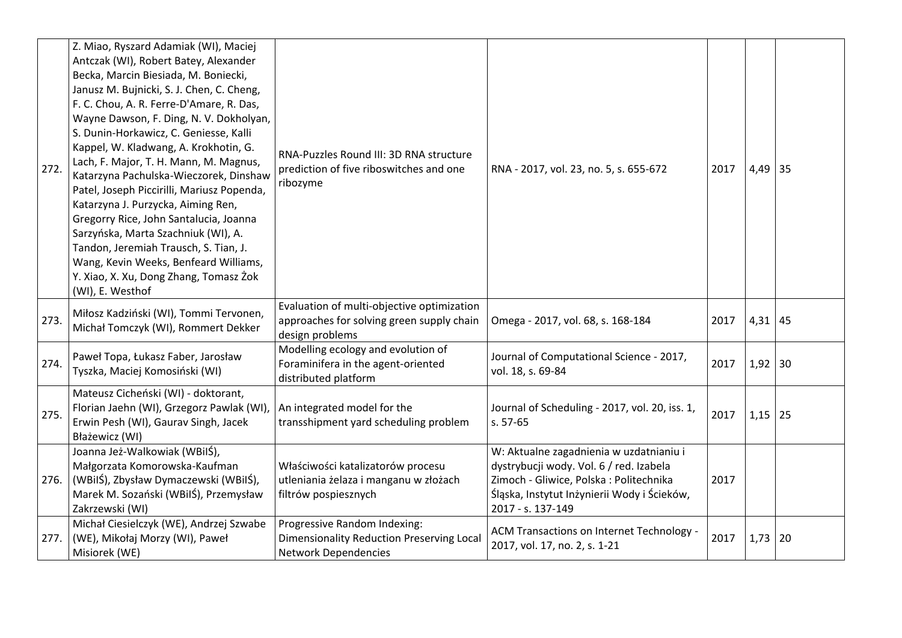| | | | | | | |
|---|---|---|---|---|---|---|
| 272. | Z. Miao, Ryszard Adamiak (WI), Maciej Antczak (WI), Robert Batey, Alexander Becka, Marcin Biesiada, M. Boniecki, Janusz M. Bujnicki, S. J. Chen, C. Cheng, F. C. Chou, A. R. Ferre-D'Amare, R. Das, Wayne Dawson, F. Ding, N. V. Dokholyan, S. Dunin-Horkawicz, C. Geniesse, Kalli Kappel, W. Kladwang, A. Krokhotin, G. Lach, F. Major, T. H. Mann, M. Magnus, Katarzyna Pachulska-Wieczorek, Dinshaw Patel, Joseph Piccirilli, Mariusz Popenda, Katarzyna J. Purzycka, Aiming Ren, Gregorry Rice, John Santalucia, Joanna Sarzyńska, Marta Szachniuk (WI), A. Tandon, Jeremiah Trausch, S. Tian, J. Wang, Kevin Weeks, Benfeard Williams, Y. Xiao, X. Xu, Dong Zhang, Tomasz Żok (WI), E. Westhof | RNA-Puzzles Round III: 3D RNA structure prediction of five riboswitches and one ribozyme | RNA - 2017, vol. 23, no. 5, s. 655-672 | 2017 | 4,49 | 35 |
| 273. | Miłosz Kadziński (WI), Tommi Tervonen, Michał Tomczyk (WI), Rommert Dekker | Evaluation of multi-objective optimization approaches for solving green supply chain design problems | Omega - 2017, vol. 68, s. 168-184 | 2017 | 4,31 | 45 |
| 274. | Paweł Topa, Łukasz Faber, Jarosław Tyszka, Maciej Komosiński (WI) | Modelling ecology and evolution of Foraminifera in the agent-oriented distributed platform | Journal of Computational Science - 2017, vol. 18, s. 69-84 | 2017 | 1,92 | 30 |
| 275. | Mateusz Cicheński (WI) - doktorant, Florian Jaehn (WI), Grzegorz Pawlak (WI), Erwin Pesh (WI), Gaurav Singh, Jacek Błażewicz (WI) | An integrated model for the transshipment yard scheduling problem | Journal of Scheduling - 2017, vol. 20, iss. 1, s. 57-65 | 2017 | 1,15 | 25 |
| 276. | Joanna Jeż-Walkowiak (WBiIŚ), Małgorzata Komorowska-Kaufman (WBiIŚ), Zbysław Dymaczewski (WBiIŚ), Marek M. Sozański (WBiIŚ), Przemysław Zakrzewski (WI) | Właściwości katalizatorów procesu utleniania żelaza i manganu w złożach filtrów pospiesznych | W: Aktualne zagadnienia w uzdatnianiu i dystrybucji wody. Vol. 6 / red. Izabela Zimoch - Gliwice, Polska : Politechnika Śląska, Instytut Inżynierii Wody i Ścieków, 2017 - s. 137-149 | 2017 | | |
| 277. | Michał Ciesielczyk (WE), Andrzej Szwabe (WE), Mikołaj Morzy (WI), Paweł Misiorek (WE) | Progressive Random Indexing: Dimensionality Reduction Preserving Local Network Dependencies | ACM Transactions on Internet Technology - 2017, vol. 17, no. 2, s. 1-21 | 2017 | 1,73 | 20 |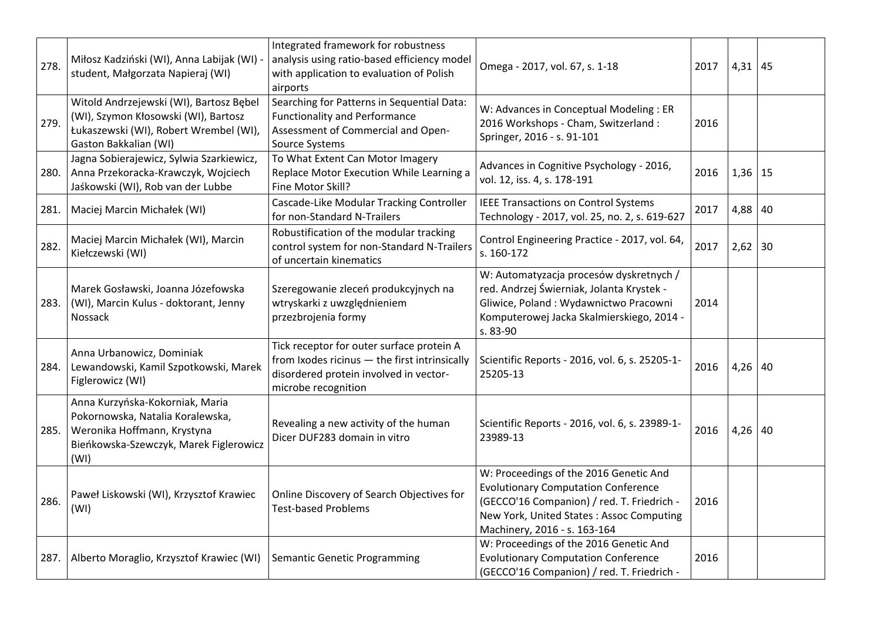| | | | | | | |
|---|---|---|---|---|---|---|
| 278. | Miłosz Kadziński (WI), Anna Labijak (WI) - student, Małgorzata Napieraj (WI) | Integrated framework for robustness analysis using ratio-based efficiency model with application to evaluation of Polish airports | Omega - 2017, vol. 67, s. 1-18 | 2017 | 4,31 | 45 |
| 279. | Witold Andrzejewski (WI), Bartosz Bębel (WI), Szymon Kłosowski (WI), Bartosz Łukaszewski (WI), Robert Wrembel (WI), Gaston Bakkalian (WI) | Searching for Patterns in Sequential Data: Functionality and Performance Assessment of Commercial and Open-Source Systems | W: Advances in Conceptual Modeling : ER 2016 Workshops - Cham, Switzerland : Springer, 2016 - s. 91-101 | 2016 | | |
| 280. | Jagna Sobierajewicz, Sylwia Szarkiewicz, Anna Przekoracka-Krawczyk, Wojciech Jaśkowski (WI), Rob van der Lubbe | To What Extent Can Motor Imagery Replace Motor Execution While Learning a Fine Motor Skill? | Advances in Cognitive Psychology - 2016, vol. 12, iss. 4, s. 178-191 | 2016 | 1,36 | 15 |
| 281. | Maciej Marcin Michałek (WI) | Cascade-Like Modular Tracking Controller for non-Standard N-Trailers | IEEE Transactions on Control Systems Technology - 2017, vol. 25, no. 2, s. 619-627 | 2017 | 4,88 | 40 |
| 282. | Maciej Marcin Michałek (WI), Marcin Kiełczewski (WI) | Robustification of the modular tracking control system for non-Standard N-Trailers of uncertain kinematics | Control Engineering Practice - 2017, vol. 64, s. 160-172 | 2017 | 2,62 | 30 |
| 283. | Marek Gosławski, Joanna Józefowska (WI), Marcin Kulus - doktorant, Jenny Nossack | Szeregowanie zleceń produkcyjnych na wtryskarki z uwzględnieniem przezbrojenia formy | W: Automatyzacja procesów dyskretnych / red. Andrzej Świerniak, Jolanta Krystek - Gliwice, Poland : Wydawnictwo Pracowni Komputerowej Jacka Skalmierskiego, 2014 - s. 83-90 | 2014 | | |
| 284. | Anna Urbanowicz, Dominiak Lewandowski, Kamil Szpotkowski, Marek Figlerowicz (WI) | Tick receptor for outer surface protein A from Ixodes ricinus — the first intrinsically disordered protein involved in vector-microbe recognition | Scientific Reports - 2016, vol. 6, s. 25205-1-25205-13 | 2016 | 4,26 | 40 |
| 285. | Anna Kurzyńska-Kokorniak, Maria Pokornowska, Natalia Koralewska, Weronika Hoffmann, Krystyna Bieńkowska-Szewczyk, Marek Figlerowicz (WI) | Revealing a new activity of the human Dicer DUF283 domain in vitro | Scientific Reports - 2016, vol. 6, s. 23989-1-23989-13 | 2016 | 4,26 | 40 |
| 286. | Paweł Liskowski (WI), Krzysztof Krawiec (WI) | Online Discovery of Search Objectives for Test-based Problems | W: Proceedings of the 2016 Genetic And Evolutionary Computation Conference (GECCO'16 Companion) / red. T. Friedrich - New York, United States : Assoc Computing Machinery, 2016 - s. 163-164 | 2016 | | |
| 287. | Alberto Moraglio, Krzysztof Krawiec (WI) | Semantic Genetic Programming | W: Proceedings of the 2016 Genetic And Evolutionary Computation Conference (GECCO'16 Companion) / red. T. Friedrich - | 2016 | | |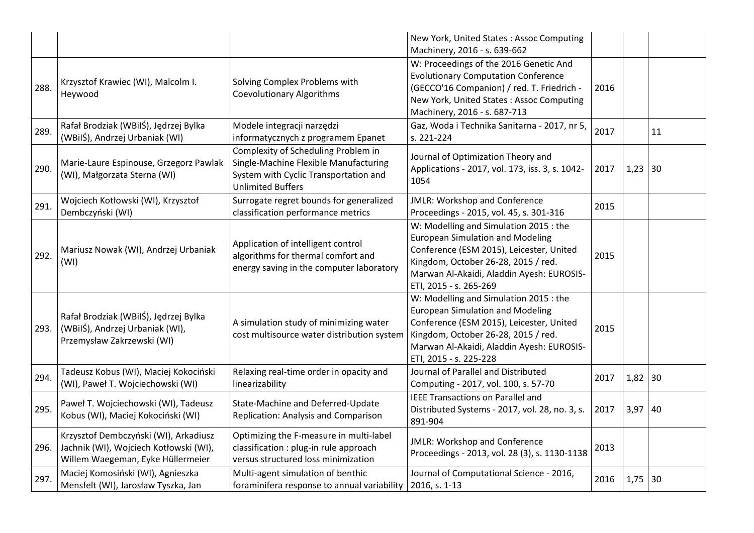| | | | | | | |
|---|---|---|---|---|---|---|
| | | | New York, United States : Assoc Computing Machinery, 2016 - s. 639-662 | | | |
| 288. | Krzysztof Krawiec (WI), Malcolm I. Heywood | Solving Complex Problems with Coevolutionary Algorithms | W: Proceedings of the 2016 Genetic And Evolutionary Computation Conference (GECCO'16 Companion) / red. T. Friedrich - New York, United States : Assoc Computing Machinery, 2016 - s. 687-713 | 2016 | | |
| 289. | Rafał Brodziak (WBiIŚ), Jędrzej Bylka (WBiIŚ), Andrzej Urbaniak (WI) | Modele integracji narzędzi informatycznych z programem Epanet | Gaz, Woda i Technika Sanitarna - 2017, nr 5, s. 221-224 | 2017 | | 11 |
| 290. | Marie-Laure Espinouse, Grzegorz Pawlak (WI), Małgorzata Sterna (WI) | Complexity of Scheduling Problem in Single-Machine Flexible Manufacturing System with Cyclic Transportation and Unlimited Buffers | Journal of Optimization Theory and Applications - 2017, vol. 173, iss. 3, s. 1042-1054 | 2017 | 1,23 | 30 |
| 291. | Wojciech Kotłowski (WI), Krzysztof Dembczyński (WI) | Surrogate regret bounds for generalized classification performance metrics | JMLR: Workshop and Conference Proceedings - 2015, vol. 45, s. 301-316 | 2015 | | |
| 292. | Mariusz Nowak (WI), Andrzej Urbaniak (WI) | Application of intelligent control algorithms for thermal comfort and energy saving in the computer laboratory | W: Modelling and Simulation 2015 : the European Simulation and Modeling Conference (ESM 2015), Leicester, United Kingdom, October 26-28, 2015 / red. Marwan Al-Akaidi, Aladdin Ayesh: EUROSIS-ETI, 2015 - s. 265-269 | 2015 | | |
| 293. | Rafał Brodziak (WBiIŚ), Jędrzej Bylka (WBiIŚ), Andrzej Urbaniak (WI), Przemysław Zakrzewski (WI) | A simulation study of minimizing water cost multisource water distribution system | W: Modelling and Simulation 2015 : the European Simulation and Modeling Conference (ESM 2015), Leicester, United Kingdom, October 26-28, 2015 / red. Marwan Al-Akaidi, Aladdin Ayesh: EUROSIS-ETI, 2015 - s. 225-228 | 2015 | | |
| 294. | Tadeusz Kobus (WI), Maciej Kokociński (WI), Paweł T. Wojciechowski (WI) | Relaxing real-time order in opacity and linearizability | Journal of Parallel and Distributed Computing - 2017, vol. 100, s. 57-70 | 2017 | 1,82 | 30 |
| 295. | Paweł T. Wojciechowski (WI), Tadeusz Kobus (WI), Maciej Kokociński (WI) | State-Machine and Deferred-Update Replication: Analysis and Comparison | IEEE Transactions on Parallel and Distributed Systems - 2017, vol. 28, no. 3, s. 891-904 | 2017 | 3,97 | 40 |
| 296. | Krzysztof Dembczyński (WI), Arkadiusz Jachnik (WI), Wojciech Kotłowski (WI), Willem Waegeman, Eyke Hüllermeier | Optimizing the F-measure in multi-label classification : plug-in rule approach versus structured loss minimization | JMLR: Workshop and Conference Proceedings - 2013, vol. 28 (3), s. 1130-1138 | 2013 | | |
| 297. | Maciej Komosiński (WI), Agnieszka Mensfelt (WI), Jarosław Tyszka, Jan | Multi-agent simulation of benthic foraminifera response to annual variability | Journal of Computational Science - 2016, 2016, s. 1-13 | 2016 | 1,75 | 30 |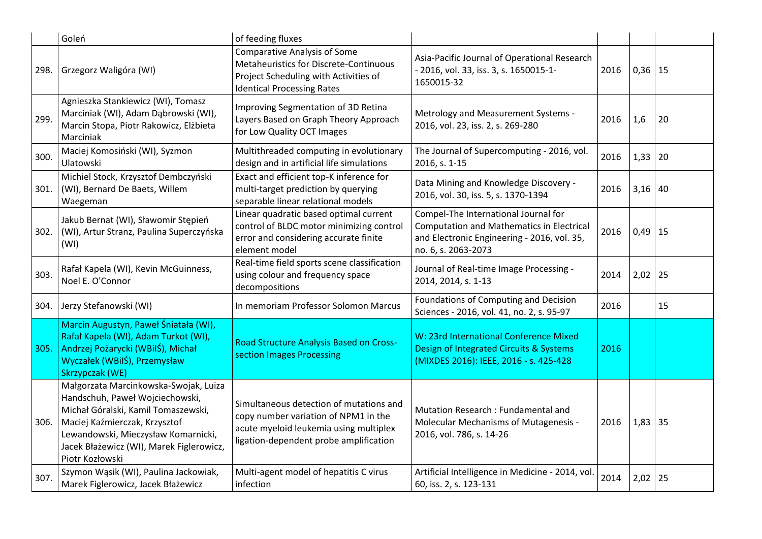|  | Goleń | of feeding fluxes |  |  |  |  |
|---|---|---|---|---|---|---|
| 298. | Grzegorz Waligóra (WI) | Comparative Analysis of Some Metaheuristics for Discrete-Continuous Project Scheduling with Activities of Identical Processing Rates | Asia-Pacific Journal of Operational Research - 2016, vol. 33, iss. 3, s. 1650015-1-1650015-32 | 2016 | 0,36 | 15 |
| 299. | Agnieszka Stankiewicz (WI), Tomasz Marciniak (WI), Adam Dąbrowski (WI), Marcin Stopa, Piotr Rakowicz, Elżbieta Marciniak | Improving Segmentation of 3D Retina Layers Based on Graph Theory Approach for Low Quality OCT Images | Metrology and Measurement Systems - 2016, vol. 23, iss. 2, s. 269-280 | 2016 | 1,6 | 20 |
| 300. | Maciej Komosiński (WI), Szymon Ulatowski | Multithreaded computing in evolutionary design and in artificial life simulations | The Journal of Supercomputing - 2016, vol. 2016, s. 1-15 | 2016 | 1,33 | 20 |
| 301. | Michiel Stock, Krzysztof Dembczyński (WI), Bernard De Baets, Willem Waegeman | Exact and efficient top-K inference for multi-target prediction by querying separable linear relational models | Data Mining and Knowledge Discovery - 2016, vol. 30, iss. 5, s. 1370-1394 | 2016 | 3,16 | 40 |
| 302. | Jakub Bernat (WI), Sławomir Stępień (WI), Artur Stranz, Paulina Superczyńska (WI) | Linear quadratic based optimal current control of BLDC motor minimizing control error and considering accurate finite element model | Compel-The International Journal for Computation and Mathematics in Electrical and Electronic Engineering - 2016, vol. 35, no. 6, s. 2063-2073 | 2016 | 0,49 | 15 |
| 303. | Rafał Kapela (WI), Kevin McGuinness, Noel E. O'Connor | Real-time field sports scene classification using colour and frequency space decompositions | Journal of Real-time Image Processing - 2014, 2014, s. 1-13 | 2014 | 2,02 | 25 |
| 304. | Jerzy Stefanowski (WI) | In memoriam Professor Solomon Marcus | Foundations of Computing and Decision Sciences - 2016, vol. 41, no. 2, s. 95-97 | 2016 |  | 15 |
| 305. | Marcin Augustyn, Paweł Śniatała (WI), Rafał Kapela (WI), Adam Turkot (WI), Andrzej Pożarycki (WBiIŚ), Michał Wyczałek (WBiIŚ), Przemysław Skrzypczak (WE) | Road Structure Analysis Based on Cross-section Images Processing | W: 23rd International Conference Mixed Design of Integrated Circuits & Systems (MIXDES 2016): IEEE, 2016 - s. 425-428 | 2016 |  |  |
| 306. | Małgorzata Marcinkowska-Swojak, Luiza Handschuh, Paweł Wojciechowski, Michał Góralski, Kamil Tomaszewski, Maciej Kaźmierczak, Krzysztof Lewandowski, Mieczysław Komarnicki, Jacek Błażewicz (WI), Marek Figlerowicz, Piotr Kozłowski | Simultaneous detection of mutations and copy number variation of NPM1 in the acute myeloid leukemia using multiplex ligation-dependent probe amplification | Mutation Research : Fundamental and Molecular Mechanisms of Mutagenesis - 2016, vol. 786, s. 14-26 | 2016 | 1,83 | 35 |
| 307. | Szymon Wąsik (WI), Paulina Jackowiak, Marek Figlerowicz, Jacek Błażewicz | Multi-agent model of hepatitis C virus infection | Artificial Intelligence in Medicine - 2014, vol. 60, iss. 2, s. 123-131 | 2014 | 2,02 | 25 |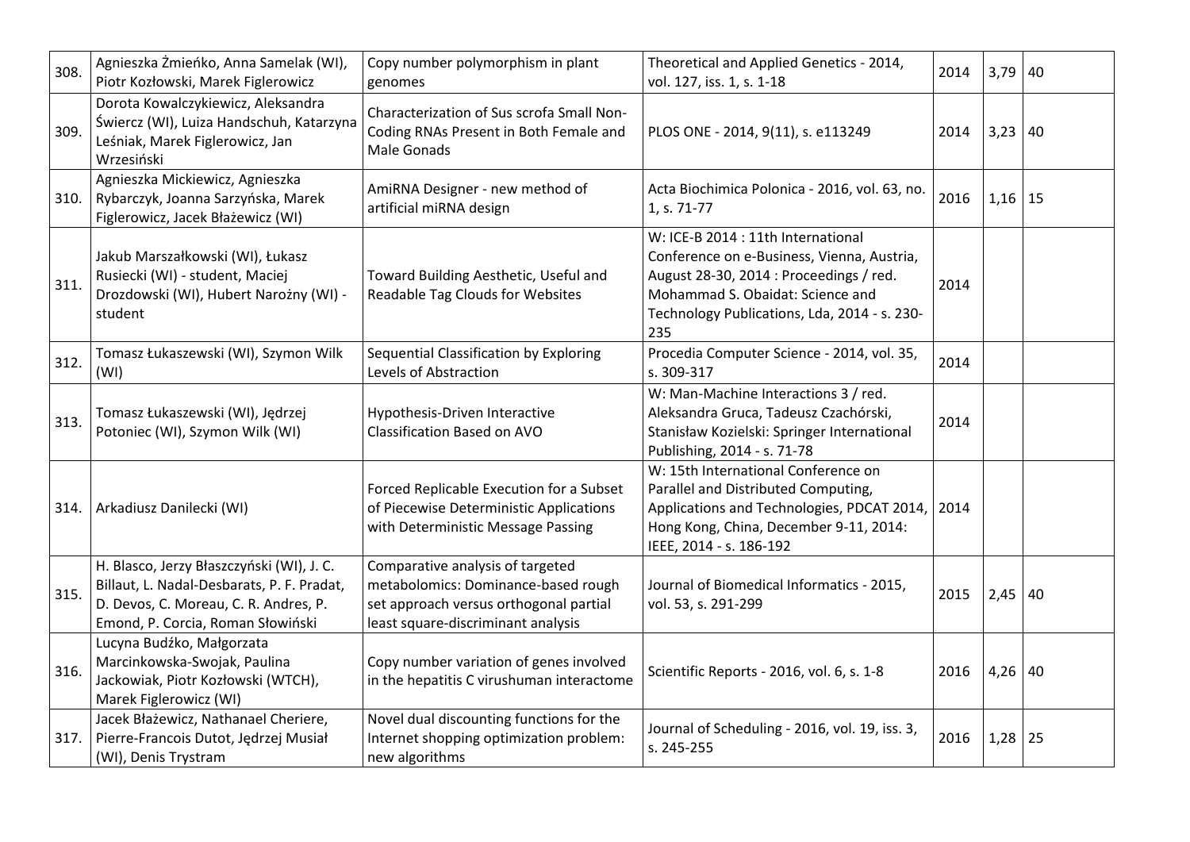| | | | | | | |
|---|---|---|---|---|---|---|
| 308. | Agnieszka Żmieńko, Anna Samelak (WI), Piotr Kozłowski, Marek Figlerowicz | Copy number polymorphism in plant genomes | Theoretical and Applied Genetics - 2014, vol. 127, iss. 1, s. 1-18 | 2014 | 3,79 | 40 |
| 309. | Dorota Kowalczykiewicz, Aleksandra Świercz (WI), Luiza Handschuh, Katarzyna Leśniak, Marek Figlerowicz, Jan Wrzesiński | Characterization of Sus scrofa Small Non-Coding RNAs Present in Both Female and Male Gonads | PLOS ONE - 2014, 9(11), s. e113249 | 2014 | 3,23 | 40 |
| 310. | Agnieszka Mickiewicz, Agnieszka Rybarczyk, Joanna Sarzyńska, Marek Figlerowicz, Jacek Błażewicz (WI) | AmiRNA Designer - new method of artificial miRNA design | Acta Biochimica Polonica - 2016, vol. 63, no. 1, s. 71-77 | 2016 | 1,16 | 15 |
| 311. | Jakub Marszałkowski (WI), Łukasz Rusiecki (WI) - student, Maciej Drozdowski (WI), Hubert Narożny (WI) - student | Toward Building Aesthetic, Useful and Readable Tag Clouds for Websites | W: ICE-B 2014 : 11th International Conference on e-Business, Vienna, Austria, August 28-30, 2014 : Proceedings / red. Mohammad S. Obaidat: Science and Technology Publications, Lda, 2014 - s. 230-235 | 2014 | | |
| 312. | Tomasz Łukaszewski (WI), Szymon Wilk (WI) | Sequential Classification by Exploring Levels of Abstraction | Procedia Computer Science - 2014, vol. 35, s. 309-317 | 2014 | | |
| 313. | Tomasz Łukaszewski (WI), Jędrzej Potoniec (WI), Szymon Wilk (WI) | Hypothesis-Driven Interactive Classification Based on AVO | W: Man-Machine Interactions 3 / red. Aleksandra Gruca, Tadeusz Czachórski, Stanisław Kozielski: Springer International Publishing, 2014 - s. 71-78 | 2014 | | |
| 314. | Arkadiusz Danilecki (WI) | Forced Replicable Execution for a Subset of Piecewise Deterministic Applications with Deterministic Message Passing | W: 15th International Conference on Parallel and Distributed Computing, Applications and Technologies, PDCAT 2014, Hong Kong, China, December 9-11, 2014: IEEE, 2014 - s. 186-192 | 2014 | | |
| 315. | H. Blasco, Jerzy Błaszczyński (WI), J. C. Billaut, L. Nadal-Desbarats, P. F. Pradat, D. Devos, C. Moreau, C. R. Andres, P. Emond, P. Corcia, Roman Słowiński | Comparative analysis of targeted metabolomics: Dominance-based rough set approach versus orthogonal partial least square-discriminant analysis | Journal of Biomedical Informatics - 2015, vol. 53, s. 291-299 | 2015 | 2,45 | 40 |
| 316. | Lucyna Budźko, Małgorzata Marcinkowska-Swojak, Paulina Jackowiak, Piotr Kozłowski (WTCH), Marek Figlerowicz (WI) | Copy number variation of genes involved in the hepatitis C virushuman interactome | Scientific Reports - 2016, vol. 6, s. 1-8 | 2016 | 4,26 | 40 |
| 317. | Jacek Błażewicz, Nathanael Cheriere, Pierre-Francois Dutot, Jędrzej Musiał (WI), Denis Trystram | Novel dual discounting functions for the Internet shopping optimization problem: new algorithms | Journal of Scheduling - 2016, vol. 19, iss. 3, s. 245-255 | 2016 | 1,28 | 25 |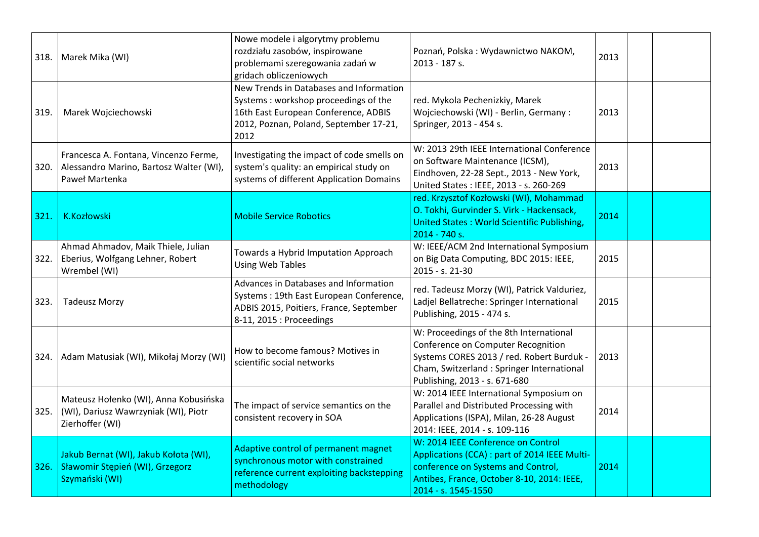| | | | | | | |
|---|---|---|---|---|---|---|
| 318. | Marek Mika (WI) | Nowe modele i algorytmy problemu rozdziału zasobów, inspirowane problemami szeregowania zadań w gridach obliczeniowych | Poznań, Polska : Wydawnictwo NAKOM, 2013 - 187 s. | 2013 | | |
| 319. | Marek Wojciechowski | New Trends in Databases and Information Systems : workshop proceedings of the 16th East European Conference, ADBIS 2012, Poznan, Poland, September 17-21, 2012 | red. Mykola Pechenizkiy, Marek Wojciechowski (WI) - Berlin, Germany : Springer, 2013 - 454 s. | 2013 | | |
| 320. | Francesca A. Fontana, Vincenzo Ferme, Alessandro Marino, Bartosz Walter (WI), Paweł Martenka | Investigating the impact of code smells on system's quality: an empirical study on systems of different Application Domains | W: 2013 29th IEEE International Conference on Software Maintenance (ICSM), Eindhoven, 22-28 Sept., 2013 - New York, United States : IEEE, 2013 - s. 260-269 | 2013 | | |
| 321. | K.Kozłowski | Mobile Service Robotics | red. Krzysztof Kozłowski (WI), Mohammad O. Tokhi, Gurvinder S. Virk - Hackensack, United States : World Scientific Publishing, 2014 - 740 s. | 2014 | | |
| 322. | Ahmad Ahmadov, Maik Thiele, Julian Eberius, Wolfgang Lehner, Robert Wrembel (WI) | Towards a Hybrid Imputation Approach Using Web Tables | W: IEEE/ACM 2nd International Symposium on Big Data Computing, BDC 2015: IEEE, 2015 - s. 21-30 | 2015 | | |
| 323. | Tadeusz Morzy | Advances in Databases and Information Systems : 19th East European Conference, ADBIS 2015, Poitiers, France, September 8-11, 2015 : Proceedings | red. Tadeusz Morzy (WI), Patrick Valduriez, Ladjel Bellatreche: Springer International Publishing, 2015 - 474 s. | 2015 | | |
| 324. | Adam Matusiak (WI), Mikołaj Morzy (WI) | How to become famous? Motives in scientific social networks | W: Proceedings of the 8th International Conference on Computer Recognition Systems CORES 2013 / red. Robert Burduk - Cham, Switzerland : Springer International Publishing, 2013 - s. 671-680 | 2013 | | |
| 325. | Mateusz Hołenko (WI), Anna Kobusińska (WI), Dariusz Wawrzyniak (WI), Piotr Zierhoffer (WI) | The impact of service semantics on the consistent recovery in SOA | W: 2014 IEEE International Symposium on Parallel and Distributed Processing with Applications (ISPA), Milan, 26-28 August 2014: IEEE, 2014 - s. 109-116 | 2014 | | |
| 326. | Jakub Bernat (WI), Jakub Kołota (WI), Sławomir Stępień (WI), Grzegorz Szymański (WI) | Adaptive control of permanent magnet synchronous motor with constrained reference current exploiting backstepping methodology | W: 2014 IEEE Conference on Control Applications (CCA) : part of 2014 IEEE Multi-conference on Systems and Control, Antibes, France, October 8-10, 2014: IEEE, 2014 - s. 1545-1550 | 2014 | | |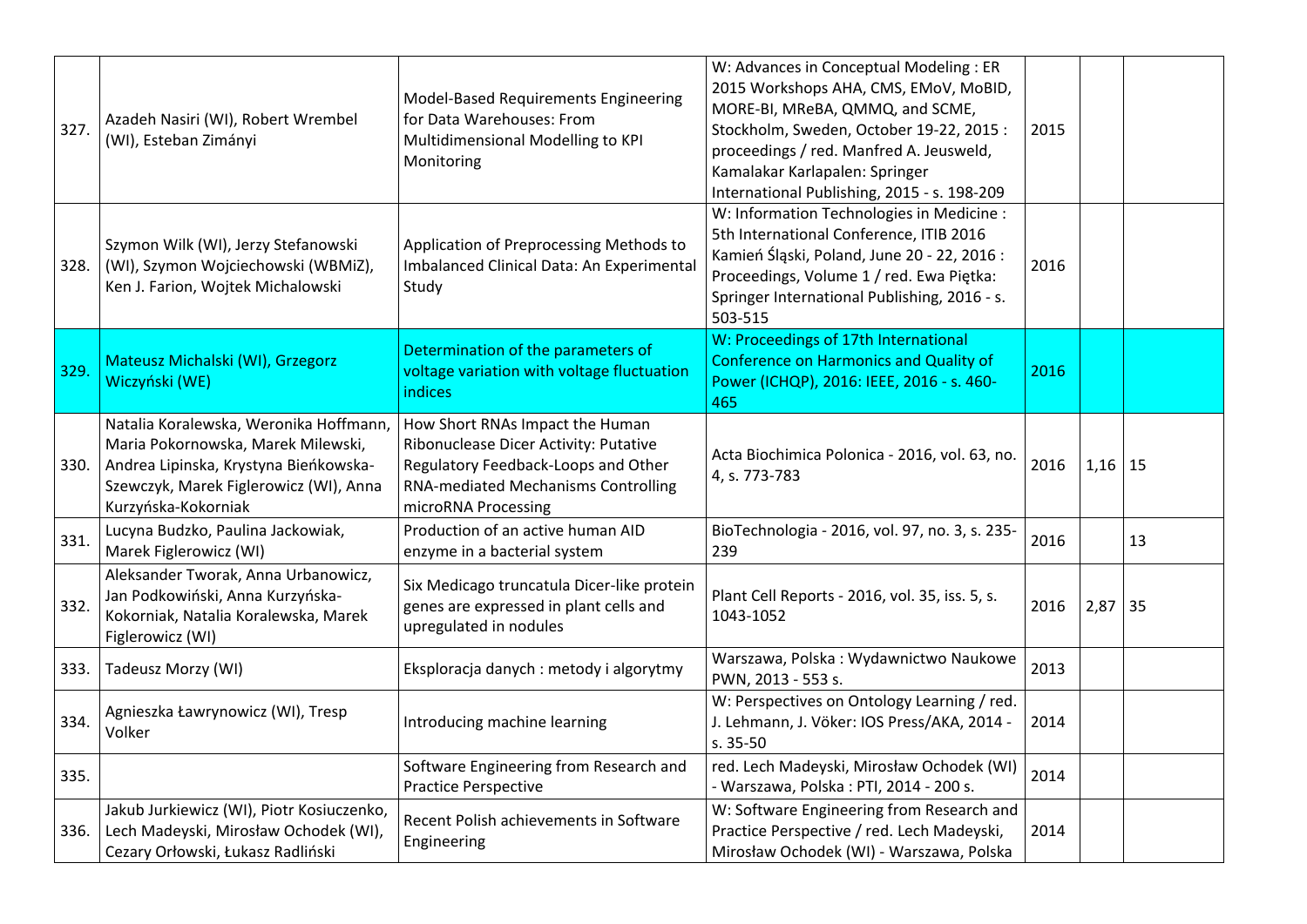| | | | | | | |
|---|---|---|---|---|---|---|
| 327. | Azadeh Nasiri (WI), Robert Wrembel (WI), Esteban Zimányi | Model-Based Requirements Engineering for Data Warehouses: From Multidimensional Modelling to KPI Monitoring | W: Advances in Conceptual Modeling : ER 2015 Workshops AHA, CMS, EMoV, MoBID, MORE-BI, MReBA, QMMQ, and SCME, Stockholm, Sweden, October 19-22, 2015 : proceedings / red. Manfred A. Jeusweld, Kamalakar Karlapalen: Springer International Publishing, 2015 - s. 198-209 | 2015 | | |
| 328. | Szymon Wilk (WI), Jerzy Stefanowski (WI), Szymon Wojciechowski (WBMiZ), Ken J. Farion, Wojtek Michalowski | Application of Preprocessing Methods to Imbalanced Clinical Data: An Experimental Study | W: Information Technologies in Medicine : 5th International Conference, ITIB 2016 Kamień Śląski, Poland, June 20 - 22, 2016 : Proceedings, Volume 1 / red. Ewa Piętka: Springer International Publishing, 2016 - s. 503-515 | 2016 | | |
| 329. | Mateusz Michalski (WI), Grzegorz Wiczyński (WE) | Determination of the parameters of voltage variation with voltage fluctuation indices | W: Proceedings of 17th International Conference on Harmonics and Quality of Power (ICHQP), 2016: IEEE, 2016 - s. 460-465 | 2016 | | |
| 330. | Natalia Koralewska, Weronika Hoffmann, Maria Pokornowska, Marek Milewski, Andrea Lipinska, Krystyna Bieńkowska-Szewczyk, Marek Figlerowicz (WI), Anna Kurzyńska-Kokorniak | How Short RNAs Impact the Human Ribonuclease Dicer Activity: Putative Regulatory Feedback-Loops and Other RNA-mediated Mechanisms Controlling microRNA Processing | Acta Biochimica Polonica - 2016, vol. 63, no. 4, s. 773-783 | 2016 | 1,16 | 15 |
| 331. | Lucyna Budzko, Paulina Jackowiak, Marek Figlerowicz (WI) | Production of an active human AID enzyme in a bacterial system | BioTechnologia - 2016, vol. 97, no. 3, s. 235-239 | 2016 | | 13 |
| 332. | Aleksander Tworak, Anna Urbanowicz, Jan Podkowiński, Anna Kurzyńska-Kokorniak, Natalia Koralewska, Marek Figlerowicz (WI) | Six Medicago truncatula Dicer-like protein genes are expressed in plant cells and upregulated in nodules | Plant Cell Reports - 2016, vol. 35, iss. 5, s. 1043-1052 | 2016 | 2,87 | 35 |
| 333. | Tadeusz Morzy (WI) | Eksploracja danych : metody i algorytmy | Warszawa, Polska : Wydawnictwo Naukowe PWN, 2013 - 553 s. | 2013 | | |
| 334. | Agnieszka Ławrynowicz (WI), Tresp Volker | Introducing machine learning | W: Perspectives on Ontology Learning / red. J. Lehmann, J. Vöker: IOS Press/AKA, 2014 - s. 35-50 | 2014 | | |
| 335. | | Software Engineering from Research and Practice Perspective | red. Lech Madeyski, Mirosław Ochodek (WI) - Warszawa, Polska : PTI, 2014 - 200 s. | 2014 | | |
| 336. | Jakub Jurkiewicz (WI), Piotr Kosiuczenko, Lech Madeyski, Mirosław Ochodek (WI), Cezary Orłowski, Łukasz Radliński | Recent Polish achievements in Software Engineering | W: Software Engineering from Research and Practice Perspective / red. Lech Madeyski, Mirosław Ochodek (WI) - Warszawa, Polska | 2014 | | |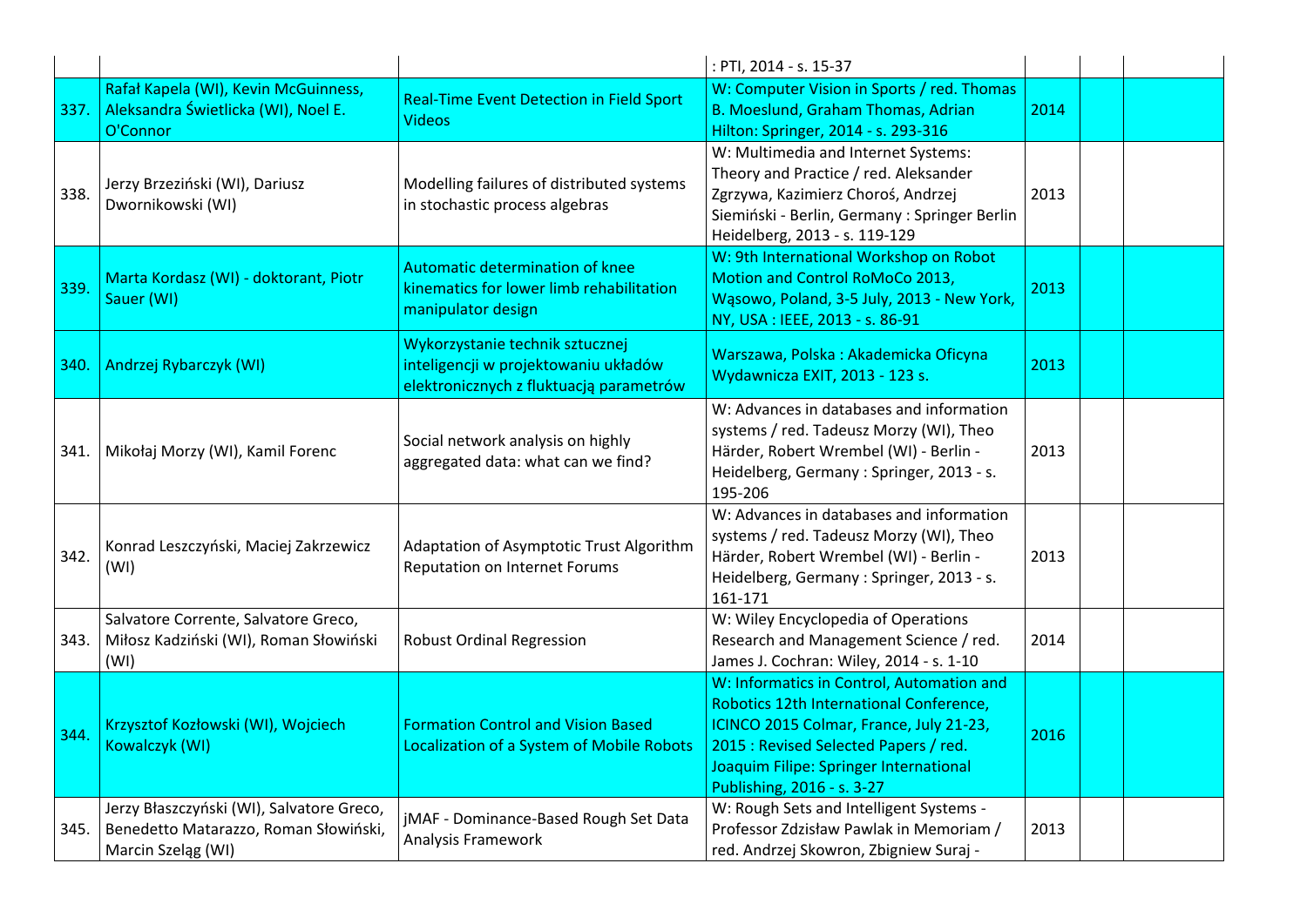| | | | | | | |
|---|---|---|---|---|---|---|
| | | | : PTI, 2014 - s. 15-37 | | | |
| 337. | Rafał Kapela (WI), Kevin McGuinness, Aleksandra Świetlicka (WI), Noel E. O'Connor | Real-Time Event Detection in Field Sport Videos | W: Computer Vision in Sports / red. Thomas B. Moeslund, Graham Thomas, Adrian Hilton: Springer, 2014 - s. 293-316 | 2014 | | |
| 338. | Jerzy Brzeziński (WI), Dariusz Dwornikowski (WI) | Modelling failures of distributed systems in stochastic process algebras | W: Multimedia and Internet Systems: Theory and Practice / red. Aleksander Zgrzywa, Kazimierz Choroś, Andrzej Siemiński - Berlin, Germany : Springer Berlin Heidelberg, 2013 - s. 119-129 | 2013 | | |
| 339. | Marta Kordasz (WI) - doktorant, Piotr Sauer (WI) | Automatic determination of knee kinematics for lower limb rehabilitation manipulator design | W: 9th International Workshop on Robot Motion and Control RoMoCo 2013, Wąsowo, Poland, 3-5 July, 2013 - New York, NY, USA : IEEE, 2013 - s. 86-91 | 2013 | | |
| 340. | Andrzej Rybarczyk (WI) | Wykorzystanie technik sztucznej inteligencji w projektowaniu układów elektronicznych z fluktuacją parametrów | Warszawa, Polska : Akademicka Oficyna Wydawnicza EXIT, 2013 - 123 s. | 2013 | | |
| 341. | Mikołaj Morzy (WI), Kamil Forenc | Social network analysis on highly aggregated data: what can we find? | W: Advances in databases and information systems / red. Tadeusz Morzy (WI), Theo Härder, Robert Wrembel (WI) - Berlin - Heidelberg, Germany : Springer, 2013 - s. 195-206 | 2013 | | |
| 342. | Konrad Leszczyński, Maciej Zakrzewicz (WI) | Adaptation of Asymptotic Trust Algorithm Reputation on Internet Forums | W: Advances in databases and information systems / red. Tadeusz Morzy (WI), Theo Härder, Robert Wrembel (WI) - Berlin - Heidelberg, Germany : Springer, 2013 - s. 161-171 | 2013 | | |
| 343. | Salvatore Corrente, Salvatore Greco, Miłosz Kadziński (WI), Roman Słowiński (WI) | Robust Ordinal Regression | W: Wiley Encyclopedia of Operations Research and Management Science / red. James J. Cochran: Wiley, 2014 - s. 1-10 | 2014 | | |
| 344. | Krzysztof Kozłowski (WI), Wojciech Kowalczyk (WI) | Formation Control and Vision Based Localization of a System of Mobile Robots | W: Informatics in Control, Automation and Robotics 12th International Conference, ICINCO 2015 Colmar, France, July 21-23, 2015 : Revised Selected Papers / red. Joaquim Filipe: Springer International Publishing, 2016 - s. 3-27 | 2016 | | |
| 345. | Jerzy Błaszczyński (WI), Salvatore Greco, Benedetto Matarazzo, Roman Słowiński, Marcin Szeląg (WI) | jMAF - Dominance-Based Rough Set Data Analysis Framework | W: Rough Sets and Intelligent Systems - Professor Zdzisław Pawlak in Memoriam / red. Andrzej Skowron, Zbigniew Suraj - | 2013 | | |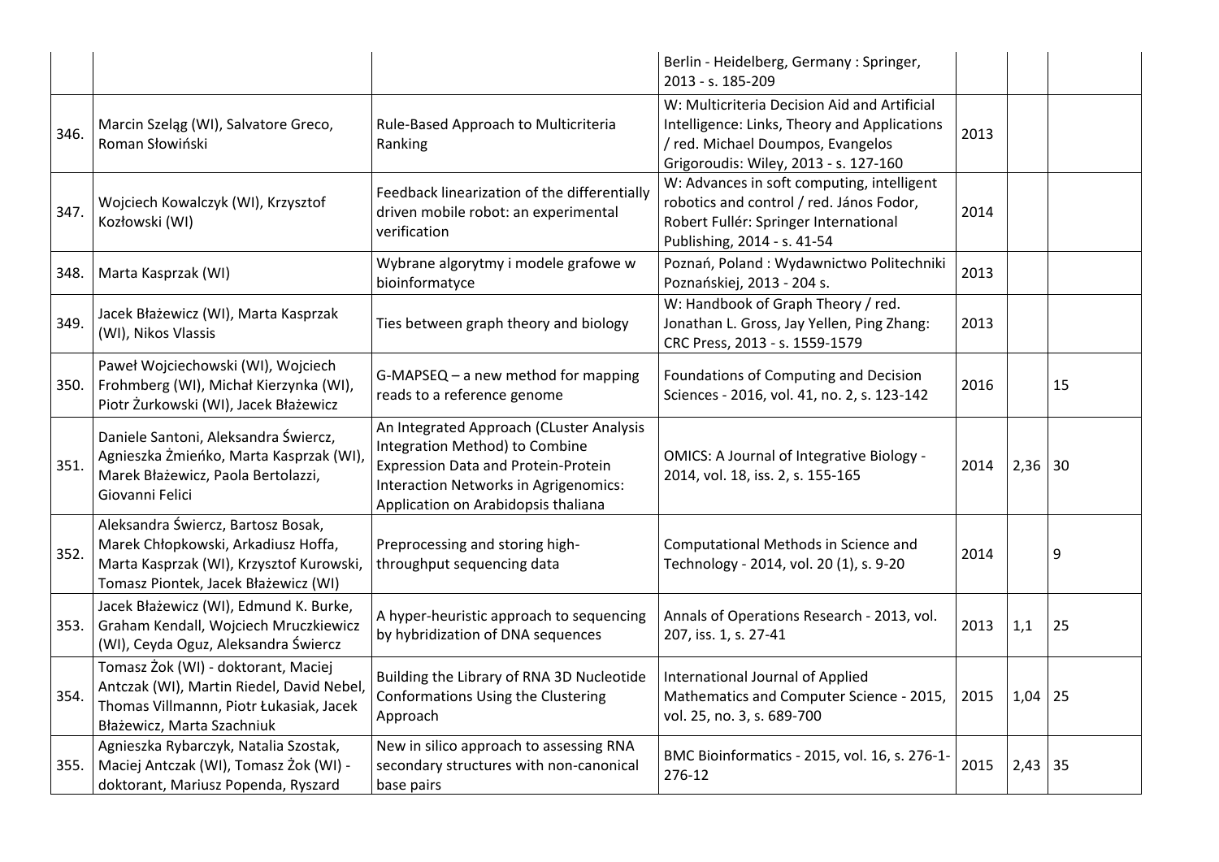| | | | | | | |
|---|---|---|---|---|---|---|
| | | | Berlin - Heidelberg, Germany : Springer, 2013 - s. 185-209 | | | |
| 346. | Marcin Szeląg (WI), Salvatore Greco, Roman Słowiński | Rule-Based Approach to Multicriteria Ranking | W: Multicriteria Decision Aid and Artificial Intelligence: Links, Theory and Applications / red. Michael Doumpos, Evangelos Grigoroudis: Wiley, 2013 - s. 127-160 | 2013 | | |
| 347. | Wojciech Kowalczyk (WI), Krzysztof Kozłowski (WI) | Feedback linearization of the differentially driven mobile robot: an experimental verification | W: Advances in soft computing, intelligent robotics and control / red. János Fodor, Robert Fullér: Springer International Publishing, 2014 - s. 41-54 | 2014 | | |
| 348. | Marta Kasprzak (WI) | Wybrane algorytmy i modele grafowe w bioinformatyce | Poznań, Poland : Wydawnictwo Politechniki Poznańskiej, 2013 - 204 s. | 2013 | | |
| 349. | Jacek Błażewicz (WI), Marta Kasprzak (WI), Nikos Vlassis | Ties between graph theory and biology | W: Handbook of Graph Theory / red. Jonathan L. Gross, Jay Yellen, Ping Zhang: CRC Press, 2013 - s. 1559-1579 | 2013 | | |
| 350. | Paweł Wojciechowski (WI), Wojciech Frohmberg (WI), Michał Kierzynka (WI), Piotr Żurkowski (WI), Jacek Błażewicz | G-MAPSEQ – a new method for mapping reads to a reference genome | Foundations of Computing and Decision Sciences - 2016, vol. 41, no. 2, s. 123-142 | 2016 | | 15 |
| 351. | Daniele Santoni, Aleksandra Świercz, Agnieszka Żmieńko, Marta Kasprzak (WI), Marek Błażewicz, Paola Bertolazzi, Giovanni Felici | An Integrated Approach (CLuster Analysis Integration Method) to Combine Expression Data and Protein-Protein Interaction Networks in Agrigenomics: Application on Arabidopsis thaliana | OMICS: A Journal of Integrative Biology - 2014, vol. 18, iss. 2, s. 155-165 | 2014 | 2,36 | 30 |
| 352. | Aleksandra Świercz, Bartosz Bosak, Marek Chłopkowski, Arkadiusz Hoffa, Marta Kasprzak (WI), Krzysztof Kurowski, Tomasz Piontek, Jacek Błażewicz (WI) | Preprocessing and storing high-throughput sequencing data | Computational Methods in Science and Technology - 2014, vol. 20 (1), s. 9-20 | 2014 | | 9 |
| 353. | Jacek Błażewicz (WI), Edmund K. Burke, Graham Kendall, Wojciech Mruczkiewicz (WI), Ceyda Oguz, Aleksandra Świercz | A hyper-heuristic approach to sequencing by hybridization of DNA sequences | Annals of Operations Research - 2013, vol. 207, iss. 1, s. 27-41 | 2013 | 1,1 | 25 |
| 354. | Tomasz Żok (WI) - doktorant, Maciej Antczak (WI), Martin Riedel, David Nebel, Thomas Villmannn, Piotr Łukasiak, Jacek Błażewicz, Marta Szachniuk | Building the Library of RNA 3D Nucleotide Conformations Using the Clustering Approach | International Journal of Applied Mathematics and Computer Science - 2015, vol. 25, no. 3, s. 689-700 | 2015 | 1,04 | 25 |
| 355. | Agnieszka Rybarczyk, Natalia Szostak, Maciej Antczak (WI), Tomasz Żok (WI) - doktorant, Mariusz Popenda, Ryszard | New in silico approach to assessing RNA secondary structures with non-canonical base pairs | BMC Bioinformatics - 2015, vol. 16, s. 276-1-276-12 | 2015 | 2,43 | 35 |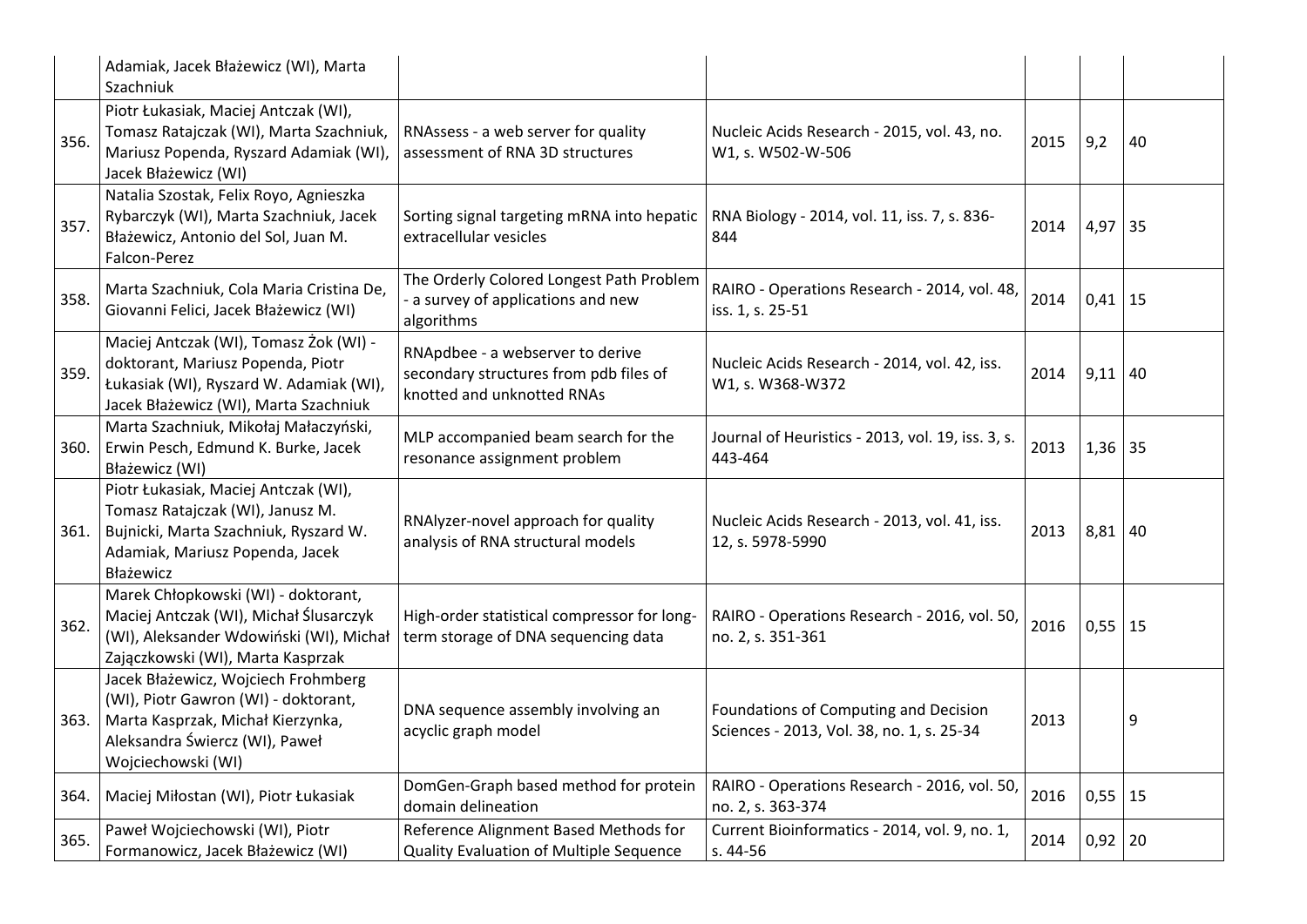| | | | | | | |
|---|---|---|---|---|---|---|
| | Adamiak, Jacek Błażewicz (WI), Marta Szachniuk | | | | | |
| 356. | Piotr Łukasiak, Maciej Antczak (WI), Tomasz Ratajczak (WI), Marta Szachniuk, Mariusz Popenda, Ryszard Adamiak (WI), Jacek Błażewicz (WI) | RNAssess - a web server for quality assessment of RNA 3D structures | Nucleic Acids Research - 2015, vol. 43, no. W1, s. W502-W-506 | 2015 | 9,2 | 40 |
| 357. | Natalia Szostak, Felix Royo, Agnieszka Rybarczyk (WI), Marta Szachniuk, Jacek Błażewicz, Antonio del Sol, Juan M. Falcon-Perez | Sorting signal targeting mRNA into hepatic extracellular vesicles | RNA Biology - 2014, vol. 11, iss. 7, s. 836-844 | 2014 | 4,97 | 35 |
| 358. | Marta Szachniuk, Cola Maria Cristina De, Giovanni Felici, Jacek Błażewicz (WI) | The Orderly Colored Longest Path Problem - a survey of applications and new algorithms | RAIRO - Operations Research - 2014, vol. 48, iss. 1, s. 25-51 | 2014 | 0,41 | 15 |
| 359. | Maciej Antczak (WI), Tomasz Żok (WI) - doktorant, Mariusz Popenda, Piotr Łukasiak (WI), Ryszard W. Adamiak (WI), Jacek Błażewicz (WI), Marta Szachniuk | RNApdbee - a webserver to derive secondary structures from pdb files of knotted and unknotted RNAs | Nucleic Acids Research - 2014, vol. 42, iss. W1, s. W368-W372 | 2014 | 9,11 | 40 |
| 360. | Marta Szachniuk, Mikołaj Małaczyński, Erwin Pesch, Edmund K. Burke, Jacek Błażewicz (WI) | MLP accompanied beam search for the resonance assignment problem | Journal of Heuristics - 2013, vol. 19, iss. 3, s. 443-464 | 2013 | 1,36 | 35 |
| 361. | Piotr Łukasiak, Maciej Antczak (WI), Tomasz Ratajczak (WI), Janusz M. Bujnicki, Marta Szachniuk, Ryszard W. Adamiak, Mariusz Popenda, Jacek Błażewicz | RNAlyzer-novel approach for quality analysis of RNA structural models | Nucleic Acids Research - 2013, vol. 41, iss. 12, s. 5978-5990 | 2013 | 8,81 | 40 |
| 362. | Marek Chłopkowski (WI) - doktorant, Maciej Antczak (WI), Michał Ślusarczyk (WI), Aleksander Wdowiński (WI), Michał Zajączkowski (WI), Marta Kasprzak | High-order statistical compressor for long-term storage of DNA sequencing data | RAIRO - Operations Research - 2016, vol. 50, no. 2, s. 351-361 | 2016 | 0,55 | 15 |
| 363. | Jacek Błażewicz, Wojciech Frohmberg (WI), Piotr Gawron (WI) - doktorant, Marta Kasprzak, Michał Kierzynka, Aleksandra Świercz (WI), Paweł Wojciechowski (WI) | DNA sequence assembly involving an acyclic graph model | Foundations of Computing and Decision Sciences - 2013, Vol. 38, no. 1, s. 25-34 | 2013 | | 9 |
| 364. | Maciej Miłostan (WI), Piotr Łukasiak | DomGen-Graph based method for protein domain delineation | RAIRO - Operations Research - 2016, vol. 50, no. 2, s. 363-374 | 2016 | 0,55 | 15 |
| 365. | Paweł Wojciechowski (WI), Piotr Formanowicz, Jacek Błażewicz (WI) | Reference Alignment Based Methods for Quality Evaluation of Multiple Sequence | Current Bioinformatics - 2014, vol. 9, no. 1, s. 44-56 | 2014 | 0,92 | 20 |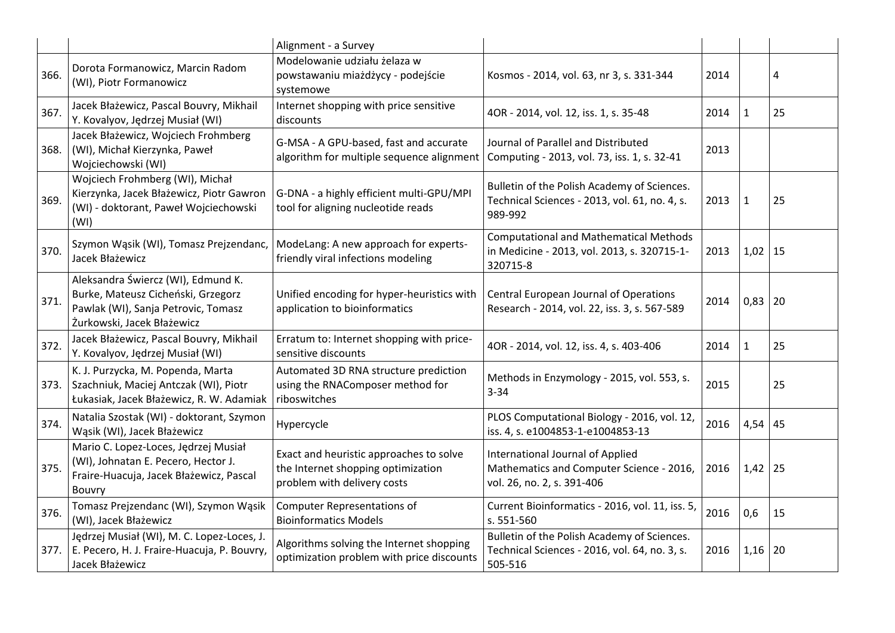| | | | | | | |
|---|---|---|---|---|---|---|
| | | Alignment - a Survey | | | | |
| 366. | Dorota Formanowicz, Marcin Radom (WI), Piotr Formanowicz | Modelowanie udziału żelaza w powstawaniu miażdżycy - podejście systemowe | Kosmos - 2014, vol. 63, nr 3, s. 331-344 | 2014 | | 4 |
| 367. | Jacek Błażewicz, Pascal Bouvry, Mikhail Y. Kovalyov, Jędrzej Musiał (WI) | Internet shopping with price sensitive discounts | 4OR - 2014, vol. 12, iss. 1, s. 35-48 | 2014 | 1 | 25 |
| 368. | Jacek Błażewicz, Wojciech Frohmberg (WI), Michał Kierzynka, Paweł Wojciechowski (WI) | G-MSA - A GPU-based, fast and accurate algorithm for multiple sequence alignment | Journal of Parallel and Distributed Computing - 2013, vol. 73, iss. 1, s. 32-41 | 2013 | | |
| 369. | Wojciech Frohmberg (WI), Michał Kierzynka, Jacek Błażewicz, Piotr Gawron (WI) - doktorant, Paweł Wojciechowski (WI) | G-DNA - a highly efficient multi-GPU/MPI tool for aligning nucleotide reads | Bulletin of the Polish Academy of Sciences. Technical Sciences - 2013, vol. 61, no. 4, s. 989-992 | 2013 | 1 | 25 |
| 370. | Szymon Wąsik (WI), Tomasz Prejzendanc, Jacek Błażewicz | ModeLang: A new approach for experts-friendly viral infections modeling | Computational and Mathematical Methods in Medicine - 2013, vol. 2013, s. 320715-1-320715-8 | 2013 | 1,02 | 15 |
| 371. | Aleksandra Świercz (WI), Edmund K. Burke, Mateusz Cicheński, Grzegorz Pawlak (WI), Sanja Petrovic, Tomasz Żurkowski, Jacek Błażewicz | Unified encoding for hyper-heuristics with application to bioinformatics | Central European Journal of Operations Research - 2014, vol. 22, iss. 3, s. 567-589 | 2014 | 0,83 | 20 |
| 372. | Jacek Błażewicz, Pascal Bouvry, Mikhail Y. Kovalyov, Jędrzej Musiał (WI) | Erratum to: Internet shopping with price-sensitive discounts | 4OR - 2014, vol. 12, iss. 4, s. 403-406 | 2014 | 1 | 25 |
| 373. | K. J. Purzycka, M. Popenda, Marta Szachniuk, Maciej Antczak (WI), Piotr Łukasiak, Jacek Błażewicz, R. W. Adamiak | Automated 3D RNA structure prediction using the RNAComposer method for riboswitches | Methods in Enzymology - 2015, vol. 553, s. 3-34 | 2015 | | 25 |
| 374. | Natalia Szostak (WI) - doktorant, Szymon Wąsik (WI), Jacek Błażewicz | Hypercycle | PLOS Computational Biology - 2016, vol. 12, iss. 4, s. e1004853-1-e1004853-13 | 2016 | 4,54 | 45 |
| 375. | Mario C. Lopez-Loces, Jędrzej Musiał (WI), Johnatan E. Pecero, Hector J. Fraire-Huacuja, Jacek Błażewicz, Pascal Bouvry | Exact and heuristic approaches to solve the Internet shopping optimization problem with delivery costs | International Journal of Applied Mathematics and Computer Science - 2016, vol. 26, no. 2, s. 391-406 | 2016 | 1,42 | 25 |
| 376. | Tomasz Prejzendanc (WI), Szymon Wąsik (WI), Jacek Błażewicz | Computer Representations of Bioinformatics Models | Current Bioinformatics - 2016, vol. 11, iss. 5, s. 551-560 | 2016 | 0,6 | 15 |
| 377. | Jędrzej Musiał (WI), M. C. Lopez-Loces, J. E. Pecero, H. J. Fraire-Huacuja, P. Bouvry, Jacek Błażewicz | Algorithms solving the Internet shopping optimization problem with price discounts | Bulletin of the Polish Academy of Sciences. Technical Sciences - 2016, vol. 64, no. 3, s. 505-516 | 2016 | 1,16 | 20 |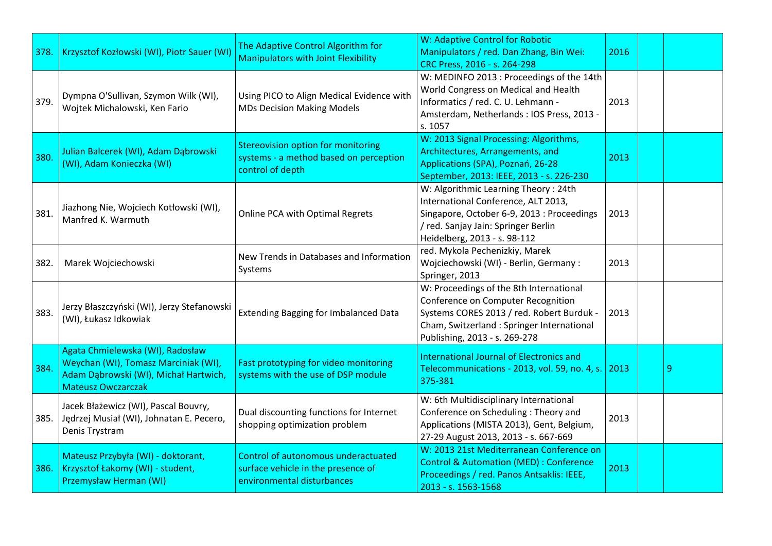| 378. | Krzysztof Kozłowski (WI), Piotr Sauer (WI) | The Adaptive Control Algorithm for Manipulators with Joint Flexibility | W: Adaptive Control for Robotic Manipulators / red. Dan Zhang, Bin Wei: CRC Press, 2016 - s. 264-298 | 2016 | | |
|---|---|---|---|---|---|---|
| 379. | Dympna O'Sullivan, Szymon Wilk (WI), Wojtek Michalowski, Ken Fario | Using PICO to Align Medical Evidence with MDs Decision Making Models | W: MEDINFO 2013 : Proceedings of the 14th World Congress on Medical and Health Informatics / red. C. U. Lehmann - Amsterdam, Netherlands : IOS Press, 2013 - s. 1057 | 2013 | | |
| 380. | Julian Balcerek (WI), Adam Dąbrowski (WI), Adam Konieczka (WI) | Stereovision option for monitoring systems - a method based on perception control of depth | W: 2013 Signal Processing: Algorithms, Architectures, Arrangements, and Applications (SPA), Poznań, 26-28 September, 2013: IEEE, 2013 - s. 226-230 | 2013 | | |
| 381. | Jiazhong Nie, Wojciech Kotłowski (WI), Manfred K. Warmuth | Online PCA with Optimal Regrets | W: Algorithmic Learning Theory : 24th International Conference, ALT 2013, Singapore, October 6-9, 2013 : Proceedings / red. Sanjay Jain: Springer Berlin Heidelberg, 2013 - s. 98-112 | 2013 | | |
| 382. | Marek Wojciechowski | New Trends in Databases and Information Systems | red. Mykola Pechenizkiy, Marek Wojciechowski (WI) - Berlin, Germany : Springer, 2013 | 2013 | | |
| 383. | Jerzy Błaszczyński (WI), Jerzy Stefanowski (WI), Łukasz Idkowiak | Extending Bagging for Imbalanced Data | W: Proceedings of the 8th International Conference on Computer Recognition Systems CORES 2013 / red. Robert Burduk - Cham, Switzerland : Springer International Publishing, 2013 - s. 269-278 | 2013 | | |
| 384. | Agata Chmielewska (WI), Radosław Weychan (WI), Tomasz Marciniak (WI), Adam Dąbrowski (WI), Michał Hartwich, Mateusz Owczarczak | Fast prototyping for video monitoring systems with the use of DSP module | International Journal of Electronics and Telecommunications - 2013, vol. 59, no. 4, s. 375-381 | 2013 | | 9 |
| 385. | Jacek Błażewicz (WI), Pascal Bouvry, Jędrzej Musiał (WI), Johnatan E. Pecero, Denis Trystram | Dual discounting functions for Internet shopping optimization problem | W: 6th Multidisciplinary International Conference on Scheduling : Theory and Applications (MISTA 2013), Gent, Belgium, 27-29 August 2013, 2013 - s. 667-669 | 2013 | | |
| 386. | Mateusz Przybyła (WI) - doktorant, Krzysztof Łakomy (WI) - student, Przemysław Herman (WI) | Control of autonomous underactuated surface vehicle in the presence of environmental disturbances | W: 2013 21st Mediterranean Conference on Control & Automation (MED) : Conference Proceedings / red. Panos Antsaklis: IEEE, 2013 - s. 1563-1568 | 2013 | | |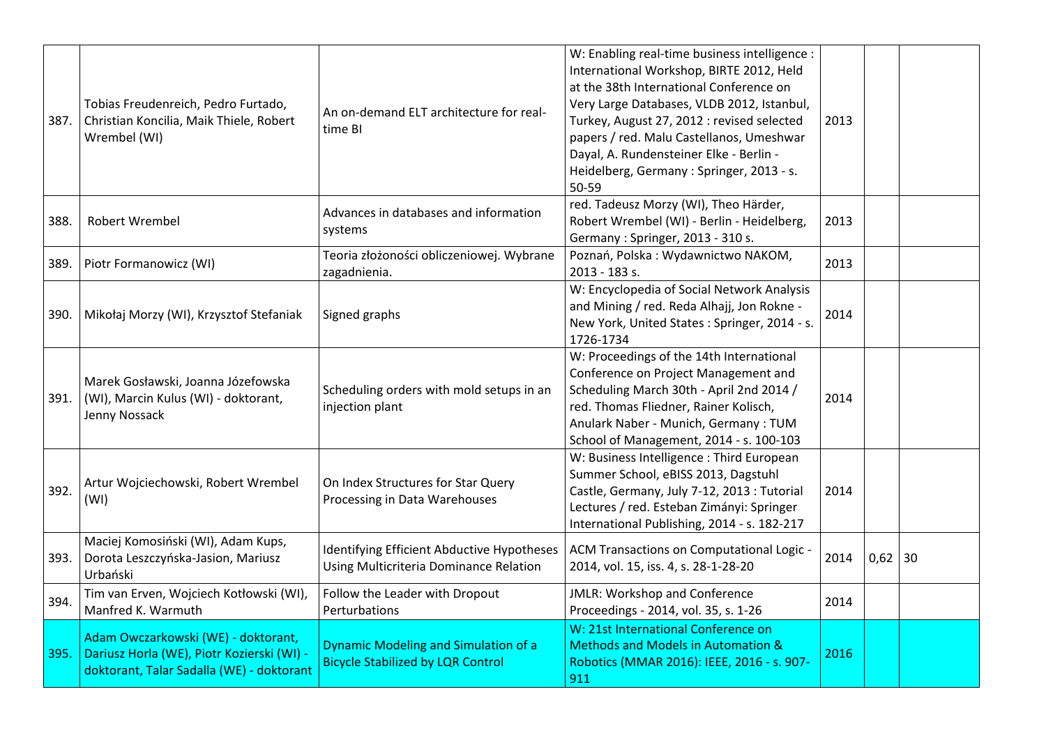| | | | | | | |
|---|---|---|---|---|---|---|
| 387. | Tobias Freudenreich, Pedro Furtado, Christian Koncilia, Maik Thiele, Robert Wrembel (WI) | An on-demand ELT architecture for real-time BI | W: Enabling real-time business intelligence : International Workshop, BIRTE 2012, Held at the 38th International Conference on Very Large Databases, VLDB 2012, Istanbul, Turkey, August 27, 2012 : revised selected papers / red. Malu Castellanos, Umeshwar Dayal, A. Rundensteiner Elke - Berlin - Heidelberg, Germany : Springer, 2013 - s. 50-59 | 2013 | | |
| 388. | Robert Wrembel | Advances in databases and information systems | red. Tadeusz Morzy (WI), Theo Härder, Robert Wrembel (WI) - Berlin - Heidelberg, Germany : Springer, 2013 - 310 s. | 2013 | | |
| 389. | Piotr Formanowicz (WI) | Teoria złożoności obliczeniowej. Wybrane zagadnienia. | Poznań, Polska : Wydawnictwo NAKOM, 2013 - 183 s. | 2013 | | |
| 390. | Mikołaj Morzy (WI), Krzysztof Stefaniak | Signed graphs | W: Encyclopedia of Social Network Analysis and Mining / red. Reda Alhajj, Jon Rokne - New York, United States : Springer, 2014 - s. 1726-1734 | 2014 | | |
| 391. | Marek Gosławski, Joanna Józefowska (WI), Marcin Kulus (WI) - doktorant, Jenny Nossack | Scheduling orders with mold setups in an injection plant | W: Proceedings of the 14th International Conference on Project Management and Scheduling March 30th - April 2nd 2014 / red. Thomas Fliedner, Rainer Kolisch, Anulark Naber - Munich, Germany : TUM School of Management, 2014 - s. 100-103 | 2014 | | |
| 392. | Artur Wojciechowski, Robert Wrembel (WI) | On Index Structures for Star Query Processing in Data Warehouses | W: Business Intelligence : Third European Summer School, eBISS 2013, Dagstuhl Castle, Germany, July 7-12, 2013 : Tutorial Lectures / red. Esteban Zimányi: Springer International Publishing, 2014 - s. 182-217 | 2014 | | |
| 393. | Maciej Komosiński (WI), Adam Kups, Dorota Leszczyńska-Jasion, Mariusz Urbański | Identifying Efficient Abductive Hypotheses Using Multicriteria Dominance Relation | ACM Transactions on Computational Logic - 2014, vol. 15, iss. 4, s. 28-1-28-20 | 2014 | 0,62 | 30 |
| 394. | Tim van Erven, Wojciech Kotłowski (WI), Manfred K. Warmuth | Follow the Leader with Dropout Perturbations | JMLR: Workshop and Conference Proceedings - 2014, vol. 35, s. 1-26 | 2014 | | |
| 395. | Adam Owczarkowski (WE) - doktorant, Dariusz Horla (WE), Piotr Kozierski (WI) - doktorant, Talar Sadalla (WE) - doktorant | Dynamic Modeling and Simulation of a Bicycle Stabilized by LQR Control | W: 21st International Conference on Methods and Models in Automation & Robotics (MMAR 2016): IEEE, 2016 - s. 907-911 | 2016 | | |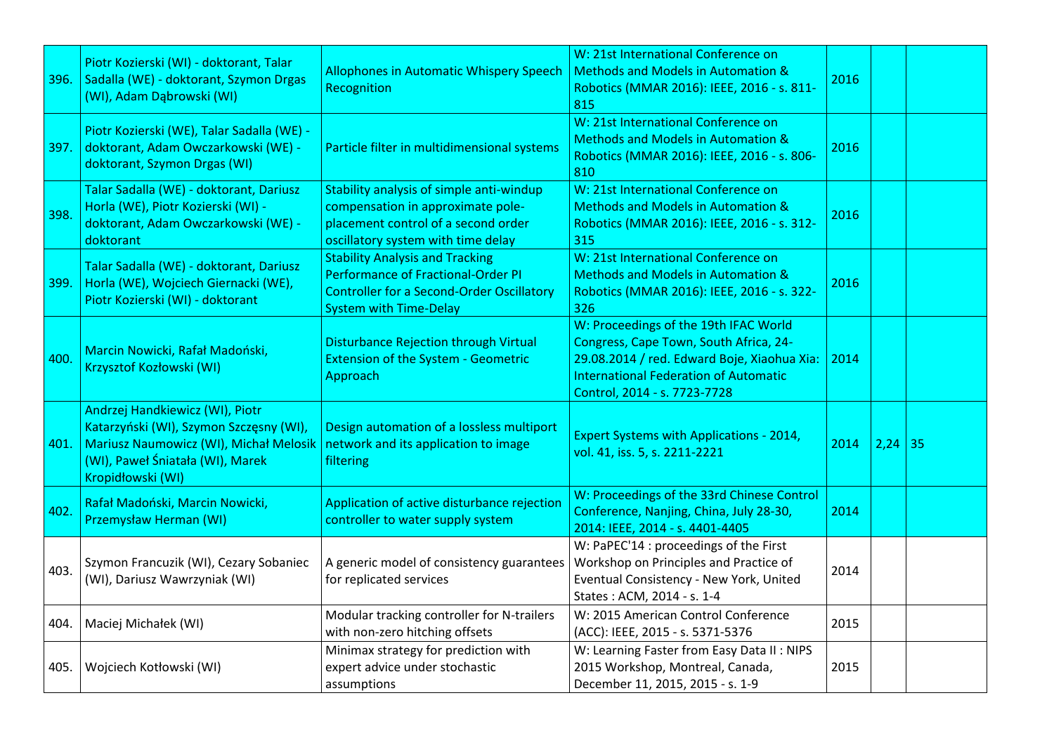| | | | | | | |
|---|---|---|---|---|---|---|
| 396. | Piotr Kozierski (WI) - doktorant, Talar Sadalla (WE) - doktorant, Szymon Drgas (WI), Adam Dąbrowski (WI) | Allophones in Automatic Whispery Speech Recognition | W: 21st International Conference on Methods and Models in Automation & Robotics (MMAR 2016): IEEE, 2016 - s. 811-815 | 2016 | | |
| 397. | Piotr Kozierski (WE), Talar Sadalla (WE) - doktorant, Adam Owczarkowski (WE) - doktorant, Szymon Drgas (WI) | Particle filter in multidimensional systems | W: 21st International Conference on Methods and Models in Automation & Robotics (MMAR 2016): IEEE, 2016 - s. 806-810 | 2016 | | |
| 398. | Talar Sadalla (WE) - doktorant, Dariusz Horla (WE), Piotr Kozierski (WI) - doktorant, Adam Owczarkowski (WE) - doktorant | Stability analysis of simple anti-windup compensation in approximate pole-placement control of a second order oscillatory system with time delay | W: 21st International Conference on Methods and Models in Automation & Robotics (MMAR 2016): IEEE, 2016 - s. 312-315 | 2016 | | |
| 399. | Talar Sadalla (WE) - doktorant, Dariusz Horla (WE), Wojciech Giernacki (WE), Piotr Kozierski (WI) - doktorant | Stability Analysis and Tracking Performance of Fractional-Order PI Controller for a Second-Order Oscillatory System with Time-Delay | W: 21st International Conference on Methods and Models in Automation & Robotics (MMAR 2016): IEEE, 2016 - s. 322-326 | 2016 | | |
| 400. | Marcin Nowicki, Rafał Madoński, Krzysztof Kozłowski (WI) | Disturbance Rejection through Virtual Extension of the System - Geometric Approach | W: Proceedings of the 19th IFAC World Congress, Cape Town, South Africa, 24-29.08.2014 / red. Edward Boje, Xiaohua Xia: International Federation of Automatic Control, 2014 - s. 7723-7728 | 2014 | | |
| 401. | Andrzej Handkiewicz (WI), Piotr Katarzyński (WI), Szymon Szczęsny (WI), Mariusz Naumowicz (WI), Michał Melosik (WI), Paweł Śniatała (WI), Marek Kropidłowski (WI) | Design automation of a lossless multiport network and its application to image filtering | Expert Systems with Applications - 2014, vol. 41, iss. 5, s. 2211-2221 | 2014 | 2,24 | 35 |
| 402. | Rafał Madoński, Marcin Nowicki, Przemysław Herman (WI) | Application of active disturbance rejection controller to water supply system | W: Proceedings of the 33rd Chinese Control Conference, Nanjing, China, July 28-30, 2014: IEEE, 2014 - s. 4401-4405 | 2014 | | |
| 403. | Szymon Francuzik (WI), Cezary Sobaniec (WI), Dariusz Wawrzyniak (WI) | A generic model of consistency guarantees for replicated services | W: PaPEC'14 : proceedings of the First Workshop on Principles and Practice of Eventual Consistency - New York, United States : ACM, 2014 - s. 1-4 | 2014 | | |
| 404. | Maciej Michałek (WI) | Modular tracking controller for N-trailers with non-zero hitching offsets | W: 2015 American Control Conference (ACC): IEEE, 2015 - s. 5371-5376 | 2015 | | |
| 405. | Wojciech Kotłowski (WI) | Minimax strategy for prediction with expert advice under stochastic assumptions | W: Learning Faster from Easy Data II : NIPS 2015 Workshop, Montreal, Canada, December 11, 2015, 2015 - s. 1-9 | 2015 | | |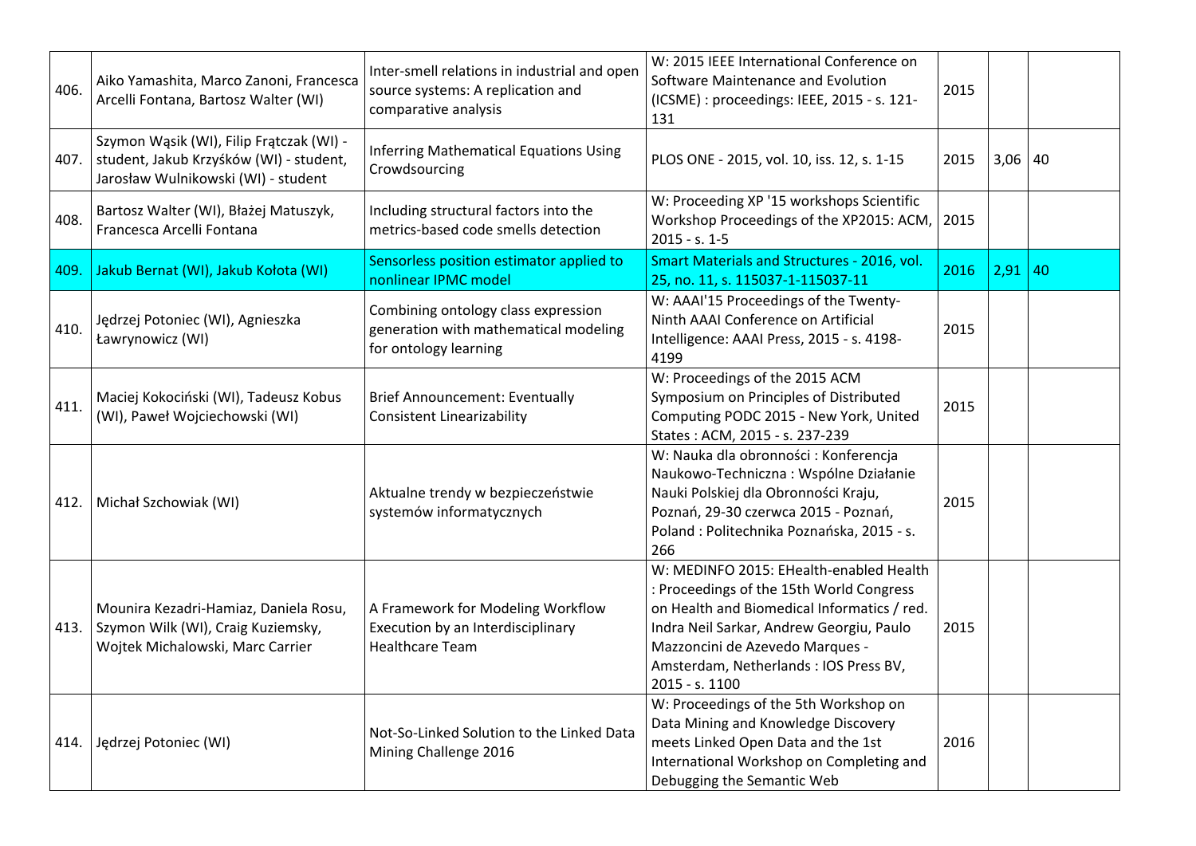| | | | | | | |
|---|---|---|---|---|---|---|
| 406. | Aiko Yamashita, Marco Zanoni, Francesca Arcelli Fontana, Bartosz Walter (WI) | Inter-smell relations in industrial and open source systems: A replication and comparative analysis | W: 2015 IEEE International Conference on Software Maintenance and Evolution (ICSME) : proceedings: IEEE, 2015 - s. 121-131 | 2015 | | |
| 407. | Szymon Wąsik (WI), Filip Frątczak (WI) - student, Jakub Krzyśków (WI) - student, Jarosław Wulnikowski (WI) - student | Inferring Mathematical Equations Using Crowdsourcing | PLOS ONE - 2015, vol. 10, iss. 12, s. 1-15 | 2015 | 3,06 | 40 |
| 408. | Bartosz Walter (WI), Błażej Matuszyk, Francesca Arcelli Fontana | Including structural factors into the metrics-based code smells detection | W: Proceeding XP '15 workshops Scientific Workshop Proceedings of the XP2015: ACM, 2015 - s. 1-5 | 2015 | | |
| 409. | Jakub Bernat (WI), Jakub Kołota (WI) | Sensorless position estimator applied to nonlinear IPMC model | Smart Materials and Structures - 2016, vol. 25, no. 11, s. 115037-1-115037-11 | 2016 | 2,91 | 40 |
| 410. | Jędrzej Potoniec (WI), Agnieszka Ławrynowicz (WI) | Combining ontology class expression generation with mathematical modeling for ontology learning | W: AAAI'15 Proceedings of the Twenty-Ninth AAAI Conference on Artificial Intelligence: AAAI Press, 2015 - s. 4198-4199 | 2015 | | |
| 411. | Maciej Kokociński (WI), Tadeusz Kobus (WI), Paweł Wojciechowski (WI) | Brief Announcement: Eventually Consistent Linearizability | W: Proceedings of the 2015 ACM Symposium on Principles of Distributed Computing PODC 2015 - New York, United States : ACM, 2015 - s. 237-239 | 2015 | | |
| 412. | Michał Szchowiak (WI) | Aktualne trendy w bezpieczeństwie systemów informatycznych | W: Nauka dla obronności : Konferencja Naukowo-Techniczna : Wspólne Działanie Nauki Polskiej dla Obronności Kraju, Poznań, 29-30 czerwca 2015 - Poznań, Poland : Politechnika Poznańska, 2015 - s. 266 | 2015 | | |
| 413. | Mounira Kezadri-Hamiaz, Daniela Rosu, Szymon Wilk (WI), Craig Kuziemsky, Wojtek Michalowski, Marc Carrier | A Framework for Modeling Workflow Execution by an Interdisciplinary Healthcare Team | W: MEDINFO 2015: EHealth-enabled Health : Proceedings of the 15th World Congress on Health and Biomedical Informatics / red. Indra Neil Sarkar, Andrew Georgiu, Paulo Mazzoncini de Azevedo Marques - Amsterdam, Netherlands : IOS Press BV, 2015 - s. 1100 | 2015 | | |
| 414. | Jędrzej Potoniec (WI) | Not-So-Linked Solution to the Linked Data Mining Challenge 2016 | W: Proceedings of the 5th Workshop on Data Mining and Knowledge Discovery meets Linked Open Data and the 1st International Workshop on Completing and Debugging the Semantic Web | 2016 | | |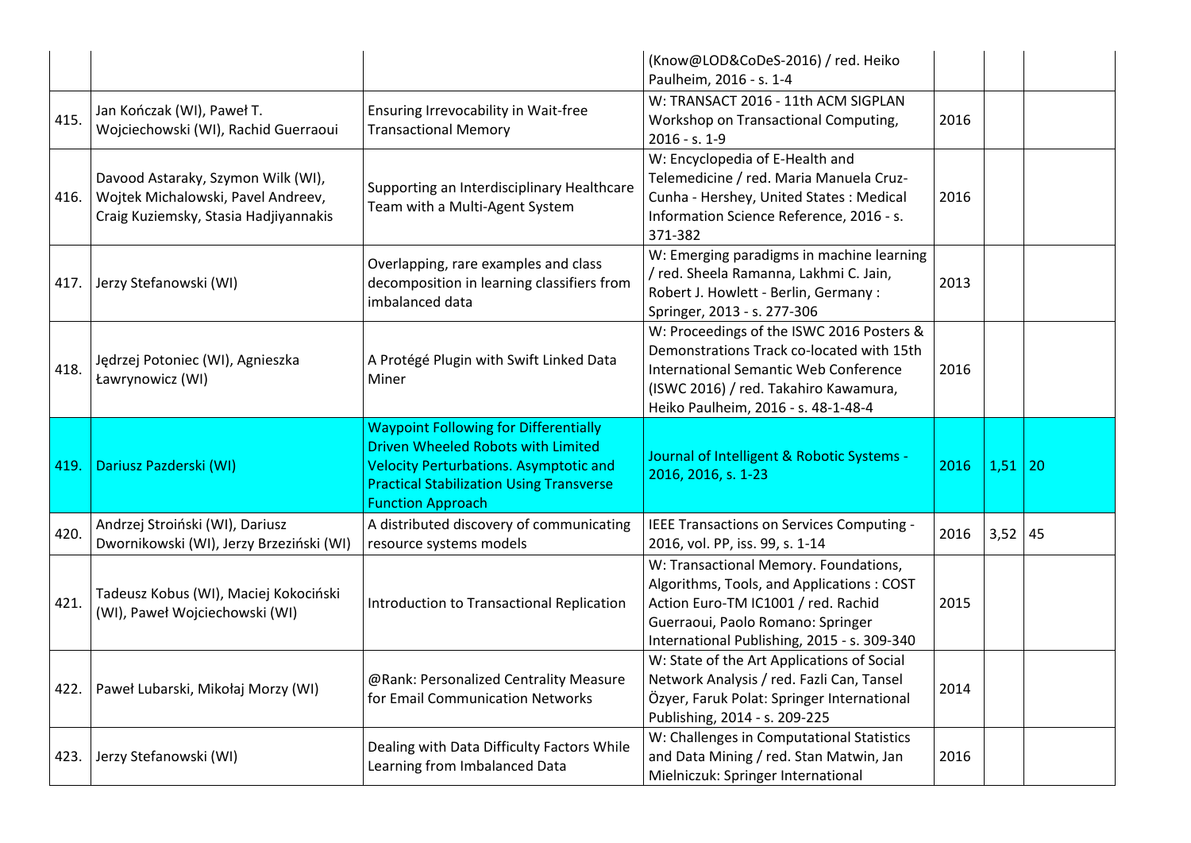| | | | | | | |
|---|---|---|---|---|---|---|
| | | | (Know@LOD&CoDeS-2016) / red. Heiko Paulheim, 2016 - s. 1-4 | | | |
| 415. | Jan Kończak (WI), Paweł T. Wojciechowski (WI), Rachid Guerraoui | Ensuring Irrevocability in Wait-free Transactional Memory | W: TRANSACT 2016 - 11th ACM SIGPLAN Workshop on Transactional Computing, 2016 - s. 1-9 | 2016 | | |
| 416. | Davood Astaraky, Szymon Wilk (WI), Wojtek Michalowski, Pavel Andreev, Craig Kuziemsky, Stasia Hadjiyannakis | Supporting an Interdisciplinary Healthcare Team with a Multi-Agent System | W: Encyclopedia of E-Health and Telemedicine / red. Maria Manuela Cruz-Cunha - Hershey, United States : Medical Information Science Reference, 2016 - s. 371-382 | 2016 | | |
| 417. | Jerzy Stefanowski (WI) | Overlapping, rare examples and class decomposition in learning classifiers from imbalanced data | W: Emerging paradigms in machine learning / red. Sheela Ramanna, Lakhmi C. Jain, Robert J. Howlett - Berlin, Germany : Springer, 2013 - s. 277-306 | 2013 | | |
| 418. | Jędrzej Potoniec (WI), Agnieszka Ławrynowicz (WI) | A Protégé Plugin with Swift Linked Data Miner | W: Proceedings of the ISWC 2016 Posters & Demonstrations Track co-located with 15th International Semantic Web Conference (ISWC 2016) / red. Takahiro Kawamura, Heiko Paulheim, 2016 - s. 48-1-48-4 | 2016 | | |
| 419. | Dariusz Pazderski (WI) | Waypoint Following for Differentially Driven Wheeled Robots with Limited Velocity Perturbations. Asymptotic and Practical Stabilization Using Transverse Function Approach | Journal of Intelligent & Robotic Systems - 2016, 2016, s. 1-23 | 2016 | 1,51 | 20 |
| 420. | Andrzej Stroiński (WI), Dariusz Dwornikowski (WI), Jerzy Brzeziński (WI) | A distributed discovery of communicating resource systems models | IEEE Transactions on Services Computing - 2016, vol. PP, iss. 99, s. 1-14 | 2016 | 3,52 | 45 |
| 421. | Tadeusz Kobus (WI), Maciej Kokociński (WI), Paweł Wojciechowski (WI) | Introduction to Transactional Replication | W: Transactional Memory. Foundations, Algorithms, Tools, and Applications : COST Action Euro-TM IC1001 / red. Rachid Guerraoui, Paolo Romano: Springer International Publishing, 2015 - s. 309-340 | 2015 | | |
| 422. | Paweł Lubarski, Mikołaj Morzy (WI) | @Rank: Personalized Centrality Measure for Email Communication Networks | W: State of the Art Applications of Social Network Analysis / red. Fazli Can, Tansel Özyer, Faruk Polat: Springer International Publishing, 2014 - s. 209-225 | 2014 | | |
| 423. | Jerzy Stefanowski (WI) | Dealing with Data Difficulty Factors While Learning from Imbalanced Data | W: Challenges in Computational Statistics and Data Mining / red. Stan Matwin, Jan Mielniczuk: Springer International | 2016 | | |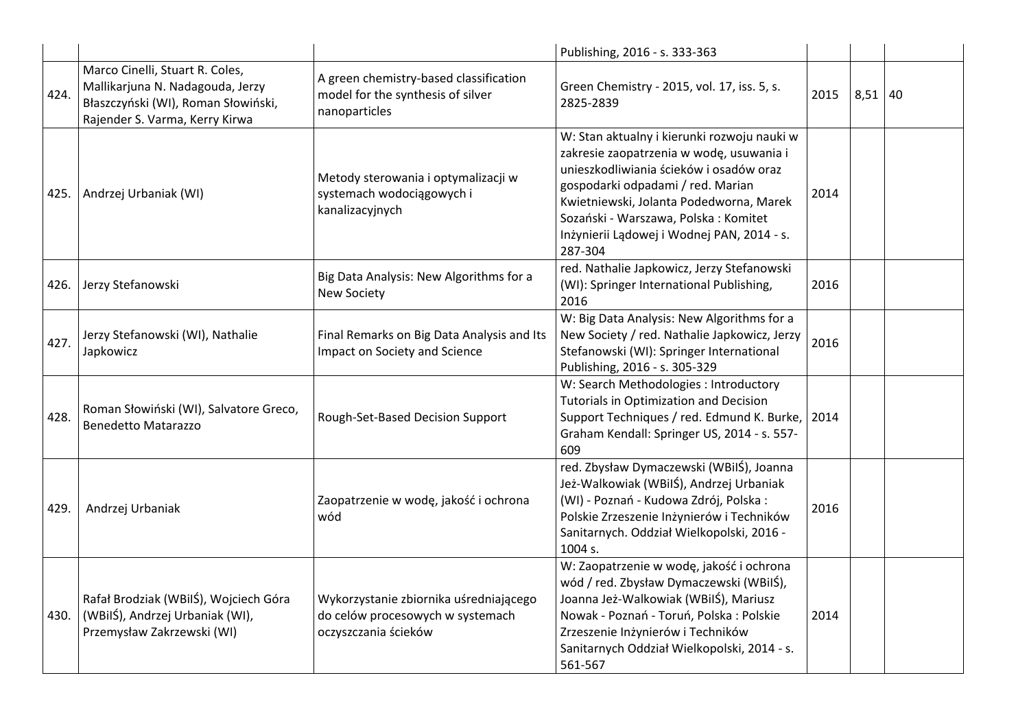| | | | | | | |
|---|---|---|---|---|---|---|
| | | | Publishing, 2016 - s. 333-363 | | | |
| 424. | Marco Cinelli, Stuart R. Coles, Mallikarjuna N. Nadagouda, Jerzy Błaszczyński (WI), Roman Słowiński, Rajender S. Varma, Kerry Kirwa | A green chemistry-based classification model for the synthesis of silver nanoparticles | Green Chemistry - 2015, vol. 17, iss. 5, s. 2825-2839 | 2015 | 8,51 | 40 |
| 425. | Andrzej Urbaniak (WI) | Metody sterowania i optymalizacji w systemach wodociągowych i kanalizacyjnych | W: Stan aktualny i kierunki rozwoju nauki w zakresie zaopatrzenia w wodę, usuwania i unieszkodliwiania ścieków i osadów oraz gospodarki odpadami / red. Marian Kwietniewski, Jolanta Podedworna, Marek Sozański - Warszawa, Polska : Komitet Inżynierii Lądowej i Wodnej PAN, 2014 - s. 287-304 | 2014 | | |
| 426. | Jerzy Stefanowski | Big Data Analysis: New Algorithms for a New Society | red. Nathalie Japkowicz, Jerzy Stefanowski (WI): Springer International Publishing, 2016 | 2016 | | |
| 427. | Jerzy Stefanowski (WI), Nathalie Japkowicz | Final Remarks on Big Data Analysis and Its Impact on Society and Science | W: Big Data Analysis: New Algorithms for a New Society / red. Nathalie Japkowicz, Jerzy Stefanowski (WI): Springer International Publishing, 2016 - s. 305-329 | 2016 | | |
| 428. | Roman Słowiński (WI), Salvatore Greco, Benedetto Matarazzo | Rough-Set-Based Decision Support | W: Search Methodologies : Introductory Tutorials in Optimization and Decision Support Techniques / red. Edmund K. Burke, Graham Kendall: Springer US, 2014 - s. 557-609 | 2014 | | |
| 429. | Andrzej Urbaniak | Zaopatrzenie w wodę, jakość i ochrona wód | red. Zbysław Dymaczewski (WBiIŚ), Joanna Jeż-Walkowiak (WBiIŚ), Andrzej Urbaniak (WI) - Poznań - Kudowa Zdrój, Polska : Polskie Zrzeszenie Inżynierów i Techników Sanitarnych. Oddział Wielkopolski, 2016 - 1004 s. | 2016 | | |
| 430. | Rafał Brodziak (WBiIŚ), Wojciech Góra (WBiIŚ), Andrzej Urbaniak (WI), Przemysław Zakrzewski (WI) | Wykorzystanie zbiornika uśredniającego do celów procesowych w systemach oczyszczania ścieków | W: Zaopatrzenie w wodę, jakość i ochrona wód / red. Zbysław Dymaczewski (WBiIŚ), Joanna Jeż-Walkowiak (WBiIŚ), Mariusz Nowak - Poznań - Toruń, Polska : Polskie Zrzeszenie Inżynierów i Techników Sanitarnych Oddział Wielkopolski, 2014 - s. 561-567 | 2014 | | |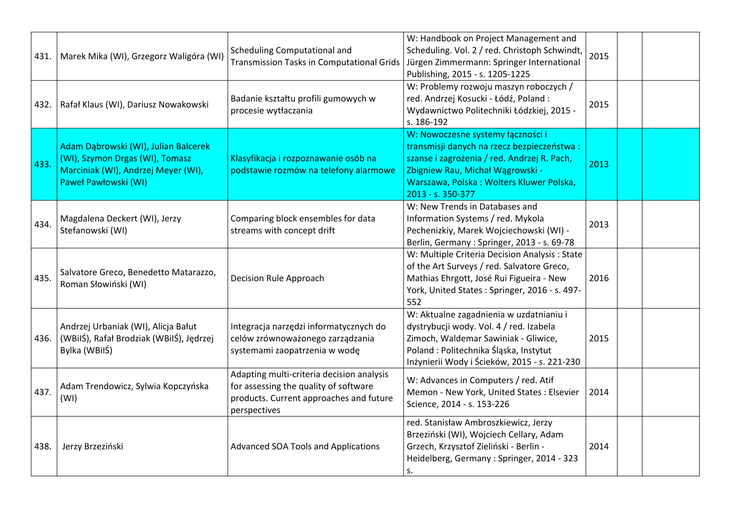| | | | | | | |
|---|---|---|---|---|---|---|
| 431. | Marek Mika (WI), Grzegorz Waligóra (WI) | Scheduling Computational and Transmission Tasks in Computational Grids | W: Handbook on Project Management and Scheduling. Vol. 2 / red. Christoph Schwindt, Jürgen Zimmermann: Springer International Publishing, 2015 - s. 1205-1225 | 2015 | | |
| 432. | Rafał Klaus (WI), Dariusz Nowakowski | Badanie kształtu profili gumowych w procesie wytłaczania | W: Problemy rozwoju maszyn roboczych / red. Andrzej Kosucki - Łódź, Poland : Wydawnictwo Politechniki Łódzkiej, 2015 - s. 186-192 | 2015 | | |
| 433. | Adam Dąbrowski (WI), Julian Balcerek (WI), Szymon Drgas (WI), Tomasz Marciniak (WI), Andrzej Meyer (WI), Paweł Pawłowski (WI) | Klasyfikacja i rozpoznawanie osób na podstawie rozmów na telefony alarmowe | W: Nowoczesne systemy łączności i transmisji danych na rzecz bezpieczeństwa : szanse i zagrożenia / red. Andrzej R. Pach, Zbigniew Rau, Michał Wągrowski - Warszawa, Polska : Wolters Kluwer Polska, 2013 - s. 350-377 | 2013 | | |
| 434. | Magdalena Deckert (WI), Jerzy Stefanowski (WI) | Comparing block ensembles for data streams with concept drift | W: New Trends in Databases and Information Systems / red. Mykola Pechenizkiy, Marek Wojciechowski (WI) - Berlin, Germany : Springer, 2013 - s. 69-78 | 2013 | | |
| 435. | Salvatore Greco, Benedetto Matarazzo, Roman Słowiński (WI) | Decision Rule Approach | W: Multiple Criteria Decision Analysis : State of the Art Surveys / red. Salvatore Greco, Mathias Ehrgott, José Rui Figueira - New York, United States : Springer, 2016 - s. 497-552 | 2016 | | |
| 436. | Andrzej Urbaniak (WI), Alicja Bałut (WBiIŚ), Rafał Brodziak (WBiIŚ), Jędrzej Bylka (WBiIŚ) | Integracja narzędzi informatycznych do celów zrównoważonego zarządzania systemami zaopatrzenia w wodę | W: Aktualne zagadnienia w uzdatnianiu i dystrybucji wody. Vol. 4 / red. Izabela Zimoch, Waldemar Sawiniak - Gliwice, Poland : Politechnika Śląska, Instytut Inżynierii Wody i Ścieków, 2015 - s. 221-230 | 2015 | | |
| 437. | Adam Trendowicz, Sylwia Kopczyńska (WI) | Adapting multi-criteria decision analysis for assessing the quality of software products. Current approaches and future perspectives | W: Advances in Computers / red. Atif Memon - New York, United States : Elsevier Science, 2014 - s. 153-226 | 2014 | | |
| 438. | Jerzy Brzeziński | Advanced SOA Tools and Applications | red. Stanisław Ambroszkiewicz, Jerzy Brzeziński (WI), Wojciech Cellary, Adam Grzech, Krzysztof Zieliński - Berlin - Heidelberg, Germany : Springer, 2014 - 323 s. | 2014 | | |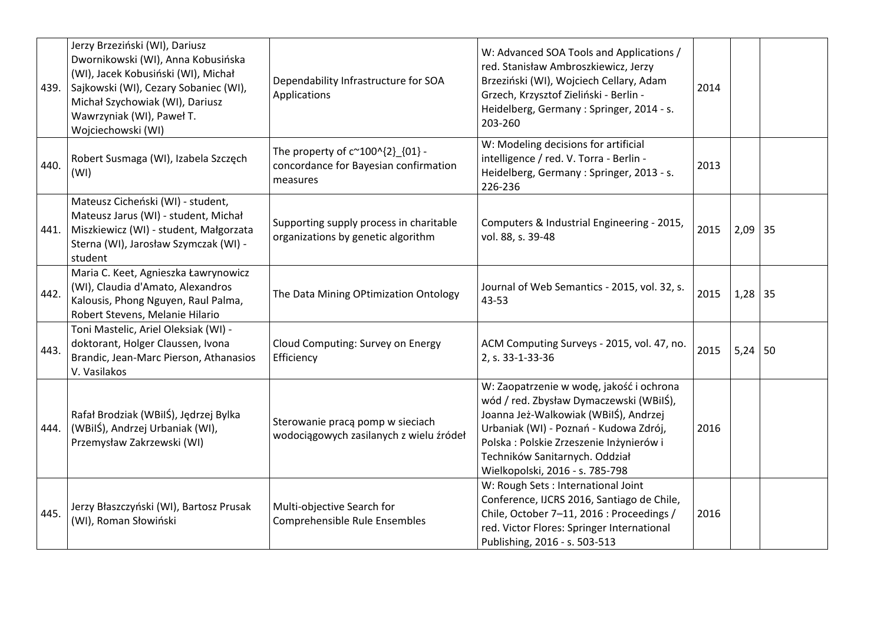| | | | | | | |
|---|---|---|---|---|---|---|
| 439. | Jerzy Brzeziński (WI), Dariusz Dwornikowski (WI), Anna Kobusińska (WI), Jacek Kobusiński (WI), Michał Sajkowski (WI), Cezary Sobaniec (WI), Michał Szychowiak (WI), Dariusz Wawrzyniak (WI), Paweł T. Wojciechowski (WI) | Dependability Infrastructure for SOA Applications | W: Advanced SOA Tools and Applications / red. Stanisław Ambroszkiewicz, Jerzy Brzeziński (WI), Wojciech Cellary, Adam Grzech, Krzysztof Zieliński - Berlin - Heidelberg, Germany : Springer, 2014 - s. 203-260 | 2014 | | |
| 440. | Robert Susmaga (WI), Izabela Szczęch (WI) | The property of c~100^{2}_{01} - concordance for Bayesian confirmation measures | W: Modeling decisions for artificial intelligence / red. V. Torra - Berlin - Heidelberg, Germany : Springer, 2013 - s. 226-236 | 2013 | | |
| 441. | Mateusz Cicheński (WI) - student, Mateusz Jarus (WI) - student, Michał Miszkiewicz (WI) - student, Małgorzata Sterna (WI), Jarosław Szymczak (WI) - student | Supporting supply process in charitable organizations by genetic algorithm | Computers & Industrial Engineering - 2015, vol. 88, s. 39-48 | 2015 | 2,09 | 35 |
| 442. | Maria C. Keet, Agnieszka Ławrynowicz (WI), Claudia d'Amato, Alexandros Kalousis, Phong Nguyen, Raul Palma, Robert Stevens, Melanie Hilario | The Data Mining OPtimization Ontology | Journal of Web Semantics - 2015, vol. 32, s. 43-53 | 2015 | 1,28 | 35 |
| 443. | Toni Mastelic, Ariel Oleksiak (WI) - doktorant, Holger Claussen, Ivona Brandic, Jean-Marc Pierson, Athanasios V. Vasilakos | Cloud Computing: Survey on Energy Efficiency | ACM Computing Surveys - 2015, vol. 47, no. 2, s. 33-1-33-36 | 2015 | 5,24 | 50 |
| 444. | Rafał Brodziak (WBiIŚ), Jędrzej Bylka (WBiIŚ), Andrzej Urbaniak (WI), Przemysław Zakrzewski (WI) | Sterowanie pracą pomp w sieciach wodociągowych zasilanych z wielu źródeł | W: Zaopatrzenie w wodę, jakość i ochrona wód / red. Zbysław Dymaczewski (WBiIŚ), Joanna Jeż-Walkowiak (WBiIŚ), Andrzej Urbaniak (WI) - Poznań - Kudowa Zdrój, Polska : Polskie Zrzeszenie Inżynierów i Techników Sanitarnych. Oddział Wielkopolski, 2016 - s. 785-798 | 2016 | | |
| 445. | Jerzy Błaszczyński (WI), Bartosz Prusak (WI), Roman Słowiński | Multi-objective Search for Comprehensible Rule Ensembles | W: Rough Sets : International Joint Conference, IJCRS 2016, Santiago de Chile, Chile, October 7–11, 2016 : Proceedings / red. Victor Flores: Springer International Publishing, 2016 - s. 503-513 | 2016 | | |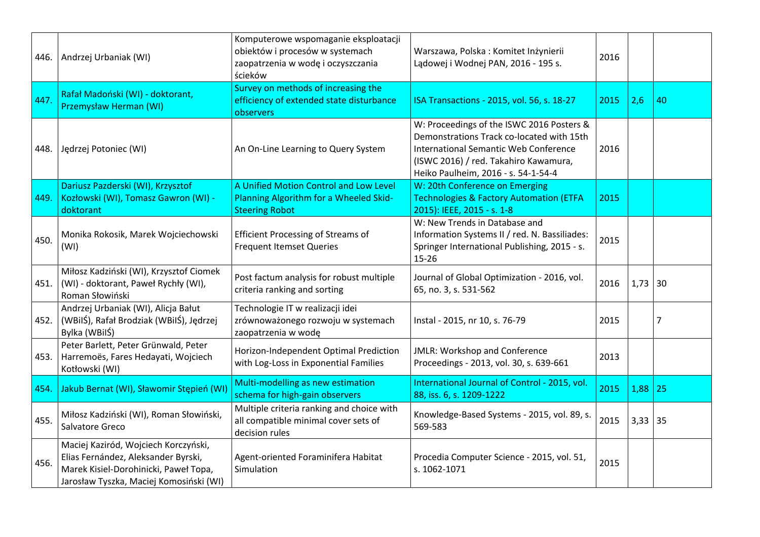| | | | | | | |
|---|---|---|---|---|---|---|
| 446. | Andrzej Urbaniak (WI) | Komputerowe wspomaganie eksploatacji obiektów i procesów w systemach zaopatrzenia w wodę i oczyszczania ścieków | Warszawa, Polska : Komitet Inżynierii Lądowej i Wodnej PAN, 2016 - 195 s. | 2016 | | |
| 447. | Rafał Madoński (WI) - doktorant, Przemysław Herman (WI) | Survey on methods of increasing the efficiency of extended state disturbance observers | ISA Transactions - 2015, vol. 56, s. 18-27 | 2015 | 2,6 | 40 |
| 448. | Jędrzej Potoniec (WI) | An On-Line Learning to Query System | W: Proceedings of the ISWC 2016 Posters & Demonstrations Track co-located with 15th International Semantic Web Conference (ISWC 2016) / red. Takahiro Kawamura, Heiko Paulheim, 2016 - s. 54-1-54-4 | 2016 | | |
| 449. | Dariusz Pazderski (WI), Krzysztof Kozłowski (WI), Tomasz Gawron (WI) - doktorant | A Unified Motion Control and Low Level Planning Algorithm for a Wheeled Skid-Steering Robot | W: 20th Conference on Emerging Technologies & Factory Automation (ETFA 2015): IEEE, 2015 - s. 1-8 | 2015 | | |
| 450. | Monika Rokosik, Marek Wojciechowski (WI) | Efficient Processing of Streams of Frequent Itemset Queries | W: New Trends in Database and Information Systems II / red. N. Bassiliades: Springer International Publishing, 2015 - s. 15-26 | 2015 | | |
| 451. | Miłosz Kadziński (WI), Krzysztof Ciomek (WI) - doktorant, Paweł Rychły (WI), Roman Słowiński | Post factum analysis for robust multiple criteria ranking and sorting | Journal of Global Optimization - 2016, vol. 65, no. 3, s. 531-562 | 2016 | 1,73 | 30 |
| 452. | Andrzej Urbaniak (WI), Alicja Bałut (WBiIŚ), Rafał Brodziak (WBiIŚ), Jędrzej Bylka (WBiIŚ) | Technologie IT w realizacji idei zrównoważonego rozwoju w systemach zaopatrzenia w wodę | Instal - 2015, nr 10, s. 76-79 | 2015 | | 7 |
| 453. | Peter Barlett, Peter Grünwald, Peter Harremoës, Fares Hedayati, Wojciech Kotłowski (WI) | Horizon-Independent Optimal Prediction with Log-Loss in Exponential Families | JMLR: Workshop and Conference Proceedings - 2013, vol. 30, s. 639-661 | 2013 | | |
| 454. | Jakub Bernat (WI), Sławomir Stępień (WI) | Multi-modelling as new estimation schema for high-gain observers | International Journal of Control - 2015, vol. 88, iss. 6, s. 1209-1222 | 2015 | 1,88 | 25 |
| 455. | Miłosz Kadziński (WI), Roman Słowiński, Salvatore Greco | Multiple criteria ranking and choice with all compatible minimal cover sets of decision rules | Knowledge-Based Systems - 2015, vol. 89, s. 569-583 | 2015 | 3,33 | 35 |
| 456. | Maciej Kaziród, Wojciech Korczyński, Elias Fernández, Aleksander Byrski, Marek Kisiel-Dorohinicki, Paweł Topa, Jarosław Tyszka, Maciej Komosiński (WI) | Agent-oriented Foraminifera Habitat Simulation | Procedia Computer Science - 2015, vol. 51, s. 1062-1071 | 2015 | | |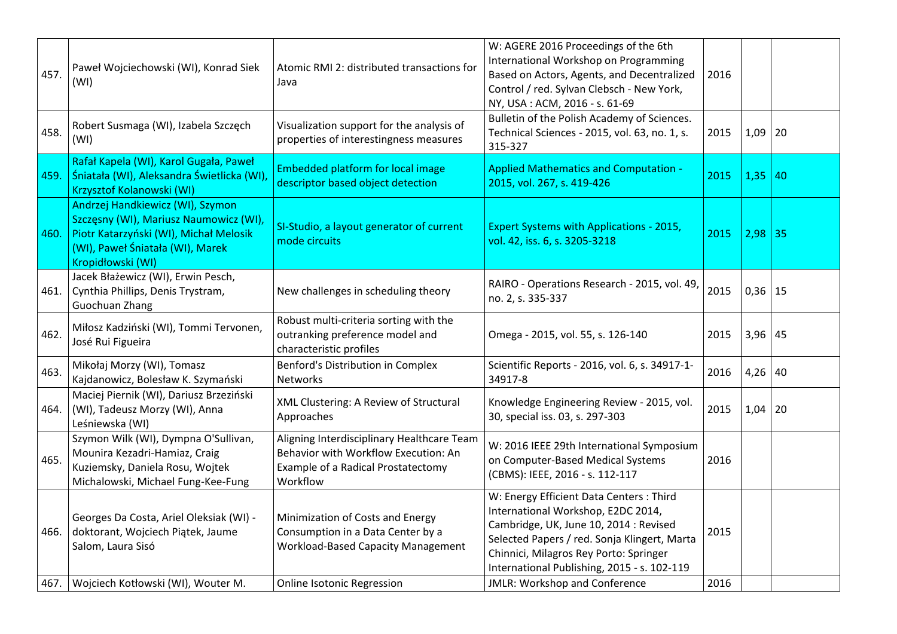| | | | | | | |
|---|---|---|---|---|---|---|
| 457. | Paweł Wojciechowski (WI), Konrad Siek (WI) | Atomic RMI 2: distributed transactions for Java | W: AGERE 2016 Proceedings of the 6th International Workshop on Programming Based on Actors, Agents, and Decentralized Control / red. Sylvan Clebsch - New York, NY, USA : ACM, 2016 - s. 61-69 | 2016 | | |
| 458. | Robert Susmaga (WI), Izabela Szczęch (WI) | Visualization support for the analysis of properties of interestingness measures | Bulletin of the Polish Academy of Sciences. Technical Sciences - 2015, vol. 63, no. 1, s. 315-327 | 2015 | 1,09 | 20 |
| 459. | Rafał Kapela (WI), Karol Gugała, Paweł Śniatała (WI), Aleksandra Świetlicka (WI), Krzysztof Kolanowski (WI) | Embedded platform for local image descriptor based object detection | Applied Mathematics and Computation - 2015, vol. 267, s. 419-426 | 2015 | 1,35 | 40 |
| 460. | Andrzej Handkiewicz (WI), Szymon Szczęsny (WI), Mariusz Naumowicz (WI), Piotr Katarzyński (WI), Michał Melosik (WI), Paweł Śniatała (WI), Marek Kropidłowski (WI) | SI-Studio, a layout generator of current mode circuits | Expert Systems with Applications - 2015, vol. 42, iss. 6, s. 3205-3218 | 2015 | 2,98 | 35 |
| 461. | Jacek Błażewicz (WI), Erwin Pesch, Cynthia Phillips, Denis Trystram, Guochuan Zhang | New challenges in scheduling theory | RAIRO - Operations Research - 2015, vol. 49, no. 2, s. 335-337 | 2015 | 0,36 | 15 |
| 462. | Miłosz Kadziński (WI), Tommi Tervonen, José Rui Figueira | Robust multi-criteria sorting with the outranking preference model and characteristic profiles | Omega - 2015, vol. 55, s. 126-140 | 2015 | 3,96 | 45 |
| 463. | Mikołaj Morzy (WI), Tomasz Kajdanowicz, Bolesław K. Szymański | Benford's Distribution in Complex Networks | Scientific Reports - 2016, vol. 6, s. 34917-1-34917-8 | 2016 | 4,26 | 40 |
| 464. | Maciej Piernik (WI), Dariusz Brzeziński (WI), Tadeusz Morzy (WI), Anna Leśniewska (WI) | XML Clustering: A Review of Structural Approaches | Knowledge Engineering Review - 2015, vol. 30, special iss. 03, s. 297-303 | 2015 | 1,04 | 20 |
| 465. | Szymon Wilk (WI), Dympna O'Sullivan, Mounira Kezadri-Hamiaz, Craig Kuziemsky, Daniela Rosu, Wojtek Michalowski, Michael Fung-Kee-Fung | Aligning Interdisciplinary Healthcare Team Behavior with Workflow Execution: An Example of a Radical Prostatectomy Workflow | W: 2016 IEEE 29th International Symposium on Computer-Based Medical Systems (CBMS): IEEE, 2016 - s. 112-117 | 2016 | | |
| 466. | Georges Da Costa, Ariel Oleksiak (WI) - doktorant, Wojciech Piątek, Jaume Salom, Laura Sisó | Minimization of Costs and Energy Consumption in a Data Center by a Workload-Based Capacity Management | W: Energy Efficient Data Centers : Third International Workshop, E2DC 2014, Cambridge, UK, June 10, 2014 : Revised Selected Papers / red. Sonja Klingert, Marta Chinnici, Milagros Rey Porto: Springer International Publishing, 2015 - s. 102-119 | 2015 | | |
| 467. | Wojciech Kotłowski (WI), Wouter M. | Online Isotonic Regression | JMLR: Workshop and Conference | 2016 | | |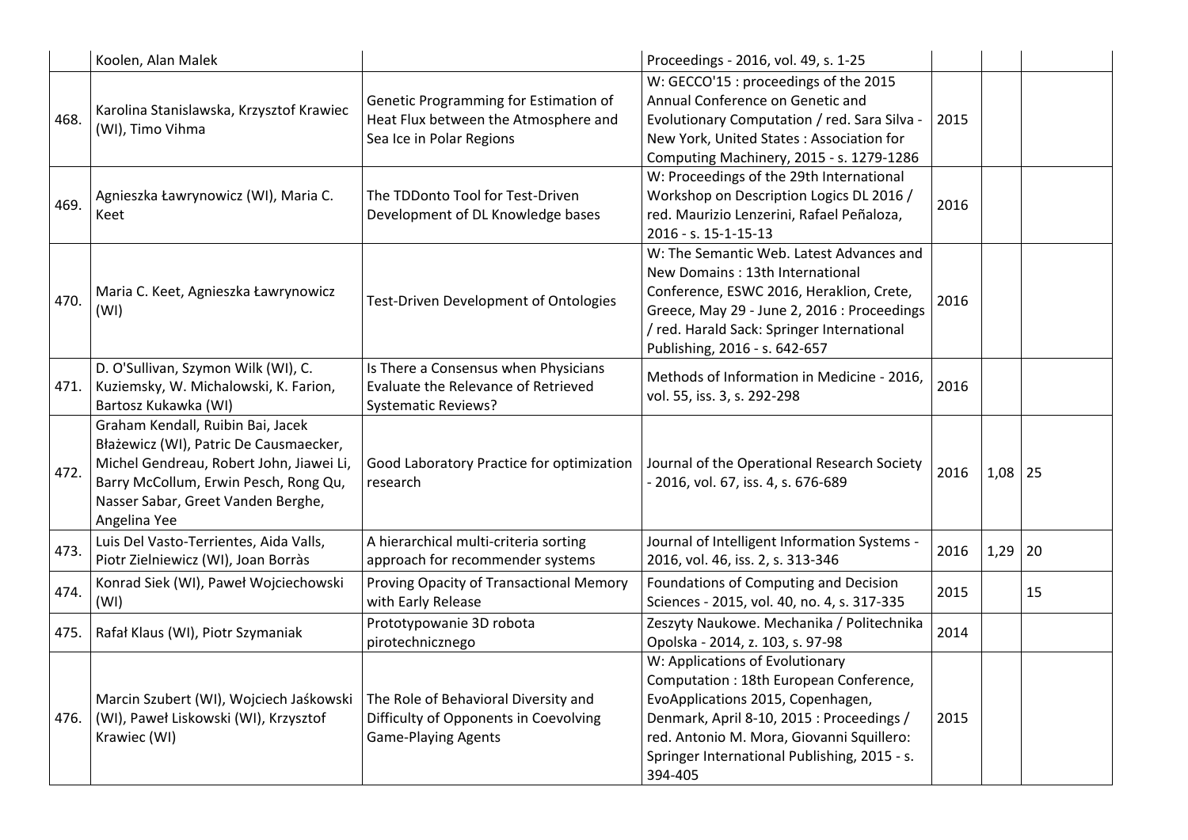| | | | | | | |
|---|---|---|---|---|---|---|
| | Koolen, Alan Malek | | Proceedings - 2016, vol. 49, s. 1-25 | | | |
| 468. | Karolina Stanislawska, Krzysztof Krawiec (WI), Timo Vihma | Genetic Programming for Estimation of Heat Flux between the Atmosphere and Sea Ice in Polar Regions | W: GECCO'15 : proceedings of the 2015 Annual Conference on Genetic and Evolutionary Computation / red. Sara Silva - New York, United States : Association for Computing Machinery, 2015 - s. 1279-1286 | 2015 | | |
| 469. | Agnieszka Ławrynowicz (WI), Maria C. Keet | The TDDonto Tool for Test-Driven Development of DL Knowledge bases | W: Proceedings of the 29th International Workshop on Description Logics DL 2016 / red. Maurizio Lenzerini, Rafael Peñaloza, 2016 - s. 15-1-15-13 | 2016 | | |
| 470. | Maria C. Keet, Agnieszka Ławrynowicz (WI) | Test-Driven Development of Ontologies | W: The Semantic Web. Latest Advances and New Domains : 13th International Conference, ESWC 2016, Heraklion, Crete, Greece, May 29 - June 2, 2016 : Proceedings / red. Harald Sack: Springer International Publishing, 2016 - s. 642-657 | 2016 | | |
| 471. | D. O'Sullivan, Szymon Wilk (WI), C. Kuziemsky, W. Michalowski, K. Farion, Bartosz Kukawka (WI) | Is There a Consensus when Physicians Evaluate the Relevance of Retrieved Systematic Reviews? | Methods of Information in Medicine - 2016, vol. 55, iss. 3, s. 292-298 | 2016 | | |
| 472. | Graham Kendall, Ruibin Bai, Jacek Błażewicz (WI), Patric De Causmaecker, Michel Gendreau, Robert John, Jiawei Li, Barry McCollum, Erwin Pesch, Rong Qu, Nasser Sabar, Greet Vanden Berghe, Angelina Yee | Good Laboratory Practice for optimization research | Journal of the Operational Research Society - 2016, vol. 67, iss. 4, s. 676-689 | 2016 | 1,08 | 25 |
| 473. | Luis Del Vasto-Terrientes, Aida Valls, Piotr Zielniewicz (WI), Joan Borràs | A hierarchical multi-criteria sorting approach for recommender systems | Journal of Intelligent Information Systems - 2016, vol. 46, iss. 2, s. 313-346 | 2016 | 1,29 | 20 |
| 474. | Konrad Siek (WI), Paweł Wojciechowski (WI) | Proving Opacity of Transactional Memory with Early Release | Foundations of Computing and Decision Sciences - 2015, vol. 40, no. 4, s. 317-335 | 2015 | | 15 |
| 475. | Rafał Klaus (WI), Piotr Szymaniak | Prototypowanie 3D robota pirotechnicznego | Zeszyty Naukowe. Mechanika / Politechnika Opolska - 2014, z. 103, s. 97-98 | 2014 | | |
| 476. | Marcin Szubert (WI), Wojciech Jaśkowski (WI), Paweł Liskowski (WI), Krzysztof Krawiec (WI) | The Role of Behavioral Diversity and Difficulty of Opponents in Coevolving Game-Playing Agents | W: Applications of Evolutionary Computation : 18th European Conference, EvoApplications 2015, Copenhagen, Denmark, April 8-10, 2015 : Proceedings / red. Antonio M. Mora, Giovanni Squillero: Springer International Publishing, 2015 - s. 394-405 | 2015 | | |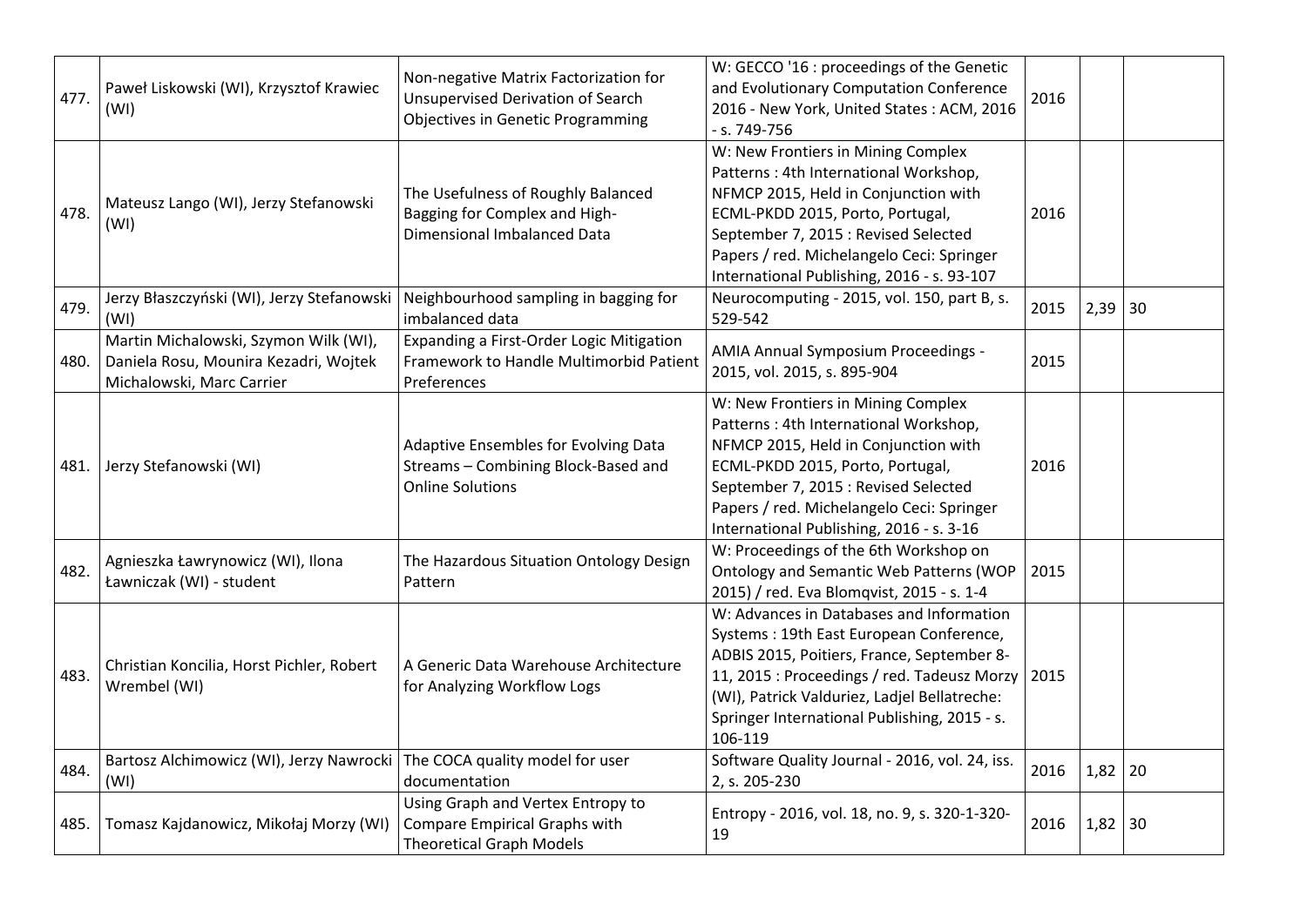| 477. | Paweł Liskowski (WI), Krzysztof Krawiec (WI) | Non-negative Matrix Factorization for Unsupervised Derivation of Search Objectives in Genetic Programming | W: GECCO '16 : proceedings of the Genetic and Evolutionary Computation Conference 2016 - New York, United States : ACM, 2016 - s. 749-756 | 2016 | | |
|---|---|---|---|---|---|---|
| 478. | Mateusz Lango (WI), Jerzy Stefanowski (WI) | The Usefulness of Roughly Balanced Bagging for Complex and High-Dimensional Imbalanced Data | W: New Frontiers in Mining Complex Patterns : 4th International Workshop, NFMCP 2015, Held in Conjunction with ECML-PKDD 2015, Porto, Portugal, September 7, 2015 : Revised Selected Papers / red. Michelangelo Ceci: Springer International Publishing, 2016 - s. 93-107 | 2016 | | |
| 479. | Jerzy Błaszczyński (WI), Jerzy Stefanowski (WI) | Neighbourhood sampling in bagging for imbalanced data | Neurocomputing - 2015, vol. 150, part B, s. 529-542 | 2015 | 2,39 | 30 |
| 480. | Martin Michalowski, Szymon Wilk (WI), Daniela Rosu, Mounira Kezadri, Wojtek Michalowski, Marc Carrier | Expanding a First-Order Logic Mitigation Framework to Handle Multimorbid Patient Preferences | AMIA Annual Symposium Proceedings - 2015, vol. 2015, s. 895-904 | 2015 | | |
| 481. | Jerzy Stefanowski (WI) | Adaptive Ensembles for Evolving Data Streams – Combining Block-Based and Online Solutions | W: New Frontiers in Mining Complex Patterns : 4th International Workshop, NFMCP 2015, Held in Conjunction with ECML-PKDD 2015, Porto, Portugal, September 7, 2015 : Revised Selected Papers / red. Michelangelo Ceci: Springer International Publishing, 2016 - s. 3-16 | 2016 | | |
| 482. | Agnieszka Ławrynowicz (WI), Ilona Ławniczak (WI) - student | The Hazardous Situation Ontology Design Pattern | W: Proceedings of the 6th Workshop on Ontology and Semantic Web Patterns (WOP 2015) / red. Eva Blomqvist, 2015 - s. 1-4 | 2015 | | |
| 483. | Christian Koncilia, Horst Pichler, Robert Wrembel (WI) | A Generic Data Warehouse Architecture for Analyzing Workflow Logs | W: Advances in Databases and Information Systems : 19th East European Conference, ADBIS 2015, Poitiers, France, September 8-11, 2015 : Proceedings / red. Tadeusz Morzy (WI), Patrick Valduriez, Ladjel Bellatreche: Springer International Publishing, 2015 - s. 106-119 | 2015 | | |
| 484. | Bartosz Alchimowicz (WI), Jerzy Nawrocki (WI) | The COCA quality model for user documentation | Software Quality Journal - 2016, vol. 24, iss. 2, s. 205-230 | 2016 | 1,82 | 20 |
| 485. | Tomasz Kajdanowicz, Mikołaj Morzy (WI) | Using Graph and Vertex Entropy to Compare Empirical Graphs with Theoretical Graph Models | Entropy - 2016, vol. 18, no. 9, s. 320-1-320-19 | 2016 | 1,82 | 30 |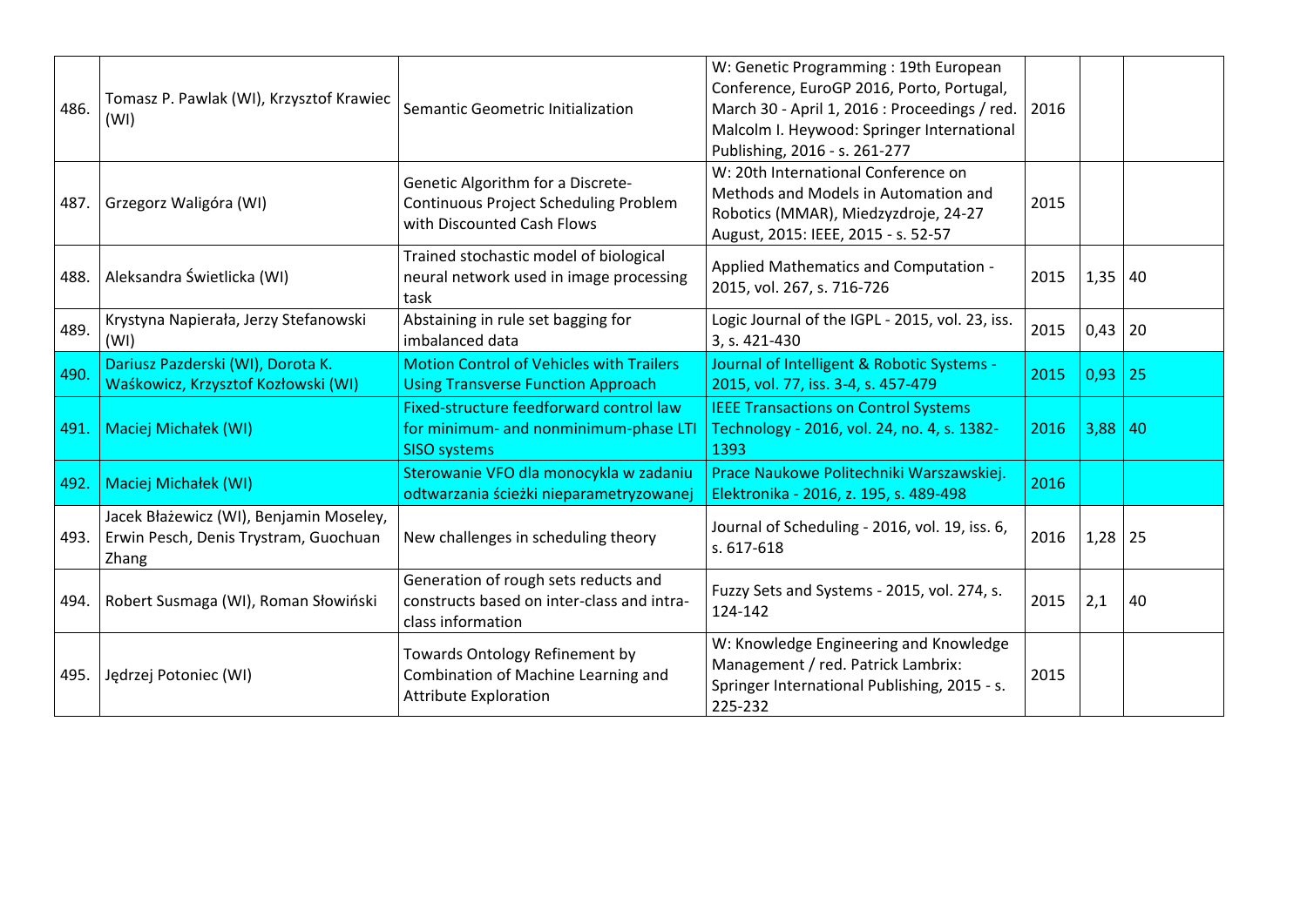| | | | | | | |
|---|---|---|---|---|---|---|
| 486. | Tomasz P. Pawlak (WI), Krzysztof Krawiec (WI) | Semantic Geometric Initialization | W: Genetic Programming : 19th European Conference, EuroGP 2016, Porto, Portugal, March 30 - April 1, 2016 : Proceedings / red. Malcolm I. Heywood: Springer International Publishing, 2016 - s. 261-277 | 2016 | | |
| 487. | Grzegorz Waligóra (WI) | Genetic Algorithm for a Discrete-Continuous Project Scheduling Problem with Discounted Cash Flows | W: 20th International Conference on Methods and Models in Automation and Robotics (MMAR), Miedzyzdroje, 24-27 August, 2015: IEEE, 2015 - s. 52-57 | 2015 | | |
| 488. | Aleksandra Świetlicka (WI) | Trained stochastic model of biological neural network used in image processing task | Applied Mathematics and Computation - 2015, vol. 267, s. 716-726 | 2015 | 1,35 | 40 |
| 489. | Krystyna Napierała, Jerzy Stefanowski (WI) | Abstaining in rule set bagging for imbalanced data | Logic Journal of the IGPL - 2015, vol. 23, iss. 3, s. 421-430 | 2015 | 0,43 | 20 |
| 490. | Dariusz Pazderski (WI), Dorota K. Waśkowicz, Krzysztof Kozłowski (WI) | Motion Control of Vehicles with Trailers Using Transverse Function Approach | Journal of Intelligent & Robotic Systems - 2015, vol. 77, iss. 3-4, s. 457-479 | 2015 | 0,93 | 25 |
| 491. | Maciej Michałek (WI) | Fixed-structure feedforward control law for minimum- and nonminimum-phase LTI SISO systems | IEEE Transactions on Control Systems Technology - 2016, vol. 24, no. 4, s. 1382-1393 | 2016 | 3,88 | 40 |
| 492. | Maciej Michałek (WI) | Sterowanie VFO dla monocykla w zadaniu odtwarzania ścieżki nieparametryzowanej | Prace Naukowe Politechniki Warszawskiej. Elektronika - 2016, z. 195, s. 489-498 | 2016 | | |
| 493. | Jacek Błażewicz (WI), Benjamin Moseley, Erwin Pesch, Denis Trystram, Guochuan Zhang | New challenges in scheduling theory | Journal of Scheduling - 2016, vol. 19, iss. 6, s. 617-618 | 2016 | 1,28 | 25 |
| 494. | Robert Susmaga (WI), Roman Słowiński | Generation of rough sets reducts and constructs based on inter-class and intra-class information | Fuzzy Sets and Systems - 2015, vol. 274, s. 124-142 | 2015 | 2,1 | 40 |
| 495. | Jędrzej Potoniec (WI) | Towards Ontology Refinement by Combination of Machine Learning and Attribute Exploration | W: Knowledge Engineering and Knowledge Management / red. Patrick Lambrix: Springer International Publishing, 2015 - s. 225-232 | 2015 | | |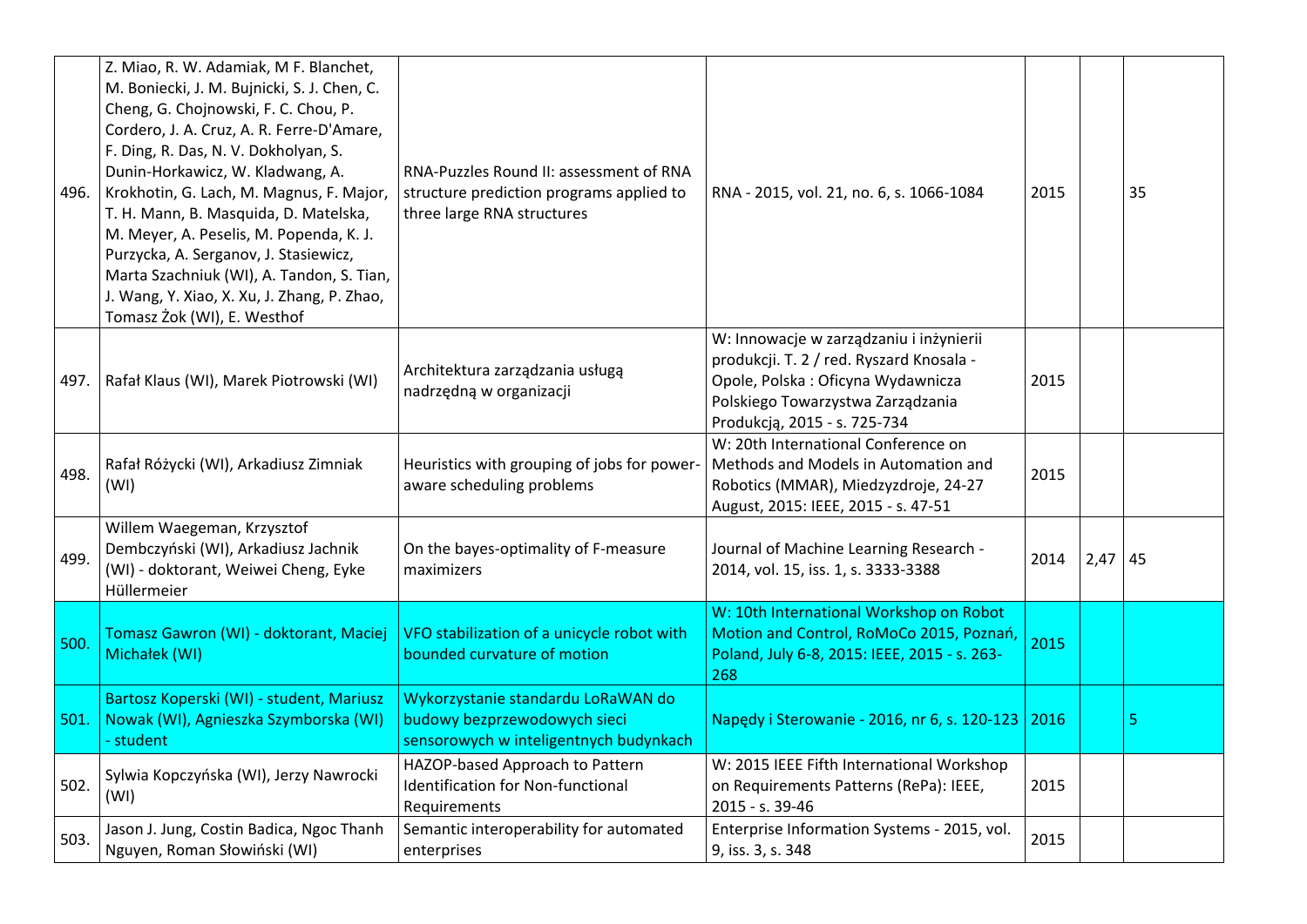| | | | | | | |
|---|---|---|---|---|---|---|
| 496. | Z. Miao, R. W. Adamiak, M F. Blanchet, M. Boniecki, J. M. Bujnicki, S. J. Chen, C. Cheng, G. Chojnowski, F. C. Chou, P. Cordero, J. A. Cruz, A. R. Ferre-D'Amare, F. Ding, R. Das, N. V. Dokholyan, S. Dunin-Horkawicz, W. Kladwang, A. Krokhotin, G. Lach, M. Magnus, F. Major, T. H. Mann, B. Masquida, D. Matelska, M. Meyer, A. Peselis, M. Popenda, K. J. Purzycka, A. Serganov, J. Stasiewicz, Marta Szachniuk (WI), A. Tandon, S. Tian, J. Wang, Y. Xiao, X. Xu, J. Zhang, P. Zhao, Tomasz Żok (WI), E. Westhof | RNA-Puzzles Round II: assessment of RNA structure prediction programs applied to three large RNA structures | RNA - 2015, vol. 21, no. 6, s. 1066-1084 | 2015 | | 35 |
| 497. | Rafał Klaus (WI), Marek Piotrowski (WI) | Architektura zarządzania usługą nadrzędną w organizacji | W: Innowacje w zarządzaniu i inżynierii produkcji. T. 2 / red. Ryszard Knosala - Opole, Polska : Oficyna Wydawnicza Polskiego Towarzystwa Zarządzania Produkcją, 2015 - s. 725-734 | 2015 | | |
| 498. | Rafał Różycki (WI), Arkadiusz Zimniak (WI) | Heuristics with grouping of jobs for power-aware scheduling problems | W: 20th International Conference on Methods and Models in Automation and Robotics (MMAR), Miedzyzdroje, 24-27 August, 2015: IEEE, 2015 - s. 47-51 | 2015 | | |
| 499. | Willem Waegeman, Krzysztof Dembczyński (WI), Arkadiusz Jachnik (WI) - doktorant, Weiwei Cheng, Eyke Hüllermeier | On the bayes-optimality of F-measure maximizers | Journal of Machine Learning Research - 2014, vol. 15, iss. 1, s. 3333-3388 | 2014 | 2,47 | 45 |
| 500. | Tomasz Gawron (WI) - doktorant, Maciej Michałek (WI) | VFO stabilization of a unicycle robot with bounded curvature of motion | W: 10th International Workshop on Robot Motion and Control, RoMoCo 2015, Poznań, Poland, July 6-8, 2015: IEEE, 2015 - s. 263-268 | 2015 | | |
| 501. | Bartosz Koperski (WI) - student, Mariusz Nowak (WI), Agnieszka Szymborska (WI) - student | Wykorzystanie standardu LoRaWAN do budowy bezprzewodowych sieci sensorowych w inteligentnych budynkach | Napędy i Sterowanie - 2016, nr 6, s. 120-123 | 2016 | | 5 |
| 502. | Sylwia Kopczyńska (WI), Jerzy Nawrocki (WI) | HAZOP-based Approach to Pattern Identification for Non-functional Requirements | W: 2015 IEEE Fifth International Workshop on Requirements Patterns (RePa): IEEE, 2015 - s. 39-46 | 2015 | | |
| 503. | Jason J. Jung, Costin Badica, Ngoc Thanh Nguyen, Roman Słowiński (WI) | Semantic interoperability for automated enterprises | Enterprise Information Systems - 2015, vol. 9, iss. 3, s. 348 | 2015 | | |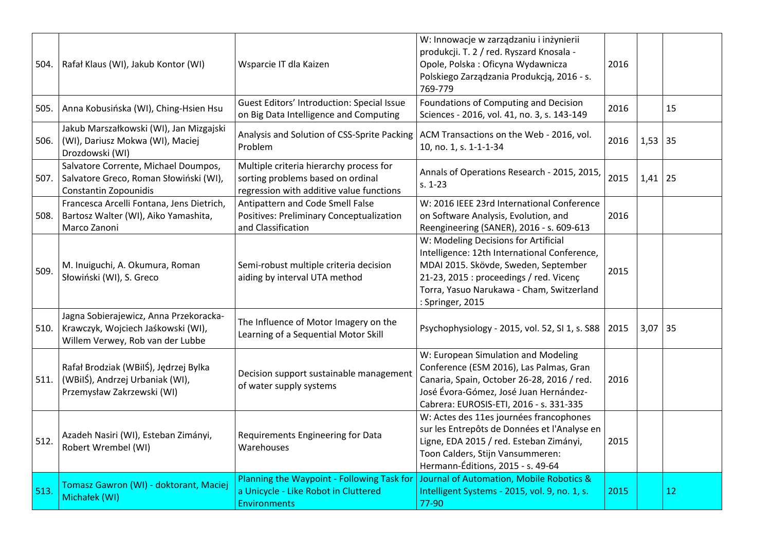| | | | | | | |
|---|---|---|---|---|---|---|
| 504. | Rafał Klaus (WI), Jakub Kontor (WI) | Wsparcie IT dla Kaizen | W: Innowacje w zarządzaniu i inżynierii produkcji. T. 2 / red. Ryszard Knosala - Opole, Polska : Oficyna Wydawnicza Polskiego Zarządzania Produkcją, 2016 - s. 769-779 | 2016 | | |
| 505. | Anna Kobusińska (WI), Ching-Hsien Hsu | Guest Editors' Introduction: Special Issue on Big Data Intelligence and Computing | Foundations of Computing and Decision Sciences - 2016, vol. 41, no. 3, s. 143-149 | 2016 | | 15 |
| 506. | Jakub Marszałkowski (WI), Jan Mizgajski (WI), Dariusz Mokwa (WI), Maciej Drozdowski (WI) | Analysis and Solution of CSS-Sprite Packing Problem | ACM Transactions on the Web - 2016, vol. 10, no. 1, s. 1-1-1-34 | 2016 | 1,53 | 35 |
| 507. | Salvatore Corrente, Michael Doumpos, Salvatore Greco, Roman Słowiński (WI), Constantin Zopounidis | Multiple criteria hierarchy process for sorting problems based on ordinal regression with additive value functions | Annals of Operations Research - 2015, 2015, s. 1-23 | 2015 | 1,41 | 25 |
| 508. | Francesca Arcelli Fontana, Jens Dietrich, Bartosz Walter (WI), Aiko Yamashita, Marco Zanoni | Antipattern and Code Smell False Positives: Preliminary Conceptualization and Classification | W: 2016 IEEE 23rd International Conference on Software Analysis, Evolution, and Reengineering (SANER), 2016 - s. 609-613 | 2016 | | |
| 509. | M. Inuiguchi, A. Okumura, Roman Słowiński (WI), S. Greco | Semi-robust multiple criteria decision aiding by interval UTA method | W: Modeling Decisions for Artificial Intelligence: 12th International Conference, MDAI 2015. Skövde, Sweden, September 21-23, 2015 : proceedings / red. Vicenç Torra, Yasuo Narukawa - Cham, Switzerland : Springer, 2015 | 2015 | | |
| 510. | Jagna Sobierajewicz, Anna Przekoracka-Krawczyk, Wojciech Jaśkowski (WI), Willem Verwey, Rob van der Lubbe | The Influence of Motor Imagery on the Learning of a Sequential Motor Skill | Psychophysiology - 2015, vol. 52, SI 1, s. S88 | 2015 | 3,07 | 35 |
| 511. | Rafał Brodziak (WBiIŚ), Jędrzej Bylka (WBiIŚ), Andrzej Urbaniak (WI), Przemysław Zakrzewski (WI) | Decision support sustainable management of water supply systems | W: European Simulation and Modeling Conference (ESM 2016), Las Palmas, Gran Canaria, Spain, October 26-28, 2016 / red. José Évora-Gómez, José Juan Hernández-Cabrera: EUROSIS-ETI, 2016 - s. 331-335 | 2016 | | |
| 512. | Azadeh Nasiri (WI), Esteban Zimányi, Robert Wrembel (WI) | Requirements Engineering for Data Warehouses | W: Actes des 11es journées francophones sur les Entrepôts de Données et l'Analyse en Ligne, EDA 2015 / red. Esteban Zimányi, Toon Calders, Stijn Vansummeren: Hermann-Éditions, 2015 - s. 49-64 | 2015 | | |
| 513. | Tomasz Gawron (WI) - doktorant, Maciej Michałek (WI) | Planning the Waypoint - Following Task for a Unicycle - Like Robot in Cluttered Environments | Journal of Automation, Mobile Robotics & Intelligent Systems - 2015, vol. 9, no. 1, s. 77-90 | 2015 | | 12 |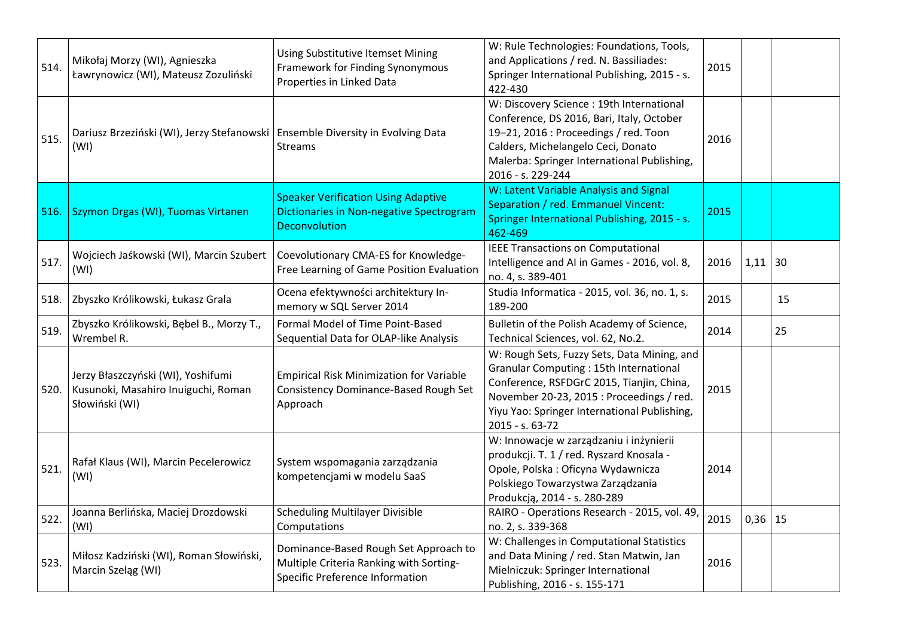| | | | | | | |
|---|---|---|---|---|---|---|
| 514. | Mikołaj Morzy (WI), Agnieszka Ławrynowicz (WI), Mateusz Zozuliński | Using Substitutive Itemset Mining Framework for Finding Synonymous Properties in Linked Data | W: Rule Technologies: Foundations, Tools, and Applications / red. N. Bassiliades: Springer International Publishing, 2015 - s. 422-430 | 2015 | | |
| 515. | Dariusz Brzeziński (WI), Jerzy Stefanowski (WI) | Ensemble Diversity in Evolving Data Streams | W: Discovery Science : 19th International Conference, DS 2016, Bari, Italy, October 19–21, 2016 : Proceedings / red. Toon Calders, Michelangelo Ceci, Donato Malerba: Springer International Publishing, 2016 - s. 229-244 | 2016 | | |
| 516. | Szymon Drgas (WI), Tuomas Virtanen | Speaker Verification Using Adaptive Dictionaries in Non-negative Spectrogram Deconvolution | W: Latent Variable Analysis and Signal Separation / red. Emmanuel Vincent: Springer International Publishing, 2015 - s. 462-469 | 2015 | | |
| 517. | Wojciech Jaśkowski (WI), Marcin Szubert (WI) | Coevolutionary CMA-ES for Knowledge-Free Learning of Game Position Evaluation | IEEE Transactions on Computational Intelligence and AI in Games - 2016, vol. 8, no. 4, s. 389-401 | 2016 | 1,11 | 30 |
| 518. | Zbyszko Królikowski, Łukasz Grala | Ocena efektywności architektury In-memory w SQL Server 2014 | Studia Informatica - 2015, vol. 36, no. 1, s. 189-200 | 2015 | | 15 |
| 519. | Zbyszko Królikowski, Bębel B., Morzy T., Wrembel R. | Formal Model of Time Point-Based Sequential Data for OLAP-like Analysis | Bulletin of the Polish Academy of Science, Technical Sciences, vol. 62, No.2. | 2014 | | 25 |
| 520. | Jerzy Błaszczyński (WI), Yoshifumi Kusunoki, Masahiro Inuiguchi, Roman Słowiński (WI) | Empirical Risk Minimization for Variable Consistency Dominance-Based Rough Set Approach | W: Rough Sets, Fuzzy Sets, Data Mining, and Granular Computing : 15th International Conference, RSFDGrC 2015, Tianjin, China, November 20-23, 2015 : Proceedings / red. Yiyu Yao: Springer International Publishing, 2015 - s. 63-72 | 2015 | | |
| 521. | Rafał Klaus (WI), Marcin Pecelerowicz (WI) | System wspomagania zarządzania kompetencjami w modelu SaaS | W: Innowacje w zarządzaniu i inżynierii produkcji. T. 1 / red. Ryszard Knosala - Opole, Polska : Oficyna Wydawnicza Polskiego Towarzystwa Zarządzania Produkcją, 2014 - s. 280-289 | 2014 | | |
| 522. | Joanna Berlińska, Maciej Drozdowski (WI) | Scheduling Multilayer Divisible Computations | RAIRO - Operations Research - 2015, vol. 49, no. 2, s. 339-368 | 2015 | 0,36 | 15 |
| 523. | Miłosz Kadziński (WI), Roman Słowiński, Marcin Szeląg (WI) | Dominance-Based Rough Set Approach to Multiple Criteria Ranking with Sorting-Specific Preference Information | W: Challenges in Computational Statistics and Data Mining / red. Stan Matwin, Jan Mielniczuk: Springer International Publishing, 2016 - s. 155-171 | 2016 | | |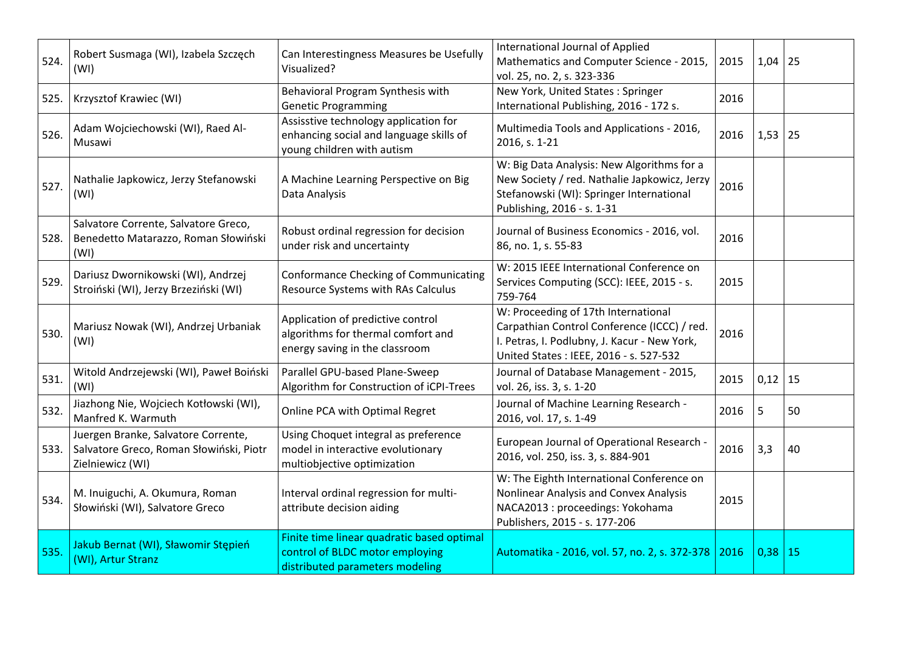| | | | | | | |
|---|---|---|---|---|---|---|
| 524. | Robert Susmaga (WI), Izabela Szczęch (WI) | Can Interestingness Measures be Usefully Visualized? | International Journal of Applied Mathematics and Computer Science - 2015, vol. 25, no. 2, s. 323-336 | 2015 | 1,04 | 25 |
| 525. | Krzysztof Krawiec (WI) | Behavioral Program Synthesis with Genetic Programming | New York, United States : Springer International Publishing, 2016 - 172 s. | 2016 | | |
| 526. | Adam Wojciechowski (WI), Raed Al-Musawi | Assisstive technology application for enhancing social and language skills of young children with autism | Multimedia Tools and Applications - 2016, 2016, s. 1-21 | 2016 | 1,53 | 25 |
| 527. | Nathalie Japkowicz, Jerzy Stefanowski (WI) | A Machine Learning Perspective on Big Data Analysis | W: Big Data Analysis: New Algorithms for a New Society / red. Nathalie Japkowicz, Jerzy Stefanowski (WI): Springer International Publishing, 2016 - s. 1-31 | 2016 | | |
| 528. | Salvatore Corrente, Salvatore Greco, Benedetto Matarazzo, Roman Słowiński (WI) | Robust ordinal regression for decision under risk and uncertainty | Journal of Business Economics - 2016, vol. 86, no. 1, s. 55-83 | 2016 | | |
| 529. | Dariusz Dwornikowski (WI), Andrzej Stroiński (WI), Jerzy Brzeziński (WI) | Conformance Checking of Communicating Resource Systems with RAs Calculus | W: 2015 IEEE International Conference on Services Computing (SCC): IEEE, 2015 - s. 759-764 | 2015 | | |
| 530. | Mariusz Nowak (WI), Andrzej Urbaniak (WI) | Application of predictive control algorithms for thermal comfort and energy saving in the classroom | W: Proceeding of 17th International Carpathian Control Conference (ICCC) / red. I. Petras, I. Podlubny, J. Kacur - New York, United States : IEEE, 2016 - s. 527-532 | 2016 | | |
| 531. | Witold Andrzejewski (WI), Paweł Boiński (WI) | Parallel GPU-based Plane-Sweep Algorithm for Construction of iCPI-Trees | Journal of Database Management - 2015, vol. 26, iss. 3, s. 1-20 | 2015 | 0,12 | 15 |
| 532. | Jiazhong Nie, Wojciech Kotłowski (WI), Manfred K. Warmuth | Online PCA with Optimal Regret | Journal of Machine Learning Research - 2016, vol. 17, s. 1-49 | 2016 | 5 | 50 |
| 533. | Juergen Branke, Salvatore Corrente, Salvatore Greco, Roman Słowiński, Piotr Zielniewicz (WI) | Using Choquet integral as preference model in interactive evolutionary multiobjective optimization | European Journal of Operational Research - 2016, vol. 250, iss. 3, s. 884-901 | 2016 | 3,3 | 40 |
| 534. | M. Inuiguchi, A. Okumura, Roman Słowiński (WI), Salvatore Greco | Interval ordinal regression for multi-attribute decision aiding | W: The Eighth International Conference on Nonlinear Analysis and Convex Analysis NACA2013 : proceedings: Yokohama Publishers, 2015 - s. 177-206 | 2015 | | |
| 535. | Jakub Bernat (WI), Sławomir Stępień (WI), Artur Stranz | Finite time linear quadratic based optimal control of BLDC motor employing distributed parameters modeling | Automatika - 2016, vol. 57, no. 2, s. 372-378 | 2016 | 0,38 | 15 |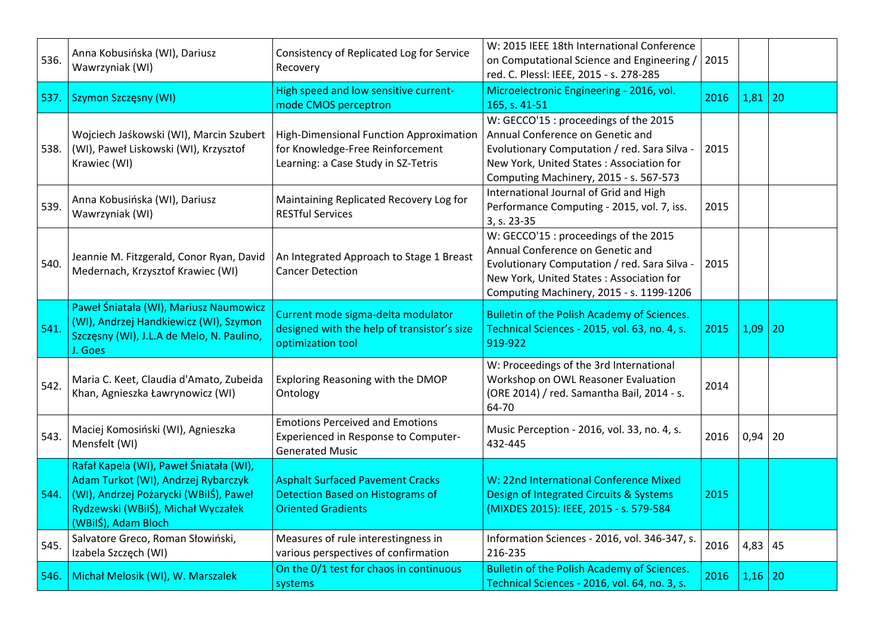| | | | | | | |
|---|---|---|---|---|---|---|
| 536. | Anna Kobusińska (WI), Dariusz Wawrzyniak (WI) | Consistency of Replicated Log for Service Recovery | W: 2015 IEEE 18th International Conference on Computational Science and Engineering / red. C. Plessl: IEEE, 2015 - s. 278-285 | 2015 | | |
| 537. | Szymon Szczęsny (WI) | High speed and low sensitive current-mode CMOS perceptron | Microelectronic Engineering - 2016, vol. 165, s. 41-51 | 2016 | 1,81 | 20 |
| 538. | Wojciech Jaśkowski (WI), Marcin Szubert (WI), Paweł Liskowski (WI), Krzysztof Krawiec (WI) | High-Dimensional Function Approximation for Knowledge-Free Reinforcement Learning: a Case Study in SZ-Tetris | W: GECCO'15 : proceedings of the 2015 Annual Conference on Genetic and Evolutionary Computation / red. Sara Silva - New York, United States : Association for Computing Machinery, 2015 - s. 567-573 | 2015 | | |
| 539. | Anna Kobusińska (WI), Dariusz Wawrzyniak (WI) | Maintaining Replicated Recovery Log for RESTful Services | International Journal of Grid and High Performance Computing - 2015, vol. 7, iss. 3, s. 23-35 | 2015 | | |
| 540. | Jeannie M. Fitzgerald, Conor Ryan, David Medernach, Krzysztof Krawiec (WI) | An Integrated Approach to Stage 1 Breast Cancer Detection | W: GECCO'15 : proceedings of the 2015 Annual Conference on Genetic and Evolutionary Computation / red. Sara Silva - New York, United States : Association for Computing Machinery, 2015 - s. 1199-1206 | 2015 | | |
| 541. | Paweł Śniatała (WI), Mariusz Naumowicz (WI), Andrzej Handkiewicz (WI), Szymon Szczęsny (WI), J.L.A de Melo, N. Paulino, J. Goes | Current mode sigma-delta modulator designed with the help of transistor's size optimization tool | Bulletin of the Polish Academy of Sciences. Technical Sciences - 2015, vol. 63, no. 4, s. 919-922 | 2015 | 1,09 | 20 |
| 542. | Maria C. Keet, Claudia d'Amato, Zubeida Khan, Agnieszka Ławrynowicz (WI) | Exploring Reasoning with the DMOP Ontology | W: Proceedings of the 3rd International Workshop on OWL Reasoner Evaluation (ORE 2014) / red. Samantha Bail, 2014 - s. 64-70 | 2014 | | |
| 543. | Maciej Komosiński (WI), Agnieszka Mensfelt (WI) | Emotions Perceived and Emotions Experienced in Response to Computer-Generated Music | Music Perception - 2016, vol. 33, no. 4, s. 432-445 | 2016 | 0,94 | 20 |
| 544. | Rafał Kapela (WI), Paweł Śniatała (WI), Adam Turkot (WI), Andrzej Rybarczyk (WI), Andrzej Pożarycki (WBiIŚ), Paweł Rydzewski (WBiIŚ), Michał Wyczałek (WBiIŚ), Adam Bloch | Asphalt Surfaced Pavement Cracks Detection Based on Histograms of Oriented Gradients | W: 22nd International Conference Mixed Design of Integrated Circuits & Systems (MIXDES 2015): IEEE, 2015 - s. 579-584 | 2015 | | |
| 545. | Salvatore Greco, Roman Słowiński, Izabela Szczęch (WI) | Measures of rule interestingness in various perspectives of confirmation | Information Sciences - 2016, vol. 346-347, s. 216-235 | 2016 | 4,83 | 45 |
| 546. | Michał Melosik (WI), W. Marszalek | On the 0/1 test for chaos in continuous systems | Bulletin of the Polish Academy of Sciences. Technical Sciences - 2016, vol. 64, no. 3, s. | 2016 | 1,16 | 20 |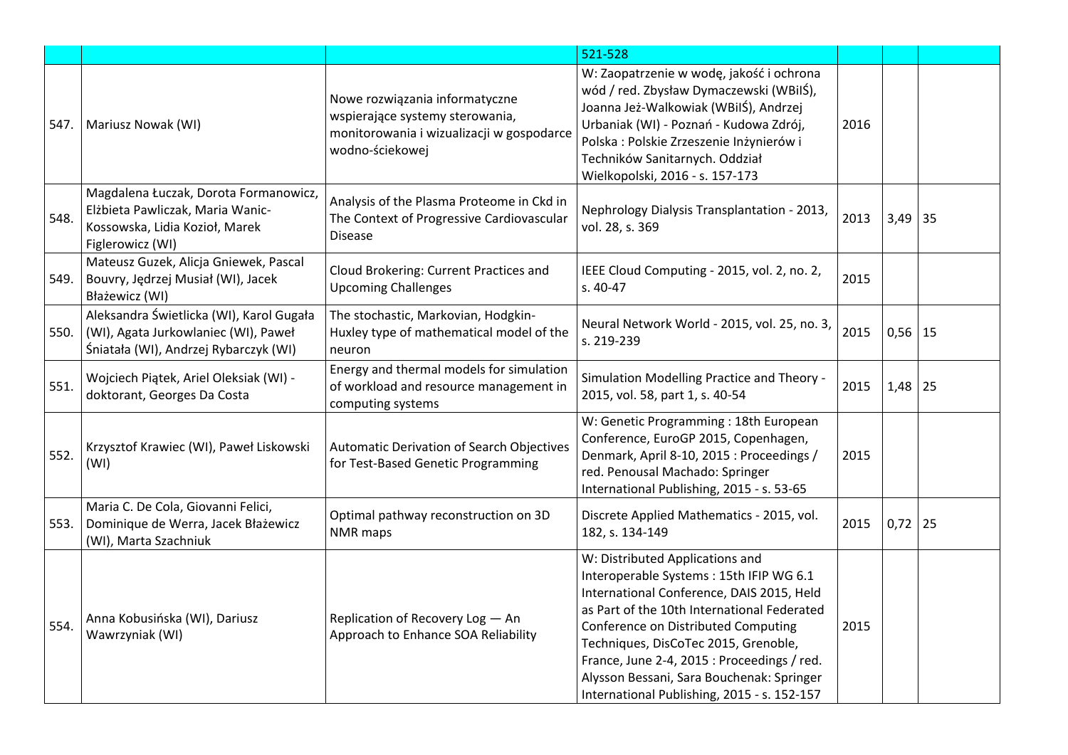| | | | | | | |
|---|---|---|---|---|---|---|
| | | | 521-528 | | | |
| 547. | Mariusz Nowak (WI) | Nowe rozwiązania informatyczne wspierające systemy sterowania, monitorowania i wizualizacji w gospodarce wodno-ściekowej | W: Zaopatrzenie w wodę, jakość i ochrona wód / red. Zbysław Dymaczewski (WBiIŚ), Joanna Jeż-Walkowiak (WBiIŚ), Andrzej Urbaniak (WI) - Poznań - Kudowa Zdrój, Polska : Polskie Zrzeszenie Inżynierów i Techników Sanitarnych. Oddział Wielkopolski, 2016 - s. 157-173 | 2016 | | |
| 548. | Magdalena Łuczak, Dorota Formanowicz, Elżbieta Pawliczak, Maria Wanic-Kossowska, Lidia Kozioł, Marek Figlerowicz (WI) | Analysis of the Plasma Proteome in Ckd in The Context of Progressive Cardiovascular Disease | Nephrology Dialysis Transplantation - 2013, vol. 28, s. 369 | 2013 | 3,49 | 35 |
| 549. | Mateusz Guzek, Alicja Gniewek, Pascal Bouvry, Jędrzej Musiał (WI), Jacek Błażewicz (WI) | Cloud Brokering: Current Practices and Upcoming Challenges | IEEE Cloud Computing - 2015, vol. 2, no. 2, s. 40-47 | 2015 | | |
| 550. | Aleksandra Świetlicka (WI), Karol Gugała (WI), Agata Jurkowlaniec (WI), Paweł Śniatała (WI), Andrzej Rybarczyk (WI) | The stochastic, Markovian, Hodgkin-Huxley type of mathematical model of the neuron | Neural Network World - 2015, vol. 25, no. 3, s. 219-239 | 2015 | 0,56 | 15 |
| 551. | Wojciech Piątek, Ariel Oleksiak (WI) - doktorant, Georges Da Costa | Energy and thermal models for simulation of workload and resource management in computing systems | Simulation Modelling Practice and Theory - 2015, vol. 58, part 1, s. 40-54 | 2015 | 1,48 | 25 |
| 552. | Krzysztof Krawiec (WI), Paweł Liskowski (WI) | Automatic Derivation of Search Objectives for Test-Based Genetic Programming | W: Genetic Programming : 18th European Conference, EuroGP 2015, Copenhagen, Denmark, April 8-10, 2015 : Proceedings / red. Penousal Machado: Springer International Publishing, 2015 - s. 53-65 | 2015 | | |
| 553. | Maria C. De Cola, Giovanni Felici, Dominique de Werra, Jacek Błażewicz (WI), Marta Szachniuk | Optimal pathway reconstruction on 3D NMR maps | Discrete Applied Mathematics - 2015, vol. 182, s. 134-149 | 2015 | 0,72 | 25 |
| 554. | Anna Kobusińska (WI), Dariusz Wawrzyniak (WI) | Replication of Recovery Log — An Approach to Enhance SOA Reliability | W: Distributed Applications and Interoperable Systems : 15th IFIP WG 6.1 International Conference, DAIS 2015, Held as Part of the 10th International Federated Conference on Distributed Computing Techniques, DisCoTec 2015, Grenoble, France, June 2-4, 2015 : Proceedings / red. Alysson Bessani, Sara Bouchenak: Springer International Publishing, 2015 - s. 152-157 | 2015 | | |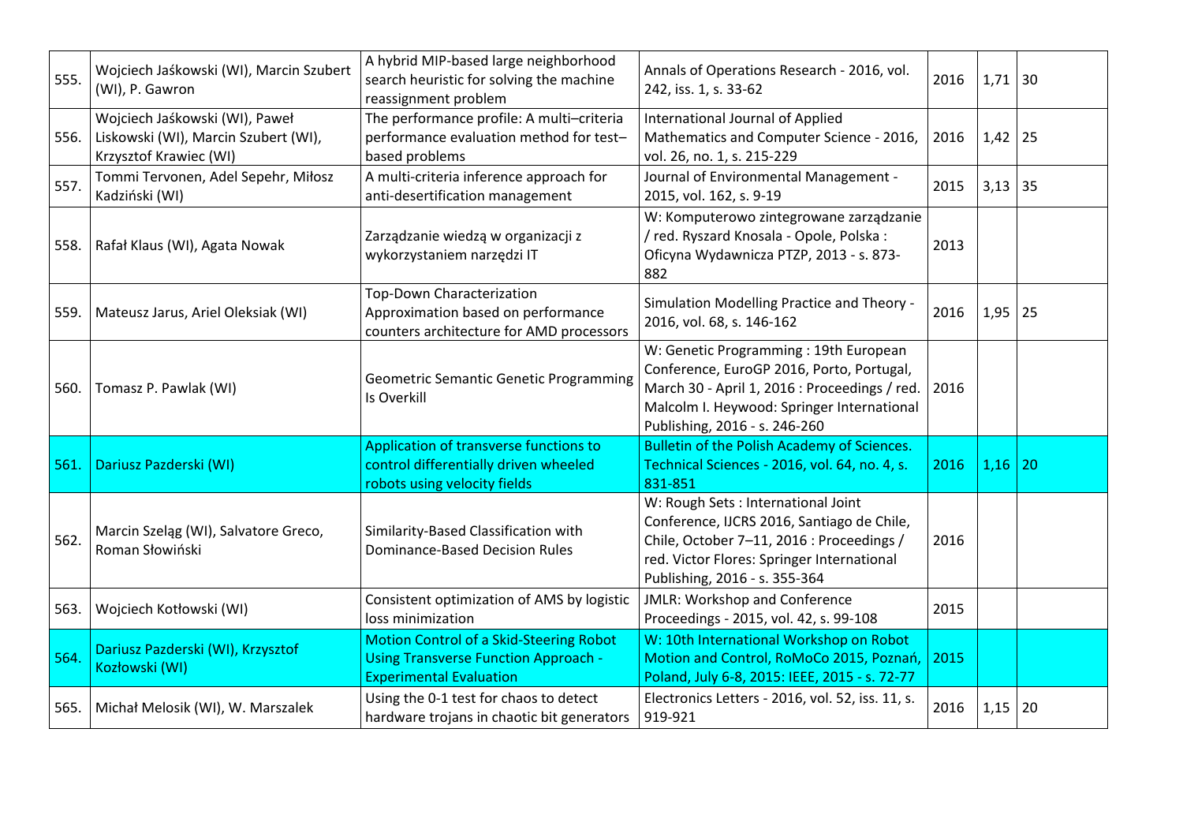| | | | | | | |
|---|---|---|---|---|---|---|
| 555. | Wojciech Jaśkowski (WI), Marcin Szubert (WI), P. Gawron | A hybrid MIP-based large neighborhood search heuristic for solving the machine reassignment problem | Annals of Operations Research - 2016, vol. 242, iss. 1, s. 33-62 | 2016 | 1,71 | 30 |
| 556. | Wojciech Jaśkowski (WI), Paweł Liskowski (WI), Marcin Szubert (WI), Krzysztof Krawiec (WI) | The performance profile: A multi–criteria performance evaluation method for test–based problems | International Journal of Applied Mathematics and Computer Science - 2016, vol. 26, no. 1, s. 215-229 | 2016 | 1,42 | 25 |
| 557. | Tommi Tervonen, Adel Sepehr, Miłosz Kadziński (WI) | A multi-criteria inference approach for anti-desertification management | Journal of Environmental Management - 2015, vol. 162, s. 9-19 | 2015 | 3,13 | 35 |
| 558. | Rafał Klaus (WI), Agata Nowak | Zarządzanie wiedzą w organizacji z wykorzystaniem narzędzi IT | W: Komputerowo zintegrowane zarządzanie / red. Ryszard Knosala - Opole, Polska : Oficyna Wydawnicza PTZP, 2013 - s. 873-882 | 2013 | | |
| 559. | Mateusz Jarus, Ariel Oleksiak (WI) | Top-Down Characterization Approximation based on performance counters architecture for AMD processors | Simulation Modelling Practice and Theory - 2016, vol. 68, s. 146-162 | 2016 | 1,95 | 25 |
| 560. | Tomasz P. Pawlak (WI) | Geometric Semantic Genetic Programming Is Overkill | W: Genetic Programming : 19th European Conference, EuroGP 2016, Porto, Portugal, March 30 - April 1, 2016 : Proceedings / red. Malcolm I. Heywood: Springer International Publishing, 2016 - s. 246-260 | 2016 | | |
| 561. | Dariusz Pazderski (WI) | Application of transverse functions to control differentially driven wheeled robots using velocity fields | Bulletin of the Polish Academy of Sciences. Technical Sciences - 2016, vol. 64, no. 4, s. 831-851 | 2016 | 1,16 | 20 |
| 562. | Marcin Szeląg (WI), Salvatore Greco, Roman Słowiński | Similarity-Based Classification with Dominance-Based Decision Rules | W: Rough Sets : International Joint Conference, IJCRS 2016, Santiago de Chile, Chile, October 7–11, 2016 : Proceedings / red. Victor Flores: Springer International Publishing, 2016 - s. 355-364 | 2016 | | |
| 563. | Wojciech Kotłowski (WI) | Consistent optimization of AMS by logistic loss minimization | JMLR: Workshop and Conference Proceedings - 2015, vol. 42, s. 99-108 | 2015 | | |
| 564. | Dariusz Pazderski (WI), Krzysztof Kozłowski (WI) | Motion Control of a Skid-Steering Robot Using Transverse Function Approach - Experimental Evaluation | W: 10th International Workshop on Robot Motion and Control, RoMoCo 2015, Poznań, Poland, July 6-8, 2015: IEEE, 2015 - s. 72-77 | 2015 | | |
| 565. | Michał Melosik (WI), W. Marszalek | Using the 0-1 test for chaos to detect hardware trojans in chaotic bit generators | Electronics Letters - 2016, vol. 52, iss. 11, s. 919-921 | 2016 | 1,15 | 20 |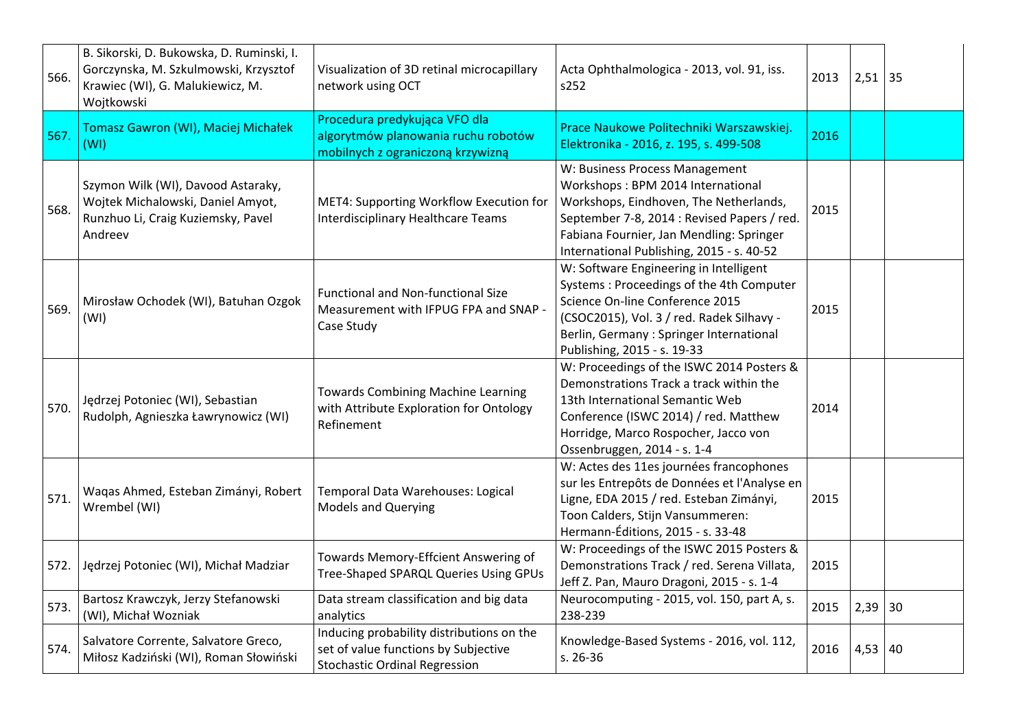| | | | | | | |
|---|---|---|---|---|---|---|
| 566. | B. Sikorski, D. Bukowska, D. Ruminski, I. Gorczynska, M. Szkulmowski, Krzysztof Krawiec (WI), G. Malukiewicz, M. Wojtkowski | Visualization of 3D retinal microcapillary network using OCT | Acta Ophthalmologica - 2013, vol. 91, iss. s252 | 2013 | 2,51 | 35 |
| 567. | Tomasz Gawron (WI), Maciej Michałek (WI) | Procedura predykująca VFO dla algorytmów planowania ruchu robotów mobilnych z ograniczoną krzywizną | Prace Naukowe Politechniki Warszawskiej. Elektronika - 2016, z. 195, s. 499-508 | 2016 | | |
| 568. | Szymon Wilk (WI), Davood Astaraky, Wojtek Michalowski, Daniel Amyot, Runzhuo Li, Craig Kuziemsky, Pavel Andreev | MET4: Supporting Workflow Execution for Interdisciplinary Healthcare Teams | W: Business Process Management Workshops : BPM 2014 International Workshops, Eindhoven, The Netherlands, September 7-8, 2014 : Revised Papers / red. Fabiana Fournier, Jan Mendling: Springer International Publishing, 2015 - s. 40-52 | 2015 | | |
| 569. | Mirosław Ochodek (WI), Batuhan Ozgok (WI) | Functional and Non-functional Size Measurement with IFPUG FPA and SNAP - Case Study | W: Software Engineering in Intelligent Systems : Proceedings of the 4th Computer Science On-line Conference 2015 (CSOC2015), Vol. 3 / red. Radek Silhavy - Berlin, Germany : Springer International Publishing, 2015 - s. 19-33 | 2015 | | |
| 570. | Jędrzej Potoniec (WI), Sebastian Rudolph, Agnieszka Ławrynowicz (WI) | Towards Combining Machine Learning with Attribute Exploration for Ontology Refinement | W: Proceedings of the ISWC 2014 Posters & Demonstrations Track a track within the 13th International Semantic Web Conference (ISWC 2014) / red. Matthew Horridge, Marco Rospocher, Jacco von Ossenbruggen, 2014 - s. 1-4 | 2014 | | |
| 571. | Waqas Ahmed, Esteban Zimányi, Robert Wrembel (WI) | Temporal Data Warehouses: Logical Models and Querying | W: Actes des 11es journées francophones sur les Entrepôts de Données et l'Analyse en Ligne, EDA 2015 / red. Esteban Zimányi, Toon Calders, Stijn Vansummeren: Hermann-Éditions, 2015 - s. 33-48 | 2015 | | |
| 572. | Jędrzej Potoniec (WI), Michał Madziar | Towards Memory-Effcient Answering of Tree-Shaped SPARQL Queries Using GPUs | W: Proceedings of the ISWC 2015 Posters & Demonstrations Track / red. Serena Villata, Jeff Z. Pan, Mauro Dragoni, 2015 - s. 1-4 | 2015 | | |
| 573. | Bartosz Krawczyk, Jerzy Stefanowski (WI), Michał Wozniak | Data stream classification and big data analytics | Neurocomputing - 2015, vol. 150, part A, s. 238-239 | 2015 | 2,39 | 30 |
| 574. | Salvatore Corrente, Salvatore Greco, Miłosz Kadziński (WI), Roman Słowiński | Inducing probability distributions on the set of value functions by Subjective Stochastic Ordinal Regression | Knowledge-Based Systems - 2016, vol. 112, s. 26-36 | 2016 | 4,53 | 40 |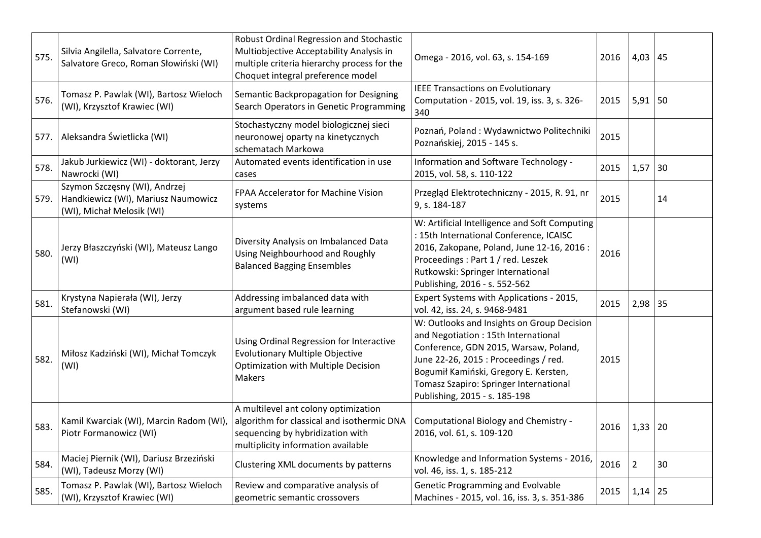| | | | | | | |
|---|---|---|---|---|---|---|
| 575. | Silvia Angilella, Salvatore Corrente, Salvatore Greco, Roman Słowiński (WI) | Robust Ordinal Regression and Stochastic Multiobjective Acceptability Analysis in multiple criteria hierarchy process for the Choquet integral preference model | Omega - 2016, vol. 63, s. 154-169 | 2016 | 4,03 | 45 |
| 576. | Tomasz P. Pawlak (WI), Bartosz Wieloch (WI), Krzysztof Krawiec (WI) | Semantic Backpropagation for Designing Search Operators in Genetic Programming | IEEE Transactions on Evolutionary Computation - 2015, vol. 19, iss. 3, s. 326-340 | 2015 | 5,91 | 50 |
| 577. | Aleksandra Świetlicka (WI) | Stochastyczny model biologicznej sieci neuronowej oparty na kinetycznych schematach Markowa | Poznań, Poland : Wydawnictwo Politechniki Poznańskiej, 2015 - 145 s. | 2015 | | |
| 578. | Jakub Jurkiewicz (WI) - doktorant, Jerzy Nawrocki (WI) | Automated events identification in use cases | Information and Software Technology - 2015, vol. 58, s. 110-122 | 2015 | 1,57 | 30 |
| 579. | Szymon Szczęsny (WI), Andrzej Handkiewicz (WI), Mariusz Naumowicz (WI), Michał Melosik (WI) | FPAA Accelerator for Machine Vision systems | Przegląd Elektrotechniczny - 2015, R. 91, nr 9, s. 184-187 | 2015 | | 14 |
| 580. | Jerzy Błaszczyński (WI), Mateusz Lango (WI) | Diversity Analysis on Imbalanced Data Using Neighbourhood and Roughly Balanced Bagging Ensembles | W: Artificial Intelligence and Soft Computing : 15th International Conference, ICAISC 2016, Zakopane, Poland, June 12-16, 2016 : Proceedings : Part 1 / red. Leszek Rutkowski: Springer International Publishing, 2016 - s. 552-562 | 2016 | | |
| 581. | Krystyna Napierała (WI), Jerzy Stefanowski (WI) | Addressing imbalanced data with argument based rule learning | Expert Systems with Applications - 2015, vol. 42, iss. 24, s. 9468-9481 | 2015 | 2,98 | 35 |
| 582. | Miłosz Kadziński (WI), Michał Tomczyk (WI) | Using Ordinal Regression for Interactive Evolutionary Multiple Objective Optimization with Multiple Decision Makers | W: Outlooks and Insights on Group Decision and Negotiation : 15th International Conference, GDN 2015, Warsaw, Poland, June 22-26, 2015 : Proceedings / red. Bogumił Kamiński, Gregory E. Kersten, Tomasz Szapiro: Springer International Publishing, 2015 - s. 185-198 | 2015 | | |
| 583. | Kamil Kwarciak (WI), Marcin Radom (WI), Piotr Formanowicz (WI) | A multilevel ant colony optimization algorithm for classical and isothermic DNA sequencing by hybridization with multiplicity information available | Computational Biology and Chemistry - 2016, vol. 61, s. 109-120 | 2016 | 1,33 | 20 |
| 584. | Maciej Piernik (WI), Dariusz Brzeziński (WI), Tadeusz Morzy (WI) | Clustering XML documents by patterns | Knowledge and Information Systems - 2016, vol. 46, iss. 1, s. 185-212 | 2016 | 2 | 30 |
| 585. | Tomasz P. Pawlak (WI), Bartosz Wieloch (WI), Krzysztof Krawiec (WI) | Review and comparative analysis of geometric semantic crossovers | Genetic Programming and Evolvable Machines - 2015, vol. 16, iss. 3, s. 351-386 | 2015 | 1,14 | 25 |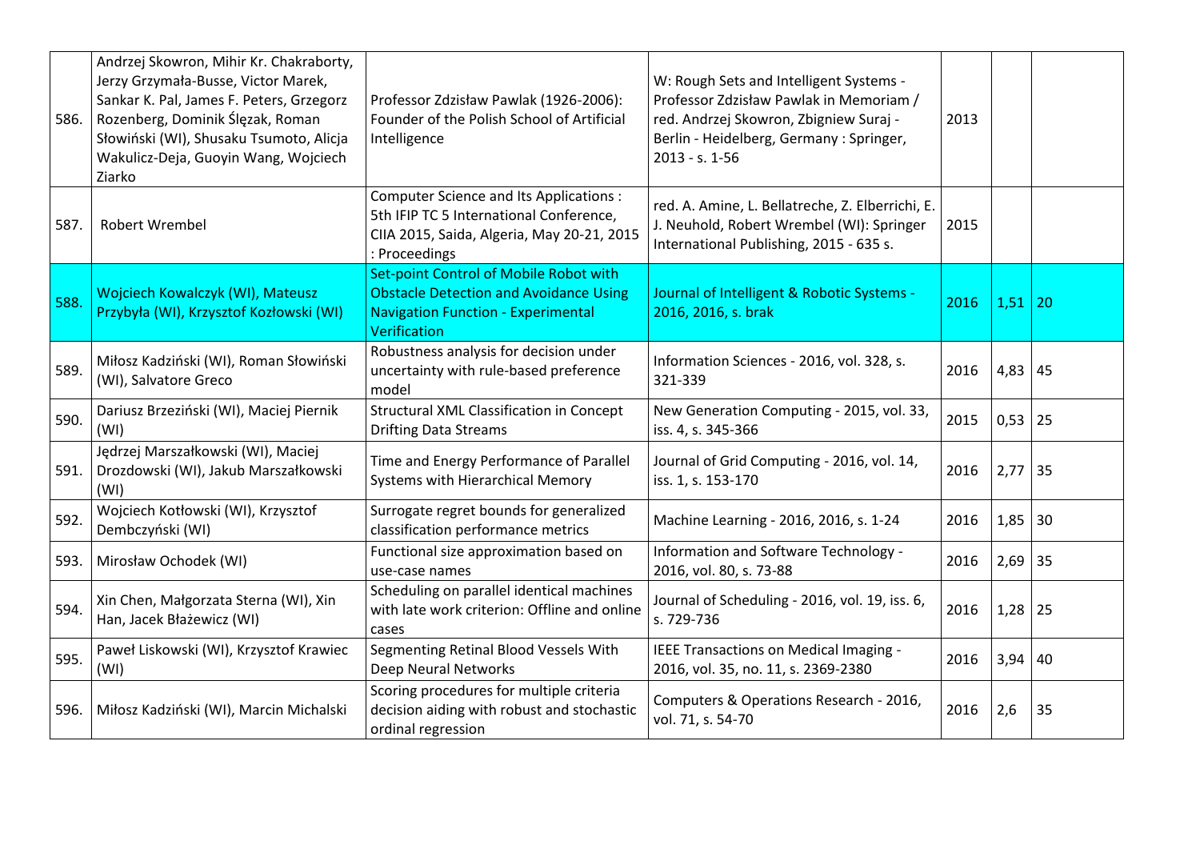| | | | | | | |
|---|---|---|---|---|---|---|
| 586. | Andrzej Skowron, Mihir Kr. Chakraborty, Jerzy Grzymała-Busse, Victor Marek, Sankar K. Pal, James F. Peters, Grzegorz Rozenberg, Dominik Ślęzak, Roman Słowiński (WI), Shusaku Tsumoto, Alicja Wakulicz-Deja, Guoyin Wang, Wojciech Ziarko | Professor Zdzisław Pawlak (1926-2006): Founder of the Polish School of Artificial Intelligence | W: Rough Sets and Intelligent Systems - Professor Zdzisław Pawlak in Memoriam / red. Andrzej Skowron, Zbigniew Suraj - Berlin - Heidelberg, Germany : Springer, 2013 - s. 1-56 | 2013 | | |
| 587. | Robert Wrembel | Computer Science and Its Applications : 5th IFIP TC 5 International Conference, CIIA 2015, Saida, Algeria, May 20-21, 2015 : Proceedings | red. A. Amine, L. Bellatreche, Z. Elberrichi, E. J. Neuhold, Robert Wrembel (WI): Springer International Publishing, 2015 - 635 s. | 2015 | | |
| 588. | Wojciech Kowalczyk (WI), Mateusz Przybyła (WI), Krzysztof Kozłowski (WI) | Set-point Control of Mobile Robot with Obstacle Detection and Avoidance Using Navigation Function - Experimental Verification | Journal of Intelligent & Robotic Systems - 2016, 2016, s. brak | 2016 | 1,51 | 20 |
| 589. | Miłosz Kadziński (WI), Roman Słowiński (WI), Salvatore Greco | Robustness analysis for decision under uncertainty with rule-based preference model | Information Sciences - 2016, vol. 328, s. 321-339 | 2016 | 4,83 | 45 |
| 590. | Dariusz Brzeziński (WI), Maciej Piernik (WI) | Structural XML Classification in Concept Drifting Data Streams | New Generation Computing - 2015, vol. 33, iss. 4, s. 345-366 | 2015 | 0,53 | 25 |
| 591. | Jędrzej Marszałkowski (WI), Maciej Drozdowski (WI), Jakub Marszałkowski (WI) | Time and Energy Performance of Parallel Systems with Hierarchical Memory | Journal of Grid Computing - 2016, vol. 14, iss. 1, s. 153-170 | 2016 | 2,77 | 35 |
| 592. | Wojciech Kotłowski (WI), Krzysztof Dembczyński (WI) | Surrogate regret bounds for generalized classification performance metrics | Machine Learning - 2016, 2016, s. 1-24 | 2016 | 1,85 | 30 |
| 593. | Mirosław Ochodek (WI) | Functional size approximation based on use-case names | Information and Software Technology - 2016, vol. 80, s. 73-88 | 2016 | 2,69 | 35 |
| 594. | Xin Chen, Małgorzata Sterna (WI), Xin Han, Jacek Błażewicz (WI) | Scheduling on parallel identical machines with late work criterion: Offline and online cases | Journal of Scheduling - 2016, vol. 19, iss. 6, s. 729-736 | 2016 | 1,28 | 25 |
| 595. | Paweł Liskowski (WI), Krzysztof Krawiec (WI) | Segmenting Retinal Blood Vessels With Deep Neural Networks | IEEE Transactions on Medical Imaging - 2016, vol. 35, no. 11, s. 2369-2380 | 2016 | 3,94 | 40 |
| 596. | Miłosz Kadziński (WI), Marcin Michalski | Scoring procedures for multiple criteria decision aiding with robust and stochastic ordinal regression | Computers & Operations Research - 2016, vol. 71, s. 54-70 | 2016 | 2,6 | 35 |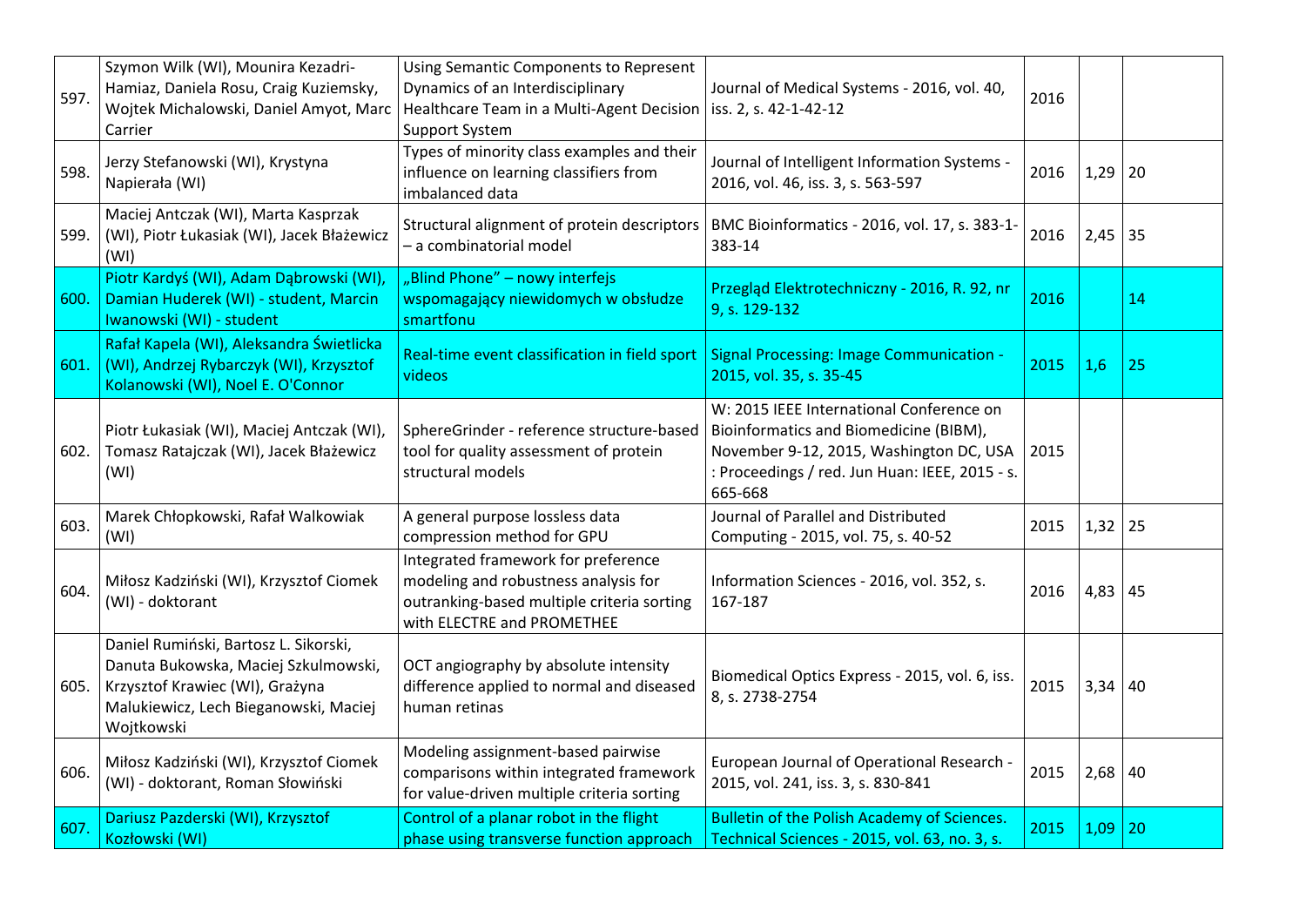| | | | | | | |
|---|---|---|---|---|---|---|
| 597. | Szymon Wilk (WI), Mounira Kezadri-Hamiaz, Daniela Rosu, Craig Kuziemsky, Wojtek Michalowski, Daniel Amyot, Marc Carrier | Using Semantic Components to Represent Dynamics of an Interdisciplinary Healthcare Team in a Multi-Agent Decision Support System | Journal of Medical Systems - 2016, vol. 40, iss. 2, s. 42-1-42-12 | 2016 | | |
| 598. | Jerzy Stefanowski (WI), Krystyna Napierała (WI) | Types of minority class examples and their influence on learning classifiers from imbalanced data | Journal of Intelligent Information Systems - 2016, vol. 46, iss. 3, s. 563-597 | 2016 | 1,29 | 20 |
| 599. | Maciej Antczak (WI), Marta Kasprzak (WI), Piotr Łukasiak (WI), Jacek Błażewicz (WI) | Structural alignment of protein descriptors – a combinatorial model | BMC Bioinformatics - 2016, vol. 17, s. 383-1-383-14 | 2016 | 2,45 | 35 |
| 600. | Piotr Kardyś (WI), Adam Dąbrowski (WI), Damian Huderek (WI) - student, Marcin Iwanowski (WI) - student | „Blind Phone" – nowy interfejs wspomagający niewidomych w obsłudze smartfonu | Przegląd Elektrotechniczny - 2016, R. 92, nr 9, s. 129-132 | 2016 | | 14 |
| 601. | Rafał Kapela (WI), Aleksandra Świetlicka (WI), Andrzej Rybarczyk (WI), Krzysztof Kolanowski (WI), Noel E. O'Connor | Real-time event classification in field sport videos | Signal Processing: Image Communication - 2015, vol. 35, s. 35-45 | 2015 | 1,6 | 25 |
| 602. | Piotr Łukasiak (WI), Maciej Antczak (WI), Tomasz Ratajczak (WI), Jacek Błażewicz (WI) | SphereGrinder - reference structure-based tool for quality assessment of protein structural models | W: 2015 IEEE International Conference on Bioinformatics and Biomedicine (BIBM), November 9-12, 2015, Washington DC, USA : Proceedings / red. Jun Huan: IEEE, 2015 - s. 665-668 | 2015 | | |
| 603. | Marek Chłopkowski, Rafał Walkowiak (WI) | A general purpose lossless data compression method for GPU | Journal of Parallel and Distributed Computing - 2015, vol. 75, s. 40-52 | 2015 | 1,32 | 25 |
| 604. | Miłosz Kadziński (WI), Krzysztof Ciomek (WI) - doktorant | Integrated framework for preference modeling and robustness analysis for outranking-based multiple criteria sorting with ELECTRE and PROMETHEE | Information Sciences - 2016, vol. 352, s. 167-187 | 2016 | 4,83 | 45 |
| 605. | Daniel Rumiński, Bartosz L. Sikorski, Danuta Bukowska, Maciej Szkulmowski, Krzysztof Krawiec (WI), Grażyna Malukiewicz, Lech Bieganowski, Maciej Wojtkowski | OCT angiography by absolute intensity difference applied to normal and diseased human retinas | Biomedical Optics Express - 2015, vol. 6, iss. 8, s. 2738-2754 | 2015 | 3,34 | 40 |
| 606. | Miłosz Kadziński (WI), Krzysztof Ciomek (WI) - doktorant, Roman Słowiński | Modeling assignment-based pairwise comparisons within integrated framework for value-driven multiple criteria sorting | European Journal of Operational Research - 2015, vol. 241, iss. 3, s. 830-841 | 2015 | 2,68 | 40 |
| 607. | Dariusz Pazderski (WI), Krzysztof Kozłowski (WI) | Control of a planar robot in the flight phase using transverse function approach | Bulletin of the Polish Academy of Sciences. Technical Sciences - 2015, vol. 63, no. 3, s. | 2015 | 1,09 | 20 |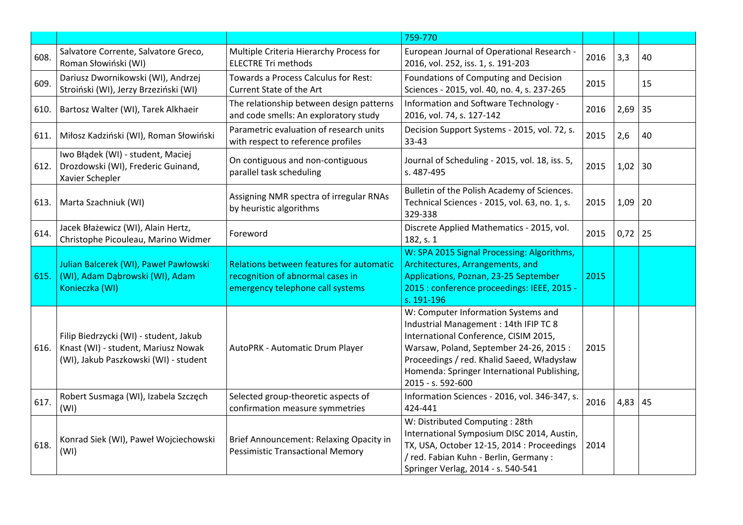| | | | | | | |
|---|---|---|---|---|---|---|
| | | | 759-770 | | | |
| 608. | Salvatore Corrente, Salvatore Greco, Roman Słowiński (WI) | Multiple Criteria Hierarchy Process for ELECTRE Tri methods | European Journal of Operational Research - 2016, vol. 252, iss. 1, s. 191-203 | 2016 | 3,3 | 40 |
| 609. | Dariusz Dwornikowski (WI), Andrzej Stroiński (WI), Jerzy Brzeziński (WI) | Towards a Process Calculus for Rest: Current State of the Art | Foundations of Computing and Decision Sciences - 2015, vol. 40, no. 4, s. 237-265 | 2015 | | 15 |
| 610. | Bartosz Walter (WI), Tarek Alkhaeir | The relationship between design patterns and code smells: An exploratory study | Information and Software Technology - 2016, vol. 74, s. 127-142 | 2016 | 2,69 | 35 |
| 611. | Miłosz Kadziński (WI), Roman Słowiński | Parametric evaluation of research units with respect to reference profiles | Decision Support Systems - 2015, vol. 72, s. 33-43 | 2015 | 2,6 | 40 |
| 612. | Iwo Błądek (WI) - student, Maciej Drozdowski (WI), Frederic Guinand, Xavier Schepler | On contiguous and non-contiguous parallel task scheduling | Journal of Scheduling - 2015, vol. 18, iss. 5, s. 487-495 | 2015 | 1,02 | 30 |
| 613. | Marta Szachniuk (WI) | Assigning NMR spectra of irregular RNAs by heuristic algorithms | Bulletin of the Polish Academy of Sciences. Technical Sciences - 2015, vol. 63, no. 1, s. 329-338 | 2015 | 1,09 | 20 |
| 614. | Jacek Błażewicz (WI), Alain Hertz, Christophe Picouleau, Marino Widmer | Foreword | Discrete Applied Mathematics - 2015, vol. 182, s. 1 | 2015 | 0,72 | 25 |
| 615. | Julian Balcerek (WI), Paweł Pawłowski (WI), Adam Dąbrowski (WI), Adam Konieczka (WI) | Relations between features for automatic recognition of abnormal cases in emergency telephone call systems | W: SPA 2015 Signal Processing: Algorithms, Architectures, Arrangements, and Applications, Poznan, 23-25 September 2015 : conference proceedings: IEEE, 2015 - s. 191-196 | 2015 | | |
| 616. | Filip Biedrzycki (WI) - student, Jakub Knast (WI) - student, Mariusz Nowak (WI), Jakub Paszkowski (WI) - student | AutoPRK - Automatic Drum Player | W: Computer Information Systems and Industrial Management : 14th IFIP TC 8 International Conference, CISIM 2015, Warsaw, Poland, September 24-26, 2015 : Proceedings / red. Khalid Saeed, Władysław Homenda: Springer International Publishing, 2015 - s. 592-600 | 2015 | | |
| 617. | Robert Susmaga (WI), Izabela Szczęch (WI) | Selected group-theoretic aspects of confirmation measure symmetries | Information Sciences - 2016, vol. 346-347, s. 424-441 | 2016 | 4,83 | 45 |
| 618. | Konrad Siek (WI), Paweł Wojciechowski (WI) | Brief Announcement: Relaxing Opacity in Pessimistic Transactional Memory | W: Distributed Computing : 28th International Symposium DISC 2014, Austin, TX, USA, October 12-15, 2014 : Proceedings / red. Fabian Kuhn - Berlin, Germany : Springer Verlag, 2014 - s. 540-541 | 2014 | | |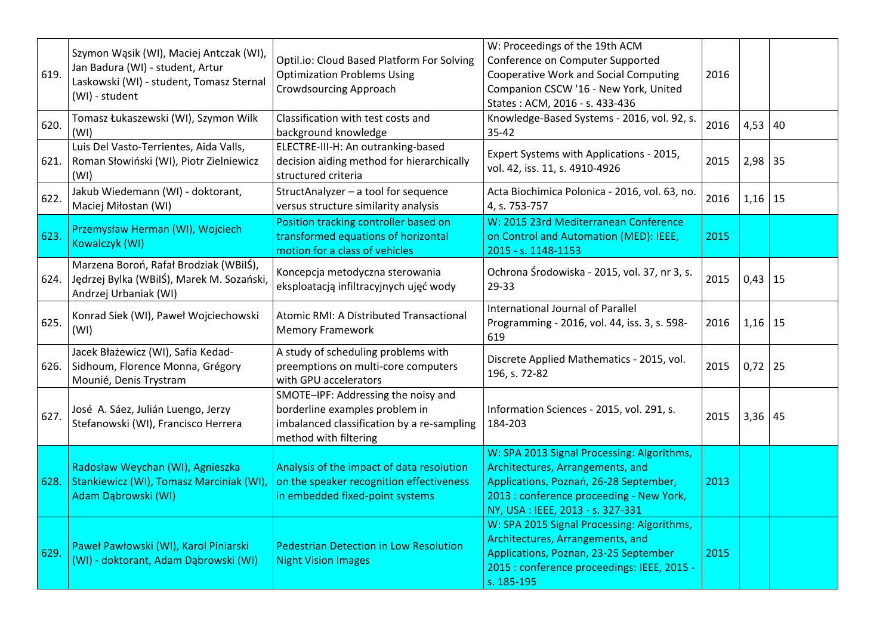| | | | | | | |
|---|---|---|---|---|---|---|
| 619. | Szymon Wąsik (WI), Maciej Antczak (WI), Jan Badura (WI) - student, Artur Laskowski (WI) - student, Tomasz Sternal (WI) - student | Optil.io: Cloud Based Platform For Solving Optimization Problems Using Crowdsourcing Approach | W: Proceedings of the 19th ACM Conference on Computer Supported Cooperative Work and Social Computing Companion CSCW '16 - New York, United States : ACM, 2016 - s. 433-436 | 2016 | | |
| 620. | Tomasz Łukaszewski (WI), Szymon Wilk (WI) | Classification with test costs and background knowledge | Knowledge-Based Systems - 2016, vol. 92, s. 35-42 | 2016 | 4,53 | 40 |
| 621. | Luis Del Vasto-Terrientes, Aida Valls, Roman Słowiński (WI), Piotr Zielniewicz (WI) | ELECTRE-III-H: An outranking-based decision aiding method for hierarchically structured criteria | Expert Systems with Applications - 2015, vol. 42, iss. 11, s. 4910-4926 | 2015 | 2,98 | 35 |
| 622. | Jakub Wiedemann (WI) - doktorant, Maciej Miłostan (WI) | StructAnalyzer – a tool for sequence versus structure similarity analysis | Acta Biochimica Polonica - 2016, vol. 63, no. 4, s. 753-757 | 2016 | 1,16 | 15 |
| 623. | Przemysław Herman (WI), Wojciech Kowalczyk (WI) | Position tracking controller based on transformed equations of horizontal motion for a class of vehicles | W: 2015 23rd Mediterranean Conference on Control and Automation (MED): IEEE, 2015 - s. 1148-1153 | 2015 | | |
| 624. | Marzena Boroń, Rafał Brodziak (WBiIŚ), Jędrzej Bylka (WBiIŚ), Marek M. Sozański, Andrzej Urbaniak (WI) | Koncepcja metodyczna sterowania eksploatacją infiltracyjnych ujęć wody | Ochrona Środowiska - 2015, vol. 37, nr 3, s. 29-33 | 2015 | 0,43 | 15 |
| 625. | Konrad Siek (WI), Paweł Wojciechowski (WI) | Atomic RMI: A Distributed Transactional Memory Framework | International Journal of Parallel Programming - 2016, vol. 44, iss. 3, s. 598-619 | 2016 | 1,16 | 15 |
| 626. | Jacek Błażewicz (WI), Safia Kedad-Sidhoum, Florence Monna, Grégory Mounié, Denis Trystram | A study of scheduling problems with preemptions on multi-core computers with GPU accelerators | Discrete Applied Mathematics - 2015, vol. 196, s. 72-82 | 2015 | 0,72 | 25 |
| 627. | José A. Sáez, Julián Luengo, Jerzy Stefanowski (WI), Francisco Herrera | SMOTE–IPF: Addressing the noisy and borderline examples problem in imbalanced classification by a re-sampling method with filtering | Information Sciences - 2015, vol. 291, s. 184-203 | 2015 | 3,36 | 45 |
| 628. | Radosław Weychan (WI), Agnieszka Stankiewicz (WI), Tomasz Marciniak (WI), Adam Dąbrowski (WI) | Analysis of the impact of data resolution on the speaker recognition effectiveness in embedded fixed-point systems | W: SPA 2013 Signal Processing: Algorithms, Architectures, Arrangements, and Applications, Poznań, 26-28 September, 2013 : conference proceeding - New York, NY, USA : IEEE, 2013 - s. 327-331 | 2013 | | |
| 629. | Paweł Pawłowski (WI), Karol Piniarski (WI) - doktorant, Adam Dąbrowski (WI) | Pedestrian Detection in Low Resolution Night Vision Images | W: SPA 2015 Signal Processing: Algorithms, Architectures, Arrangements, and Applications, Poznan, 23-25 September 2015 : conference proceedings: IEEE, 2015 - s. 185-195 | 2015 | | |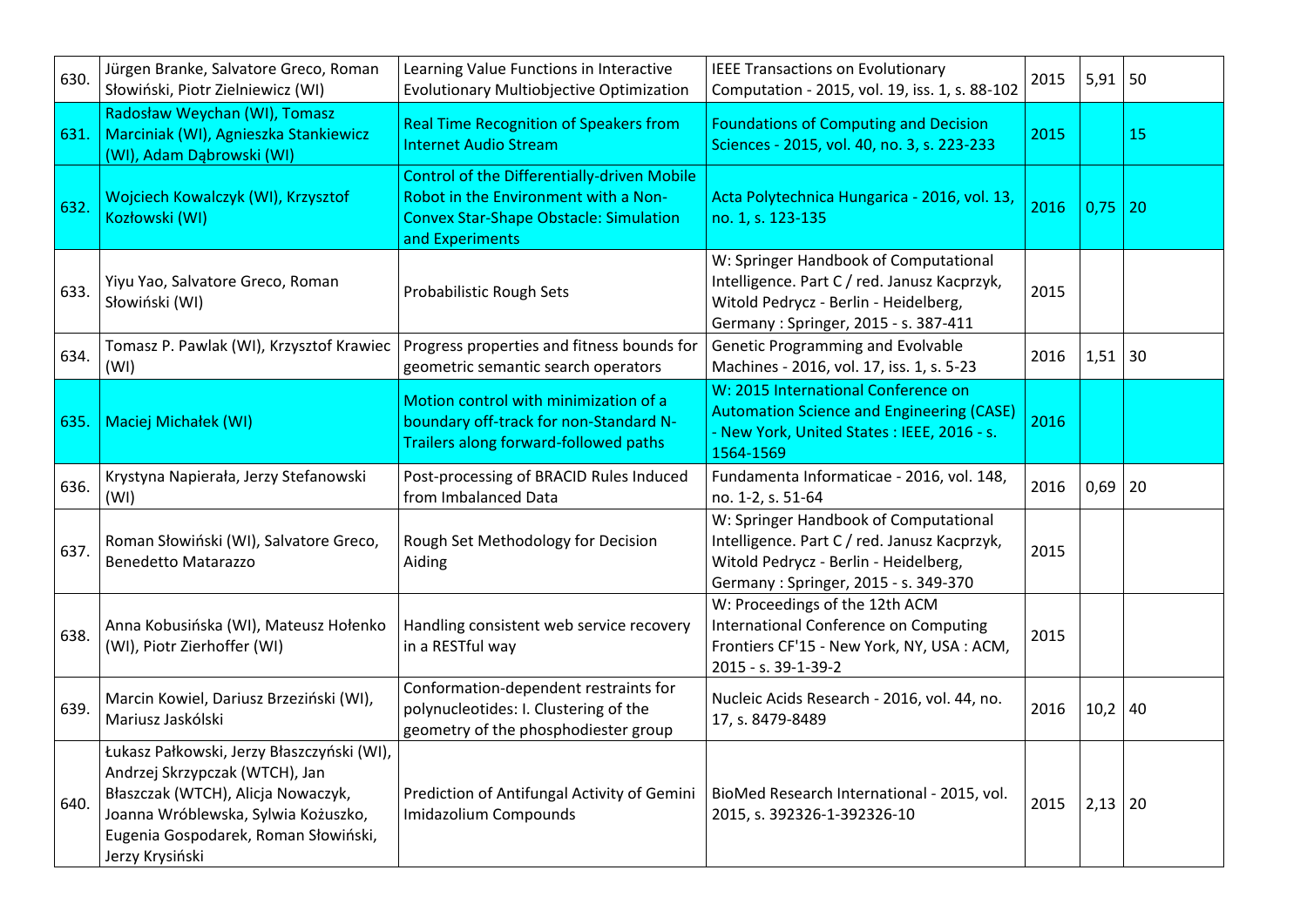| 630. | Jürgen Branke, Salvatore Greco, Roman Słowiński, Piotr Zielniewicz (WI) | Learning Value Functions in Interactive Evolutionary Multiobjective Optimization | IEEE Transactions on Evolutionary Computation - 2015, vol. 19, iss. 1, s. 88-102 | 2015 | 5,91 | 50 |
|---|---|---|---|---|---|---|
| 631. | Radosław Weychan (WI), Tomasz Marciniak (WI), Agnieszka Stankiewicz (WI), Adam Dąbrowski (WI) | Real Time Recognition of Speakers from Internet Audio Stream | Foundations of Computing and Decision Sciences - 2015, vol. 40, no. 3, s. 223-233 | 2015 | | 15 |
| 632. | Wojciech Kowalczyk (WI), Krzysztof Kozłowski (WI) | Control of the Differentially-driven Mobile Robot in the Environment with a Non-Convex Star-Shape Obstacle: Simulation and Experiments | Acta Polytechnica Hungarica - 2016, vol. 13, no. 1, s. 123-135 | 2016 | 0,75 | 20 |
| 633. | Yiyu Yao, Salvatore Greco, Roman Słowiński (WI) | Probabilistic Rough Sets | W: Springer Handbook of Computational Intelligence. Part C / red. Janusz Kacprzyk, Witold Pedrycz - Berlin - Heidelberg, Germany : Springer, 2015 - s. 387-411 | 2015 | | |
| 634. | Tomasz P. Pawlak (WI), Krzysztof Krawiec (WI) | Progress properties and fitness bounds for geometric semantic search operators | Genetic Programming and Evolvable Machines - 2016, vol. 17, iss. 1, s. 5-23 | 2016 | 1,51 | 30 |
| 635. | Maciej Michałek (WI) | Motion control with minimization of a boundary off-track for non-Standard N-Trailers along forward-followed paths | W: 2015 International Conference on Automation Science and Engineering (CASE) - New York, United States : IEEE, 2016 - s. 1564-1569 | 2016 | | |
| 636. | Krystyna Napierała, Jerzy Stefanowski (WI) | Post-processing of BRACID Rules Induced from Imbalanced Data | Fundamenta Informaticae - 2016, vol. 148, no. 1-2, s. 51-64 | 2016 | 0,69 | 20 |
| 637. | Roman Słowiński (WI), Salvatore Greco, Benedetto Matarazzo | Rough Set Methodology for Decision Aiding | W: Springer Handbook of Computational Intelligence. Part C / red. Janusz Kacprzyk, Witold Pedrycz - Berlin - Heidelberg, Germany : Springer, 2015 - s. 349-370 | 2015 | | |
| 638. | Anna Kobusińska (WI), Mateusz Hołenko (WI), Piotr Zierhoffer (WI) | Handling consistent web service recovery in a RESTful way | W: Proceedings of the 12th ACM International Conference on Computing Frontiers CF'15 - New York, NY, USA : ACM, 2015 - s. 39-1-39-2 | 2015 | | |
| 639. | Marcin Kowiel, Dariusz Brzeziński (WI), Mariusz Jaskólski | Conformation-dependent restraints for polynucleotides: I. Clustering of the geometry of the phosphodiester group | Nucleic Acids Research - 2016, vol. 44, no. 17, s. 8479-8489 | 2016 | 10,2 | 40 |
| 640. | Łukasz Pałkowski, Jerzy Błaszczyński (WI), Andrzej Skrzypczak (WTCH), Jan Błaszczak (WTCH), Alicja Nowaczyk, Joanna Wróblewska, Sylwia Kożuszko, Eugenia Gospodarek, Roman Słowiński, Jerzy Krysiński | Prediction of Antifungal Activity of Gemini Imidazolium Compounds | BioMed Research International - 2015, vol. 2015, s. 392326-1-392326-10 | 2015 | 2,13 | 20 |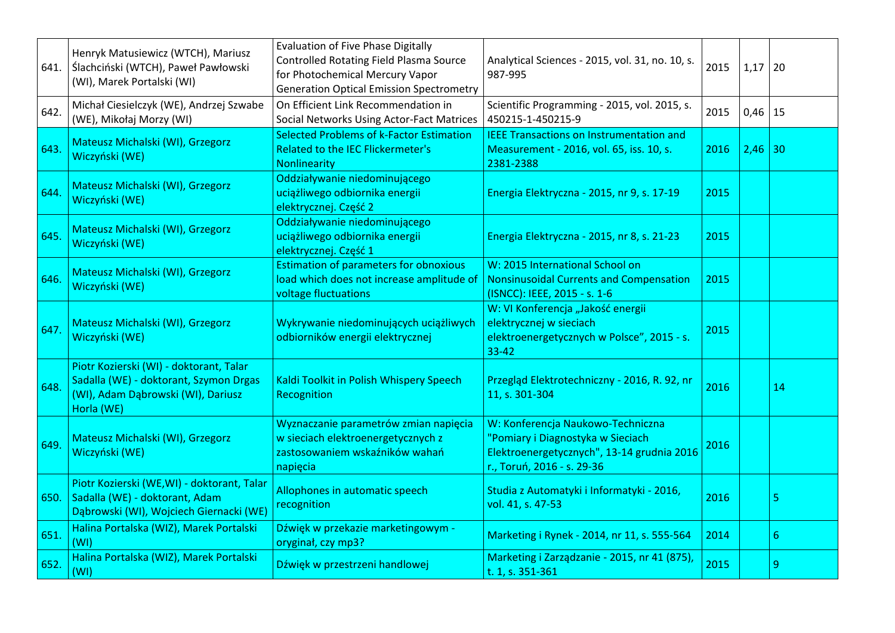| | | | | | | |
|---|---|---|---|---|---|---|
| 641. | Henryk Matusiewicz (WTCH), Mariusz Ślachciński (WTCH), Paweł Pawłowski (WI), Marek Portalski (WI) | Evaluation of Five Phase Digitally Controlled Rotating Field Plasma Source for Photochemical Mercury Vapor Generation Optical Emission Spectrometry | Analytical Sciences - 2015, vol. 31, no. 10, s. 987-995 | 2015 | 1,17 | 20 |
| 642. | Michał Ciesielczyk (WE), Andrzej Szwabe (WE), Mikołaj Morzy (WI) | On Efficient Link Recommendation in Social Networks Using Actor-Fact Matrices | Scientific Programming - 2015, vol. 2015, s. 450215-1-450215-9 | 2015 | 0,46 | 15 |
| 643. | Mateusz Michalski (WI), Grzegorz Wiczyński (WE) | Selected Problems of k-Factor Estimation Related to the IEC Flickermeter's Nonlinearity | IEEE Transactions on Instrumentation and Measurement - 2016, vol. 65, iss. 10, s. 2381-2388 | 2016 | 2,46 | 30 |
| 644. | Mateusz Michalski (WI), Grzegorz Wiczyński (WE) | Oddziaływanie niedominującego uciążliwego odbiornika energii elektrycznej. Część 2 | Energia Elektryczna - 2015, nr 9, s. 17-19 | 2015 | | |
| 645. | Mateusz Michalski (WI), Grzegorz Wiczyński (WE) | Oddziaływanie niedominującego uciążliwego odbiornika energii elektrycznej. Część 1 | Energia Elektryczna - 2015, nr 8, s. 21-23 | 2015 | | |
| 646. | Mateusz Michalski (WI), Grzegorz Wiczyński (WE) | Estimation of parameters for obnoxious load which does not increase amplitude of voltage fluctuations | W: 2015 International School on Nonsinusoidal Currents and Compensation (ISNCC): IEEE, 2015 - s. 1-6 | 2015 | | |
| 647. | Mateusz Michalski (WI), Grzegorz Wiczyński (WE) | Wykrywanie niedominujących uciążliwych odbiorników energii elektrycznej | W: VI Konferencja „Jakość energii elektrycznej w sieciach elektroenergetycznych w Polsce", 2015 - s. 33-42 | 2015 | | |
| 648. | Piotr Kozierski (WI) - doktorant, Talar Sadalla (WE) - doktorant, Szymon Drgas (WI), Adam Dąbrowski (WI), Dariusz Horla (WE) | Kaldi Toolkit in Polish Whispery Speech Recognition | Przegląd Elektrotechniczny - 2016, R. 92, nr 11, s. 301-304 | 2016 | | 14 |
| 649. | Mateusz Michalski (WI), Grzegorz Wiczyński (WE) | Wyznaczanie parametrów zmian napięcia w sieciach elektroenergetycznych z zastosowaniem wskaźników wahań napięcia | W: Konferencja Naukowo-Techniczna "Pomiary i Diagnostyka w Sieciach Elektroenergetycznych", 13-14 grudnia 2016 r., Toruń, 2016 - s. 29-36 | 2016 | | |
| 650. | Piotr Kozierski (WE,WI) - doktorant, Talar Sadalla (WE) - doktorant, Adam Dąbrowski (WI), Wojciech Giernacki (WE) | Allophones in automatic speech recognition | Studia z Automatyki i Informatyki - 2016, vol. 41, s. 47-53 | 2016 | | 5 |
| 651. | Halina Portalska (WIZ), Marek Portalski (WI) | Dźwięk w przekazie marketingowym - oryginał, czy mp3? | Marketing i Rynek - 2014, nr 11, s. 555-564 | 2014 | | 6 |
| 652. | Halina Portalska (WIZ), Marek Portalski (WI) | Dźwięk w przestrzeni handlowej | Marketing i Zarządzanie - 2015, nr 41 (875), t. 1, s. 351-361 | 2015 | | 9 |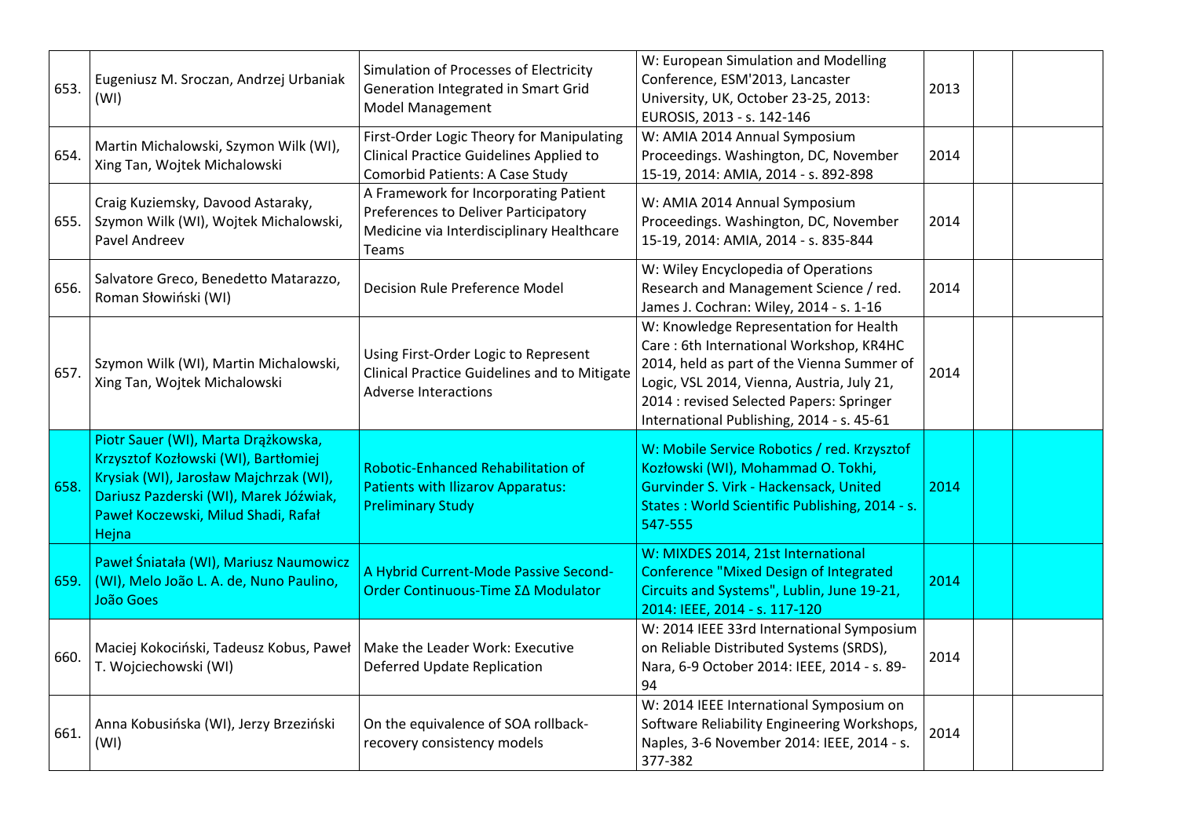| | | | | | | |
|---|---|---|---|---|---|---|
| 653. | Eugeniusz M. Sroczan, Andrzej Urbaniak (WI) | Simulation of Processes of Electricity Generation Integrated in Smart Grid Model Management | W: European Simulation and Modelling Conference, ESM'2013, Lancaster University, UK, October 23-25, 2013: EUROSIS, 2013 - s. 142-146 | 2013 | | |
| 654. | Martin Michalowski, Szymon Wilk (WI), Xing Tan, Wojtek Michalowski | First-Order Logic Theory for Manipulating Clinical Practice Guidelines Applied to Comorbid Patients: A Case Study | W: AMIA 2014 Annual Symposium Proceedings. Washington, DC, November 15-19, 2014: AMIA, 2014 - s. 892-898 | 2014 | | |
| 655. | Craig Kuziemsky, Davood Astaraky, Szymon Wilk (WI), Wojtek Michalowski, Pavel Andreev | A Framework for Incorporating Patient Preferences to Deliver Participatory Medicine via Interdisciplinary Healthcare Teams | W: AMIA 2014 Annual Symposium Proceedings. Washington, DC, November 15-19, 2014: AMIA, 2014 - s. 835-844 | 2014 | | |
| 656. | Salvatore Greco, Benedetto Matarazzo, Roman Słowiński (WI) | Decision Rule Preference Model | W: Wiley Encyclopedia of Operations Research and Management Science / red. James J. Cochran: Wiley, 2014 - s. 1-16 | 2014 | | |
| 657. | Szymon Wilk (WI), Martin Michalowski, Xing Tan, Wojtek Michalowski | Using First-Order Logic to Represent Clinical Practice Guidelines and to Mitigate Adverse Interactions | W: Knowledge Representation for Health Care : 6th International Workshop, KR4HC 2014, held as part of the Vienna Summer of Logic, VSL 2014, Vienna, Austria, July 21, 2014 : revised Selected Papers: Springer International Publishing, 2014 - s. 45-61 | 2014 | | |
| 658. | Piotr Sauer (WI), Marta Drążkowska, Krzysztof Kozłowski (WI), Bartłomiej Krysiak (WI), Jarosław Majchrzak (WI), Dariusz Pazderski (WI), Marek Jóźwiak, Paweł Koczewski, Milud Shadi, Rafał Hejna | Robotic-Enhanced Rehabilitation of Patients with Ilizarov Apparatus: Preliminary Study | W: Mobile Service Robotics / red. Krzysztof Kozłowski (WI), Mohammad O. Tokhi, Gurvinder S. Virk - Hackensack, United States : World Scientific Publishing, 2014 - s. 547-555 | 2014 | | |
| 659. | Paweł Śniatała (WI), Mariusz Naumowicz (WI), Melo João L. A. de, Nuno Paulino, João Goes | A Hybrid Current-Mode Passive Second-Order Continuous-Time ΣΔ Modulator | W: MIXDES 2014, 21st International Conference "Mixed Design of Integrated Circuits and Systems", Lublin, June 19-21, 2014: IEEE, 2014 - s. 117-120 | 2014 | | |
| 660. | Maciej Kokociński, Tadeusz Kobus, Paweł T. Wojciechowski (WI) | Make the Leader Work: Executive Deferred Update Replication | W: 2014 IEEE 33rd International Symposium on Reliable Distributed Systems (SRDS), Nara, 6-9 October 2014: IEEE, 2014 - s. 89-94 | 2014 | | |
| 661. | Anna Kobusińska (WI), Jerzy Brzeziński (WI) | On the equivalence of SOA rollback-recovery consistency models | W: 2014 IEEE International Symposium on Software Reliability Engineering Workshops, Naples, 3-6 November 2014: IEEE, 2014 - s. 377-382 | 2014 | | |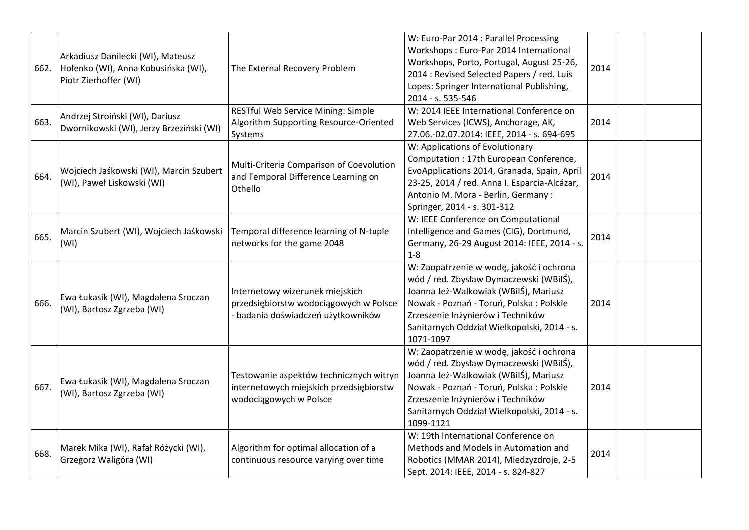| | | | | | | |
|---|---|---|---|---|---|---|
| 662. | Arkadiusz Danilecki (WI), Mateusz Hołenko (WI), Anna Kobusińska (WI), Piotr Zierhoffer (WI) | The External Recovery Problem | W: Euro-Par 2014 : Parallel Processing Workshops : Euro-Par 2014 International Workshops, Porto, Portugal, August 25-26, 2014 : Revised Selected Papers / red. Luís Lopes: Springer International Publishing, 2014 - s. 535-546 | 2014 | | |
| 663. | Andrzej Stroiński (WI), Dariusz Dwornikowski (WI), Jerzy Brzeziński (WI) | RESTful Web Service Mining: Simple Algorithm Supporting Resource-Oriented Systems | W: 2014 IEEE International Conference on Web Services (ICWS), Anchorage, AK, 27.06.-02.07.2014: IEEE, 2014 - s. 694-695 | 2014 | | |
| 664. | Wojciech Jaśkowski (WI), Marcin Szubert (WI), Paweł Liskowski (WI) | Multi-Criteria Comparison of Coevolution and Temporal Difference Learning on Othello | W: Applications of Evolutionary Computation : 17th European Conference, EvoApplications 2014, Granada, Spain, April 23-25, 2014 / red. Anna I. Esparcia-Alcázar, Antonio M. Mora - Berlin, Germany : Springer, 2014 - s. 301-312 | 2014 | | |
| 665. | Marcin Szubert (WI), Wojciech Jaśkowski (WI) | Temporal difference learning of N-tuple networks for the game 2048 | W: IEEE Conference on Computational Intelligence and Games (CIG), Dortmund, Germany, 26-29 August 2014: IEEE, 2014 - s. 1-8 | 2014 | | |
| 666. | Ewa Łukasik (WI), Magdalena Sroczan (WI), Bartosz Zgrzeba (WI) | Internetowy wizerunek miejskich przedsiębiorstw wodociągowych w Polsce - badania doświadczeń użytkowników | W: Zaopatrzenie w wodę, jakość i ochrona wód / red. Zbysław Dymaczewski (WBiIŚ), Joanna Jeż-Walkowiak (WBiIŚ), Mariusz Nowak - Poznań - Toruń, Polska : Polskie Zrzeszenie Inżynierów i Techników Sanitarnych Oddział Wielkopolski, 2014 - s. 1071-1097 | 2014 | | |
| 667. | Ewa Łukasik (WI), Magdalena Sroczan (WI), Bartosz Zgrzeba (WI) | Testowanie aspektów technicznych witryn internetowych miejskich przedsiębiorstw wodociągowych w Polsce | W: Zaopatrzenie w wodę, jakość i ochrona wód / red. Zbysław Dymaczewski (WBiIŚ), Joanna Jeż-Walkowiak (WBiIŚ), Mariusz Nowak - Poznań - Toruń, Polska : Polskie Zrzeszenie Inżynierów i Techników Sanitarnych Oddział Wielkopolski, 2014 - s. 1099-1121 | 2014 | | |
| 668. | Marek Mika (WI), Rafał Różycki (WI), Grzegorz Waligóra (WI) | Algorithm for optimal allocation of a continuous resource varying over time | W: 19th International Conference on Methods and Models in Automation and Robotics (MMAR 2014), Miedzyzdroje, 2-5 Sept. 2014: IEEE, 2014 - s. 824-827 | 2014 | | |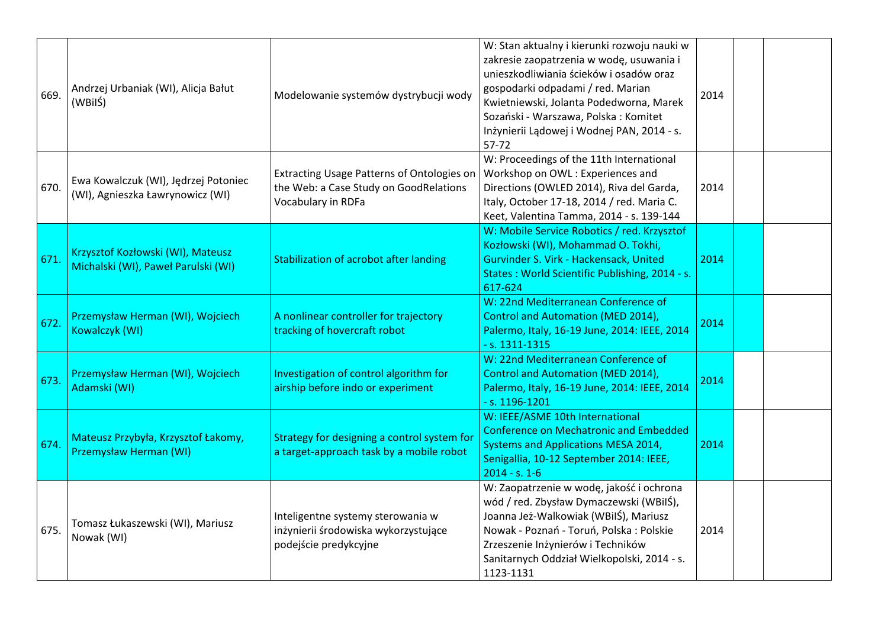| | | | | | | |
|---|---|---|---|---|---|---|
| 669. | Andrzej Urbaniak (WI), Alicja Bałut (WBiIŚ) | Modelowanie systemów dystrybucji wody | W: Stan aktualny i kierunki rozwoju nauki w zakresie zaopatrzenia w wodę, usuwania i unieszkodliwiania ścieków i osadów oraz gospodarki odpadami / red. Marian Kwietniewski, Jolanta Podedworna, Marek Sozański - Warszawa, Polska : Komitet Inżynierii Lądowej i Wodnej PAN, 2014 - s. 57-72 | 2014 | | |
| 670. | Ewa Kowalczuk (WI), Jędrzej Potoniec (WI), Agnieszka Ławrynowicz (WI) | Extracting Usage Patterns of Ontologies on the Web: a Case Study on GoodRelations Vocabulary in RDFa | W: Proceedings of the 11th International Workshop on OWL : Experiences and Directions (OWLED 2014), Riva del Garda, Italy, October 17-18, 2014 / red. Maria C. Keet, Valentina Tamma, 2014 - s. 139-144 | 2014 | | |
| 671. | Krzysztof Kozłowski (WI), Mateusz Michalski (WI), Paweł Parulski (WI) | Stabilization of acrobot after landing | W: Mobile Service Robotics / red. Krzysztof Kozłowski (WI), Mohammad O. Tokhi, Gurvinder S. Virk - Hackensack, United States : World Scientific Publishing, 2014 - s. 617-624 | 2014 | | |
| 672. | Przemysław Herman (WI), Wojciech Kowalczyk (WI) | A nonlinear controller for trajectory tracking of hovercraft robot | W: 22nd Mediterranean Conference of Control and Automation (MED 2014), Palermo, Italy, 16-19 June, 2014: IEEE, 2014 - s. 1311-1315 | 2014 | | |
| 673. | Przemysław Herman (WI), Wojciech Adamski (WI) | Investigation of control algorithm for airship before indo or experiment | W: 22nd Mediterranean Conference of Control and Automation (MED 2014), Palermo, Italy, 16-19 June, 2014: IEEE, 2014 - s. 1196-1201 | 2014 | | |
| 674. | Mateusz Przybyła, Krzysztof Łakomy, Przemysław Herman (WI) | Strategy for designing a control system for a target-approach task by a mobile robot | W: IEEE/ASME 10th International Conference on Mechatronic and Embedded Systems and Applications MESA 2014, Senigallia, 10-12 September 2014: IEEE, 2014 - s. 1-6 | 2014 | | |
| 675. | Tomasz Łukaszewski (WI), Mariusz Nowak (WI) | Inteligentne systemy sterowania w inżynierii środowiska wykorzystujące podejście predykcyjne | W: Zaopatrzenie w wodę, jakość i ochrona wód / red. Zbysław Dymaczewski (WBiIŚ), Joanna Jeż-Walkowiak (WBiIŚ), Mariusz Nowak - Poznań - Toruń, Polska : Polskie Zrzeszenie Inżynierów i Techników Sanitarnych Oddział Wielkopolski, 2014 - s. 1123-1131 | 2014 | | |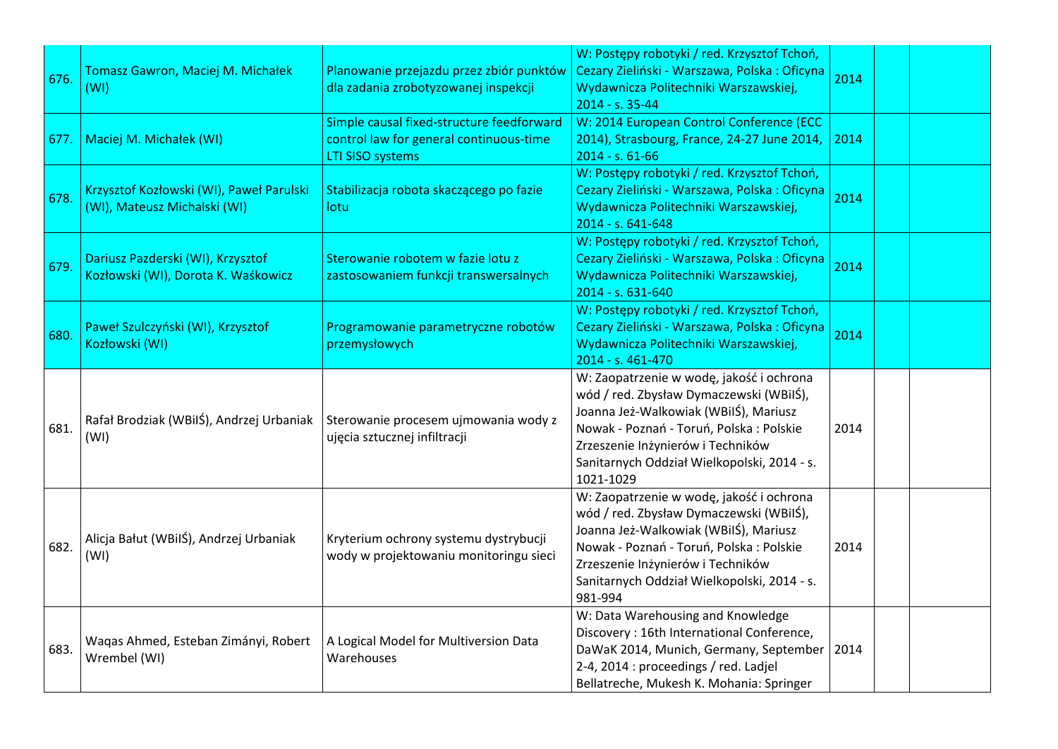| | | | | | | |
|---|---|---|---|---|---|---|
| 676. | Tomasz Gawron, Maciej M. Michałek (WI) | Planowanie przejazdu przez zbiór punktów dla zadania zrobotyzowanej inspekcji | W: Postępy robotyki / red. Krzysztof Tchoń, Cezary Zieliński - Warszawa, Polska : Oficyna Wydawnicza Politechniki Warszawskiej, 2014 - s. 35-44 | 2014 | | |
| 677. | Maciej M. Michałek (WI) | Simple causal fixed-structure feedforward control law for general continuous-time LTI SISO systems | W: 2014 European Control Conference (ECC 2014), Strasbourg, France, 24-27 June 2014, 2014 - s. 61-66 | 2014 | | |
| 678. | Krzysztof Kozłowski (WI), Paweł Parulski (WI), Mateusz Michalski (WI) | Stabilizacja robota skaczącego po fazie lotu | W: Postępy robotyki / red. Krzysztof Tchoń, Cezary Zieliński - Warszawa, Polska : Oficyna Wydawnicza Politechniki Warszawskiej, 2014 - s. 641-648 | 2014 | | |
| 679. | Dariusz Pazderski (WI), Krzysztof Kozłowski (WI), Dorota K. Waśkowicz | Sterowanie robotem w fazie lotu z zastosowaniem funkcji transwersalnych | W: Postępy robotyki / red. Krzysztof Tchoń, Cezary Zieliński - Warszawa, Polska : Oficyna Wydawnicza Politechniki Warszawskiej, 2014 - s. 631-640 | 2014 | | |
| 680. | Paweł Szulczyński (WI), Krzysztof Kozłowski (WI) | Programowanie parametryczne robotów przemysłowych | W: Postępy robotyki / red. Krzysztof Tchoń, Cezary Zieliński - Warszawa, Polska : Oficyna Wydawnicza Politechniki Warszawskiej, 2014 - s. 461-470 | 2014 | | |
| 681. | Rafał Brodziak (WBiIŚ), Andrzej Urbaniak (WI) | Sterowanie procesem ujmowania wody z ujęcia sztucznej infiltracji | W: Zaopatrzenie w wodę, jakość i ochrona wód / red. Zbysław Dymaczewski (WBiIŚ), Joanna Jeż-Walkowiak (WBiIŚ), Mariusz Nowak - Poznań - Toruń, Polska : Polskie Zrzeszenie Inżynierów i Techników Sanitarnych Oddział Wielkopolski, 2014 - s. 1021-1029 | 2014 | | |
| 682. | Alicja Bałut (WBiIŚ), Andrzej Urbaniak (WI) | Kryterium ochrony systemu dystrybucji wody w projektowaniu monitoringu sieci | W: Zaopatrzenie w wodę, jakość i ochrona wód / red. Zbysław Dymaczewski (WBiIŚ), Joanna Jeż-Walkowiak (WBiIŚ), Mariusz Nowak - Poznań - Toruń, Polska : Polskie Zrzeszenie Inżynierów i Techników Sanitarnych Oddział Wielkopolski, 2014 - s. 981-994 | 2014 | | |
| 683. | Waqas Ahmed, Esteban Zimányi, Robert Wrembel (WI) | A Logical Model for Multiversion Data Warehouses | W: Data Warehousing and Knowledge Discovery : 16th International Conference, DaWaK 2014, Munich, Germany, September 2-4, 2014 : proceedings / red. Ladjel Bellatreche, Mukesh K. Mohania: Springer | 2014 | | |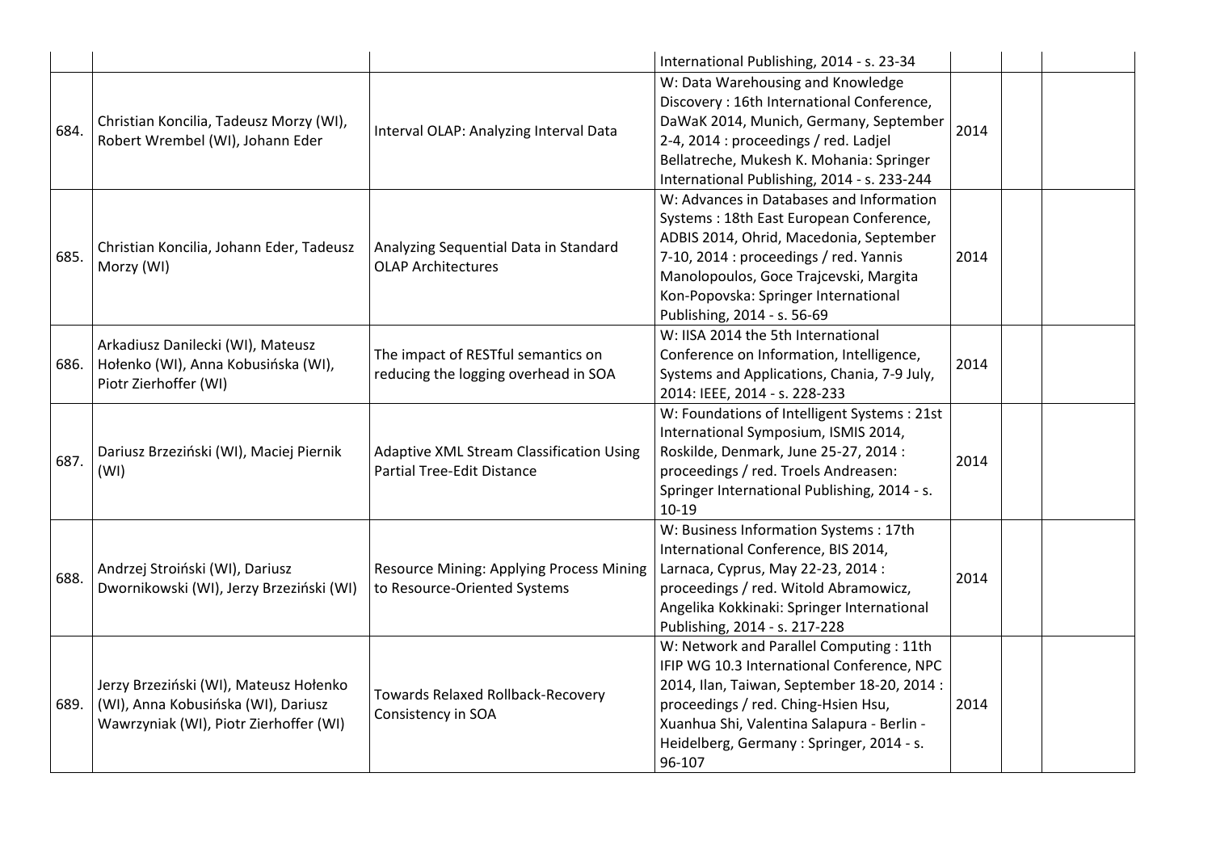| | | | | | | |
|---|---|---|---|---|---|---|
| | | | International Publishing, 2014 - s. 23-34 | | | |
| 684. | Christian Koncilia, Tadeusz Morzy (WI), Robert Wrembel (WI), Johann Eder | Interval OLAP: Analyzing Interval Data | W: Data Warehousing and Knowledge Discovery : 16th International Conference, DaWaK 2014, Munich, Germany, September 2-4, 2014 : proceedings / red. Ladjel Bellatreche, Mukesh K. Mohania: Springer International Publishing, 2014 - s. 233-244 | 2014 | | |
| 685. | Christian Koncilia, Johann Eder, Tadeusz Morzy (WI) | Analyzing Sequential Data in Standard OLAP Architectures | W: Advances in Databases and Information Systems : 18th East European Conference, ADBIS 2014, Ohrid, Macedonia, September 7-10, 2014 : proceedings / red. Yannis Manolopoulos, Goce Trajcevski, Margita Kon-Popovska: Springer International Publishing, 2014 - s. 56-69 | 2014 | | |
| 686. | Arkadiusz Danilecki (WI), Mateusz Hołenko (WI), Anna Kobusińska (WI), Piotr Zierhoffer (WI) | The impact of RESTful semantics on reducing the logging overhead in SOA | W: IISA 2014 the 5th International Conference on Information, Intelligence, Systems and Applications, Chania, 7-9 July, 2014: IEEE, 2014 - s. 228-233 | 2014 | | |
| 687. | Dariusz Brzeziński (WI), Maciej Piernik (WI) | Adaptive XML Stream Classification Using Partial Tree-Edit Distance | W: Foundations of Intelligent Systems : 21st International Symposium, ISMIS 2014, Roskilde, Denmark, June 25-27, 2014 : proceedings / red. Troels Andreasen: Springer International Publishing, 2014 - s. 10-19 | 2014 | | |
| 688. | Andrzej Stroiński (WI), Dariusz Dwornikowski (WI), Jerzy Brzeziński (WI) | Resource Mining: Applying Process Mining to Resource-Oriented Systems | W: Business Information Systems : 17th International Conference, BIS 2014, Larnaca, Cyprus, May 22-23, 2014 : proceedings / red. Witold Abramowicz, Angelika Kokkinaki: Springer International Publishing, 2014 - s. 217-228 | 2014 | | |
| 689. | Jerzy Brzeziński (WI), Mateusz Hołenko (WI), Anna Kobusińska (WI), Dariusz Wawrzyniak (WI), Piotr Zierhoffer (WI) | Towards Relaxed Rollback-Recovery Consistency in SOA | W: Network and Parallel Computing : 11th IFIP WG 10.3 International Conference, NPC 2014, Ilan, Taiwan, September 18-20, 2014 : proceedings / red. Ching-Hsien Hsu, Xuanhua Shi, Valentina Salapura - Berlin - Heidelberg, Germany : Springer, 2014 - s. 96-107 | 2014 | | |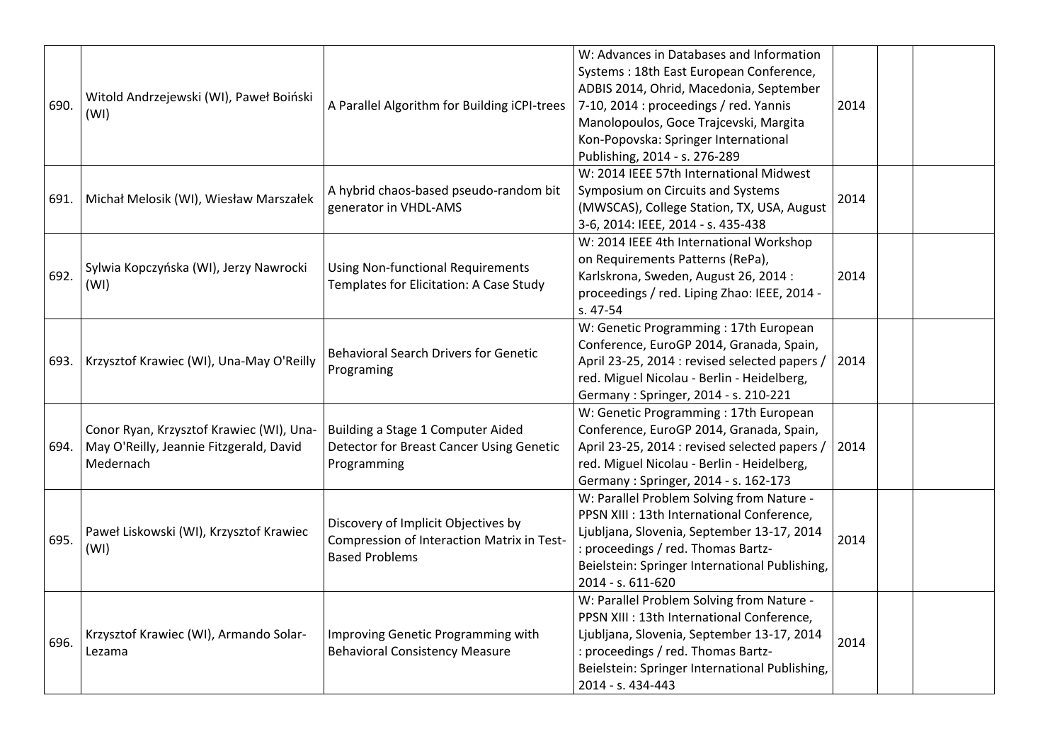| | | | | | | |
|---|---|---|---|---|---|---|
| 690. | Witold Andrzejewski (WI), Paweł Boiński (WI) | A Parallel Algorithm for Building iCPI-trees | W: Advances in Databases and Information Systems : 18th East European Conference, ADBIS 2014, Ohrid, Macedonia, September 7-10, 2014 : proceedings / red. Yannis Manolopoulos, Goce Trajcevski, Margita Kon-Popovska: Springer International Publishing, 2014 - s. 276-289 | 2014 | | |
| 691. | Michał Melosik (WI), Wiesław Marszałek | A hybrid chaos-based pseudo-random bit generator in VHDL-AMS | W: 2014 IEEE 57th International Midwest Symposium on Circuits and Systems (MWSCAS), College Station, TX, USA, August 3-6, 2014: IEEE, 2014 - s. 435-438 | 2014 | | |
| 692. | Sylwia Kopczyńska (WI), Jerzy Nawrocki (WI) | Using Non-functional Requirements Templates for Elicitation: A Case Study | W: 2014 IEEE 4th International Workshop on Requirements Patterns (RePa), Karlskrona, Sweden, August 26, 2014 : proceedings / red. Liping Zhao: IEEE, 2014 - s. 47-54 | 2014 | | |
| 693. | Krzysztof Krawiec (WI), Una-May O'Reilly | Behavioral Search Drivers for Genetic Programing | W: Genetic Programming : 17th European Conference, EuroGP 2014, Granada, Spain, April 23-25, 2014 : revised selected papers / red. Miguel Nicolau - Berlin - Heidelberg, Germany : Springer, 2014 - s. 210-221 | 2014 | | |
| 694. | Conor Ryan, Krzysztof Krawiec (WI), Una-May O'Reilly, Jeannie Fitzgerald, David Medernach | Building a Stage 1 Computer Aided Detector for Breast Cancer Using Genetic Programming | W: Genetic Programming : 17th European Conference, EuroGP 2014, Granada, Spain, April 23-25, 2014 : revised selected papers / red. Miguel Nicolau - Berlin - Heidelberg, Germany : Springer, 2014 - s. 162-173 | 2014 | | |
| 695. | Paweł Liskowski (WI), Krzysztof Krawiec (WI) | Discovery of Implicit Objectives by Compression of Interaction Matrix in Test-Based Problems | W: Parallel Problem Solving from Nature - PPSN XIII : 13th International Conference, Ljubljana, Slovenia, September 13-17, 2014 : proceedings / red. Thomas Bartz-Beielstein: Springer International Publishing, 2014 - s. 611-620 | 2014 | | |
| 696. | Krzysztof Krawiec (WI), Armando Solar-Lezama | Improving Genetic Programming with Behavioral Consistency Measure | W: Parallel Problem Solving from Nature - PPSN XIII : 13th International Conference, Ljubljana, Slovenia, September 13-17, 2014 : proceedings / red. Thomas Bartz-Beielstein: Springer International Publishing, 2014 - s. 434-443 | 2014 | | |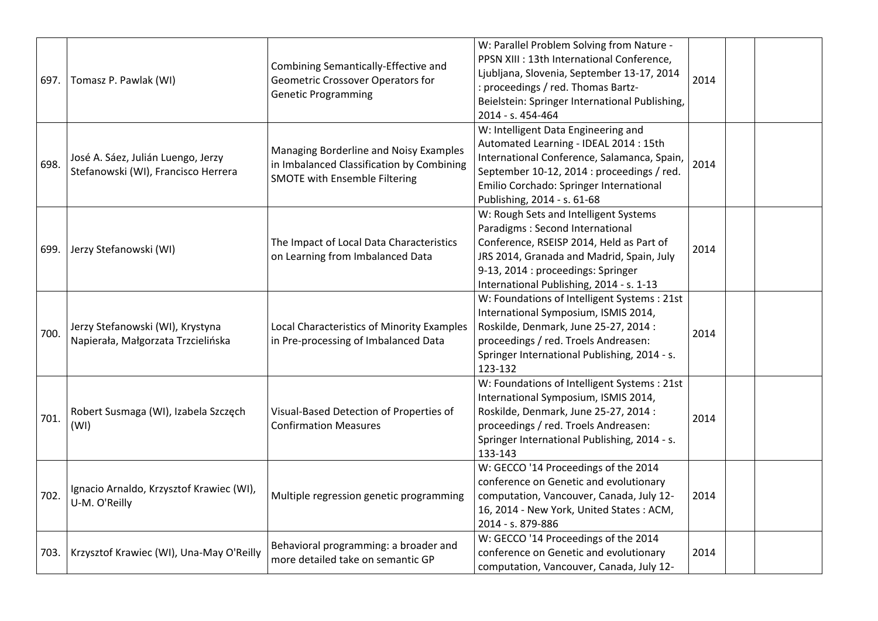| | | | | | | |
|---|---|---|---|---|---|---|
| 697. | Tomasz P. Pawlak (WI) | Combining Semantically-Effective and Geometric Crossover Operators for Genetic Programming | W: Parallel Problem Solving from Nature - PPSN XIII : 13th International Conference, Ljubljana, Slovenia, September 13-17, 2014 : proceedings / red. Thomas Bartz-Beielstein: Springer International Publishing, 2014 - s. 454-464 | 2014 | | |
| 698. | José A. Sáez, Julián Luengo, Jerzy Stefanowski (WI), Francisco Herrera | Managing Borderline and Noisy Examples in Imbalanced Classification by Combining SMOTE with Ensemble Filtering | W: Intelligent Data Engineering and Automated Learning - IDEAL 2014 : 15th International Conference, Salamanca, Spain, September 10-12, 2014 : proceedings / red. Emilio Corchado: Springer International Publishing, 2014 - s. 61-68 | 2014 | | |
| 699. | Jerzy Stefanowski (WI) | The Impact of Local Data Characteristics on Learning from Imbalanced Data | W: Rough Sets and Intelligent Systems Paradigms : Second International Conference, RSEISP 2014, Held as Part of JRS 2014, Granada and Madrid, Spain, July 9-13, 2014 : proceedings: Springer International Publishing, 2014 - s. 1-13 | 2014 | | |
| 700. | Jerzy Stefanowski (WI), Krystyna Napierała, Małgorzata Trzcielińska | Local Characteristics of Minority Examples in Pre-processing of Imbalanced Data | W: Foundations of Intelligent Systems : 21st International Symposium, ISMIS 2014, Roskilde, Denmark, June 25-27, 2014 : proceedings / red. Troels Andreasen: Springer International Publishing, 2014 - s. 123-132 | 2014 | | |
| 701. | Robert Susmaga (WI), Izabela Szczęch (WI) | Visual-Based Detection of Properties of Confirmation Measures | W: Foundations of Intelligent Systems : 21st International Symposium, ISMIS 2014, Roskilde, Denmark, June 25-27, 2014 : proceedings / red. Troels Andreasen: Springer International Publishing, 2014 - s. 133-143 | 2014 | | |
| 702. | Ignacio Arnaldo, Krzysztof Krawiec (WI), U-M. O'Reilly | Multiple regression genetic programming | W: GECCO '14 Proceedings of the 2014 conference on Genetic and evolutionary computation, Vancouver, Canada, July 12-16, 2014 - New York, United States : ACM, 2014 - s. 879-886 | 2014 | | |
| 703. | Krzysztof Krawiec (WI), Una-May O'Reilly | Behavioral programming: a broader and more detailed take on semantic GP | W: GECCO '14 Proceedings of the 2014 conference on Genetic and evolutionary computation, Vancouver, Canada, July 12- | 2014 | | |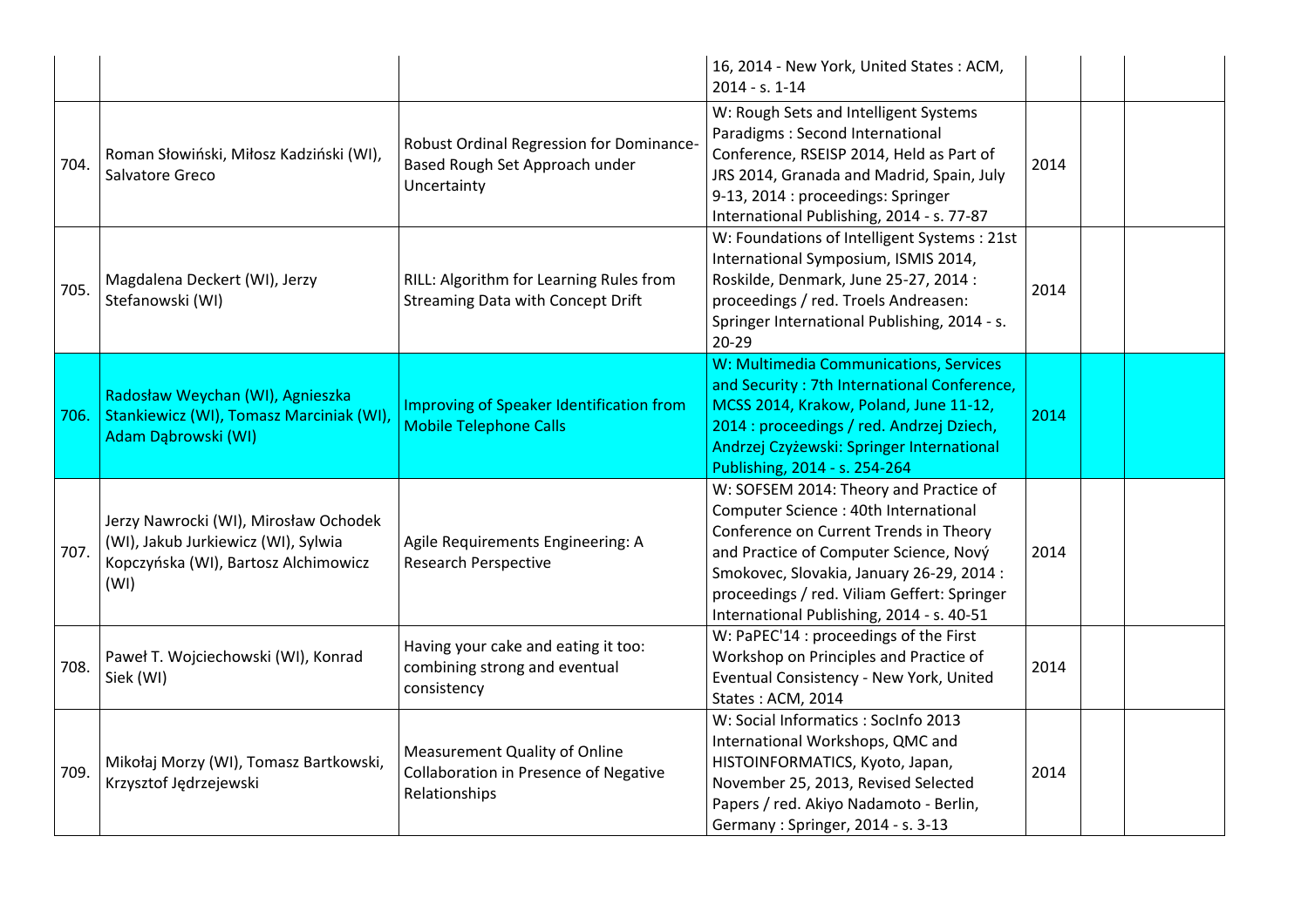| | | | | | | |
|---|---|---|---|---|---|---|
| | | | 16, 2014 - New York, United States : ACM, 2014 - s. 1-14 | | | |
| 704. | Roman Słowiński, Miłosz Kadziński (WI), Salvatore Greco | Robust Ordinal Regression for Dominance-Based Rough Set Approach under Uncertainty | W: Rough Sets and Intelligent Systems Paradigms : Second International Conference, RSEISP 2014, Held as Part of JRS 2014, Granada and Madrid, Spain, July 9-13, 2014 : proceedings: Springer International Publishing, 2014 - s. 77-87 | 2014 | | |
| 705. | Magdalena Deckert (WI), Jerzy Stefanowski (WI) | RILL: Algorithm for Learning Rules from Streaming Data with Concept Drift | W: Foundations of Intelligent Systems : 21st International Symposium, ISMIS 2014, Roskilde, Denmark, June 25-27, 2014 : proceedings / red. Troels Andreasen: Springer International Publishing, 2014 - s. 20-29 | 2014 | | |
| 706. | Radosław Weychan (WI), Agnieszka Stankiewicz (WI), Tomasz Marciniak (WI), Adam Dąbrowski (WI) | Improving of Speaker Identification from Mobile Telephone Calls | W: Multimedia Communications, Services and Security : 7th International Conference, MCSS 2014, Krakow, Poland, June 11-12, 2014 : proceedings / red. Andrzej Dziech, Andrzej Czyżewski: Springer International Publishing, 2014 - s. 254-264 | 2014 | | |
| 707. | Jerzy Nawrocki (WI), Mirosław Ochodek (WI), Jakub Jurkiewicz (WI), Sylwia Kopczyńska (WI), Bartosz Alchimowicz (WI) | Agile Requirements Engineering: A Research Perspective | W: SOFSEM 2014: Theory and Practice of Computer Science : 40th International Conference on Current Trends in Theory and Practice of Computer Science, Nový Smokovec, Slovakia, January 26-29, 2014 : proceedings / red. Viliam Geffert: Springer International Publishing, 2014 - s. 40-51 | 2014 | | |
| 708. | Paweł T. Wojciechowski (WI), Konrad Siek (WI) | Having your cake and eating it too: combining strong and eventual consistency | W: PaPEC'14 : proceedings of the First Workshop on Principles and Practice of Eventual Consistency - New York, United States : ACM, 2014 | 2014 | | |
| 709. | Mikołaj Morzy (WI), Tomasz Bartkowski, Krzysztof Jędrzejewski | Measurement Quality of Online Collaboration in Presence of Negative Relationships | W: Social Informatics : SocInfo 2013 International Workshops, QMC and HISTOINFORMATICS, Kyoto, Japan, November 25, 2013, Revised Selected Papers / red. Akiyo Nadamoto - Berlin, Germany : Springer, 2014 - s. 3-13 | 2014 | | |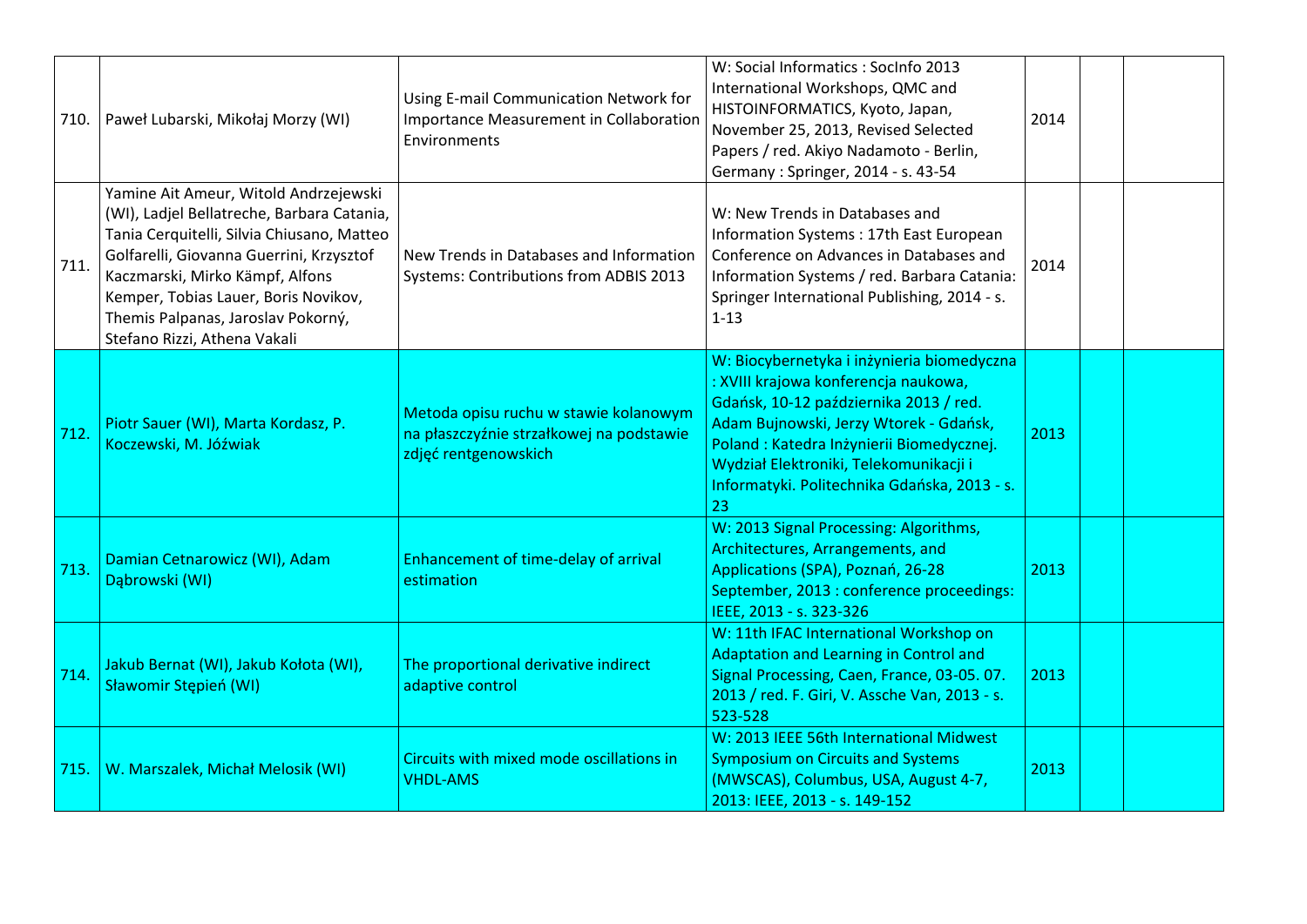| | | | | | | |
|---|---|---|---|---|---|---|
| 710. | Paweł Lubarski, Mikołaj Morzy (WI) | Using E-mail Communication Network for Importance Measurement in Collaboration Environments | W: Social Informatics : SocInfo 2013 International Workshops, QMC and HISTOINFORMATICS, Kyoto, Japan, November 25, 2013, Revised Selected Papers / red. Akiyo Nadamoto - Berlin, Germany : Springer, 2014 - s. 43-54 | 2014 | | |
| 711. | Yamine Ait Ameur, Witold Andrzejewski (WI), Ladjel Bellatreche, Barbara Catania, Tania Cerquitelli, Silvia Chiusano, Matteo Golfarelli, Giovanna Guerrini, Krzysztof Kaczmarski, Mirko Kämpf, Alfons Kemper, Tobias Lauer, Boris Novikov, Themis Palpanas, Jaroslav Pokorný, Stefano Rizzi, Athena Vakali | New Trends in Databases and Information Systems: Contributions from ADBIS 2013 | W: New Trends in Databases and Information Systems : 17th East European Conference on Advances in Databases and Information Systems / red. Barbara Catania: Springer International Publishing, 2014 - s. 1-13 | 2014 | | |
| 712. | Piotr Sauer (WI), Marta Kordasz, P. Koczewski, M. Jóźwiak | Metoda opisu ruchu w stawie kolanowym na płaszczyźnie strzałkowej na podstawie zdjęć rentgenowskich | W: Biocybernetyka i inżynieria biomedyczna : XVIII krajowa konferencja naukowa, Gdańsk, 10-12 października 2013 / red. Adam Bujnowski, Jerzy Wtorek - Gdańsk, Poland : Katedra Inżynierii Biomedycznej. Wydział Elektroniki, Telekomunikacji i Informatyki. Politechnika Gdańska, 2013 - s. 23 | 2013 | | |
| 713. | Damian Cetnarowicz (WI), Adam Dąbrowski (WI) | Enhancement of time-delay of arrival estimation | W: 2013 Signal Processing: Algorithms, Architectures, Arrangements, and Applications (SPA), Poznań, 26-28 September, 2013 : conference proceedings: IEEE, 2013 - s. 323-326 | 2013 | | |
| 714. | Jakub Bernat (WI), Jakub Kołota (WI), Sławomir Stępień (WI) | The proportional derivative indirect adaptive control | W: 11th IFAC International Workshop on Adaptation and Learning in Control and Signal Processing, Caen, France, 03-05. 07. 2013 / red. F. Giri, V. Assche Van, 2013 - s. 523-528 | 2013 | | |
| 715. | W. Marszalek, Michał Melosik (WI) | Circuits with mixed mode oscillations in VHDL-AMS | W: 2013 IEEE 56th International Midwest Symposium on Circuits and Systems (MWSCAS), Columbus, USA, August 4-7, 2013: IEEE, 2013 - s. 149-152 | 2013 | | |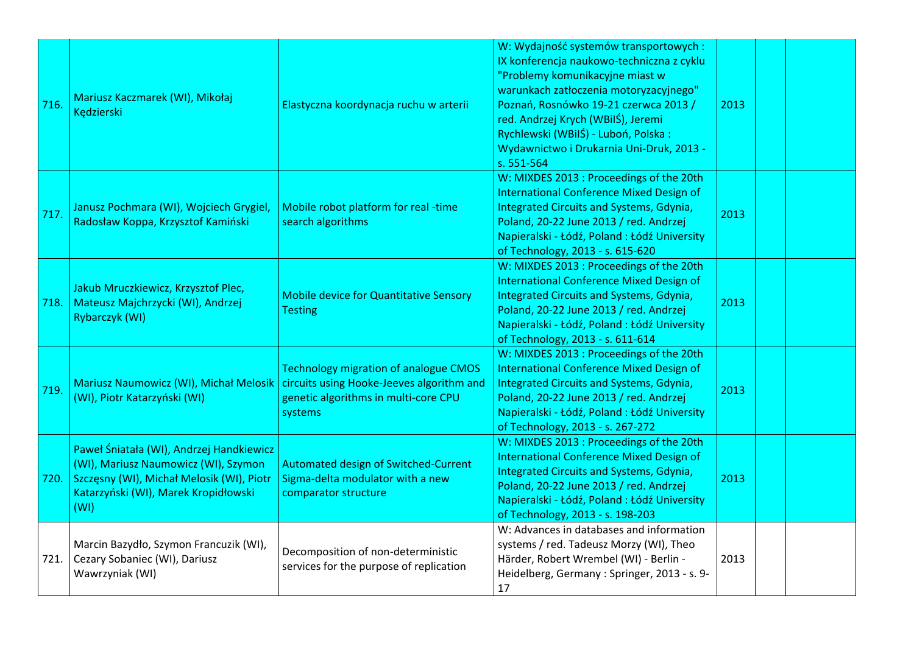| | | | | | | |
|---|---|---|---|---|---|---|
| 716. | Mariusz Kaczmarek (WI), Mikołaj Kędzierski | Elastyczna koordynacja ruchu w arterii | W: Wydajność systemów transportowych : IX konferencja naukowo-techniczna z cyklu "Problemy komunikacyjne miast w warunkach zatłoczenia motoryzacyjnego" Poznań, Rosnówko 19-21 czerwca 2013 / red. Andrzej Krych (WBiIŚ), Jeremi Rychlewski (WBiIŚ) - Luboń, Polska : Wydawnictwo i Drukarnia Uni-Druk, 2013 - s. 551-564 | 2013 | | |
| 717. | Janusz Pochmara (WI), Wojciech Grygiel, Radosław Koppa, Krzysztof Kamiński | Mobile robot platform for real -time search algorithms | W: MIXDES 2013 : Proceedings of the 20th International Conference Mixed Design of Integrated Circuits and Systems, Gdynia, Poland, 20-22 June 2013 / red. Andrzej Napieralski - Łódź, Poland : Łódź University of Technology, 2013 - s. 615-620 | 2013 | | |
| 718. | Jakub Mruczkiewicz, Krzysztof Plec, Mateusz Majchrzycki (WI), Andrzej Rybarczyk (WI) | Mobile device for Quantitative Sensory Testing | W: MIXDES 2013 : Proceedings of the 20th International Conference Mixed Design of Integrated Circuits and Systems, Gdynia, Poland, 20-22 June 2013 / red. Andrzej Napieralski - Łódź, Poland : Łódź University of Technology, 2013 - s. 611-614 | 2013 | | |
| 719. | Mariusz Naumowicz (WI), Michał Melosik (WI), Piotr Katarzyński (WI) | Technology migration of analogue CMOS circuits using Hooke-Jeeves algorithm and genetic algorithms in multi-core CPU systems | W: MIXDES 2013 : Proceedings of the 20th International Conference Mixed Design of Integrated Circuits and Systems, Gdynia, Poland, 20-22 June 2013 / red. Andrzej Napieralski - Łódź, Poland : Łódź University of Technology, 2013 - s. 267-272 | 2013 | | |
| 720. | Paweł Śniatała (WI), Andrzej Handkiewicz (WI), Mariusz Naumowicz (WI), Szymon Szczęsny (WI), Michał Melosik (WI), Piotr Katarzyński (WI), Marek Kropidłowski (WI) | Automated design of Switched-Current Sigma-delta modulator with a new comparator structure | W: MIXDES 2013 : Proceedings of the 20th International Conference Mixed Design of Integrated Circuits and Systems, Gdynia, Poland, 20-22 June 2013 / red. Andrzej Napieralski - Łódź, Poland : Łódź University of Technology, 2013 - s. 198-203 | 2013 | | |
| 721. | Marcin Bazydło, Szymon Francuzik (WI), Cezary Sobaniec (WI), Dariusz Wawrzyniak (WI) | Decomposition of non-deterministic services for the purpose of replication | W: Advances in databases and information systems / red. Tadeusz Morzy (WI), Theo Härder, Robert Wrembel (WI) - Berlin - Heidelberg, Germany : Springer, 2013 - s. 9-17 | 2013 | | |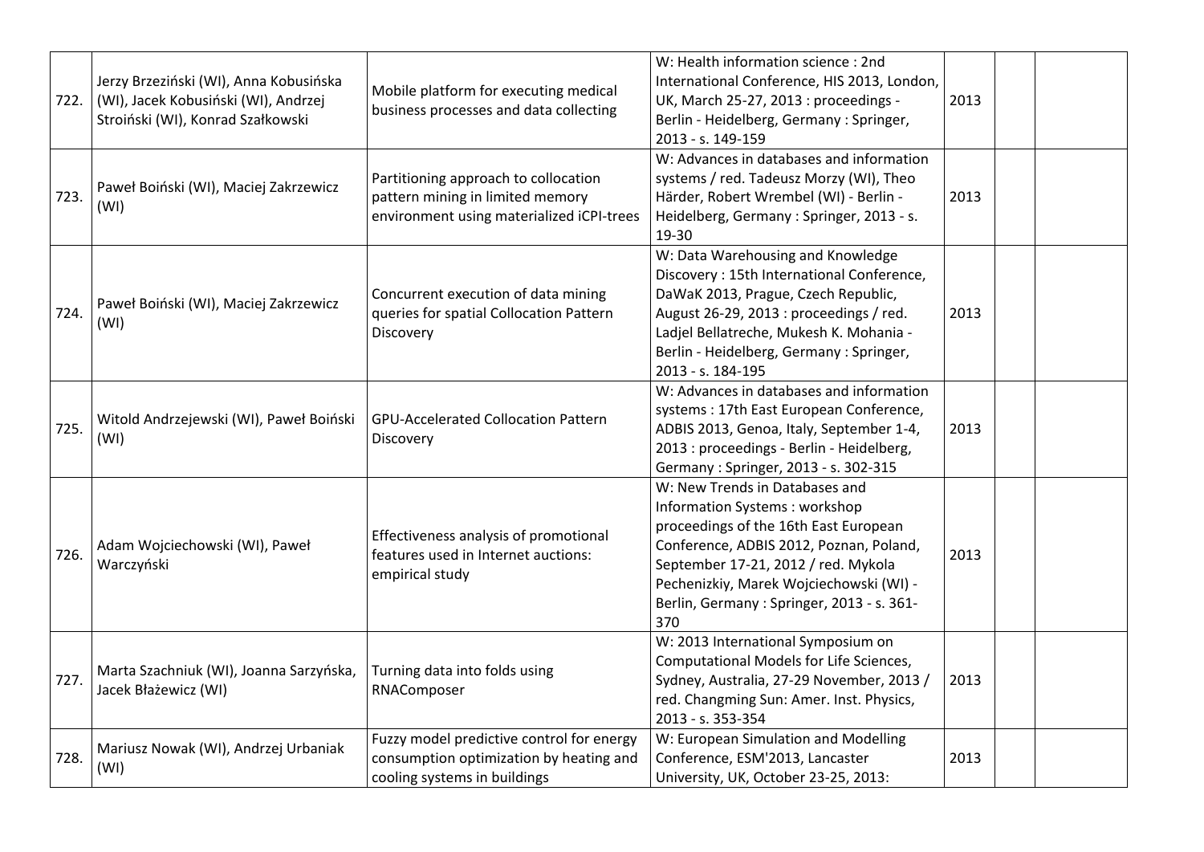| | | | | | | |
|---|---|---|---|---|---|---|
| 722. | Jerzy Brzeziński (WI), Anna Kobusińska (WI), Jacek Kobusiński (WI), Andrzej Stroiński (WI), Konrad Szałkowski | Mobile platform for executing medical business processes and data collecting | W: Health information science : 2nd International Conference, HIS 2013, London, UK, March 25-27, 2013 : proceedings - Berlin - Heidelberg, Germany : Springer, 2013 - s. 149-159 | 2013 | | |
| 723. | Paweł Boiński (WI), Maciej Zakrzewicz (WI) | Partitioning approach to collocation pattern mining in limited memory environment using materialized iCPI-trees | W: Advances in databases and information systems / red. Tadeusz Morzy (WI), Theo Härder, Robert Wrembel (WI) - Berlin - Heidelberg, Germany : Springer, 2013 - s. 19-30 | 2013 | | |
| 724. | Paweł Boiński (WI), Maciej Zakrzewicz (WI) | Concurrent execution of data mining queries for spatial Collocation Pattern Discovery | W: Data Warehousing and Knowledge Discovery : 15th International Conference, DaWaK 2013, Prague, Czech Republic, August 26-29, 2013 : proceedings / red. Ladjel Bellatreche, Mukesh K. Mohania - Berlin - Heidelberg, Germany : Springer, 2013 - s. 184-195 | 2013 | | |
| 725. | Witold Andrzejewski (WI), Paweł Boiński (WI) | GPU-Accelerated Collocation Pattern Discovery | W: Advances in databases and information systems : 17th East European Conference, ADBIS 2013, Genoa, Italy, September 1-4, 2013 : proceedings - Berlin - Heidelberg, Germany : Springer, 2013 - s. 302-315 | 2013 | | |
| 726. | Adam Wojciechowski (WI), Paweł Warczyński | Effectiveness analysis of promotional features used in Internet auctions: empirical study | W: New Trends in Databases and Information Systems : workshop proceedings of the 16th East European Conference, ADBIS 2012, Poznan, Poland, September 17-21, 2012 / red. Mykola Pechenizkiy, Marek Wojciechowski (WI) - Berlin, Germany : Springer, 2013 - s. 361-370 | 2013 | | |
| 727. | Marta Szachniuk (WI), Joanna Sarzyńska, Jacek Błażewicz (WI) | Turning data into folds using RNAComposer | W: 2013 International Symposium on Computational Models for Life Sciences, Sydney, Australia, 27-29 November, 2013 / red. Changming Sun: Amer. Inst. Physics, 2013 - s. 353-354 | 2013 | | |
| 728. | Mariusz Nowak (WI), Andrzej Urbaniak (WI) | Fuzzy model predictive control for energy consumption optimization by heating and cooling systems in buildings | W: European Simulation and Modelling Conference, ESM'2013, Lancaster University, UK, October 23-25, 2013: | 2013 | | |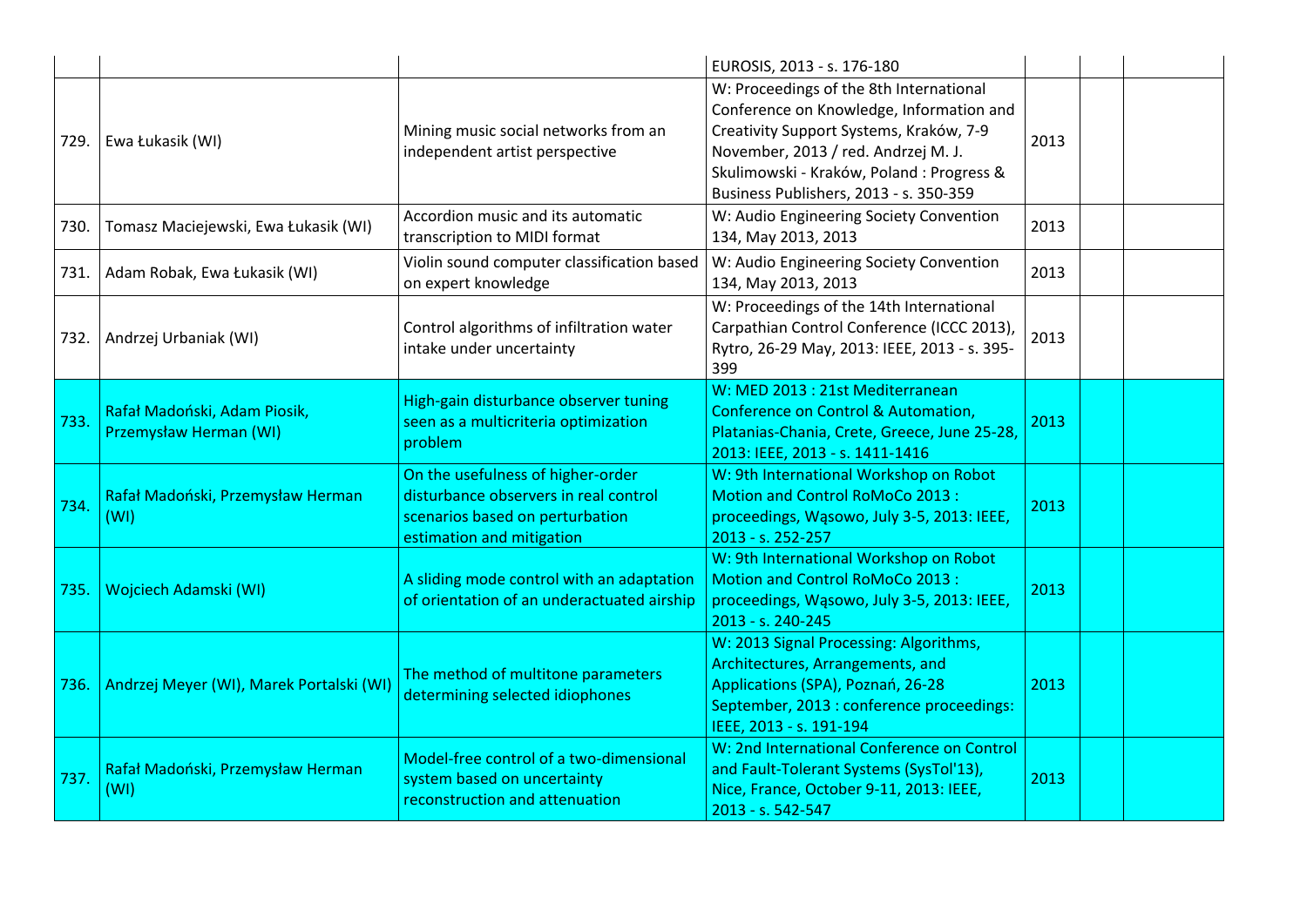| | | | | | | |
|---|---|---|---|---|---|---|
| | | | EUROSIS, 2013 - s. 176-180 | | | |
| 729. | Ewa Łukasik (WI) | Mining music social networks from an independent artist perspective | W: Proceedings of the 8th International Conference on Knowledge, Information and Creativity Support Systems, Kraków, 7-9 November, 2013 / red. Andrzej M. J. Skulimowski - Kraków, Poland : Progress & Business Publishers, 2013 - s. 350-359 | 2013 | | |
| 730. | Tomasz Maciejewski, Ewa Łukasik (WI) | Accordion music and its automatic transcription to MIDI format | W: Audio Engineering Society Convention 134, May 2013, 2013 | 2013 | | |
| 731. | Adam Robak, Ewa Łukasik (WI) | Violin sound computer classification based on expert knowledge | W: Audio Engineering Society Convention 134, May 2013, 2013 | 2013 | | |
| 732. | Andrzej Urbaniak (WI) | Control algorithms of infiltration water intake under uncertainty | W: Proceedings of the 14th International Carpathian Control Conference (ICCC 2013), Rytro, 26-29 May, 2013: IEEE, 2013 - s. 395-399 | 2013 | | |
| 733. | Rafał Madoński, Adam Piosik, Przemysław Herman (WI) | High-gain disturbance observer tuning seen as a multicriteria optimization problem | W: MED 2013 : 21st Mediterranean Conference on Control & Automation, Platanias-Chania, Crete, Greece, June 25-28, 2013: IEEE, 2013 - s. 1411-1416 | 2013 | | |
| 734. | Rafał Madoński, Przemysław Herman (WI) | On the usefulness of higher-order disturbance observers in real control scenarios based on perturbation estimation and mitigation | W: 9th International Workshop on Robot Motion and Control RoMoCo 2013 : proceedings, Wąsowo, July 3-5, 2013: IEEE, 2013 - s. 252-257 | 2013 | | |
| 735. | Wojciech Adamski (WI) | A sliding mode control with an adaptation of orientation of an underactuated airship | W: 9th International Workshop on Robot Motion and Control RoMoCo 2013 : proceedings, Wąsowo, July 3-5, 2013: IEEE, 2013 - s. 240-245 | 2013 | | |
| 736. | Andrzej Meyer (WI), Marek Portalski (WI) | The method of multitone parameters determining selected idiophones | W: 2013 Signal Processing: Algorithms, Architectures, Arrangements, and Applications (SPA), Poznań, 26-28 September, 2013 : conference proceedings: IEEE, 2013 - s. 191-194 | 2013 | | |
| 737. | Rafał Madoński, Przemysław Herman (WI) | Model-free control of a two-dimensional system based on uncertainty reconstruction and attenuation | W: 2nd International Conference on Control and Fault-Tolerant Systems (SysTol'13), Nice, France, October 9-11, 2013: IEEE, 2013 - s. 542-547 | 2013 | | |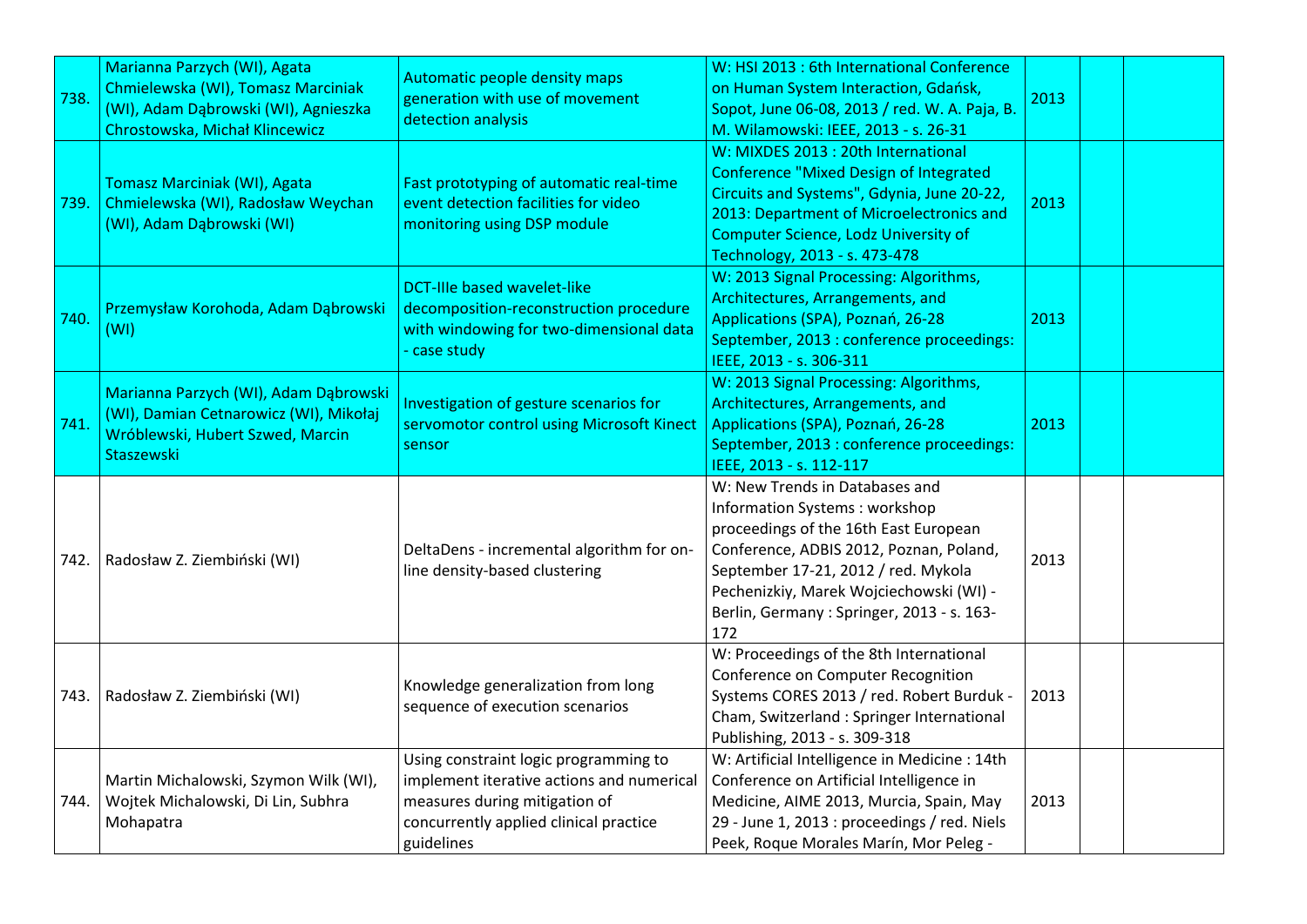| | | | | | | |
|---|---|---|---|---|---|---|
| 738. | Marianna Parzych (WI), Agata Chmielewska (WI), Tomasz Marciniak (WI), Adam Dąbrowski (WI), Agnieszka Chrostowska, Michał Klincewicz | Automatic people density maps generation with use of movement detection analysis | W: HSI 2013 : 6th International Conference on Human System Interaction, Gdańsk, Sopot, June 06-08, 2013 / red. W. A. Paja, B. M. Wilamowski: IEEE, 2013 - s. 26-31 | 2013 | | |
| 739. | Tomasz Marciniak (WI), Agata Chmielewska (WI), Radosław Weychan (WI), Adam Dąbrowski (WI) | Fast prototyping of automatic real-time event detection facilities for video monitoring using DSP module | W: MIXDES 2013 : 20th International Conference "Mixed Design of Integrated Circuits and Systems", Gdynia, June 20-22, 2013: Department of Microelectronics and Computer Science, Lodz University of Technology, 2013 - s. 473-478 | 2013 | | |
| 740. | Przemysław Korohoda, Adam Dąbrowski (WI) | DCT-IIIe based wavelet-like decomposition-reconstruction procedure with windowing for two-dimensional data - case study | W: 2013 Signal Processing: Algorithms, Architectures, Arrangements, and Applications (SPA), Poznań, 26-28 September, 2013 : conference proceedings: IEEE, 2013 - s. 306-311 | 2013 | | |
| 741. | Marianna Parzych (WI), Adam Dąbrowski (WI), Damian Cetnarowicz (WI), Mikołaj Wróblewski, Hubert Szwed, Marcin Staszewski | Investigation of gesture scenarios for servomotor control using Microsoft Kinect sensor | W: 2013 Signal Processing: Algorithms, Architectures, Arrangements, and Applications (SPA), Poznań, 26-28 September, 2013 : conference proceedings: IEEE, 2013 - s. 112-117 | 2013 | | |
| 742. | Radosław Z. Ziembiński (WI) | DeltaDens - incremental algorithm for on-line density-based clustering | W: New Trends in Databases and Information Systems : workshop proceedings of the 16th East European Conference, ADBIS 2012, Poznan, Poland, September 17-21, 2012 / red. Mykola Pechenizkiy, Marek Wojciechowski (WI) - Berlin, Germany : Springer, 2013 - s. 163-172 | 2013 | | |
| 743. | Radosław Z. Ziembiński (WI) | Knowledge generalization from long sequence of execution scenarios | W: Proceedings of the 8th International Conference on Computer Recognition Systems CORES 2013 / red. Robert Burduk - Cham, Switzerland : Springer International Publishing, 2013 - s. 309-318 | 2013 | | |
| 744. | Martin Michalowski, Szymon Wilk (WI), Wojtek Michalowski, Di Lin, Subhra Mohapatra | Using constraint logic programming to implement iterative actions and numerical measures during mitigation of concurrently applied clinical practice guidelines | W: Artificial Intelligence in Medicine : 14th Conference on Artificial Intelligence in Medicine, AIME 2013, Murcia, Spain, May 29 - June 1, 2013 : proceedings / red. Niels Peek, Roque Morales Marín, Mor Peleg - | 2013 | | |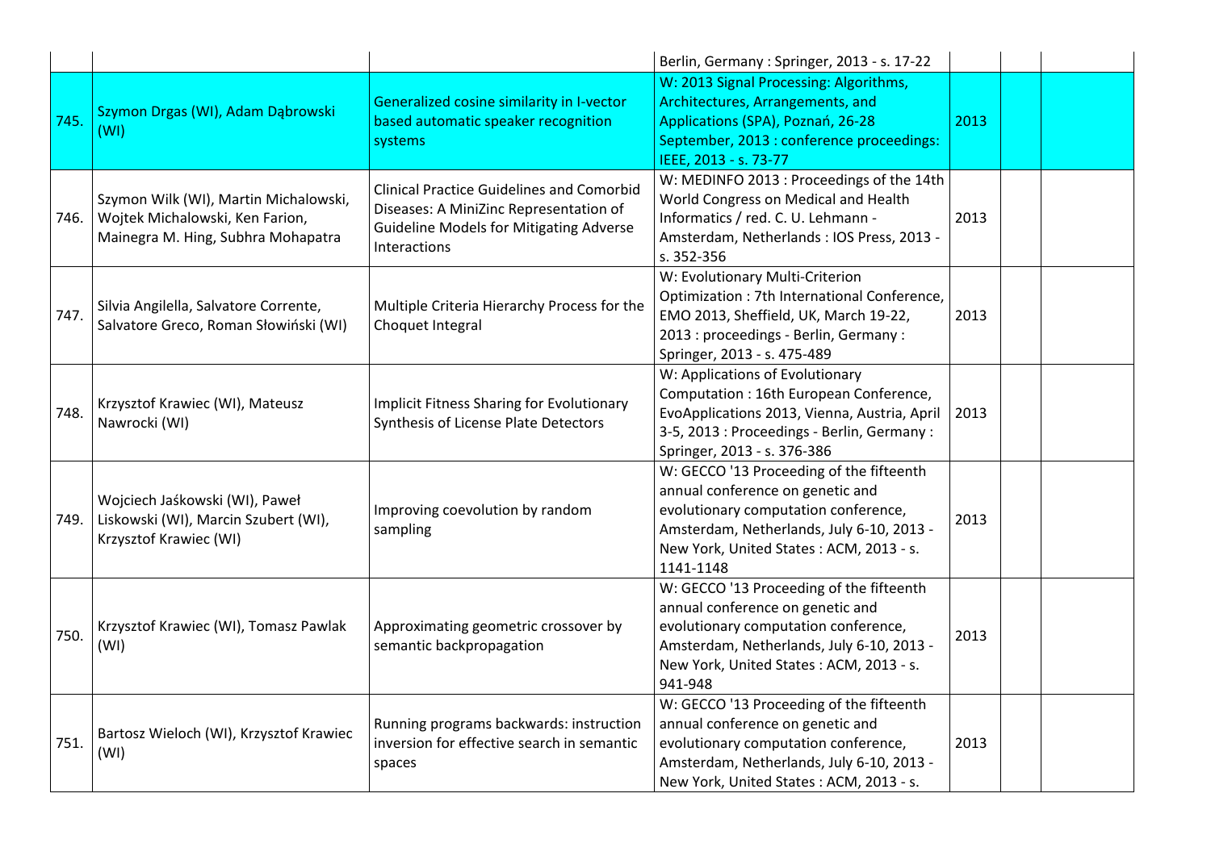| | | | | | | |
|---|---|---|---|---|---|---|
| | | | Berlin, Germany : Springer, 2013 - s. 17-22 | | | |
| 745. | Szymon Drgas (WI), Adam Dąbrowski (WI) | Generalized cosine similarity in I-vector based automatic speaker recognition systems | W: 2013 Signal Processing: Algorithms, Architectures, Arrangements, and Applications (SPA), Poznań, 26-28 September, 2013 : conference proceedings: IEEE, 2013 - s. 73-77 | 2013 | | |
| 746. | Szymon Wilk (WI), Martin Michalowski, Wojtek Michalowski, Ken Farion, Mainegra M. Hing, Subhra Mohapatra | Clinical Practice Guidelines and Comorbid Diseases: A MiniZinc Representation of Guideline Models for Mitigating Adverse Interactions | W: MEDINFO 2013 : Proceedings of the 14th World Congress on Medical and Health Informatics / red. C. U. Lehmann - Amsterdam, Netherlands : IOS Press, 2013 - s. 352-356 | 2013 | | |
| 747. | Silvia Angilella, Salvatore Corrente, Salvatore Greco, Roman Słowiński (WI) | Multiple Criteria Hierarchy Process for the Choquet Integral | W: Evolutionary Multi-Criterion Optimization : 7th International Conference, EMO 2013, Sheffield, UK, March 19-22, 2013 : proceedings - Berlin, Germany : Springer, 2013 - s. 475-489 | 2013 | | |
| 748. | Krzysztof Krawiec (WI), Mateusz Nawrocki (WI) | Implicit Fitness Sharing for Evolutionary Synthesis of License Plate Detectors | W: Applications of Evolutionary Computation : 16th European Conference, EvoApplications 2013, Vienna, Austria, April 3-5, 2013 : Proceedings - Berlin, Germany : Springer, 2013 - s. 376-386 | 2013 | | |
| 749. | Wojciech Jaśkowski (WI), Paweł Liskowski (WI), Marcin Szubert (WI), Krzysztof Krawiec (WI) | Improving coevolution by random sampling | W: GECCO '13 Proceeding of the fifteenth annual conference on genetic and evolutionary computation conference, Amsterdam, Netherlands, July 6-10, 2013 - New York, United States : ACM, 2013 - s. 1141-1148 | 2013 | | |
| 750. | Krzysztof Krawiec (WI), Tomasz Pawlak (WI) | Approximating geometric crossover by semantic backpropagation | W: GECCO '13 Proceeding of the fifteenth annual conference on genetic and evolutionary computation conference, Amsterdam, Netherlands, July 6-10, 2013 - New York, United States : ACM, 2013 - s. 941-948 | 2013 | | |
| 751. | Bartosz Wieloch (WI), Krzysztof Krawiec (WI) | Running programs backwards: instruction inversion for effective search in semantic spaces | W: GECCO '13 Proceeding of the fifteenth annual conference on genetic and evolutionary computation conference, Amsterdam, Netherlands, July 6-10, 2013 - New York, United States : ACM, 2013 - s. | 2013 | | |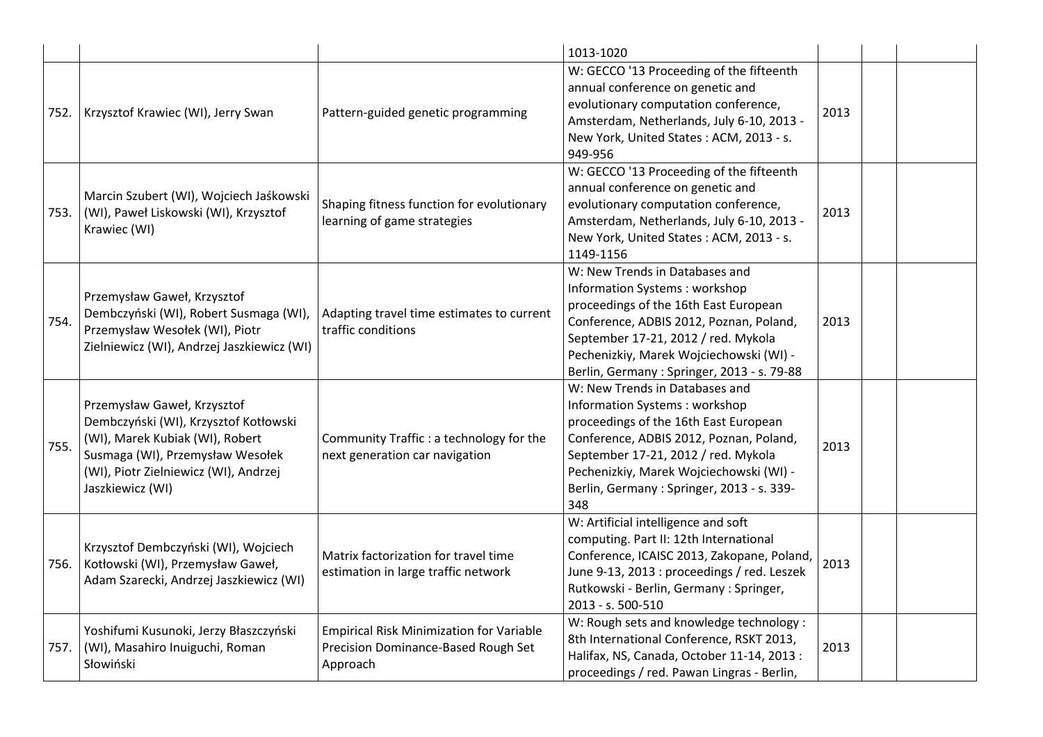| | | | | | | |
|---|---|---|---|---|---|---|
| | | | 1013-1020 | | | |
| 752. | Krzysztof Krawiec (WI), Jerry Swan | Pattern-guided genetic programming | W: GECCO '13 Proceeding of the fifteenth annual conference on genetic and evolutionary computation conference, Amsterdam, Netherlands, July 6-10, 2013 - New York, United States : ACM, 2013 - s. 949-956 | 2013 | | |
| 753. | Marcin Szubert (WI), Wojciech Jaśkowski (WI), Paweł Liskowski (WI), Krzysztof Krawiec (WI) | Shaping fitness function for evolutionary learning of game strategies | W: GECCO '13 Proceeding of the fifteenth annual conference on genetic and evolutionary computation conference, Amsterdam, Netherlands, July 6-10, 2013 - New York, United States : ACM, 2013 - s. 1149-1156 | 2013 | | |
| 754. | Przemysław Gaweł, Krzysztof Dembczyński (WI), Robert Susmaga (WI), Przemysław Wesołek (WI), Piotr Zielniewicz (WI), Andrzej Jaszkiewicz (WI) | Adapting travel time estimates to current traffic conditions | W: New Trends in Databases and Information Systems : workshop proceedings of the 16th East European Conference, ADBIS 2012, Poznan, Poland, September 17-21, 2012 / red. Mykola Pechenizkiy, Marek Wojciechowski (WI) - Berlin, Germany : Springer, 2013 - s. 79-88 | 2013 | | |
| 755. | Przemysław Gaweł, Krzysztof Dembczyński (WI), Krzysztof Kotłowski (WI), Marek Kubiak (WI), Robert Susmaga (WI), Przemysław Wesołek (WI), Piotr Zielniewicz (WI), Andrzej Jaszkiewicz (WI) | Community Traffic : a technology for the next generation car navigation | W: New Trends in Databases and Information Systems : workshop proceedings of the 16th East European Conference, ADBIS 2012, Poznan, Poland, September 17-21, 2012 / red. Mykola Pechenizkiy, Marek Wojciechowski (WI) - Berlin, Germany : Springer, 2013 - s. 339-348 | 2013 | | |
| 756. | Krzysztof Dembczyński (WI), Wojciech Kotłowski (WI), Przemysław Gaweł, Adam Szarecki, Andrzej Jaszkiewicz (WI) | Matrix factorization for travel time estimation in large traffic network | W: Artificial intelligence and soft computing. Part II: 12th International Conference, ICAISC 2013, Zakopane, Poland, June 9-13, 2013 : proceedings / red. Leszek Rutkowski - Berlin, Germany : Springer, 2013 - s. 500-510 | 2013 | | |
| 757. | Yoshifumi Kusunoki, Jerzy Błaszczyński (WI), Masahiro Inuiguchi, Roman Słowiński | Empirical Risk Minimization for Variable Precision Dominance-Based Rough Set Approach | W: Rough sets and knowledge technology : 8th International Conference, RSKT 2013, Halifax, NS, Canada, October 11-14, 2013 : proceedings / red. Pawan Lingras - Berlin, | 2013 | | |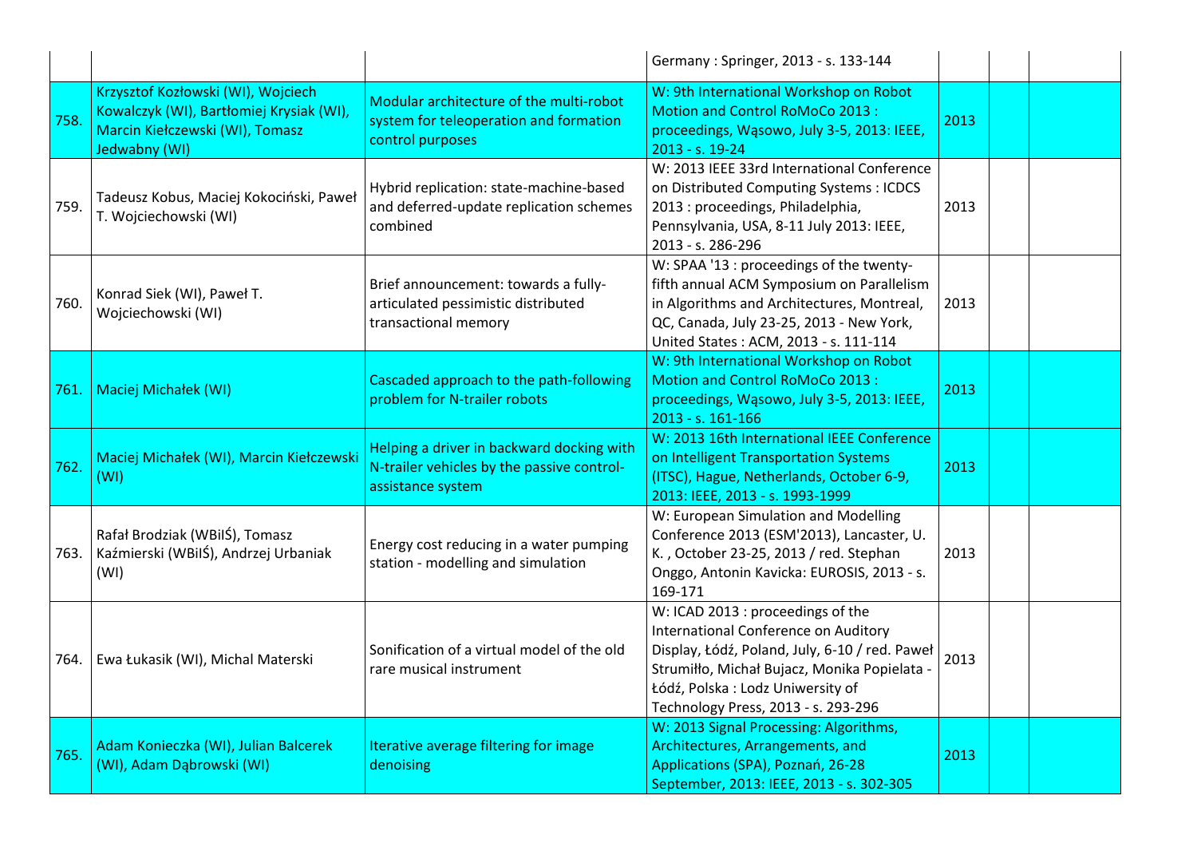| | | | | | | |
|---|---|---|---|---|---|---|
| | | | Germany : Springer, 2013 - s. 133-144 | | | |
| 758. | Krzysztof Kozłowski (WI), Wojciech Kowalczyk (WI), Bartłomiej Krysiak (WI), Marcin Kiełczewski (WI), Tomasz Jedwabny (WI) | Modular architecture of the multi-robot system for teleoperation and formation control purposes | W: 9th International Workshop on Robot Motion and Control RoMoCo 2013 : proceedings, Wąsowo, July 3-5, 2013: IEEE, 2013 - s. 19-24 | 2013 | | |
| 759. | Tadeusz Kobus, Maciej Kokociński, Paweł T. Wojciechowski (WI) | Hybrid replication: state-machine-based and deferred-update replication schemes combined | W: 2013 IEEE 33rd International Conference on Distributed Computing Systems : ICDCS 2013 : proceedings, Philadelphia, Pennsylvania, USA, 8-11 July 2013: IEEE, 2013 - s. 286-296 | 2013 | | |
| 760. | Konrad Siek (WI), Paweł T. Wojciechowski (WI) | Brief announcement: towards a fully-articulated pessimistic distributed transactional memory | W: SPAA '13 : proceedings of the twenty-fifth annual ACM Symposium on Parallelism in Algorithms and Architectures, Montreal, QC, Canada, July 23-25, 2013 - New York, United States : ACM, 2013 - s. 111-114 | 2013 | | |
| 761. | Maciej Michałek (WI) | Cascaded approach to the path-following problem for N-trailer robots | W: 9th International Workshop on Robot Motion and Control RoMoCo 2013 : proceedings, Wąsowo, July 3-5, 2013: IEEE, 2013 - s. 161-166 | 2013 | | |
| 762. | Maciej Michałek (WI), Marcin Kiełczewski (WI) | Helping a driver in backward docking with N-trailer vehicles by the passive control-assistance system | W: 2013 16th International IEEE Conference on Intelligent Transportation Systems (ITSC), Hague, Netherlands, October 6-9, 2013: IEEE, 2013 - s. 1993-1999 | 2013 | | |
| 763. | Rafał Brodziak (WBiIŚ), Tomasz Kaźmierski (WBiIŚ), Andrzej Urbaniak (WI) | Energy cost reducing in a water pumping station - modelling and simulation | W: European Simulation and Modelling Conference 2013 (ESM'2013), Lancaster, U. K. , October 23-25, 2013 / red. Stephan Onggo, Antonin Kavicka: EUROSIS, 2013 - s. 169-171 | 2013 | | |
| 764. | Ewa Łukasik (WI), Michal Materski | Sonification of a virtual model of the old rare musical instrument | W: ICAD 2013 : proceedings of the International Conference on Auditory Display, Łódź, Poland, July, 6-10 / red. Paweł Strumiłło, Michał Bujacz, Monika Popielata - Łódź, Polska : Lodz Uniwersity of Technology Press, 2013 - s. 293-296 | 2013 | | |
| 765. | Adam Konieczka (WI), Julian Balcerek (WI), Adam Dąbrowski (WI) | Iterative average filtering for image denoising | W: 2013 Signal Processing: Algorithms, Architectures, Arrangements, and Applications (SPA), Poznań, 26-28 September, 2013: IEEE, 2013 - s. 302-305 | 2013 | | |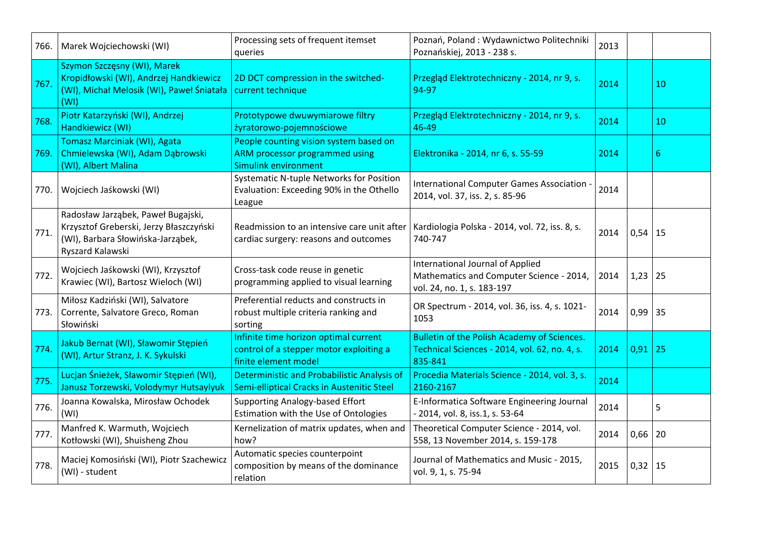| 766. | Marek Wojciechowski (WI) | Processing sets of frequent itemset queries | Poznań, Poland : Wydawnictwo Politechniki Poznańskiej, 2013 - 238 s. | 2013 | | |
|---|---|---|---|---|---|---|
| 767. | Szymon Szczęsny (WI), Marek Kropidłowski (WI), Andrzej Handkiewicz (WI), Michał Melosik (WI), Paweł Śniatała (WI) | 2D DCT compression in the switched-current technique | Przegląd Elektrotechniczny - 2014, nr 9, s. 94-97 | 2014 | | 10 |
| 768. | Piotr Katarzyński (WI), Andrzej Handkiewicz (WI) | Prototypowe dwuwymiarowe filtry żyratorowo-pojemnościowe | Przegląd Elektrotechniczny - 2014, nr 9, s. 46-49 | 2014 | | 10 |
| 769. | Tomasz Marciniak (WI), Agata Chmielewska (WI), Adam Dąbrowski (WI), Albert Malina | People counting vision system based on ARM processor programmed using Simulink environment | Elektronika - 2014, nr 6, s. 55-59 | 2014 | | 6 |
| 770. | Wojciech Jaśkowski (WI) | Systematic N-tuple Networks for Position Evaluation: Exceeding 90% in the Othello League | International Computer Games Association - 2014, vol. 37, iss. 2, s. 85-96 | 2014 | | |
| 771. | Radosław Jarząbek, Paweł Bugajski, Krzysztof Greberski, Jerzy Błaszczyński (WI), Barbara Słowińska-Jarząbek, Ryszard Kalawski | Readmission to an intensive care unit after cardiac surgery: reasons and outcomes | Kardiologia Polska - 2014, vol. 72, iss. 8, s. 740-747 | 2014 | 0,54 | 15 |
| 772. | Wojciech Jaśkowski (WI), Krzysztof Krawiec (WI), Bartosz Wieloch (WI) | Cross-task code reuse in genetic programming applied to visual learning | International Journal of Applied Mathematics and Computer Science - 2014, vol. 24, no. 1, s. 183-197 | 2014 | 1,23 | 25 |
| 773. | Miłosz Kadziński (WI), Salvatore Corrente, Salvatore Greco, Roman Słowiński | Preferential reducts and constructs in robust multiple criteria ranking and sorting | OR Spectrum - 2014, vol. 36, iss. 4, s. 1021-1053 | 2014 | 0,99 | 35 |
| 774. | Jakub Bernat (WI), Sławomir Stępień (WI), Artur Stranz, J. K. Sykulski | Infinite time horizon optimal current control of a stepper motor exploiting a finite element model | Bulletin of the Polish Academy of Sciences. Technical Sciences - 2014, vol. 62, no. 4, s. 835-841 | 2014 | 0,91 | 25 |
| 775. | Lucjan Śnieżek, Sławomir Stępień (WI), Janusz Torzewski, Volodymyr Hutsaylyuk | Deterministic and Probabilistic Analysis of Semi-elliptical Cracks in Austenitic Steel | Procedia Materials Science - 2014, vol. 3, s. 2160-2167 | 2014 | | |
| 776. | Joanna Kowalska, Mirosław Ochodek (WI) | Supporting Analogy-based Effort Estimation with the Use of Ontologies | E-Informatica Software Engineering Journal - 2014, vol. 8, iss.1, s. 53-64 | 2014 | | 5 |
| 777. | Manfred K. Warmuth, Wojciech Kotłowski (WI), Shuisheng Zhou | Kernelization of matrix updates, when and how? | Theoretical Computer Science - 2014, vol. 558, 13 November 2014, s. 159-178 | 2014 | 0,66 | 20 |
| 778. | Maciej Komosiński (WI), Piotr Szachewicz (WI) - student | Automatic species counterpoint composition by means of the dominance relation | Journal of Mathematics and Music - 2015, vol. 9, 1, s. 75-94 | 2015 | 0,32 | 15 |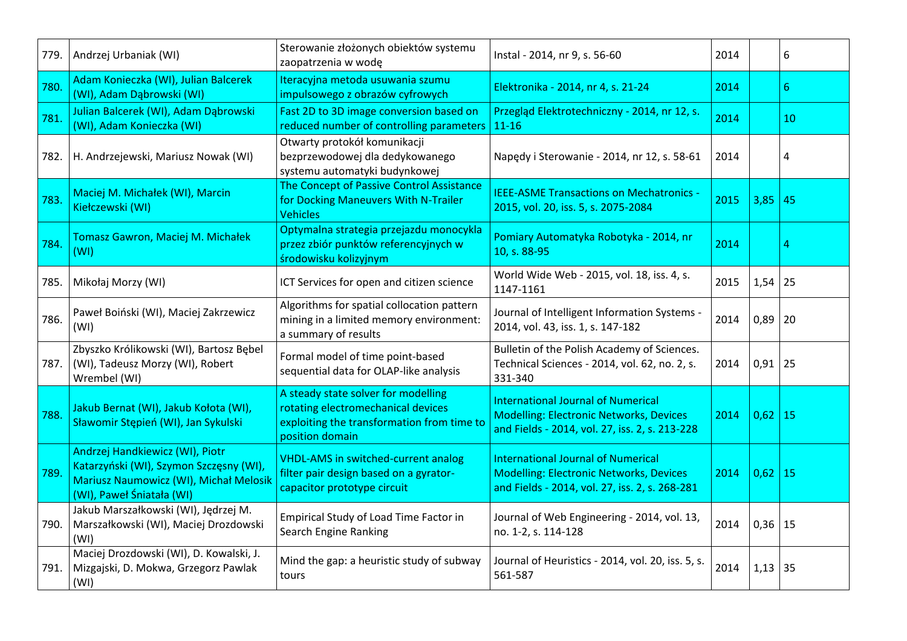| 779. | Andrzej Urbaniak (WI) | Sterowanie złożonych obiektów systemu zaopatrzenia w wodę | Instal - 2014, nr 9, s. 56-60 | 2014 | | 6 |
|---|---|---|---|---|---|---|
| 780. | Adam Konieczka (WI), Julian Balcerek (WI), Adam Dąbrowski (WI) | Iteracyjna metoda usuwania szumu impulsowego z obrazów cyfrowych | Elektronika - 2014, nr 4, s. 21-24 | 2014 | | 6 |
| 781. | Julian Balcerek (WI), Adam Dąbrowski (WI), Adam Konieczka (WI) | Fast 2D to 3D image conversion based on reduced number of controlling parameters | Przegląd Elektrotechniczny - 2014, nr 12, s. 11-16 | 2014 | | 10 |
| 782. | H. Andrzejewski, Mariusz Nowak (WI) | Otwarty protokół komunikacji bezprzewodowej dla dedykowanego systemu automatyki budynkowej | Napędy i Sterowanie - 2014, nr 12, s. 58-61 | 2014 | | 4 |
| 783. | Maciej M. Michałek (WI), Marcin Kiełczewski (WI) | The Concept of Passive Control Assistance for Docking Maneuvers With N-Trailer Vehicles | IEEE-ASME Transactions on Mechatronics - 2015, vol. 20, iss. 5, s. 2075-2084 | 2015 | 3,85 | 45 |
| 784. | Tomasz Gawron, Maciej M. Michałek (WI) | Optymalna strategia przejazdu monocykla przez zbiór punktów referencyjnych w środowisku kolizyjnym | Pomiary Automatyka Robotyka - 2014, nr 10, s. 88-95 | 2014 | | 4 |
| 785. | Mikołaj Morzy (WI) | ICT Services for open and citizen science | World Wide Web - 2015, vol. 18, iss. 4, s. 1147-1161 | 2015 | 1,54 | 25 |
| 786. | Paweł Boiński (WI), Maciej Zakrzewicz (WI) | Algorithms for spatial collocation pattern mining in a limited memory environment: a summary of results | Journal of Intelligent Information Systems - 2014, vol. 43, iss. 1, s. 147-182 | 2014 | 0,89 | 20 |
| 787. | Zbyszko Królikowski (WI), Bartosz Bębel (WI), Tadeusz Morzy (WI), Robert Wrembel (WI) | Formal model of time point-based sequential data for OLAP-like analysis | Bulletin of the Polish Academy of Sciences. Technical Sciences - 2014, vol. 62, no. 2, s. 331-340 | 2014 | 0,91 | 25 |
| 788. | Jakub Bernat (WI), Jakub Kołota (WI), Sławomir Stępień (WI), Jan Sykulski | A steady state solver for modelling rotating electromechanical devices exploiting the transformation from time to position domain | International Journal of Numerical Modelling: Electronic Networks, Devices and Fields - 2014, vol. 27, iss. 2, s. 213-228 | 2014 | 0,62 | 15 |
| 789. | Andrzej Handkiewicz (WI), Piotr Katarzyński (WI), Szymon Szczęsny (WI), Mariusz Naumowicz (WI), Michał Melosik (WI), Paweł Śniatała (WI) | VHDL-AMS in switched-current analog filter pair design based on a gyrator-capacitor prototype circuit | International Journal of Numerical Modelling: Electronic Networks, Devices and Fields - 2014, vol. 27, iss. 2, s. 268-281 | 2014 | 0,62 | 15 |
| 790. | Jakub Marszałkowski (WI), Jędrzej M. Marszałkowski (WI), Maciej Drozdowski (WI) | Empirical Study of Load Time Factor in Search Engine Ranking | Journal of Web Engineering - 2014, vol. 13, no. 1-2, s. 114-128 | 2014 | 0,36 | 15 |
| 791. | Maciej Drozdowski (WI), D. Kowalski, J. Mizgajski, D. Mokwa, Grzegorz Pawlak (WI) | Mind the gap: a heuristic study of subway tours | Journal of Heuristics - 2014, vol. 20, iss. 5, s. 561-587 | 2014 | 1,13 | 35 |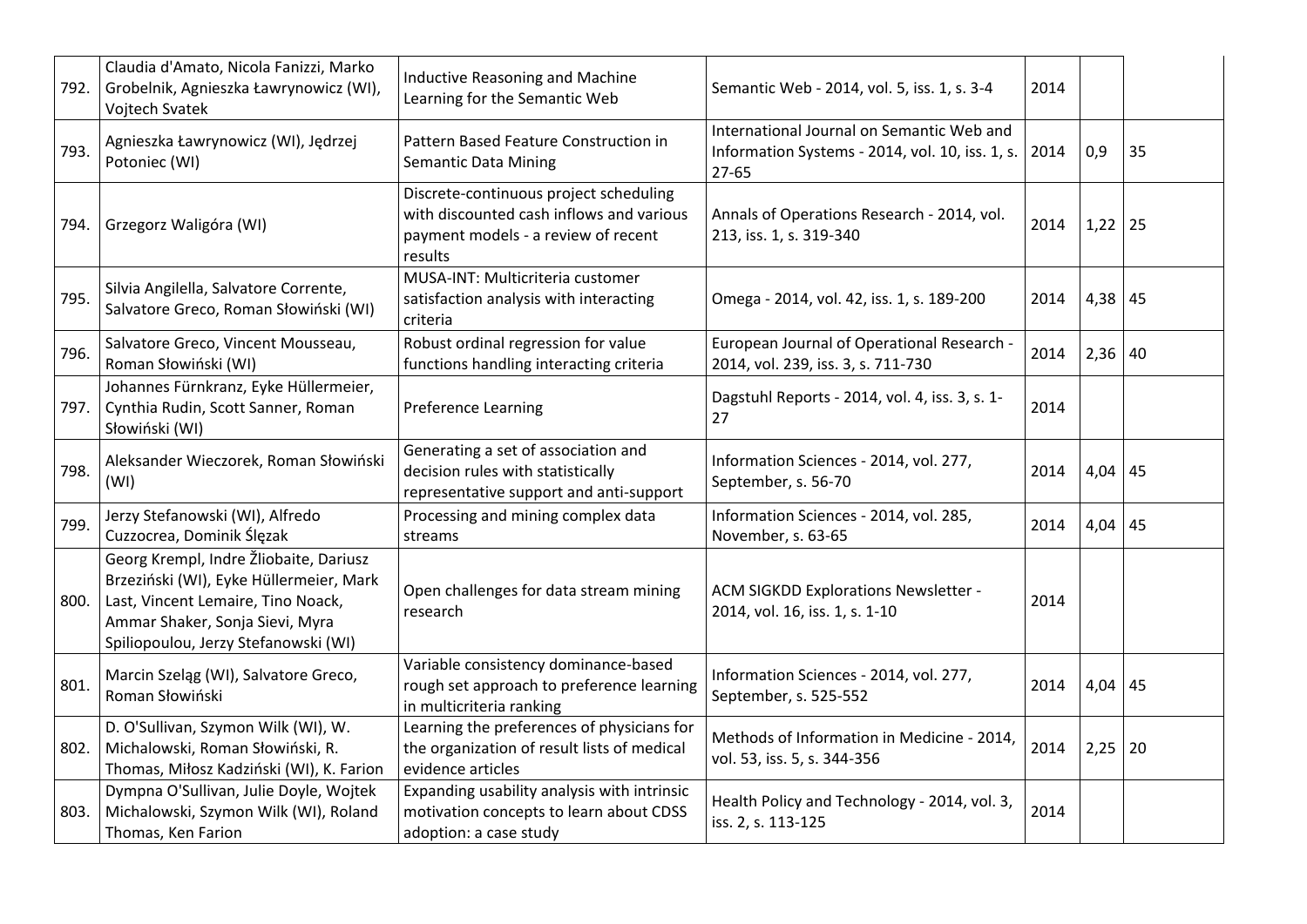| | | | | | | |
|---|---|---|---|---|---|---|
| 792. | Claudia d'Amato, Nicola Fanizzi, Marko Grobelnik, Agnieszka Ławrynowicz (WI), Vojtech Svatek | Inductive Reasoning and Machine Learning for the Semantic Web | Semantic Web - 2014, vol. 5, iss. 1, s. 3-4 | 2014 | | |
| 793. | Agnieszka Ławrynowicz (WI), Jędrzej Potoniec (WI) | Pattern Based Feature Construction in Semantic Data Mining | International Journal on Semantic Web and Information Systems - 2014, vol. 10, iss. 1, s. 27-65 | 2014 | 0,9 | 35 |
| 794. | Grzegorz Waligóra (WI) | Discrete-continuous project scheduling with discounted cash inflows and various payment models - a review of recent results | Annals of Operations Research - 2014, vol. 213, iss. 1, s. 319-340 | 2014 | 1,22 | 25 |
| 795. | Silvia Angilella, Salvatore Corrente, Salvatore Greco, Roman Słowiński (WI) | MUSA-INT: Multicriteria customer satisfaction analysis with interacting criteria | Omega - 2014, vol. 42, iss. 1, s. 189-200 | 2014 | 4,38 | 45 |
| 796. | Salvatore Greco, Vincent Mousseau, Roman Słowiński (WI) | Robust ordinal regression for value functions handling interacting criteria | European Journal of Operational Research - 2014, vol. 239, iss. 3, s. 711-730 | 2014 | 2,36 | 40 |
| 797. | Johannes Fürnkranz, Eyke Hüllermeier, Cynthia Rudin, Scott Sanner, Roman Słowiński (WI) | Preference Learning | Dagstuhl Reports - 2014, vol. 4, iss. 3, s. 1-27 | 2014 | | |
| 798. | Aleksander Wieczorek, Roman Słowiński (WI) | Generating a set of association and decision rules with statistically representative support and anti-support | Information Sciences - 2014, vol. 277, September, s. 56-70 | 2014 | 4,04 | 45 |
| 799. | Jerzy Stefanowski (WI), Alfredo Cuzzocrea, Dominik Ślęzak | Processing and mining complex data streams | Information Sciences - 2014, vol. 285, November, s. 63-65 | 2014 | 4,04 | 45 |
| 800. | Georg Krempl, Indre Žliobaite, Dariusz Brzeziński (WI), Eyke Hüllermeier, Mark Last, Vincent Lemaire, Tino Noack, Ammar Shaker, Sonja Sievi, Myra Spiliopoulou, Jerzy Stefanowski (WI) | Open challenges for data stream mining research | ACM SIGKDD Explorations Newsletter - 2014, vol. 16, iss. 1, s. 1-10 | 2014 | | |
| 801. | Marcin Szeląg (WI), Salvatore Greco, Roman Słowiński | Variable consistency dominance-based rough set approach to preference learning in multicriteria ranking | Information Sciences - 2014, vol. 277, September, s. 525-552 | 2014 | 4,04 | 45 |
| 802. | D. O'Sullivan, Szymon Wilk (WI), W. Michalowski, Roman Słowiński, R. Thomas, Miłosz Kadziński (WI), K. Farion | Learning the preferences of physicians for the organization of result lists of medical evidence articles | Methods of Information in Medicine - 2014, vol. 53, iss. 5, s. 344-356 | 2014 | 2,25 | 20 |
| 803. | Dympna O'Sullivan, Julie Doyle, Wojtek Michalowski, Szymon Wilk (WI), Roland Thomas, Ken Farion | Expanding usability analysis with intrinsic motivation concepts to learn about CDSS adoption: a case study | Health Policy and Technology - 2014, vol. 3, iss. 2, s. 113-125 | 2014 | | |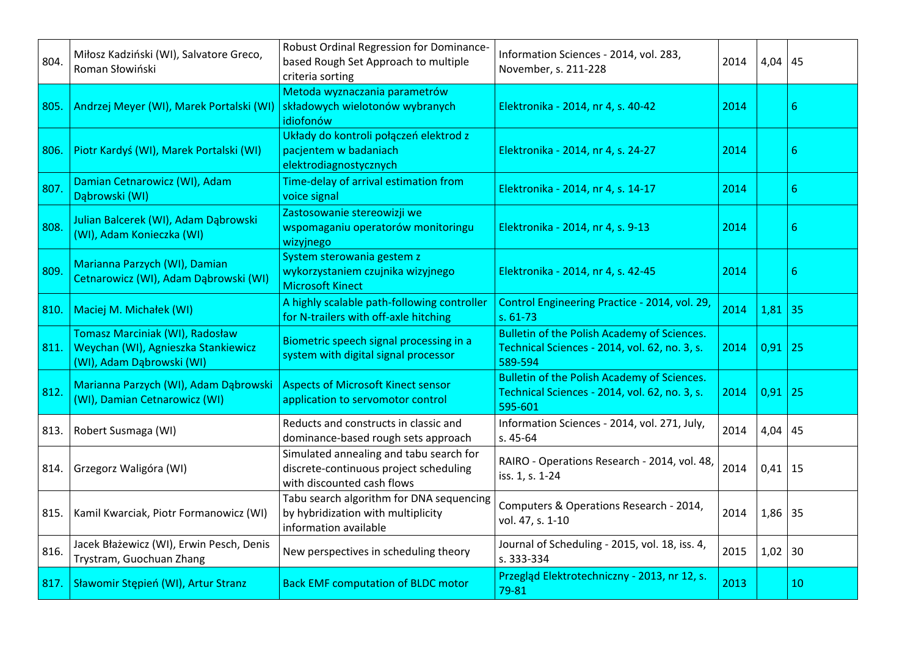| | | | | | | |
|---|---|---|---|---|---|---|
| 804. | Miłosz Kadziński (WI), Salvatore Greco, Roman Słowiński | Robust Ordinal Regression for Dominance-based Rough Set Approach to multiple criteria sorting | Information Sciences - 2014, vol. 283, November, s. 211-228 | 2014 | 4,04 | 45 |
| 805. | Andrzej Meyer (WI), Marek Portalski (WI) | Metoda wyznaczania parametrów składowych wielotonów wybranych idiofonów | Elektronika - 2014, nr 4, s. 40-42 | 2014 | | 6 |
| 806. | Piotr Kardyś (WI), Marek Portalski (WI) | Układy do kontroli połączeń elektrod z pacjentem w badaniach elektrodiagnostycznych | Elektronika - 2014, nr 4, s. 24-27 | 2014 | | 6 |
| 807. | Damian Cetnarowicz (WI), Adam Dąbrowski (WI) | Time-delay of arrival estimation from voice signal | Elektronika - 2014, nr 4, s. 14-17 | 2014 | | 6 |
| 808. | Julian Balcerek (WI), Adam Dąbrowski (WI), Adam Konieczka (WI) | Zastosowanie stereowizji we wspomaganiu operatorów monitoringu wizyjnego | Elektronika - 2014, nr 4, s. 9-13 | 2014 | | 6 |
| 809. | Marianna Parzych (WI), Damian Cetnarowicz (WI), Adam Dąbrowski (WI) | System sterowania gestem z wykorzystaniem czujnika wizyjnego Microsoft Kinect | Elektronika - 2014, nr 4, s. 42-45 | 2014 | | 6 |
| 810. | Maciej M. Michałek (WI) | A highly scalable path-following controller for N-trailers with off-axle hitching | Control Engineering Practice - 2014, vol. 29, s. 61-73 | 2014 | 1,81 | 35 |
| 811. | Tomasz Marciniak (WI), Radosław Weychan (WI), Agnieszka Stankiewicz (WI), Adam Dąbrowski (WI) | Biometric speech signal processing in a system with digital signal processor | Bulletin of the Polish Academy of Sciences. Technical Sciences - 2014, vol. 62, no. 3, s. 589-594 | 2014 | 0,91 | 25 |
| 812. | Marianna Parzych (WI), Adam Dąbrowski (WI), Damian Cetnarowicz (WI) | Aspects of Microsoft Kinect sensor application to servomotor control | Bulletin of the Polish Academy of Sciences. Technical Sciences - 2014, vol. 62, no. 3, s. 595-601 | 2014 | 0,91 | 25 |
| 813. | Robert Susmaga (WI) | Reducts and constructs in classic and dominance-based rough sets approach | Information Sciences - 2014, vol. 271, July, s. 45-64 | 2014 | 4,04 | 45 |
| 814. | Grzegorz Waligóra (WI) | Simulated annealing and tabu search for discrete-continuous project scheduling with discounted cash flows | RAIRO - Operations Research - 2014, vol. 48, iss. 1, s. 1-24 | 2014 | 0,41 | 15 |
| 815. | Kamil Kwarciak, Piotr Formanowicz (WI) | Tabu search algorithm for DNA sequencing by hybridization with multiplicity information available | Computers & Operations Research - 2014, vol. 47, s. 1-10 | 2014 | 1,86 | 35 |
| 816. | Jacek Błażewicz (WI), Erwin Pesch, Denis Trystram, Guochuan Zhang | New perspectives in scheduling theory | Journal of Scheduling - 2015, vol. 18, iss. 4, s. 333-334 | 2015 | 1,02 | 30 |
| 817. | Sławomir Stępień (WI), Artur Stranz | Back EMF computation of BLDC motor | Przegląd Elektrotechniczny - 2013, nr 12, s. 79-81 | 2013 | | 10 |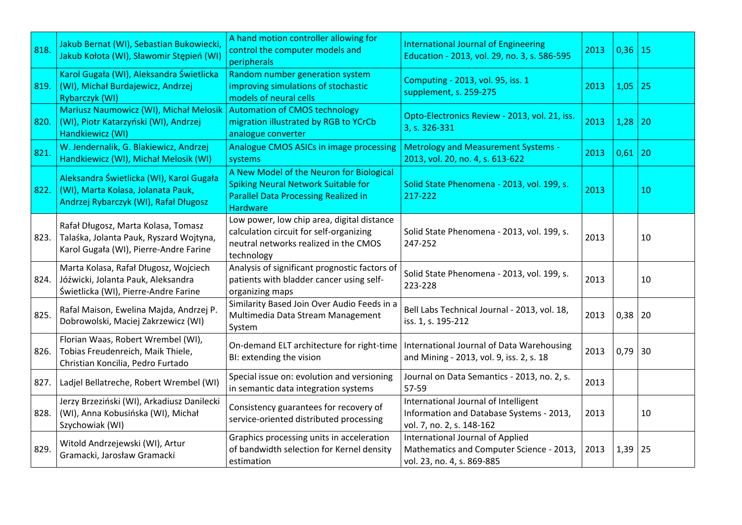| 818. | Jakub Bernat (WI), Sebastian Bukowiecki, Jakub Kołota (WI), Sławomir Stępień (WI) | A hand motion controller allowing for control the computer models and peripherals | International Journal of Engineering Education - 2013, vol. 29, no. 3, s. 586-595 | 2013 | 0,36 | 15 |
|---|---|---|---|---|---|---|
| 819. | Karol Gugała (WI), Aleksandra Świetlicka (WI), Michał Burdajewicz, Andrzej Rybarczyk (WI) | Random number generation system improving simulations of stochastic models of neural cells | Computing - 2013, vol. 95, iss. 1 supplement, s. 259-275 | 2013 | 1,05 | 25 |
| 820. | Mariusz Naumowicz (WI), Michał Melosik (WI), Piotr Katarzyński (WI), Andrzej Handkiewicz (WI) | Automation of CMOS technology migration illustrated by RGB to YCrCb analogue converter | Opto-Electronics Review - 2013, vol. 21, iss. 3, s. 326-331 | 2013 | 1,28 | 20 |
| 821. | W. Jendernalik, G. Blakiewicz, Andrzej Handkiewicz (WI), Michał Melosik (WI) | Analogue CMOS ASICs in image processing systems | Metrology and Measurement Systems - 2013, vol. 20, no. 4, s. 613-622 | 2013 | 0,61 | 20 |
| 822. | Aleksandra Świetlicka (WI), Karol Gugała (WI), Marta Kolasa, Jolanata Pauk, Andrzej Rybarczyk (WI), Rafał Długosz | A New Model of the Neuron for Biological Spiking Neural Network Suitable for Parallel Data Processing Realized in Hardware | Solid State Phenomena - 2013, vol. 199, s. 217-222 | 2013 | | 10 |
| 823. | Rafał Długosz, Marta Kolasa, Tomasz Talaśka, Jolanta Pauk, Ryszard Wojtyna, Karol Gugała (WI), Pierre-Andre Farine | Low power, low chip area, digital distance calculation circuit for self-organizing neutral networks realized in the CMOS technology | Solid State Phenomena - 2013, vol. 199, s. 247-252 | 2013 | | 10 |
| 824. | Marta Kolasa, Rafał Długosz, Wojciech Jóźwicki, Jolanta Pauk, Aleksandra Świetlicka (WI), Pierre-Andre Farine | Analysis of significant prognostic factors of patients with bladder cancer using self-organizing maps | Solid State Phenomena - 2013, vol. 199, s. 223-228 | 2013 | | 10 |
| 825. | Rafal Maison, Ewelina Majda, Andrzej P. Dobrowolski, Maciej Zakrzewicz (WI) | Similarity Based Join Over Audio Feeds in a Multimedia Data Stream Management System | Bell Labs Technical Journal - 2013, vol. 18, iss. 1, s. 195-212 | 2013 | 0,38 | 20 |
| 826. | Florian Waas, Robert Wrembel (WI), Tobias Freudenreich, Maik Thiele, Christian Koncilia, Pedro Furtado | On-demand ELT architecture for right-time BI: extending the vision | International Journal of Data Warehousing and Mining - 2013, vol. 9, iss. 2, s. 18 | 2013 | 0,79 | 30 |
| 827. | Ladjel Bellatreche, Robert Wrembel (WI) | Special issue on: evolution and versioning in semantic data integration systems | Journal on Data Semantics - 2013, no. 2, s. 57-59 | 2013 | | |
| 828. | Jerzy Brzeziński (WI), Arkadiusz Danilecki (WI), Anna Kobusińska (WI), Michał Szychowiak (WI) | Consistency guarantees for recovery of service-oriented distributed processing | International Journal of Intelligent Information and Database Systems - 2013, vol. 7, no. 2, s. 148-162 | 2013 | | 10 |
| 829. | Witold Andrzejewski (WI), Artur Gramacki, Jarosław Gramacki | Graphics processing units in acceleration of bandwidth selection for Kernel density estimation | International Journal of Applied Mathematics and Computer Science - 2013, vol. 23, no. 4, s. 869-885 | 2013 | 1,39 | 25 |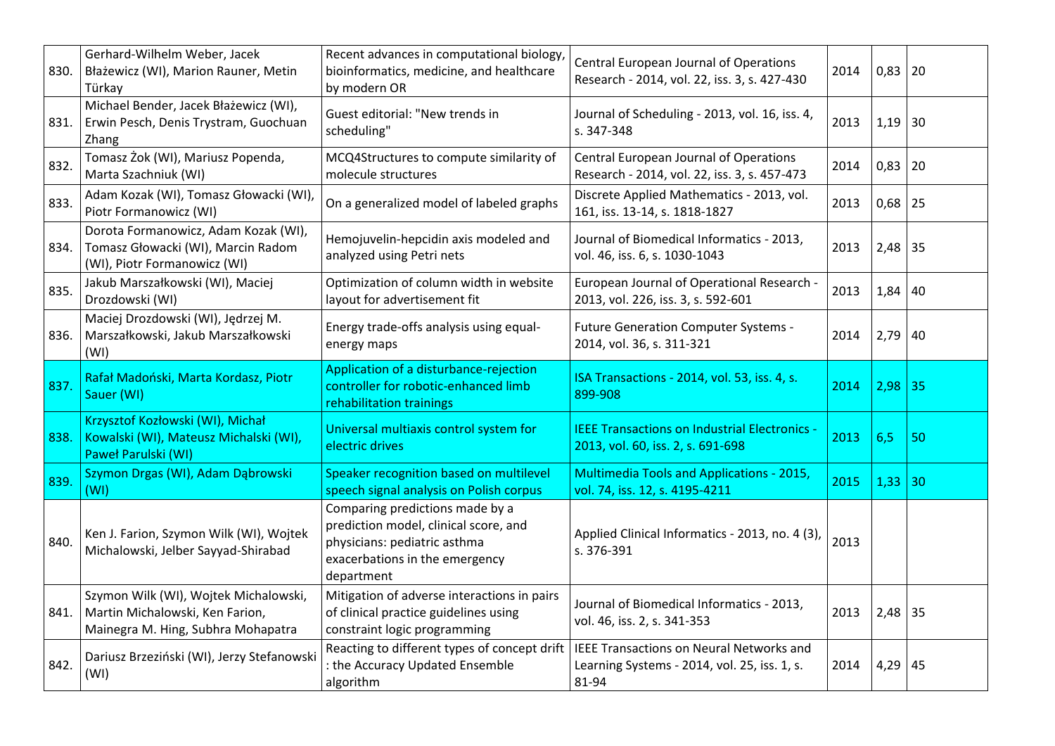| | | | | | | |
|---|---|---|---|---|---|---|
| 830. | Gerhard-Wilhelm Weber, Jacek Błażewicz (WI), Marion Rauner, Metin Türkay | Recent advances in computational biology, bioinformatics, medicine, and healthcare by modern OR | Central European Journal of Operations Research - 2014, vol. 22, iss. 3, s. 427-430 | 2014 | 0,83 | 20 |
| 831. | Michael Bender, Jacek Błażewicz (WI), Erwin Pesch, Denis Trystram, Guochuan Zhang | Guest editorial: "New trends in scheduling" | Journal of Scheduling - 2013, vol. 16, iss. 4, s. 347-348 | 2013 | 1,19 | 30 |
| 832. | Tomasz Żok (WI), Mariusz Popenda, Marta Szachniuk (WI) | MCQ4Structures to compute similarity of molecule structures | Central European Journal of Operations Research - 2014, vol. 22, iss. 3, s. 457-473 | 2014 | 0,83 | 20 |
| 833. | Adam Kozak (WI), Tomasz Głowacki (WI), Piotr Formanowicz (WI) | On a generalized model of labeled graphs | Discrete Applied Mathematics - 2013, vol. 161, iss. 13-14, s. 1818-1827 | 2013 | 0,68 | 25 |
| 834. | Dorota Formanowicz, Adam Kozak (WI), Tomasz Głowacki (WI), Marcin Radom (WI), Piotr Formanowicz (WI) | Hemojuvelin-hepcidin axis modeled and analyzed using Petri nets | Journal of Biomedical Informatics - 2013, vol. 46, iss. 6, s. 1030-1043 | 2013 | 2,48 | 35 |
| 835. | Jakub Marszałkowski (WI), Maciej Drozdowski (WI) | Optimization of column width in website layout for advertisement fit | European Journal of Operational Research - 2013, vol. 226, iss. 3, s. 592-601 | 2013 | 1,84 | 40 |
| 836. | Maciej Drozdowski (WI), Jędrzej M. Marszałkowski, Jakub Marszałkowski (WI) | Energy trade-offs analysis using equal-energy maps | Future Generation Computer Systems - 2014, vol. 36, s. 311-321 | 2014 | 2,79 | 40 |
| 837. | Rafał Madoński, Marta Kordasz, Piotr Sauer (WI) | Application of a disturbance-rejection controller for robotic-enhanced limb rehabilitation trainings | ISA Transactions - 2014, vol. 53, iss. 4, s. 899-908 | 2014 | 2,98 | 35 |
| 838. | Krzysztof Kozłowski (WI), Michał Kowalski (WI), Mateusz Michalski (WI), Paweł Parulski (WI) | Universal multiaxis control system for electric drives | IEEE Transactions on Industrial Electronics - 2013, vol. 60, iss. 2, s. 691-698 | 2013 | 6,5 | 50 |
| 839. | Szymon Drgas (WI), Adam Dąbrowski (WI) | Speaker recognition based on multilevel speech signal analysis on Polish corpus | Multimedia Tools and Applications - 2015, vol. 74, iss. 12, s. 4195-4211 | 2015 | 1,33 | 30 |
| 840. | Ken J. Farion, Szymon Wilk (WI), Wojtek Michalowski, Jelber Sayyad-Shirabad | Comparing predictions made by a prediction model, clinical score, and physicians: pediatric asthma exacerbations in the emergency department | Applied Clinical Informatics - 2013, no. 4 (3), s. 376-391 | 2013 | | |
| 841. | Szymon Wilk (WI), Wojtek Michalowski, Martin Michalowski, Ken Farion, Mainegra M. Hing, Subhra Mohapatra | Mitigation of adverse interactions in pairs of clinical practice guidelines using constraint logic programming | Journal of Biomedical Informatics - 2013, vol. 46, iss. 2, s. 341-353 | 2013 | 2,48 | 35 |
| 842. | Dariusz Brzeziński (WI), Jerzy Stefanowski (WI) | Reacting to different types of concept drift : the Accuracy Updated Ensemble algorithm | IEEE Transactions on Neural Networks and Learning Systems - 2014, vol. 25, iss. 1, s. 81-94 | 2014 | 4,29 | 45 |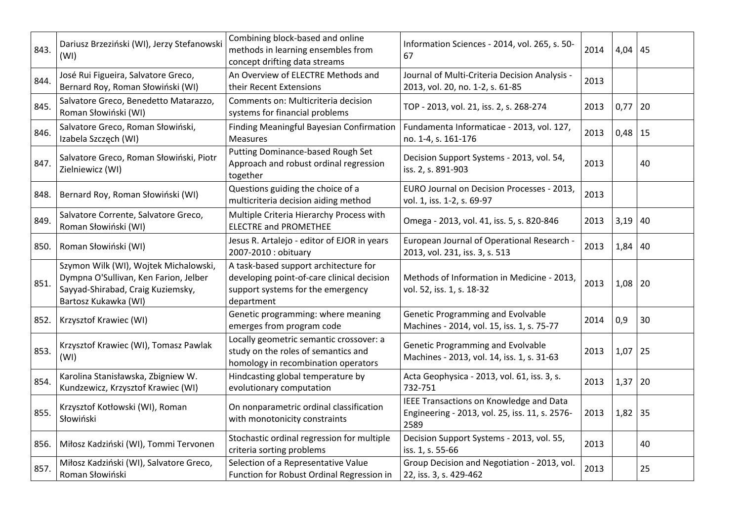| | | | | | | |
|---|---|---|---|---|---|---|
| 843. | Dariusz Brzeziński (WI), Jerzy Stefanowski (WI) | Combining block-based and online methods in learning ensembles from concept drifting data streams | Information Sciences - 2014, vol. 265, s. 50-67 | 2014 | 4,04 | 45 |
| 844. | José Rui Figueira, Salvatore Greco, Bernard Roy, Roman Słowiński (WI) | An Overview of ELECTRE Methods and their Recent Extensions | Journal of Multi-Criteria Decision Analysis - 2013, vol. 20, no. 1-2, s. 61-85 | 2013 | | |
| 845. | Salvatore Greco, Benedetto Matarazzo, Roman Słowiński (WI) | Comments on: Multicriteria decision systems for financial problems | TOP - 2013, vol. 21, iss. 2, s. 268-274 | 2013 | 0,77 | 20 |
| 846. | Salvatore Greco, Roman Słowiński, Izabela Szczęch (WI) | Finding Meaningful Bayesian Confirmation Measures | Fundamenta Informaticae - 2013, vol. 127, no. 1-4, s. 161-176 | 2013 | 0,48 | 15 |
| 847. | Salvatore Greco, Roman Słowiński, Piotr Zielniewicz (WI) | Putting Dominance-based Rough Set Approach and robust ordinal regression together | Decision Support Systems - 2013, vol. 54, iss. 2, s. 891-903 | 2013 | | 40 |
| 848. | Bernard Roy, Roman Słowiński (WI) | Questions guiding the choice of a multicriteria decision aiding method | EURO Journal on Decision Processes - 2013, vol. 1, iss. 1-2, s. 69-97 | 2013 | | |
| 849. | Salvatore Corrente, Salvatore Greco, Roman Słowiński (WI) | Multiple Criteria Hierarchy Process with ELECTRE and PROMETHEE | Omega - 2013, vol. 41, iss. 5, s. 820-846 | 2013 | 3,19 | 40 |
| 850. | Roman Słowiński (WI) | Jesus R. Artalejo - editor of EJOR in years 2007-2010 : obituary | European Journal of Operational Research - 2013, vol. 231, iss. 3, s. 513 | 2013 | 1,84 | 40 |
| 851. | Szymon Wilk (WI), Wojtek Michalowski, Dympna O'Sullivan, Ken Farion, Jelber Sayyad-Shirabad, Craig Kuziemsky, Bartosz Kukawka (WI) | A task-based support architecture for developing point-of-care clinical decision support systems for the emergency department | Methods of Information in Medicine - 2013, vol. 52, iss. 1, s. 18-32 | 2013 | 1,08 | 20 |
| 852. | Krzysztof Krawiec (WI) | Genetic programming: where meaning emerges from program code | Genetic Programming and Evolvable Machines - 2014, vol. 15, iss. 1, s. 75-77 | 2014 | 0,9 | 30 |
| 853. | Krzysztof Krawiec (WI), Tomasz Pawlak (WI) | Locally geometric semantic crossover: a study on the roles of semantics and homology in recombination operators | Genetic Programming and Evolvable Machines - 2013, vol. 14, iss. 1, s. 31-63 | 2013 | 1,07 | 25 |
| 854. | Karolina Stanisławska, Zbigniew W. Kundzewicz, Krzysztof Krawiec (WI) | Hindcasting global temperature by evolutionary computation | Acta Geophysica - 2013, vol. 61, iss. 3, s. 732-751 | 2013 | 1,37 | 20 |
| 855. | Krzysztof Kotłowski (WI), Roman Słowiński | On nonparametric ordinal classification with monotonicity constraints | IEEE Transactions on Knowledge and Data Engineering - 2013, vol. 25, iss. 11, s. 2576-2589 | 2013 | 1,82 | 35 |
| 856. | Miłosz Kadziński (WI), Tommi Tervonen | Stochastic ordinal regression for multiple criteria sorting problems | Decision Support Systems - 2013, vol. 55, iss. 1, s. 55-66 | 2013 | | 40 |
| 857. | Miłosz Kadziński (WI), Salvatore Greco, Roman Słowiński | Selection of a Representative Value Function for Robust Ordinal Regression in | Group Decision and Negotiation - 2013, vol. 22, iss. 3, s. 429-462 | 2013 | | 25 |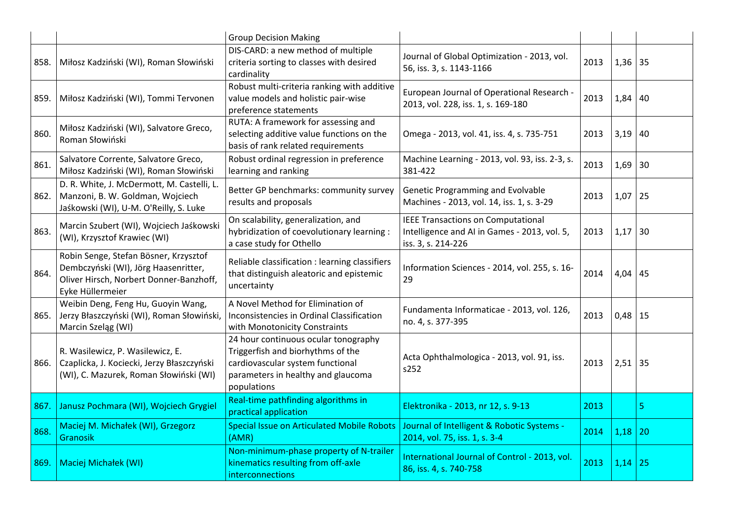| | | | | | | |
|---|---|---|---|---|---|---|
| | | Group Decision Making | | | | |
| 858. | Miłosz Kadziński (WI), Roman Słowiński | DIS-CARD: a new method of multiple criteria sorting to classes with desired cardinality | Journal of Global Optimization - 2013, vol. 56, iss. 3, s. 1143-1166 | 2013 | 1,36 | 35 |
| 859. | Miłosz Kadziński (WI), Tommi Tervonen | Robust multi-criteria ranking with additive value models and holistic pair-wise preference statements | European Journal of Operational Research - 2013, vol. 228, iss. 1, s. 169-180 | 2013 | 1,84 | 40 |
| 860. | Miłosz Kadziński (WI), Salvatore Greco, Roman Słowiński | RUTA: A framework for assessing and selecting additive value functions on the basis of rank related requirements | Omega - 2013, vol. 41, iss. 4, s. 735-751 | 2013 | 3,19 | 40 |
| 861. | Salvatore Corrente, Salvatore Greco, Miłosz Kadziński (WI), Roman Słowiński | Robust ordinal regression in preference learning and ranking | Machine Learning - 2013, vol. 93, iss. 2-3, s. 381-422 | 2013 | 1,69 | 30 |
| 862. | D. R. White, J. McDermott, M. Castelli, L. Manzoni, B. W. Goldman, Wojciech Jaśkowski (WI), U-M. O'Reilly, S. Luke | Better GP benchmarks: community survey results and proposals | Genetic Programming and Evolvable Machines - 2013, vol. 14, iss. 1, s. 3-29 | 2013 | 1,07 | 25 |
| 863. | Marcin Szubert (WI), Wojciech Jaśkowski (WI), Krzysztof Krawiec (WI) | On scalability, generalization, and hybridization of coevolutionary learning : a case study for Othello | IEEE Transactions on Computational Intelligence and AI in Games - 2013, vol. 5, iss. 3, s. 214-226 | 2013 | 1,17 | 30 |
| 864. | Robin Senge, Stefan Bösner, Krzysztof Dembczyński (WI), Jörg Haasenritter, Oliver Hirsch, Norbert Donner-Banzhoff, Eyke Hüllermeier | Reliable classification : learning classifiers that distinguish aleatoric and epistemic uncertainty | Information Sciences - 2014, vol. 255, s. 16-29 | 2014 | 4,04 | 45 |
| 865. | Weibin Deng, Feng Hu, Guoyin Wang, Jerzy Błaszczyński (WI), Roman Słowiński, Marcin Szeląg (WI) | A Novel Method for Elimination of Inconsistencies in Ordinal Classification with Monotonicity Constraints | Fundamenta Informaticae - 2013, vol. 126, no. 4, s. 377-395 | 2013 | 0,48 | 15 |
| 866. | R. Wasilewicz, P. Wasilewicz, E. Czaplicka, J. Kociecki, Jerzy Błaszczyński (WI), C. Mazurek, Roman Słowiński (WI) | 24 hour continuous ocular tonography Triggerfish and biorhythms of the cardiovascular system functional parameters in healthy and glaucoma populations | Acta Ophthalmologica - 2013, vol. 91, iss. s252 | 2013 | 2,51 | 35 |
| 867. | Janusz Pochmara (WI), Wojciech Grygiel | Real-time pathfinding algorithms in practical application | Elektronika - 2013, nr 12, s. 9-13 | 2013 | | 5 |
| 868. | Maciej M. Michałek (WI), Grzegorz Granosik | Special Issue on Articulated Mobile Robots (AMR) | Journal of Intelligent & Robotic Systems - 2014, vol. 75, iss. 1, s. 3-4 | 2014 | 1,18 | 20 |
| 869. | Maciej Michałek (WI) | Non-minimum-phase property of N-trailer kinematics resulting from off-axle interconnections | International Journal of Control - 2013, vol. 86, iss. 4, s. 740-758 | 2013 | 1,14 | 25 |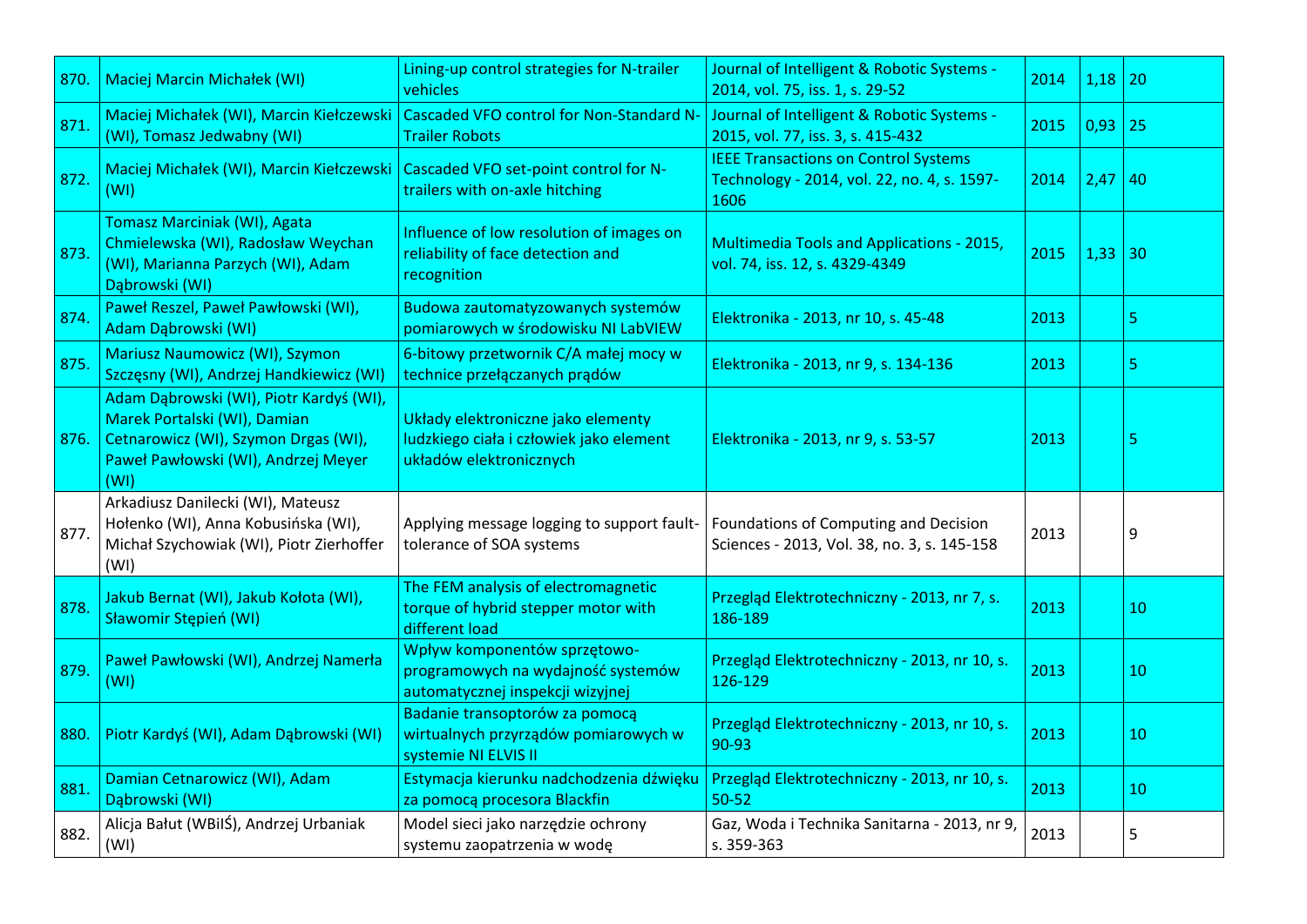| | | | | | | |
|---|---|---|---|---|---|---|
| 870. | Maciej Marcin Michałek (WI) | Lining-up control strategies for N-trailer vehicles | Journal of Intelligent & Robotic Systems - 2014, vol. 75, iss. 1, s. 29-52 | 2014 | 1,18 | 20 |
| 871. | Maciej Michałek (WI), Marcin Kiełczewski (WI), Tomasz Jedwabny (WI) | Cascaded VFO control for Non-Standard N-Trailer Robots | Journal of Intelligent & Robotic Systems - 2015, vol. 77, iss. 3, s. 415-432 | 2015 | 0,93 | 25 |
| 872. | Maciej Michałek (WI), Marcin Kiełczewski (WI) | Cascaded VFO set-point control for N-trailers with on-axle hitching | IEEE Transactions on Control Systems Technology - 2014, vol. 22, no. 4, s. 1597-1606 | 2014 | 2,47 | 40 |
| 873. | Tomasz Marciniak (WI), Agata Chmielewska (WI), Radosław Weychan (WI), Marianna Parzych (WI), Adam Dąbrowski (WI) | Influence of low resolution of images on reliability of face detection and recognition | Multimedia Tools and Applications - 2015, vol. 74, iss. 12, s. 4329-4349 | 2015 | 1,33 | 30 |
| 874. | Paweł Reszel, Paweł Pawłowski (WI), Adam Dąbrowski (WI) | Budowa zautomatyzowanych systemów pomiarowych w środowisku NI LabVIEW | Elektronika - 2013, nr 10, s. 45-48 | 2013 | | 5 |
| 875. | Mariusz Naumowicz (WI), Szymon Szczęsny (WI), Andrzej Handkiewicz (WI) | 6-bitowy przetwornik C/A małej mocy w technice przełączanych prądów | Elektronika - 2013, nr 9, s. 134-136 | 2013 | | 5 |
| 876. | Adam Dąbrowski (WI), Piotr Kardyś (WI), Marek Portalski (WI), Damian Cetnarowicz (WI), Szymon Drgas (WI), Paweł Pawłowski (WI), Andrzej Meyer (WI) | Układy elektroniczne jako elementy ludzkiego ciała i człowiek jako element układów elektronicznych | Elektronika - 2013, nr 9, s. 53-57 | 2013 | | 5 |
| 877. | Arkadiusz Danilecki (WI), Mateusz Hołenko (WI), Anna Kobusińska (WI), Michał Szychowiak (WI), Piotr Zierhoffer (WI) | Applying message logging to support fault-tolerance of SOA systems | Foundations of Computing and Decision Sciences - 2013, Vol. 38, no. 3, s. 145-158 | 2013 | | 9 |
| 878. | Jakub Bernat (WI), Jakub Kołota (WI), Sławomir Stępień (WI) | The FEM analysis of electromagnetic torque of hybrid stepper motor with different load | Przegląd Elektrotechniczny - 2013, nr 7, s. 186-189 | 2013 | | 10 |
| 879. | Paweł Pawłowski (WI), Andrzej Namerła (WI) | Wpływ komponentów sprzętowo-programowych na wydajność systemów automatycznej inspekcji wizyjnej | Przegląd Elektrotechniczny - 2013, nr 10, s. 126-129 | 2013 | | 10 |
| 880. | Piotr Kardyś (WI), Adam Dąbrowski (WI) | Badanie transoptorów za pomocą wirtualnych przyrządów pomiarowych w systemie NI ELVIS II | Przegląd Elektrotechniczny - 2013, nr 10, s. 90-93 | 2013 | | 10 |
| 881. | Damian Cetnarowicz (WI), Adam Dąbrowski (WI) | Estymacja kierunku nadchodzenia dźwięku za pomocą procesora Blackfin | Przegląd Elektrotechniczny - 2013, nr 10, s. 50-52 | 2013 | | 10 |
| 882. | Alicja Bałut (WBiIŚ), Andrzej Urbaniak (WI) | Model sieci jako narzędzie ochrony systemu zaopatrzenia w wodę | Gaz, Woda i Technika Sanitarna - 2013, nr 9, s. 359-363 | 2013 | | 5 |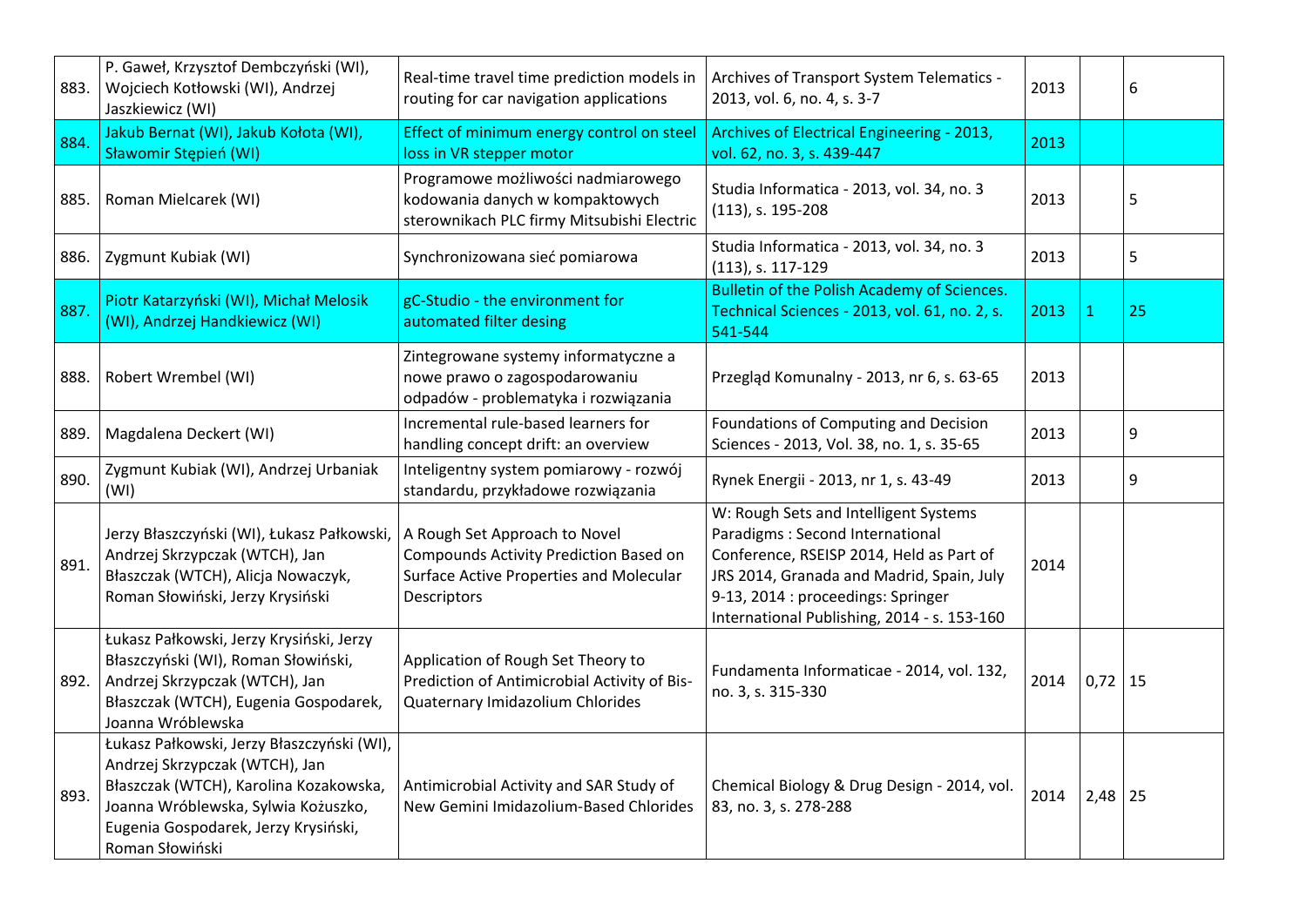| | | | | | | |
|---|---|---|---|---|---|---|
| 883. | P. Gaweł, Krzysztof Dembczyński (WI), Wojciech Kotłowski (WI), Andrzej Jaszkiewicz (WI) | Real-time travel time prediction models in routing for car navigation applications | Archives of Transport System Telematics - 2013, vol. 6, no. 4, s. 3-7 | 2013 | | 6 |
| 884. | Jakub Bernat (WI), Jakub Kołota (WI), Sławomir Stępień (WI) | Effect of minimum energy control on steel loss in VR stepper motor | Archives of Electrical Engineering - 2013, vol. 62, no. 3, s. 439-447 | 2013 | | |
| 885. | Roman Mielcarek (WI) | Programowe możliwości nadmiarowego kodowania danych w kompaktowych sterownikach PLC firmy Mitsubishi Electric | Studia Informatica - 2013, vol. 34, no. 3 (113), s. 195-208 | 2013 | | 5 |
| 886. | Zygmunt Kubiak (WI) | Synchronizowana sieć pomiarowa | Studia Informatica - 2013, vol. 34, no. 3 (113), s. 117-129 | 2013 | | 5 |
| 887. | Piotr Katarzyński (WI), Michał Melosik (WI), Andrzej Handkiewicz (WI) | gC-Studio - the environment for automated filter desing | Bulletin of the Polish Academy of Sciences. Technical Sciences - 2013, vol. 61, no. 2, s. 541-544 | 2013 | 1 | 25 |
| 888. | Robert Wrembel (WI) | Zintegrowane systemy informatyczne a nowe prawo o zagospodarowaniu odpadów - problematyka i rozwiązania | Przegląd Komunalny - 2013, nr 6, s. 63-65 | 2013 | | |
| 889. | Magdalena Deckert (WI) | Incremental rule-based learners for handling concept drift: an overview | Foundations of Computing and Decision Sciences - 2013, Vol. 38, no. 1, s. 35-65 | 2013 | | 9 |
| 890. | Zygmunt Kubiak (WI), Andrzej Urbaniak (WI) | Inteligentny system pomiarowy - rozwój standardu, przykładowe rozwiązania | Rynek Energii - 2013, nr 1, s. 43-49 | 2013 | | 9 |
| 891. | Jerzy Błaszczyński (WI), Łukasz Pałkowski, Andrzej Skrzypczak (WTCH), Jan Błaszczak (WTCH), Alicja Nowaczyk, Roman Słowiński, Jerzy Krysiński | A Rough Set Approach to Novel Compounds Activity Prediction Based on Surface Active Properties and Molecular Descriptors | W: Rough Sets and Intelligent Systems Paradigms : Second International Conference, RSEISP 2014, Held as Part of JRS 2014, Granada and Madrid, Spain, July 9-13, 2014 : proceedings: Springer International Publishing, 2014 - s. 153-160 | 2014 | | |
| 892. | Łukasz Pałkowski, Jerzy Krysiński, Jerzy Błaszczyński (WI), Roman Słowiński, Andrzej Skrzypczak (WTCH), Jan Błaszczak (WTCH), Eugenia Gospodarek, Joanna Wróblewska | Application of Rough Set Theory to Prediction of Antimicrobial Activity of Bis-Quaternary Imidazolium Chlorides | Fundamenta Informaticae - 2014, vol. 132, no. 3, s. 315-330 | 2014 | 0,72 | 15 |
| 893. | Łukasz Pałkowski, Jerzy Błaszczyński (WI), Andrzej Skrzypczak (WTCH), Jan Błaszczak (WTCH), Karolina Kozakowska, Joanna Wróblewska, Sylwia Kożuszko, Eugenia Gospodarek, Jerzy Krysiński, Roman Słowiński | Antimicrobial Activity and SAR Study of New Gemini Imidazolium-Based Chlorides | Chemical Biology & Drug Design - 2014, vol. 83, no. 3, s. 278-288 | 2014 | 2,48 | 25 |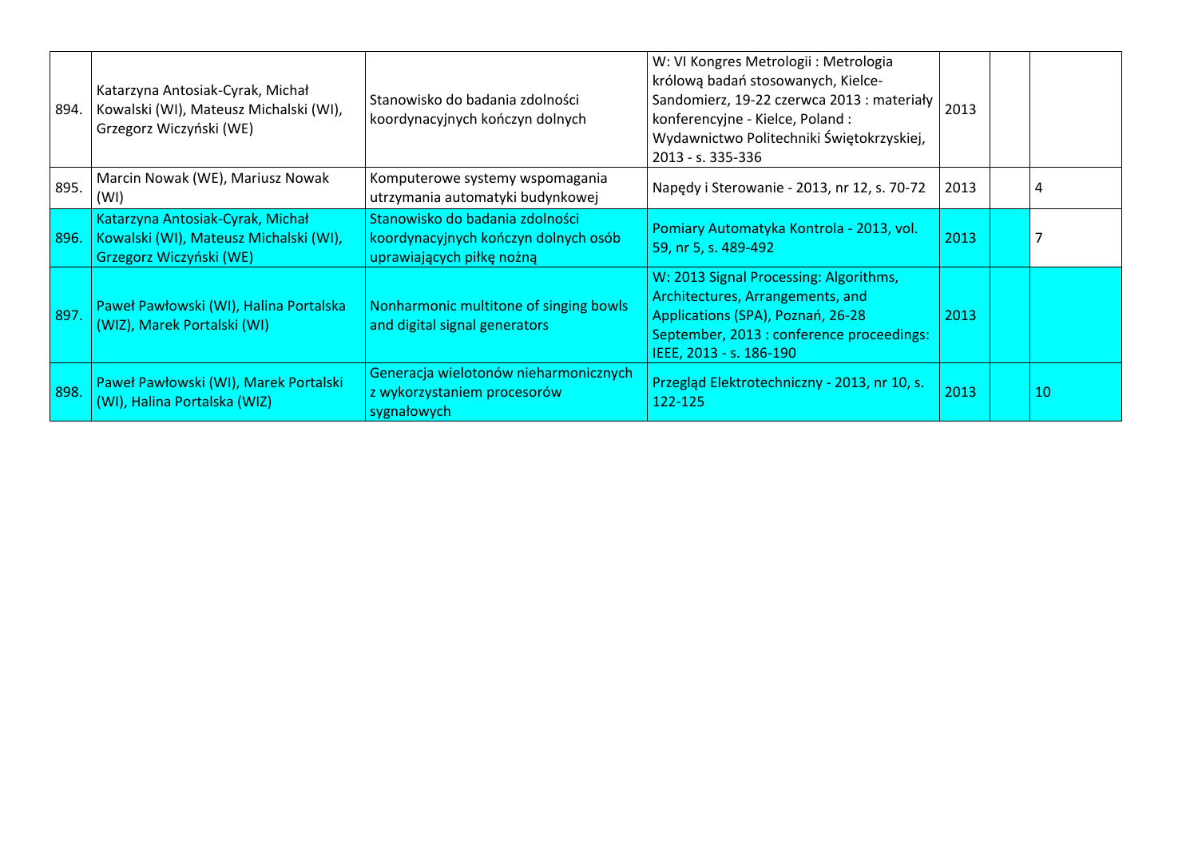| | | | | | | |
|---|---|---|---|---|---|---|
| 894. | Katarzyna Antosiak-Cyrak, Michał Kowalski (WI), Mateusz Michalski (WI), Grzegorz Wiczyński (WE) | Stanowisko do badania zdolności koordynacyjnych kończyn dolnych | W: VI Kongres Metrologii : Metrologia królową badań stosowanych, Kielce-Sandomierz, 19-22 czerwca 2013 : materiały konferencyjne - Kielce, Poland : Wydawnictwo Politechniki Świętokrzyskiej, 2013 - s. 335-336 | 2013 | | |
| 895. | Marcin Nowak (WE), Mariusz Nowak (WI) | Komputerowe systemy wspomagania utrzymania automatyki budynkowej | Napędy i Sterowanie - 2013, nr 12, s. 70-72 | 2013 | | 4 |
| 896. | Katarzyna Antosiak-Cyrak, Michał Kowalski (WI), Mateusz Michalski (WI), Grzegorz Wiczyński (WE) | Stanowisko do badania zdolności koordynacyjnych kończyn dolnych osób uprawiających piłkę nożną | Pomiary Automatyka Kontrola - 2013, vol. 59, nr 5, s. 489-492 | 2013 | | 7 |
| 897. | Paweł Pawłowski (WI), Halina Portalska (WIZ), Marek Portalski (WI) | Nonharmonic multitone of singing bowls and digital signal generators | W: 2013 Signal Processing: Algorithms, Architectures, Arrangements, and Applications (SPA), Poznań, 26-28 September, 2013 : conference proceedings: IEEE, 2013 - s. 186-190 | 2013 | | |
| 898. | Paweł Pawłowski (WI), Marek Portalski (WI), Halina Portalska (WIZ) | Generacja wielotonów nieharmonicznych z wykorzystaniem procesorów sygnałowych | Przegląd Elektrotechniczny - 2013, nr 10, s. 122-125 | 2013 | | 10 |